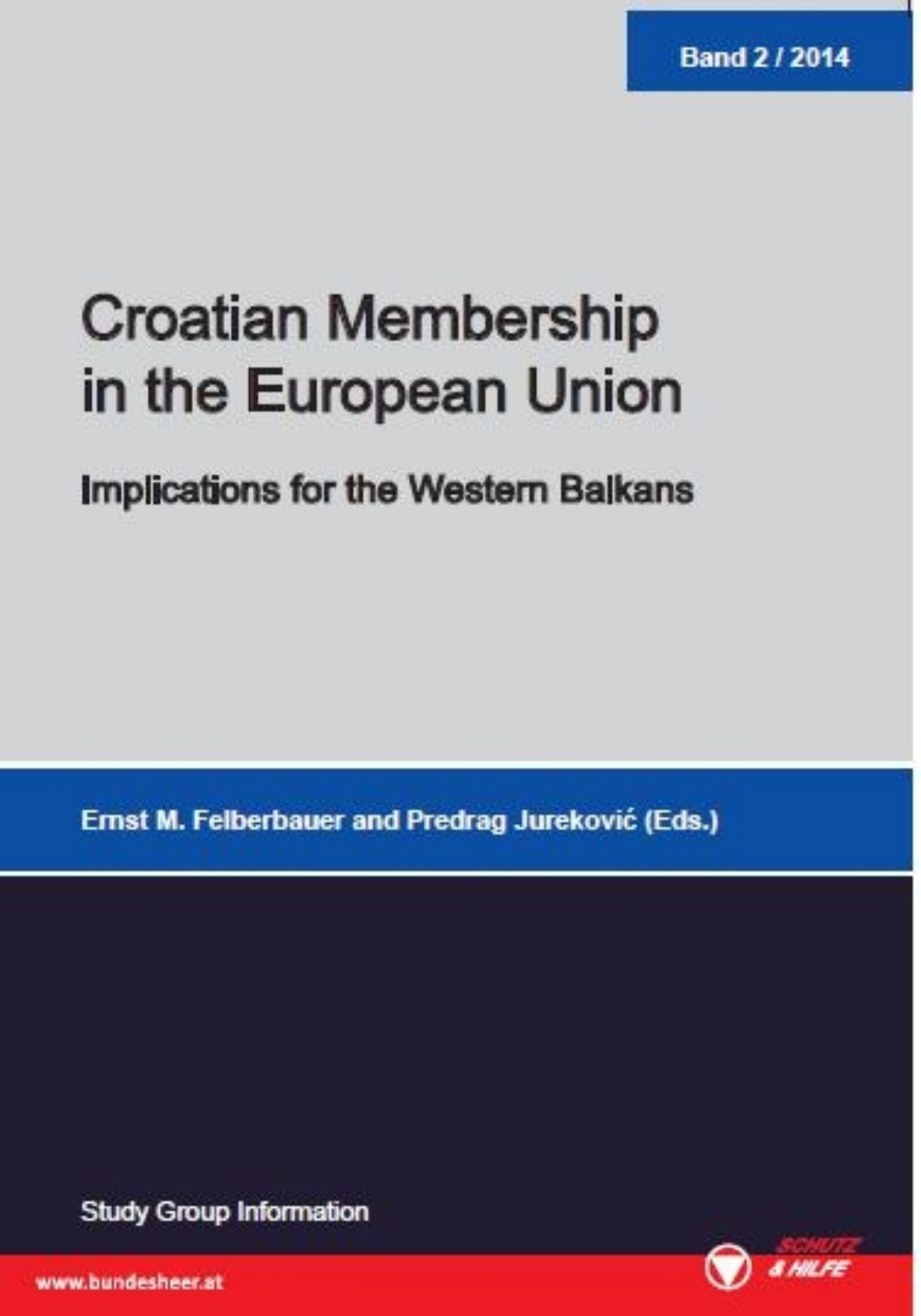Band 2 / 2014

# Croatian Membership in the European Union

## Implications for the Western Balkans

**Ernst M. Felberbauer and Predrag Jureković (Eds.)**

Study Group Information

www.bundesheer.at

SCHUTZ & HILFE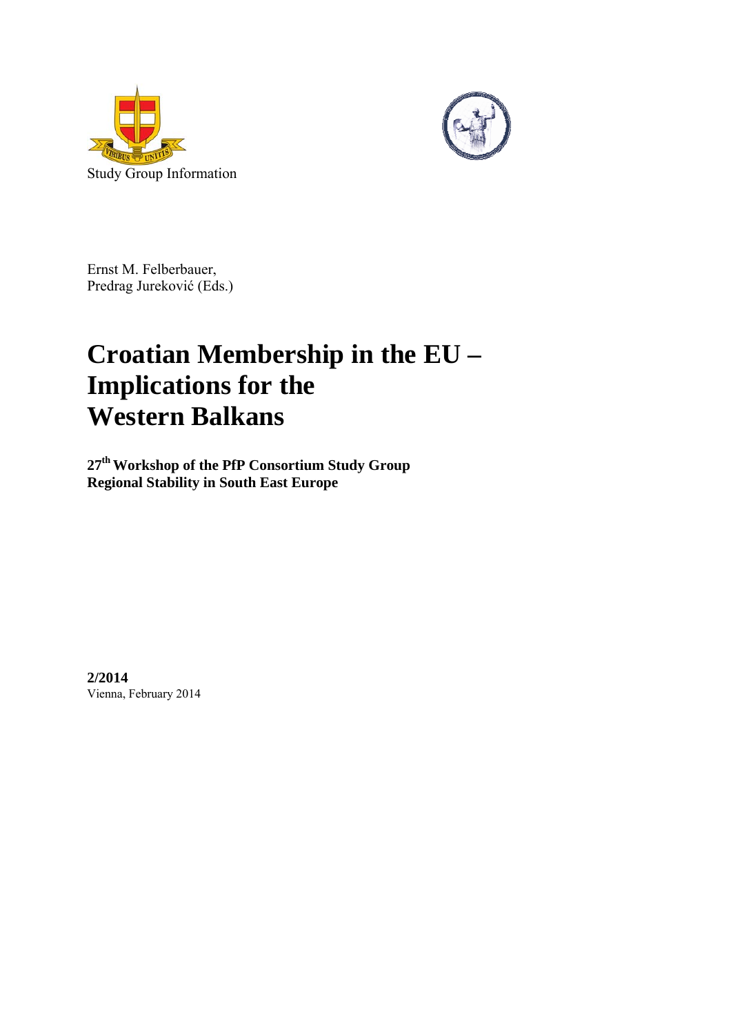Study Group Information

Ernst M. Felberbauer,
Predrag Jureković (Eds.)

# Croatian Membership in the EU – Implications for the Western Balkans

**27th Workshop of the PfP Consortium Study Group**
**Regional Stability in South East Europe**

**2/2014**
Vienna, February 2014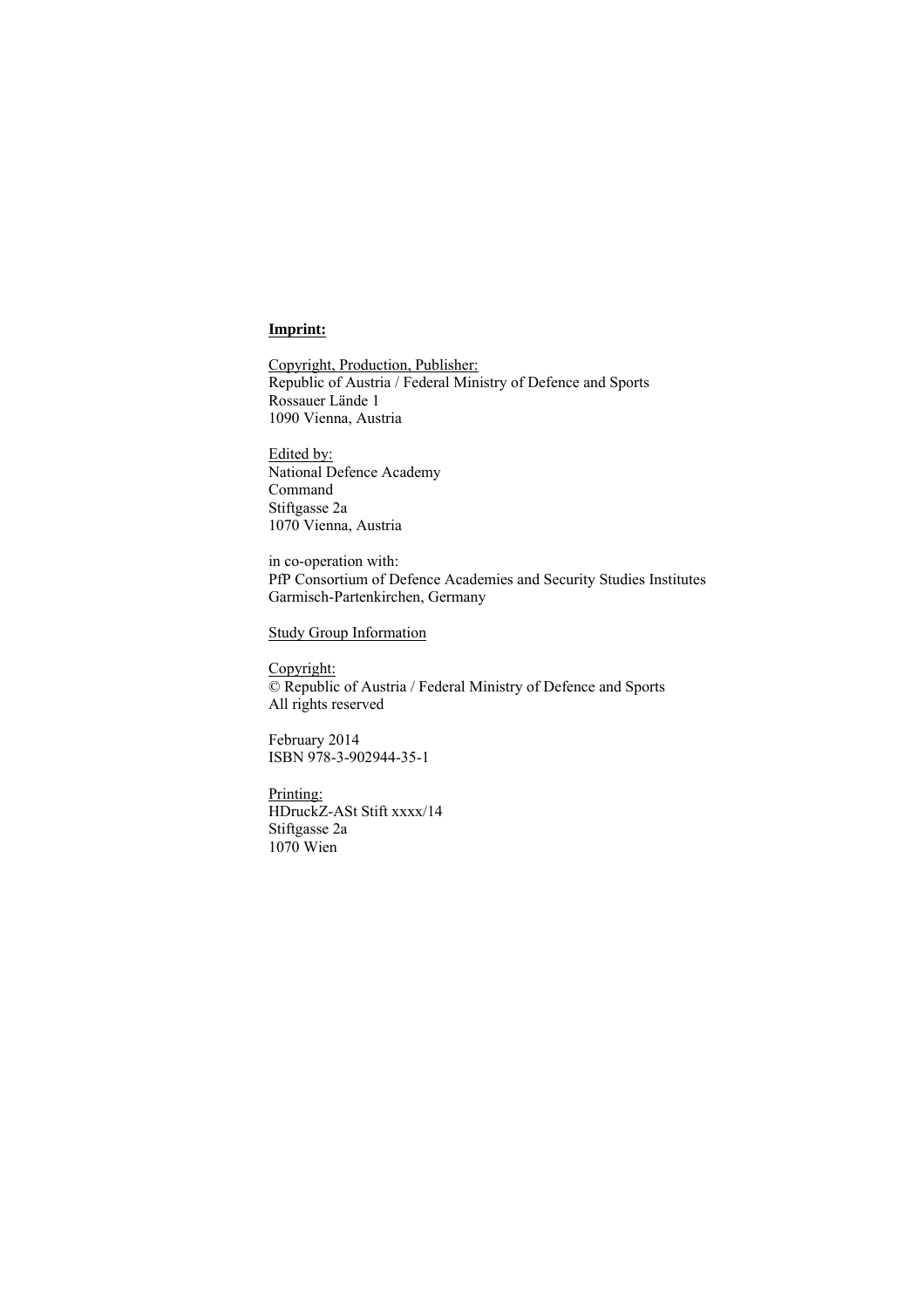**Imprint:**

Copyright, Production, Publisher:
Republic of Austria / Federal Ministry of Defence and Sports
Rossauer Lände 1
1090 Vienna, Austria

Edited by:
National Defence Academy
Command
Stiftgasse 2a
1070 Vienna, Austria

in co-operation with:
PfP Consortium of Defence Academies and Security Studies Institutes
Garmisch-Partenkirchen, Germany

Study Group Information

Copyright:
© Republic of Austria / Federal Ministry of Defence and Sports
All rights reserved

February 2014
ISBN 978-3-902944-35-1

Printing:
HDruckZ-ASt Stift xxxx/14
Stiftgasse 2a
1070 Wien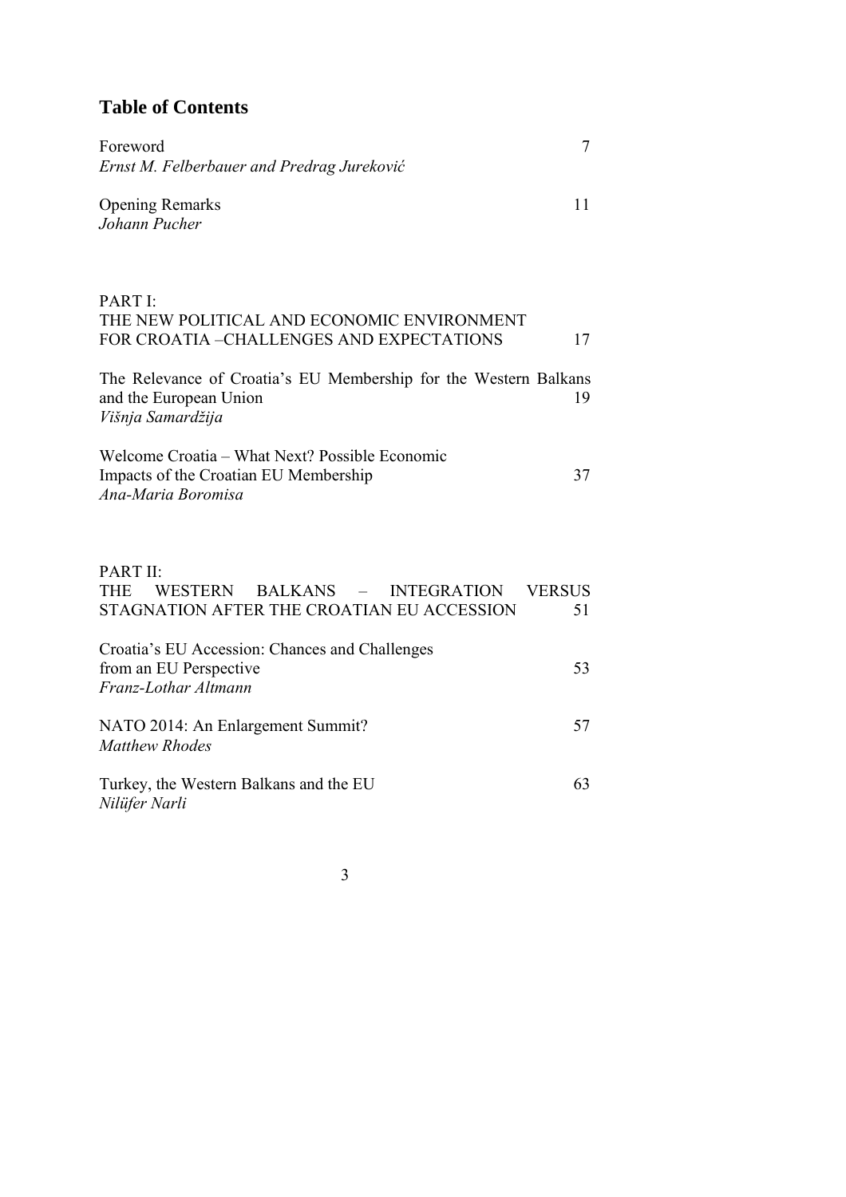## Table of Contents

Foreword 7
*Ernst M. Felberbauer and Predrag Jureković*

Opening Remarks 11
*Johann Pucher*

PART I:
THE NEW POLITICAL AND ECONOMIC ENVIRONMENT FOR CROATIA –CHALLENGES AND EXPECTATIONS 17

The Relevance of Croatia's EU Membership for the Western Balkans and the European Union 19
*Višnja Samardžija*

Welcome Croatia – What Next? Possible Economic Impacts of the Croatian EU Membership 37
*Ana-Maria Boromisa*

PART II:
THE WESTERN BALKANS – INTEGRATION VERSUS STAGNATION AFTER THE CROATIAN EU ACCESSION 51

Croatia's EU Accession: Chances and Challenges from an EU Perspective 53
*Franz-Lothar Altmann*

NATO 2014: An Enlargement Summit? 57
*Matthew Rhodes*

Turkey, the Western Balkans and the EU 63
*Nilüfer Narli*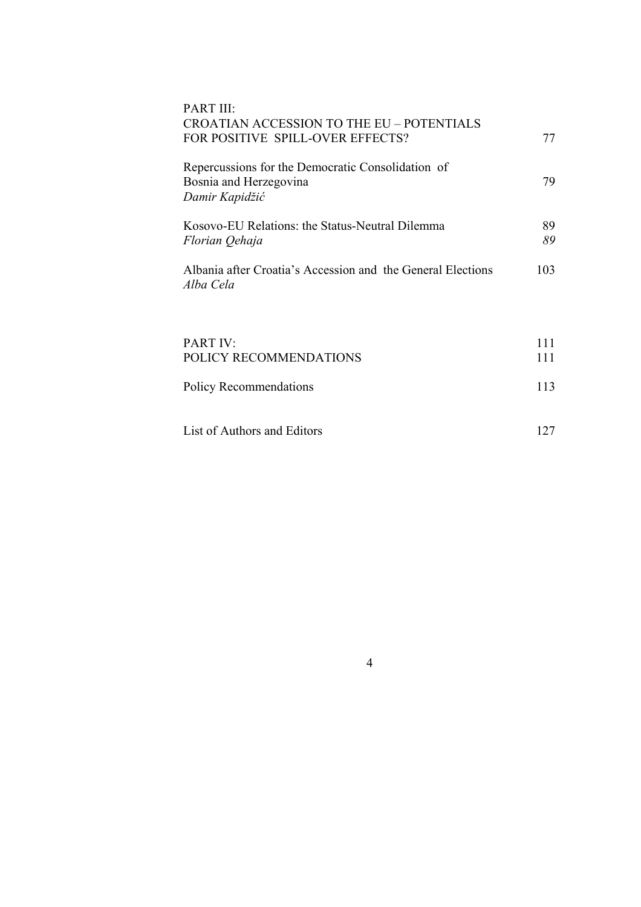PART III:
CROATIAN ACCESSION TO THE EU – POTENTIALS FOR POSITIVE SPILL-OVER EFFECTS? 77

Repercussions for the Democratic Consolidation of Bosnia and Herzegovina 79
*Damir Kapidžić*

Kosovo-EU Relations: the Status-Neutral Dilemma 89
*Florian Qehaja* *89*

Albania after Croatia's Accession and the General Elections 103
*Alba Cela*

PART IV: 111
POLICY RECOMMENDATIONS 111

Policy Recommendations 113

List of Authors and Editors 127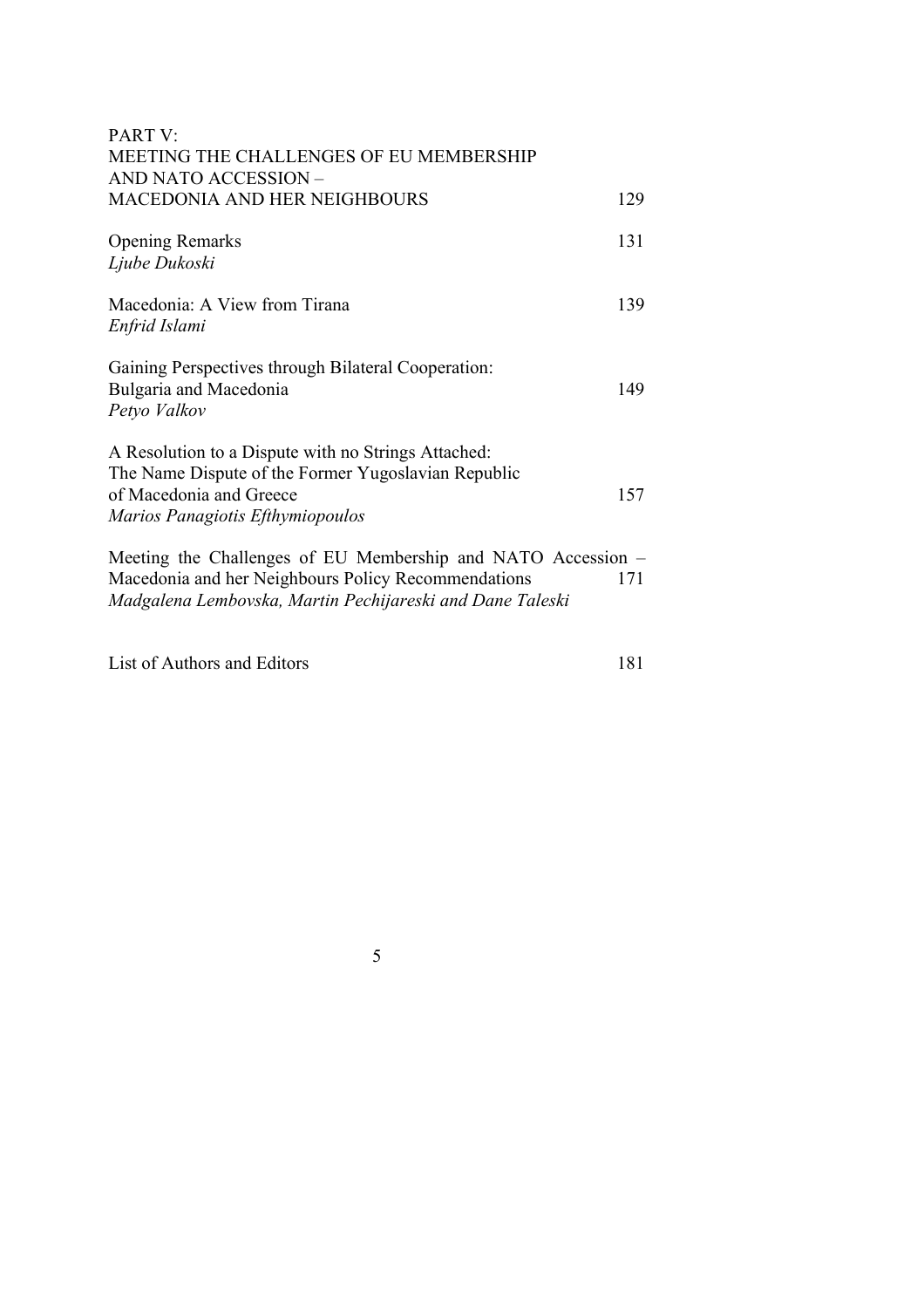PART V:
MEETING THE CHALLENGES OF EU MEMBERSHIP AND NATO ACCESSION –
MACEDONIA AND HER NEIGHBOURS 129

Opening Remarks 131
*Ljube Dukoski*

Macedonia: A View from Tirana 139
*Enfrid Islami*

Gaining Perspectives through Bilateral Cooperation: Bulgaria and Macedonia 149
*Petyo Valkov*

A Resolution to a Dispute with no Strings Attached: The Name Dispute of the Former Yugoslavian Republic of Macedonia and Greece 157
*Marios Panagiotis Efthymiopoulos*

Meeting the Challenges of EU Membership and NATO Accession – Macedonia and her Neighbours Policy Recommendations 171
*Madgalena Lembovska, Martin Pechijareski and Dane Taleski*

List of Authors and Editors 181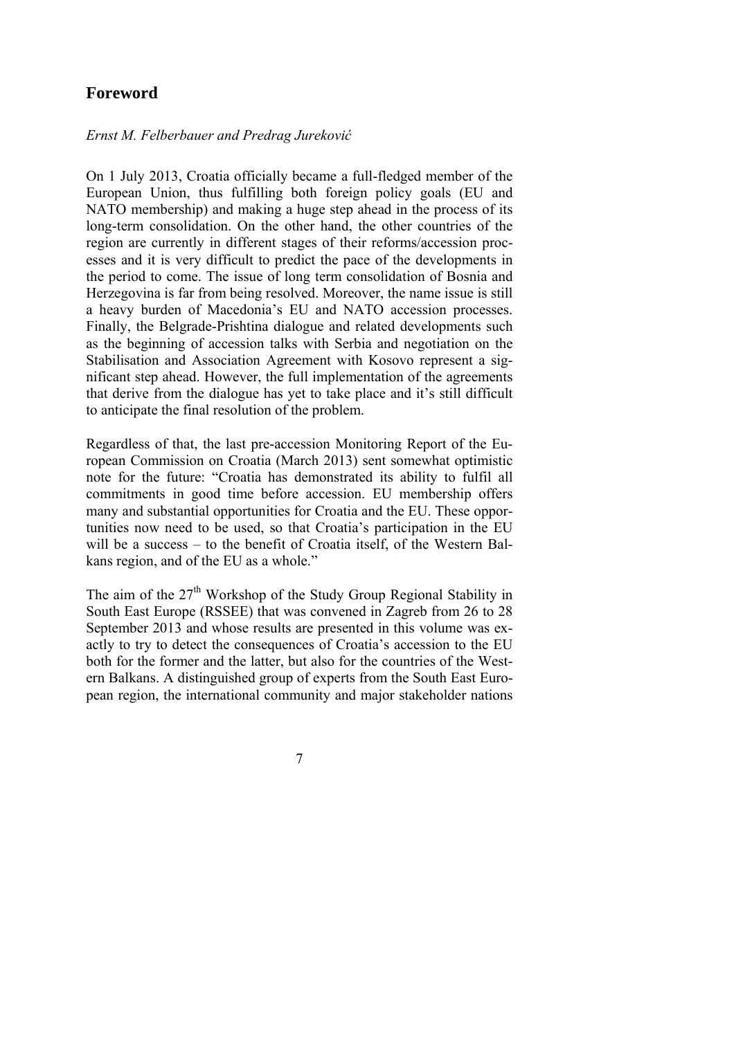## Foreword

*Ernst M. Felberbauer and Predrag Jureković*

On 1 July 2013, Croatia officially became a full-fledged member of the European Union, thus fulfilling both foreign policy goals (EU and NATO membership) and making a huge step ahead in the process of its long-term consolidation. On the other hand, the other countries of the region are currently in different stages of their reforms/accession processes and it is very difficult to predict the pace of the developments in the period to come. The issue of long term consolidation of Bosnia and Herzegovina is far from being resolved. Moreover, the name issue is still a heavy burden of Macedonia's EU and NATO accession processes. Finally, the Belgrade-Prishtina dialogue and related developments such as the beginning of accession talks with Serbia and negotiation on the Stabilisation and Association Agreement with Kosovo represent a significant step ahead. However, the full implementation of the agreements that derive from the dialogue has yet to take place and it's still difficult to anticipate the final resolution of the problem.

Regardless of that, the last pre-accession Monitoring Report of the European Commission on Croatia (March 2013) sent somewhat optimistic note for the future: "Croatia has demonstrated its ability to fulfil all commitments in good time before accession. EU membership offers many and substantial opportunities for Croatia and the EU. These opportunities now need to be used, so that Croatia's participation in the EU will be a success – to the benefit of Croatia itself, of the Western Balkans region, and of the EU as a whole."

The aim of the 27th Workshop of the Study Group Regional Stability in South East Europe (RSSEE) that was convened in Zagreb from 26 to 28 September 2013 and whose results are presented in this volume was exactly to try to detect the consequences of Croatia's accession to the EU both for the former and the latter, but also for the countries of the Western Balkans. A distinguished group of experts from the South East European region, the international community and major stakeholder nations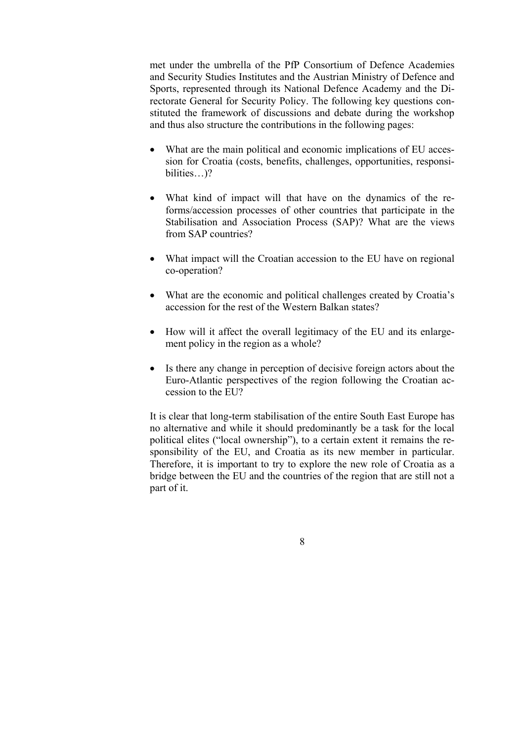met under the umbrella of the PfP Consortium of Defence Academies and Security Studies Institutes and the Austrian Ministry of Defence and Sports, represented through its National Defence Academy and the Directorate General for Security Policy. The following key questions constituted the framework of discussions and debate during the workshop and thus also structure the contributions in the following pages:

- What are the main political and economic implications of EU accession for Croatia (costs, benefits, challenges, opportunities, responsibilities…)?
- What kind of impact will that have on the dynamics of the reforms/accession processes of other countries that participate in the Stabilisation and Association Process (SAP)? What are the views from SAP countries?
- What impact will the Croatian accession to the EU have on regional co-operation?
- What are the economic and political challenges created by Croatia's accession for the rest of the Western Balkan states?
- How will it affect the overall legitimacy of the EU and its enlargement policy in the region as a whole?
- Is there any change in perception of decisive foreign actors about the Euro-Atlantic perspectives of the region following the Croatian accession to the EU?

It is clear that long-term stabilisation of the entire South East Europe has no alternative and while it should predominantly be a task for the local political elites ("local ownership"), to a certain extent it remains the responsibility of the EU, and Croatia as its new member in particular. Therefore, it is important to try to explore the new role of Croatia as a bridge between the EU and the countries of the region that are still not a part of it.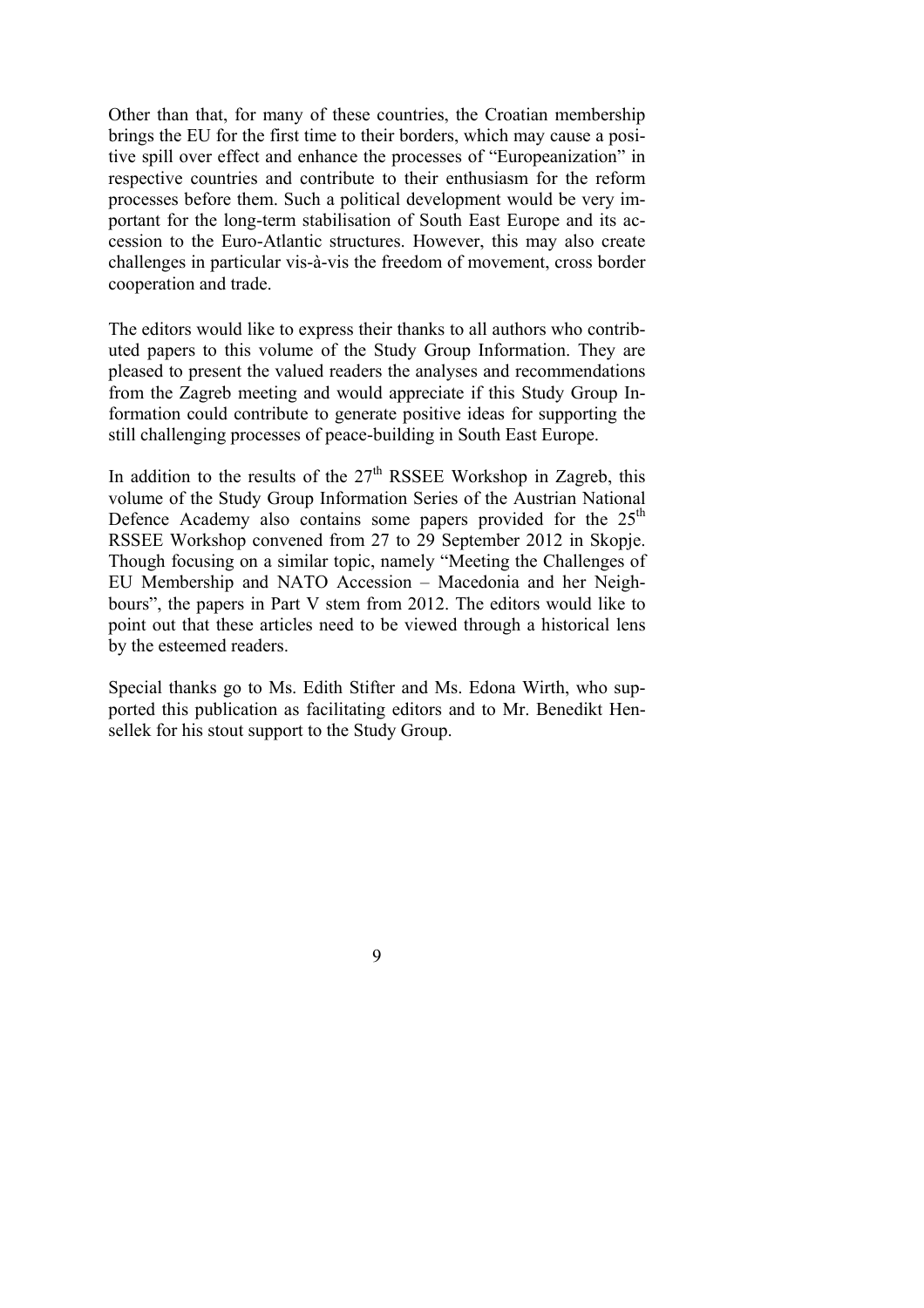Other than that, for many of these countries, the Croatian membership brings the EU for the first time to their borders, which may cause a positive spill over effect and enhance the processes of "Europeanization" in respective countries and contribute to their enthusiasm for the reform processes before them. Such a political development would be very important for the long-term stabilisation of South East Europe and its accession to the Euro-Atlantic structures. However, this may also create challenges in particular vis-à-vis the freedom of movement, cross border cooperation and trade.

The editors would like to express their thanks to all authors who contributed papers to this volume of the Study Group Information. They are pleased to present the valued readers the analyses and recommendations from the Zagreb meeting and would appreciate if this Study Group Information could contribute to generate positive ideas for supporting the still challenging processes of peace-building in South East Europe.

In addition to the results of the 27th RSSEE Workshop in Zagreb, this volume of the Study Group Information Series of the Austrian National Defence Academy also contains some papers provided for the 25th RSSEE Workshop convened from 27 to 29 September 2012 in Skopje. Though focusing on a similar topic, namely "Meeting the Challenges of EU Membership and NATO Accession – Macedonia and her Neighbours", the papers in Part V stem from 2012. The editors would like to point out that these articles need to be viewed through a historical lens by the esteemed readers.

Special thanks go to Ms. Edith Stifter and Ms. Edona Wirth, who supported this publication as facilitating editors and to Mr. Benedikt Hensellek for his stout support to the Study Group.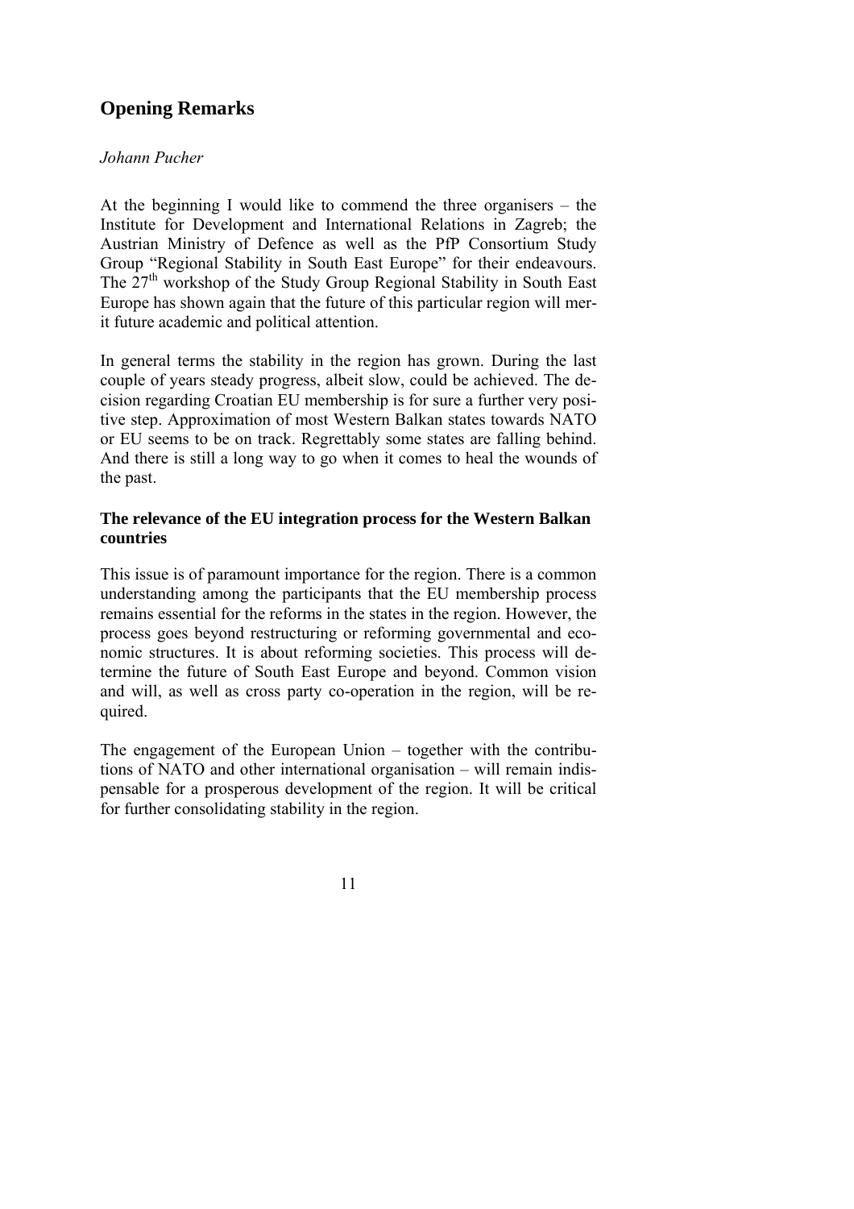## Opening Remarks

*Johann Pucher*

At the beginning I would like to commend the three organisers – the Institute for Development and International Relations in Zagreb; the Austrian Ministry of Defence as well as the PfP Consortium Study Group "Regional Stability in South East Europe" for their endeavours. The 27th workshop of the Study Group Regional Stability in South East Europe has shown again that the future of this particular region will merit future academic and political attention.

In general terms the stability in the region has grown. During the last couple of years steady progress, albeit slow, could be achieved. The decision regarding Croatian EU membership is for sure a further very positive step. Approximation of most Western Balkan states towards NATO or EU seems to be on track. Regrettably some states are falling behind. And there is still a long way to go when it comes to heal the wounds of the past.

### The relevance of the EU integration process for the Western Balkan countries

This issue is of paramount importance for the region. There is a common understanding among the participants that the EU membership process remains essential for the reforms in the states in the region. However, the process goes beyond restructuring or reforming governmental and economic structures. It is about reforming societies. This process will determine the future of South East Europe and beyond. Common vision and will, as well as cross party co-operation in the region, will be required.

The engagement of the European Union – together with the contributions of NATO and other international organisation – will remain indispensable for a prosperous development of the region. It will be critical for further consolidating stability in the region.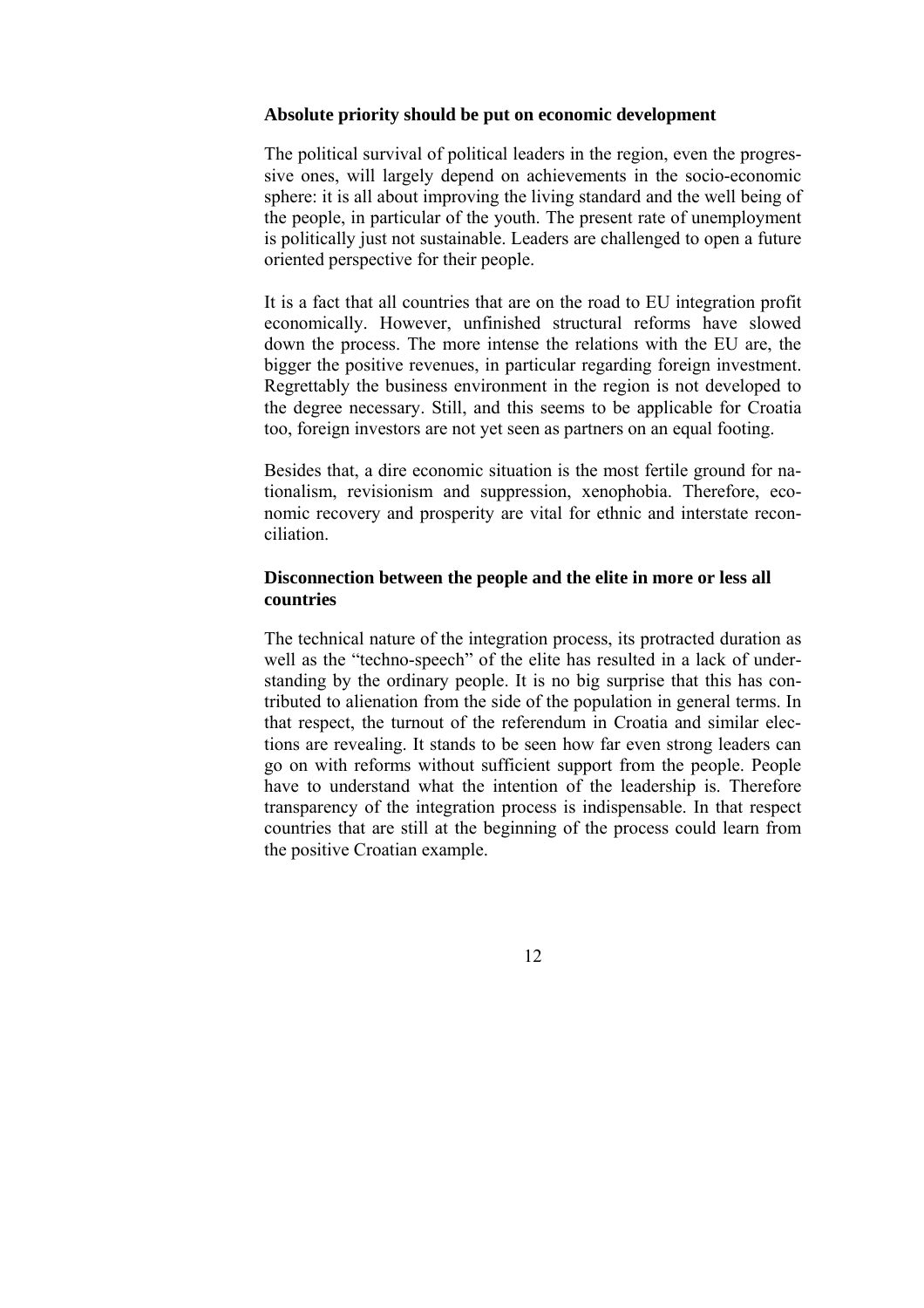**Absolute priority should be put on economic development**

The political survival of political leaders in the region, even the progressive ones, will largely depend on achievements in the socio-economic sphere: it is all about improving the living standard and the well being of the people, in particular of the youth. The present rate of unemployment is politically just not sustainable. Leaders are challenged to open a future oriented perspective for their people.

It is a fact that all countries that are on the road to EU integration profit economically. However, unfinished structural reforms have slowed down the process. The more intense the relations with the EU are, the bigger the positive revenues, in particular regarding foreign investment. Regrettably the business environment in the region is not developed to the degree necessary. Still, and this seems to be applicable for Croatia too, foreign investors are not yet seen as partners on an equal footing.

Besides that, a dire economic situation is the most fertile ground for nationalism, revisionism and suppression, xenophobia. Therefore, economic recovery and prosperity are vital for ethnic and interstate reconciliation.

**Disconnection between the people and the elite in more or less all countries**

The technical nature of the integration process, its protracted duration as well as the "techno-speech" of the elite has resulted in a lack of understanding by the ordinary people. It is no big surprise that this has contributed to alienation from the side of the population in general terms. In that respect, the turnout of the referendum in Croatia and similar elections are revealing. It stands to be seen how far even strong leaders can go on with reforms without sufficient support from the people. People have to understand what the intention of the leadership is. Therefore transparency of the integration process is indispensable. In that respect countries that are still at the beginning of the process could learn from the positive Croatian example.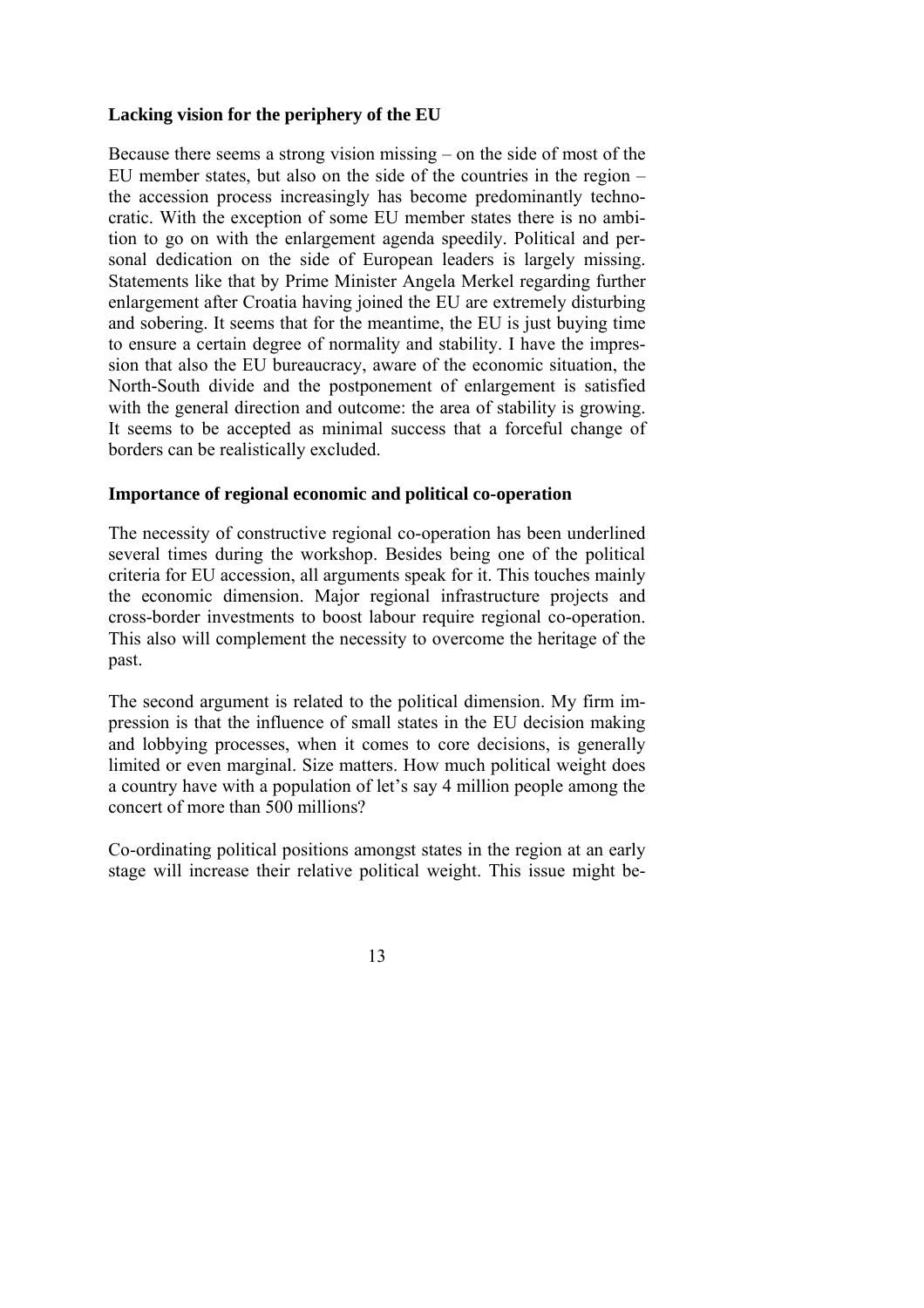**Lacking vision for the periphery of the EU**

Because there seems a strong vision missing – on the side of most of the EU member states, but also on the side of the countries in the region – the accession process increasingly has become predominantly technocratic. With the exception of some EU member states there is no ambition to go on with the enlargement agenda speedily. Political and personal dedication on the side of European leaders is largely missing. Statements like that by Prime Minister Angela Merkel regarding further enlargement after Croatia having joined the EU are extremely disturbing and sobering. It seems that for the meantime, the EU is just buying time to ensure a certain degree of normality and stability. I have the impression that also the EU bureaucracy, aware of the economic situation, the North-South divide and the postponement of enlargement is satisfied with the general direction and outcome: the area of stability is growing. It seems to be accepted as minimal success that a forceful change of borders can be realistically excluded.

**Importance of regional economic and political co-operation**

The necessity of constructive regional co-operation has been underlined several times during the workshop. Besides being one of the political criteria for EU accession, all arguments speak for it. This touches mainly the economic dimension. Major regional infrastructure projects and cross-border investments to boost labour require regional co-operation. This also will complement the necessity to overcome the heritage of the past.

The second argument is related to the political dimension. My firm impression is that the influence of small states in the EU decision making and lobbying processes, when it comes to core decisions, is generally limited or even marginal. Size matters. How much political weight does a country have with a population of let's say 4 million people among the concert of more than 500 millions?

Co-ordinating political positions amongst states in the region at an early stage will increase their relative political weight. This issue might be-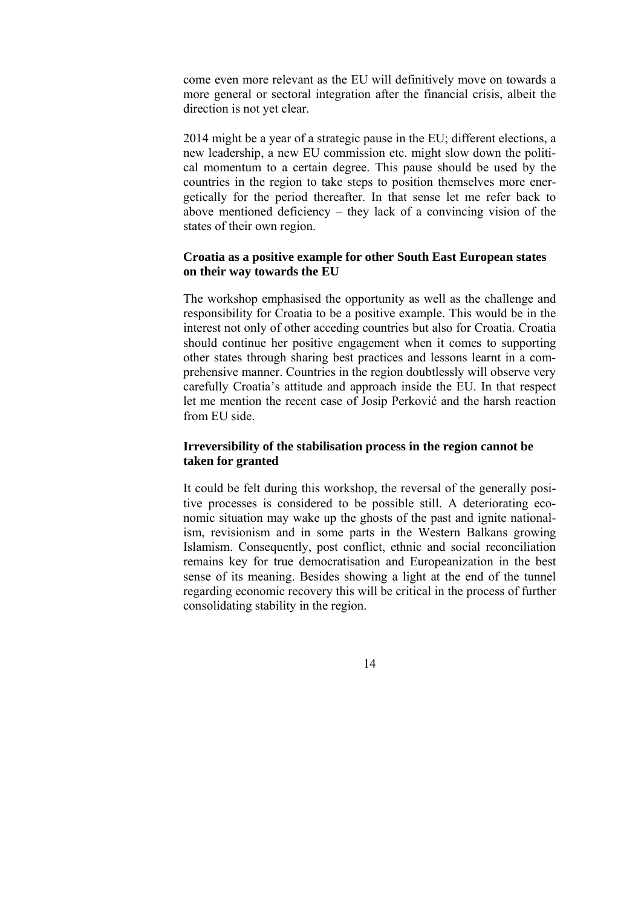come even more relevant as the EU will definitively move on towards a more general or sectoral integration after the financial crisis, albeit the direction is not yet clear.

2014 might be a year of a strategic pause in the EU; different elections, a new leadership, a new EU commission etc. might slow down the political momentum to a certain degree. This pause should be used by the countries in the region to take steps to position themselves more energetically for the period thereafter. In that sense let me refer back to above mentioned deficiency – they lack of a convincing vision of the states of their own region.

### Croatia as a positive example for other South East European states on their way towards the EU

The workshop emphasised the opportunity as well as the challenge and responsibility for Croatia to be a positive example. This would be in the interest not only of other acceding countries but also for Croatia. Croatia should continue her positive engagement when it comes to supporting other states through sharing best practices and lessons learnt in a comprehensive manner. Countries in the region doubtlessly will observe very carefully Croatia's attitude and approach inside the EU. In that respect let me mention the recent case of Josip Perković and the harsh reaction from EU side.

### Irreversibility of the stabilisation process in the region cannot be taken for granted

It could be felt during this workshop, the reversal of the generally positive processes is considered to be possible still. A deteriorating economic situation may wake up the ghosts of the past and ignite nationalism, revisionism and in some parts in the Western Balkans growing Islamism. Consequently, post conflict, ethnic and social reconciliation remains key for true democratisation and Europeanization in the best sense of its meaning. Besides showing a light at the end of the tunnel regarding economic recovery this will be critical in the process of further consolidating stability in the region.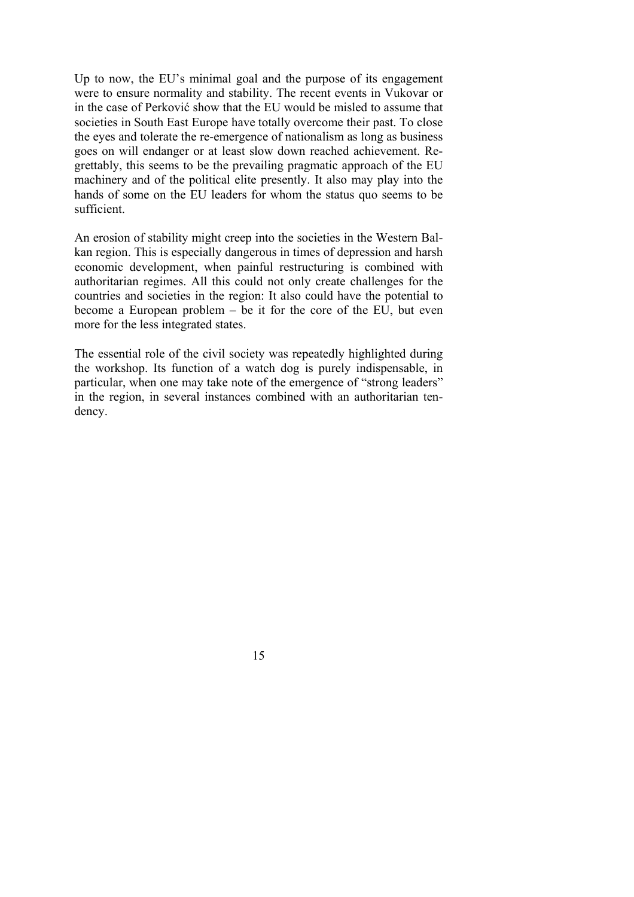Up to now, the EU's minimal goal and the purpose of its engagement were to ensure normality and stability. The recent events in Vukovar or in the case of Perković show that the EU would be misled to assume that societies in South East Europe have totally overcome their past. To close the eyes and tolerate the re-emergence of nationalism as long as business goes on will endanger or at least slow down reached achievement. Regrettably, this seems to be the prevailing pragmatic approach of the EU machinery and of the political elite presently. It also may play into the hands of some on the EU leaders for whom the status quo seems to be sufficient.

An erosion of stability might creep into the societies in the Western Balkan region. This is especially dangerous in times of depression and harsh economic development, when painful restructuring is combined with authoritarian regimes. All this could not only create challenges for the countries and societies in the region: It also could have the potential to become a European problem – be it for the core of the EU, but even more for the less integrated states.

The essential role of the civil society was repeatedly highlighted during the workshop. Its function of a watch dog is purely indispensable, in particular, when one may take note of the emergence of "strong leaders" in the region, in several instances combined with an authoritarian tendency.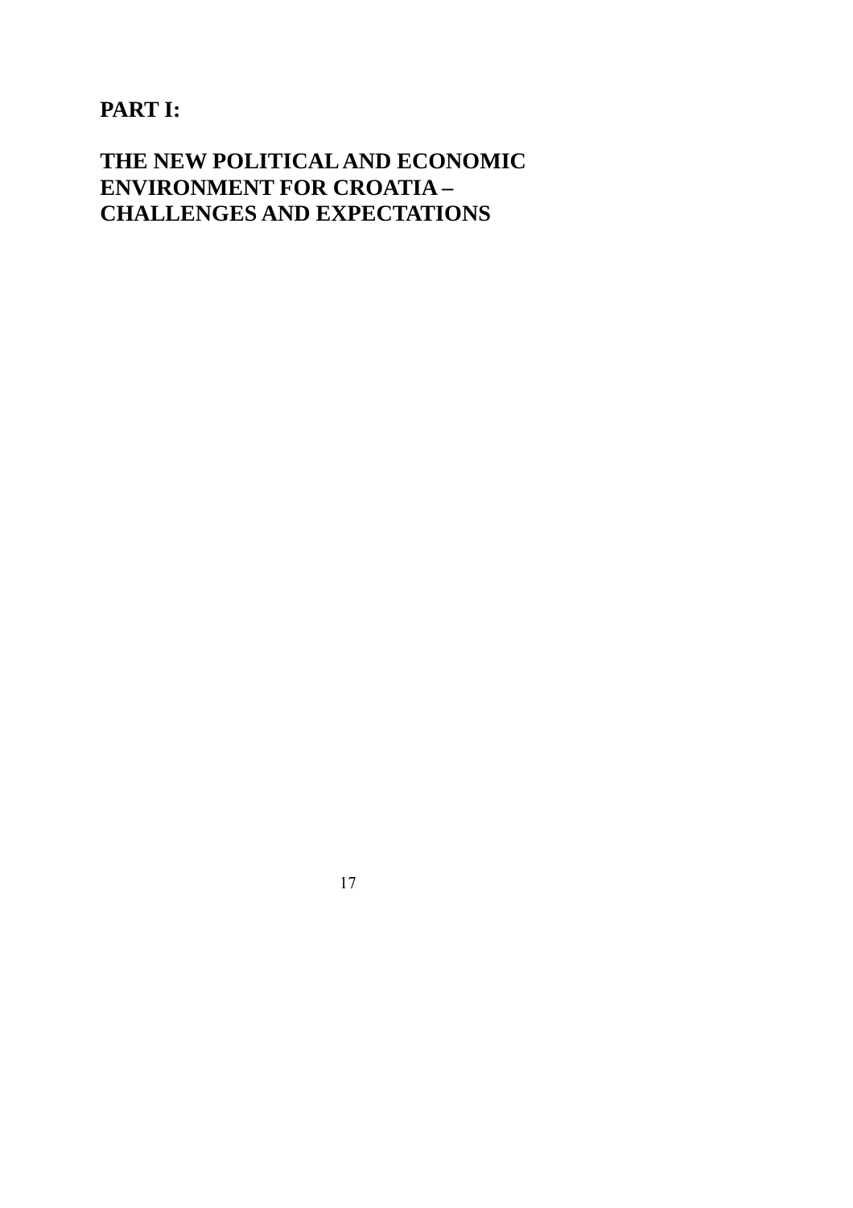# PART I:

# THE NEW POLITICAL AND ECONOMIC ENVIRONMENT FOR CROATIA – CHALLENGES AND EXPECTATIONS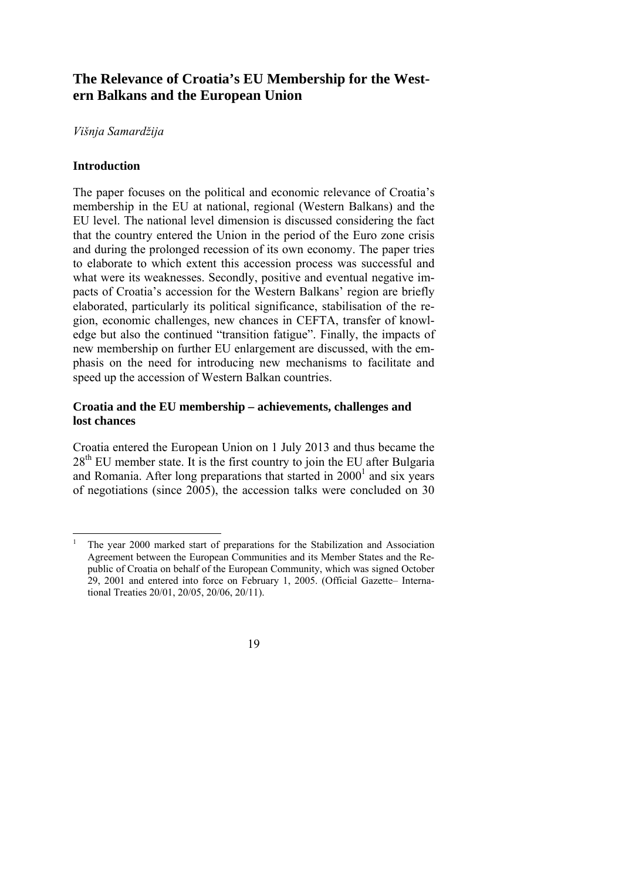# The Relevance of Croatia's EU Membership for the Western Balkans and the European Union

*Višnja Samardžija*

## Introduction

The paper focuses on the political and economic relevance of Croatia's membership in the EU at national, regional (Western Balkans) and the EU level. The national level dimension is discussed considering the fact that the country entered the Union in the period of the Euro zone crisis and during the prolonged recession of its own economy. The paper tries to elaborate to which extent this accession process was successful and what were its weaknesses. Secondly, positive and eventual negative impacts of Croatia's accession for the Western Balkans' region are briefly elaborated, particularly its political significance, stabilisation of the region, economic challenges, new chances in CEFTA, transfer of knowledge but also the continued "transition fatigue". Finally, the impacts of new membership on further EU enlargement are discussed, with the emphasis on the need for introducing new mechanisms to facilitate and speed up the accession of Western Balkan countries.

## Croatia and the EU membership – achievements, challenges and lost chances

Croatia entered the European Union on 1 July 2013 and thus became the 28th EU member state. It is the first country to join the EU after Bulgaria and Romania. After long preparations that started in 2000[1] and six years of negotiations (since 2005), the accession talks were concluded on 30

[1] The year 2000 marked start of preparations for the Stabilization and Association Agreement between the European Communities and its Member States and the Republic of Croatia on behalf of the European Community, which was signed October 29, 2001 and entered into force on February 1, 2005. (Official Gazette– International Treaties 20/01, 20/05, 20/06, 20/11).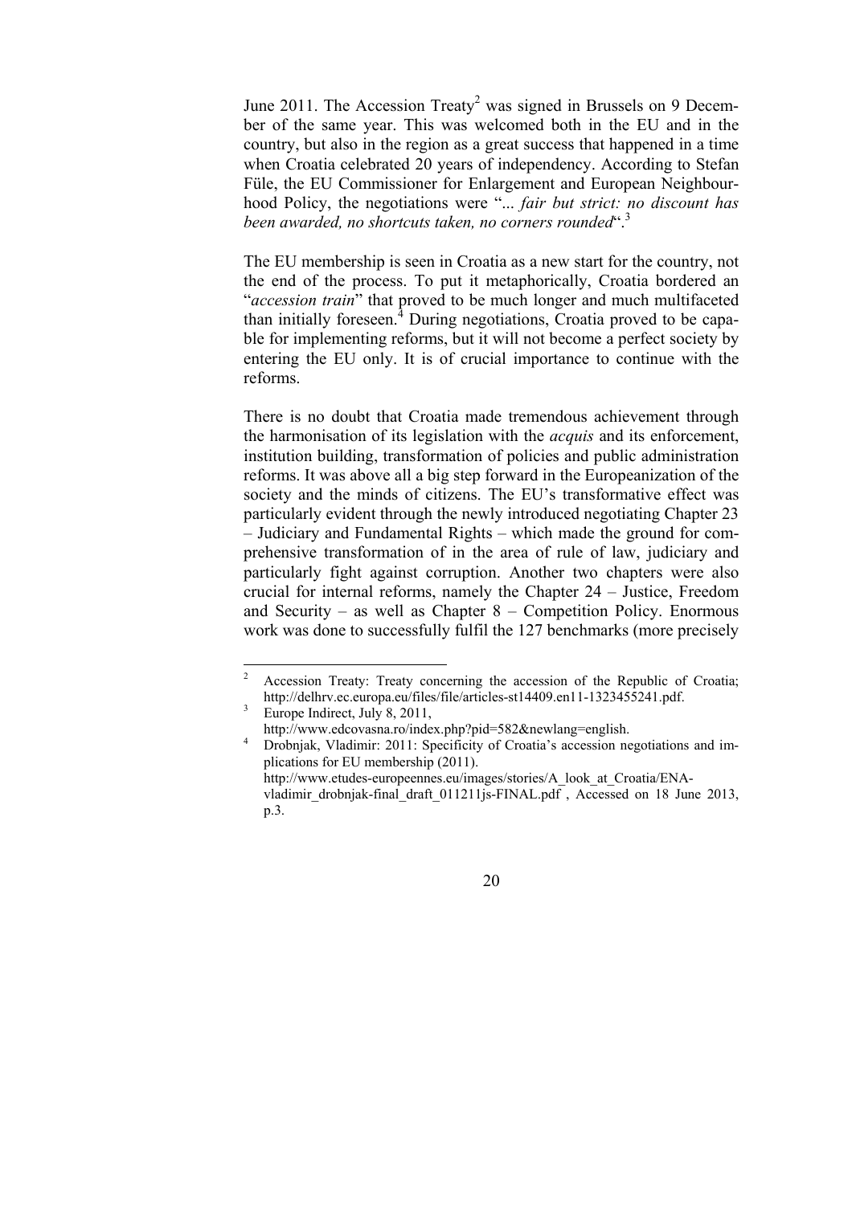June 2011. The Accession Treaty[2] was signed in Brussels on 9 December of the same year. This was welcomed both in the EU and in the country, but also in the region as a great success that happened in a time when Croatia celebrated 20 years of independency. According to Stefan Füle, the EU Commissioner for Enlargement and European Neighbourhood Policy, the negotiations were "*... fair but strict: no discount has been awarded, no shortcuts taken, no corners rounded*".[3]

The EU membership is seen in Croatia as a new start for the country, not the end of the process. To put it metaphorically, Croatia bordered an "*accession train*" that proved to be much longer and much multifaceted than initially foreseen.[4] During negotiations, Croatia proved to be capable for implementing reforms, but it will not become a perfect society by entering the EU only. It is of crucial importance to continue with the reforms.

There is no doubt that Croatia made tremendous achievement through the harmonisation of its legislation with the *acquis* and its enforcement, institution building, transformation of policies and public administration reforms. It was above all a big step forward in the Europeanization of the society and the minds of citizens. The EU's transformative effect was particularly evident through the newly introduced negotiating Chapter 23 – Judiciary and Fundamental Rights – which made the ground for comprehensive transformation of in the area of rule of law, judiciary and particularly fight against corruption. Another two chapters were also crucial for internal reforms, namely the Chapter 24 – Justice, Freedom and Security – as well as Chapter 8 – Competition Policy. Enormous work was done to successfully fulfil the 127 benchmarks (more precisely

---

[2] Accession Treaty: Treaty concerning the accession of the Republic of Croatia; http://delhrv.ec.europa.eu/files/file/articles-st14409.en11-1323455241.pdf.

[3] Europe Indirect, July 8, 2011, http://www.edcovasna.ro/index.php?pid=582&newlang=english.

[4] Drobnjak, Vladimir: 2011: Specificity of Croatia's accession negotiations and implications for EU membership (2011). http://www.etudes-europeennes.eu/images/stories/A_look_at_Croatia/ENA-vladimir_drobnjak-final_draft_011211js-FINAL.pdf , Accessed on 18 June 2013, p.3.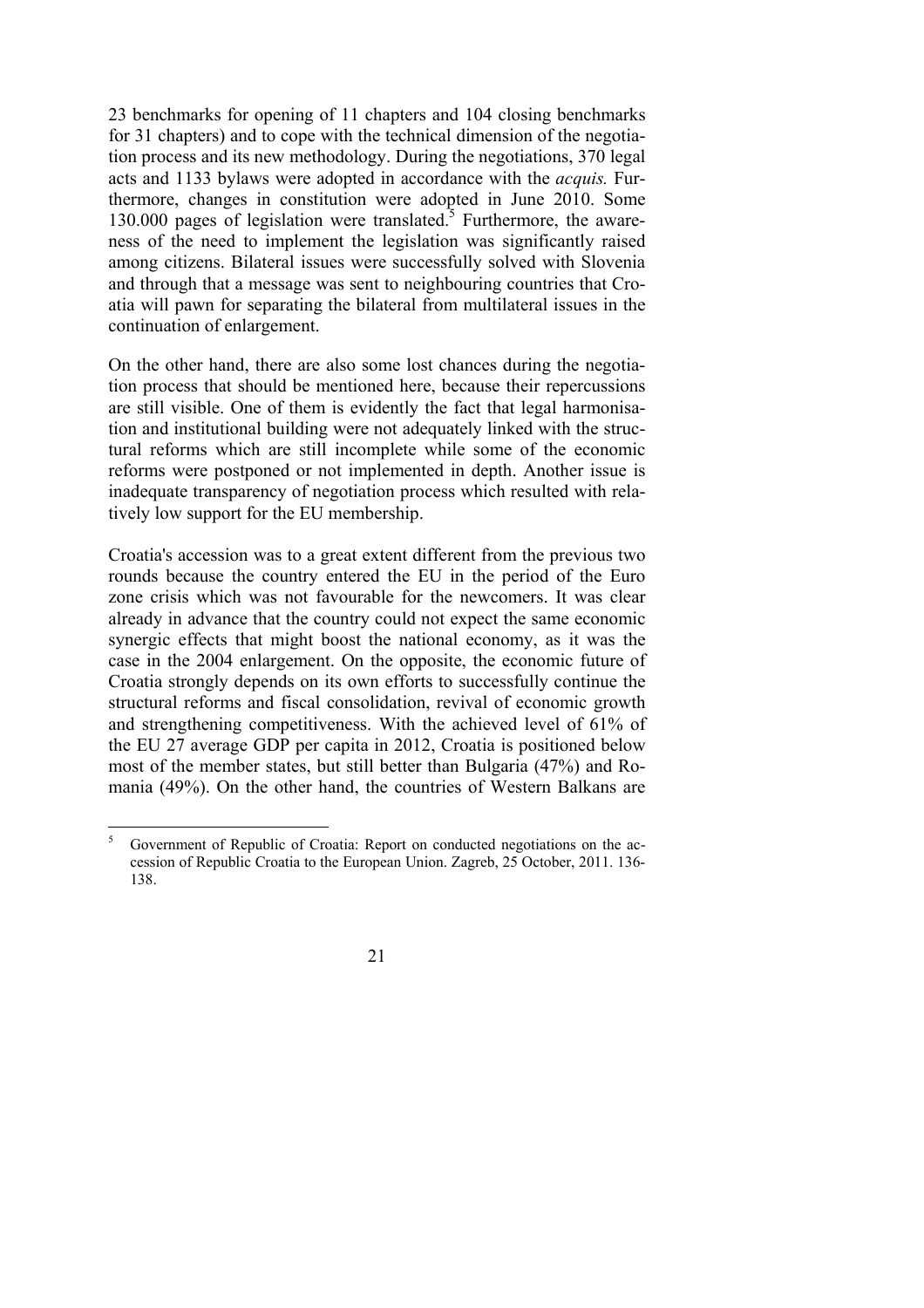23 benchmarks for opening of 11 chapters and 104 closing benchmarks for 31 chapters) and to cope with the technical dimension of the negotiation process and its new methodology. During the negotiations, 370 legal acts and 1133 bylaws were adopted in accordance with the *acquis.* Furthermore, changes in constitution were adopted in June 2010. Some 130.000 pages of legislation were translated.[5] Furthermore, the awareness of the need to implement the legislation was significantly raised among citizens. Bilateral issues were successfully solved with Slovenia and through that a message was sent to neighbouring countries that Croatia will pawn for separating the bilateral from multilateral issues in the continuation of enlargement.

On the other hand, there are also some lost chances during the negotiation process that should be mentioned here, because their repercussions are still visible. One of them is evidently the fact that legal harmonisation and institutional building were not adequately linked with the structural reforms which are still incomplete while some of the economic reforms were postponed or not implemented in depth. Another issue is inadequate transparency of negotiation process which resulted with relatively low support for the EU membership.

Croatia's accession was to a great extent different from the previous two rounds because the country entered the EU in the period of the Euro zone crisis which was not favourable for the newcomers. It was clear already in advance that the country could not expect the same economic synergic effects that might boost the national economy, as it was the case in the 2004 enlargement. On the opposite, the economic future of Croatia strongly depends on its own efforts to successfully continue the structural reforms and fiscal consolidation, revival of economic growth and strengthening competitiveness. With the achieved level of 61% of the EU 27 average GDP per capita in 2012, Croatia is positioned below most of the member states, but still better than Bulgaria (47%) and Romania (49%). On the other hand, the countries of Western Balkans are

---

[5] Government of Republic of Croatia: Report on conducted negotiations on the accession of Republic Croatia to the European Union. Zagreb, 25 October, 2011. 136-138.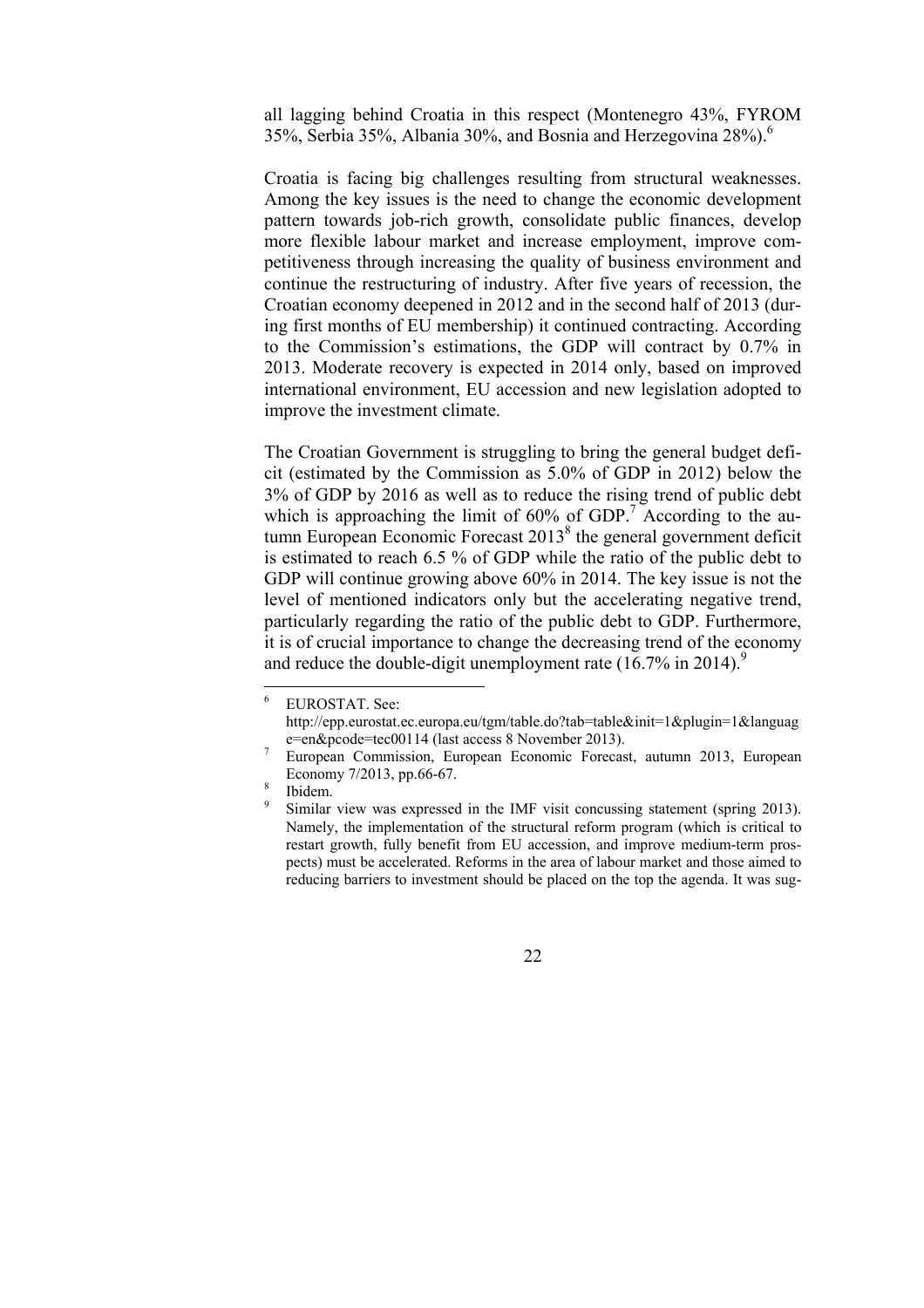all lagging behind Croatia in this respect (Montenegro 43%, FYROM 35%, Serbia 35%, Albania 30%, and Bosnia and Herzegovina 28%).[6]

Croatia is facing big challenges resulting from structural weaknesses. Among the key issues is the need to change the economic development pattern towards job-rich growth, consolidate public finances, develop more flexible labour market and increase employment, improve competitiveness through increasing the quality of business environment and continue the restructuring of industry. After five years of recession, the Croatian economy deepened in 2012 and in the second half of 2013 (during first months of EU membership) it continued contracting. According to the Commission's estimations, the GDP will contract by 0.7% in 2013. Moderate recovery is expected in 2014 only, based on improved international environment, EU accession and new legislation adopted to improve the investment climate.

The Croatian Government is struggling to bring the general budget deficit (estimated by the Commission as 5.0% of GDP in 2012) below the 3% of GDP by 2016 as well as to reduce the rising trend of public debt which is approaching the limit of 60% of GDP.[7] According to the autumn European Economic Forecast 2013[8] the general government deficit is estimated to reach 6.5 % of GDP while the ratio of the public debt to GDP will continue growing above 60% in 2014. The key issue is not the level of mentioned indicators only but the accelerating negative trend, particularly regarding the ratio of the public debt to GDP. Furthermore, it is of crucial importance to change the decreasing trend of the economy and reduce the double-digit unemployment rate (16.7% in 2014).[9]

---

[6] EUROSTAT. See: http://epp.eurostat.ec.europa.eu/tgm/table.do?tab=table&init=1&plugin=1&language=en&pcode=tec00114 (last access 8 November 2013).

[7] European Commission, European Economic Forecast, autumn 2013, European Economy 7/2013, pp.66-67.

[8] Ibidem.

[9] Similar view was expressed in the IMF visit concussing statement (spring 2013). Namely, the implementation of the structural reform program (which is critical to restart growth, fully benefit from EU accession, and improve medium-term prospects) must be accelerated. Reforms in the area of labour market and those aimed to reducing barriers to investment should be placed on the top the agenda. It was sug-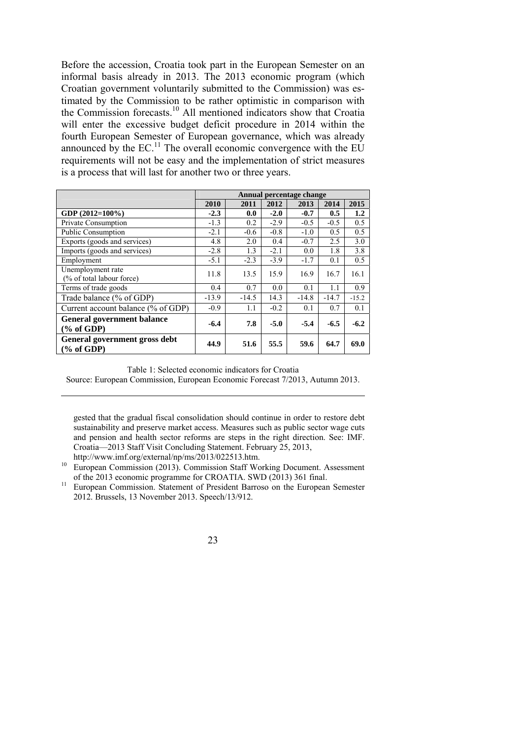Before the accession, Croatia took part in the European Semester on an informal basis already in 2013. The 2013 economic program (which Croatian government voluntarily submitted to the Commission) was estimated by the Commission to be rather optimistic in comparison with the Commission forecasts.[10] All mentioned indicators show that Croatia will enter the excessive budget deficit procedure in 2014 within the fourth European Semester of European governance, which was already announced by the EC.[11] The overall economic convergence with the EU requirements will not be easy and the implementation of strict measures is a process that will last for another two or three years.

| | Annual percentage change | | | | | |
|---|---|---|---|---|---|---|
| | **2010** | **2011** | **2012** | **2013** | **2014** | **2015** |
| **GDP (2012=100%)** | **-2.3** | **0.0** | **-2.0** | **-0.7** | **0.5** | **1.2** |
| Private Consumption | -1.3 | 0.2 | -2.9 | -0.5 | -0.5 | 0.5 |
| Public Consumption | -2.1 | -0.6 | -0.8 | -1.0 | 0.5 | 0.5 |
| Exports (goods and services) | 4.8 | 2.0 | 0.4 | -0.7 | 2.5 | 3.0 |
| Imports (goods and services) | -2.8 | 1.3 | -2.1 | 0.0 | 1.8 | 3.8 |
| Employment | -5.1 | -2.3 | -3.9 | -1.7 | 0.1 | 0.5 |
| Unemployment rate (% of total labour force) | 11.8 | 13.5 | 15.9 | 16.9 | 16.7 | 16.1 |
| Terms of trade goods | 0.4 | 0.7 | 0.0 | 0.1 | 1.1 | 0.9 |
| Trade balance (% of GDP) | -13.9 | -14.5 | 14.3 | -14.8 | -14.7 | -15.2 |
| Current account balance (% of GDP) | -0.9 | 1.1 | -0.2 | 0.1 | 0.7 | 0.1 |
| **General government balance (% of GDP)** | **-6.4** | **7.8** | **-5.0** | **-5.4** | **-6.5** | **-6.2** |
| **General government gross debt (% of GDP)** | **44.9** | **51.6** | **55.5** | **59.6** | **64.7** | **69.0** |

Table 1: Selected economic indicators for Croatia
Source: European Commission, European Economic Forecast 7/2013, Autumn 2013.

---

gested that the gradual fiscal consolidation should continue in order to restore debt sustainability and preserve market access. Measures such as public sector wage cuts and pension and health sector reforms are steps in the right direction. See: IMF. Croatia—2013 Staff Visit Concluding Statement. February 25, 2013, http://www.imf.org/external/np/ms/2013/022513.htm.

[10] European Commission (2013). Commission Staff Working Document. Assessment of the 2013 economic programme for CROATIA. SWD (2013) 361 final.

[11] European Commission. Statement of President Barroso on the European Semester 2012. Brussels, 13 November 2013. Speech/13/912.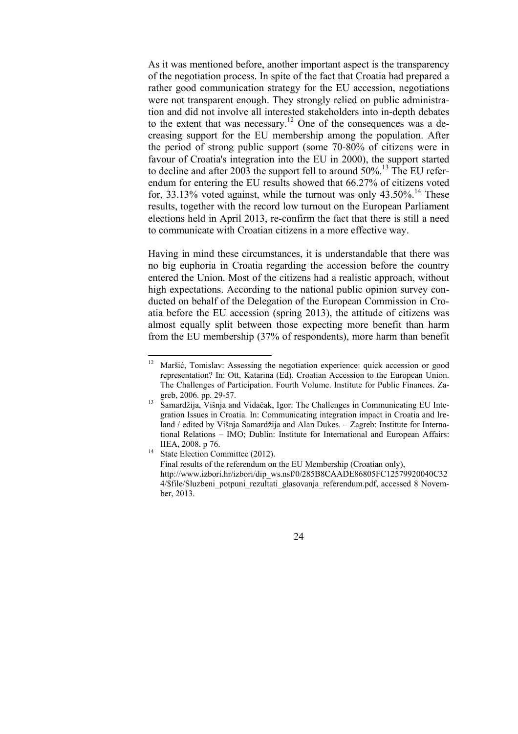As it was mentioned before, another important aspect is the transparency of the negotiation process. In spite of the fact that Croatia had prepared a rather good communication strategy for the EU accession, negotiations were not transparent enough. They strongly relied on public administration and did not involve all interested stakeholders into in-depth debates to the extent that was necessary.[12] One of the consequences was a decreasing support for the EU membership among the population. After the period of strong public support (some 70-80% of citizens were in favour of Croatia's integration into the EU in 2000), the support started to decline and after 2003 the support fell to around 50%.[13] The EU referendum for entering the EU results showed that 66.27% of citizens voted for, 33.13% voted against, while the turnout was only 43.50%.[14] These results, together with the record low turnout on the European Parliament elections held in April 2013, re-confirm the fact that there is still a need to communicate with Croatian citizens in a more effective way.

Having in mind these circumstances, it is understandable that there was no big euphoria in Croatia regarding the accession before the country entered the Union. Most of the citizens had a realistic approach, without high expectations. According to the national public opinion survey conducted on behalf of the Delegation of the European Commission in Croatia before the EU accession (spring 2013), the attitude of citizens was almost equally split between those expecting more benefit than harm from the EU membership (37% of respondents), more harm than benefit

---

[12] Maršić, Tomislav: Assessing the negotiation experience: quick accession or good representation? In: Ott, Katarina (Ed). Croatian Accession to the European Union. The Challenges of Participation. Fourth Volume. Institute for Public Finances. Zagreb, 2006. pp. 29-57.

[13] Samardžija, Višnja and Vidačak, Igor: The Challenges in Communicating EU Integration Issues in Croatia. In: Communicating integration impact in Croatia and Ireland / edited by Višnja Samardžija and Alan Dukes. – Zagreb: Institute for International Relations – IMO; Dublin: Institute for International and European Affairs: IIEA, 2008. p 76.

[14] State Election Committee (2012). Final results of the referendum on the EU Membership (Croatian only), http://www.izbori.hr/izbori/dip_ws.nsf/0/285B8CAADE86805FC12579920040C324/$file/Sluzbeni_potpuni_rezultati_glasovanja_referendum.pdf, accessed 8 November, 2013.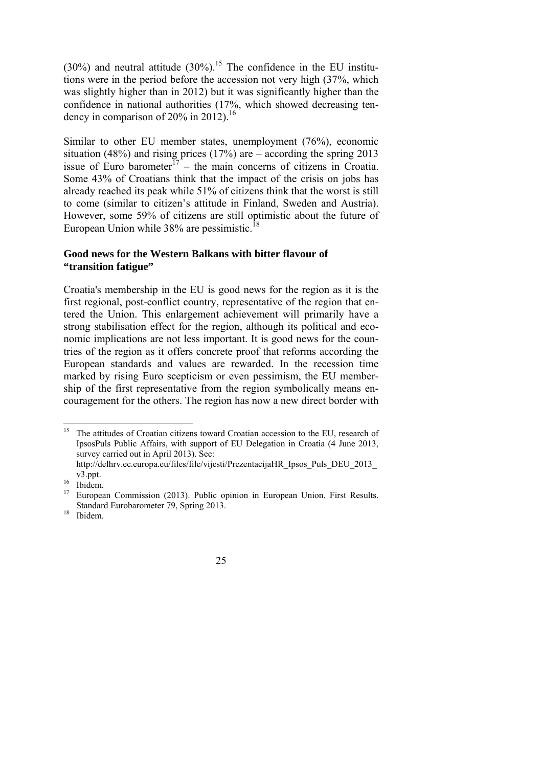(30%) and neutral attitude (30%).[15] The confidence in the EU institutions were in the period before the accession not very high (37%, which was slightly higher than in 2012) but it was significantly higher than the confidence in national authorities (17%, which showed decreasing tendency in comparison of 20% in 2012).[16]

Similar to other EU member states, unemployment (76%), economic situation (48%) and rising prices (17%) are – according the spring 2013 issue of Euro barometer[17] – the main concerns of citizens in Croatia. Some 43% of Croatians think that the impact of the crisis on jobs has already reached its peak while 51% of citizens think that the worst is still to come (similar to citizen's attitude in Finland, Sweden and Austria). However, some 59% of citizens are still optimistic about the future of European Union while 38% are pessimistic.[18]

**Good news for the Western Balkans with bitter flavour of "transition fatigue"**

Croatia's membership in the EU is good news for the region as it is the first regional, post-conflict country, representative of the region that entered the Union. This enlargement achievement will primarily have a strong stabilisation effect for the region, although its political and economic implications are not less important. It is good news for the countries of the region as it offers concrete proof that reforms according the European standards and values are rewarded. In the recession time marked by rising Euro scepticism or even pessimism, the EU membership of the first representative from the region symbolically means encouragement for the others. The region has now a new direct border with

---

[15] The attitudes of Croatian citizens toward Croatian accession to the EU, research of IpsosPuls Public Affairs, with support of EU Delegation in Croatia (4 June 2013, survey carried out in April 2013). See: http://delhrv.ec.europa.eu/files/file/vijesti/PrezentacijaHR_Ipsos_Puls_DEU_2013_v3.ppt.

[16] Ibidem.

[17] European Commission (2013). Public opinion in European Union. First Results. Standard Eurobarometer 79, Spring 2013.

[18] Ibidem.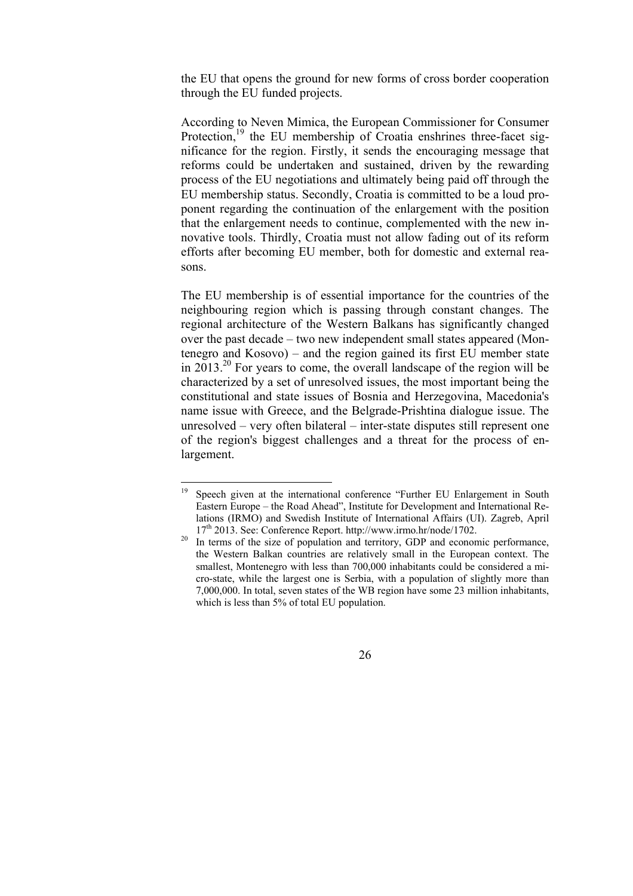the EU that opens the ground for new forms of cross border cooperation through the EU funded projects.

According to Neven Mimica, the European Commissioner for Consumer Protection,[19] the EU membership of Croatia enshrines three-facet significance for the region. Firstly, it sends the encouraging message that reforms could be undertaken and sustained, driven by the rewarding process of the EU negotiations and ultimately being paid off through the EU membership status. Secondly, Croatia is committed to be a loud proponent regarding the continuation of the enlargement with the position that the enlargement needs to continue, complemented with the new innovative tools. Thirdly, Croatia must not allow fading out of its reform efforts after becoming EU member, both for domestic and external reasons.

The EU membership is of essential importance for the countries of the neighbouring region which is passing through constant changes. The regional architecture of the Western Balkans has significantly changed over the past decade – two new independent small states appeared (Montenegro and Kosovo) – and the region gained its first EU member state in 2013.[20] For years to come, the overall landscape of the region will be characterized by a set of unresolved issues, the most important being the constitutional and state issues of Bosnia and Herzegovina, Macedonia's name issue with Greece, and the Belgrade-Prishtina dialogue issue. The unresolved – very often bilateral – inter-state disputes still represent one of the region's biggest challenges and a threat for the process of enlargement.

---

[19] Speech given at the international conference "Further EU Enlargement in South Eastern Europe – the Road Ahead", Institute for Development and International Relations (IRMO) and Swedish Institute of International Affairs (UI). Zagreb, April 17th 2013. See: Conference Report. http://www.irmo.hr/node/1702.

[20] In terms of the size of population and territory, GDP and economic performance, the Western Balkan countries are relatively small in the European context. The smallest, Montenegro with less than 700,000 inhabitants could be considered a micro-state, while the largest one is Serbia, with a population of slightly more than 7,000,000. In total, seven states of the WB region have some 23 million inhabitants, which is less than 5% of total EU population.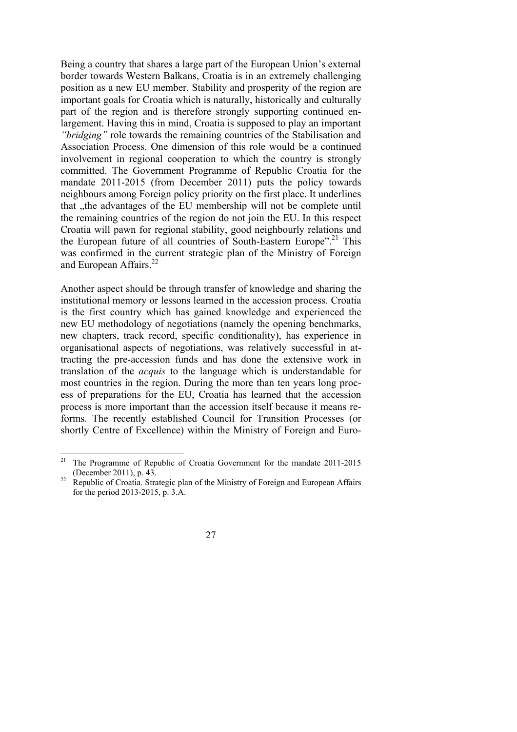Being a country that shares a large part of the European Union's external border towards Western Balkans, Croatia is in an extremely challenging position as a new EU member. Stability and prosperity of the region are important goals for Croatia which is naturally, historically and culturally part of the region and is therefore strongly supporting continued enlargement. Having this in mind, Croatia is supposed to play an important *"bridging"* role towards the remaining countries of the Stabilisation and Association Process. One dimension of this role would be a continued involvement in regional cooperation to which the country is strongly committed. The Government Programme of Republic Croatia for the mandate 2011-2015 (from December 2011) puts the policy towards neighbours among Foreign policy priority on the first place. It underlines that „the advantages of the EU membership will not be complete until the remaining countries of the region do not join the EU. In this respect Croatia will pawn for regional stability, good neighbourly relations and the European future of all countries of South-Eastern Europe".[21] This was confirmed in the current strategic plan of the Ministry of Foreign and European Affairs.[22]

Another aspect should be through transfer of knowledge and sharing the institutional memory or lessons learned in the accession process. Croatia is the first country which has gained knowledge and experienced the new EU methodology of negotiations (namely the opening benchmarks, new chapters, track record, specific conditionality), has experience in organisational aspects of negotiations, was relatively successful in attracting the pre-accession funds and has done the extensive work in translation of the *acquis* to the language which is understandable for most countries in the region. During the more than ten years long process of preparations for the EU, Croatia has learned that the accession process is more important than the accession itself because it means reforms. The recently established Council for Transition Processes (or shortly Centre of Excellence) within the Ministry of Foreign and Euro-

[21] The Programme of Republic of Croatia Government for the mandate 2011-2015 (December 2011), p. 43.

[22] Republic of Croatia. Strategic plan of the Ministry of Foreign and European Affairs for the period 2013-2015, p. 3.A.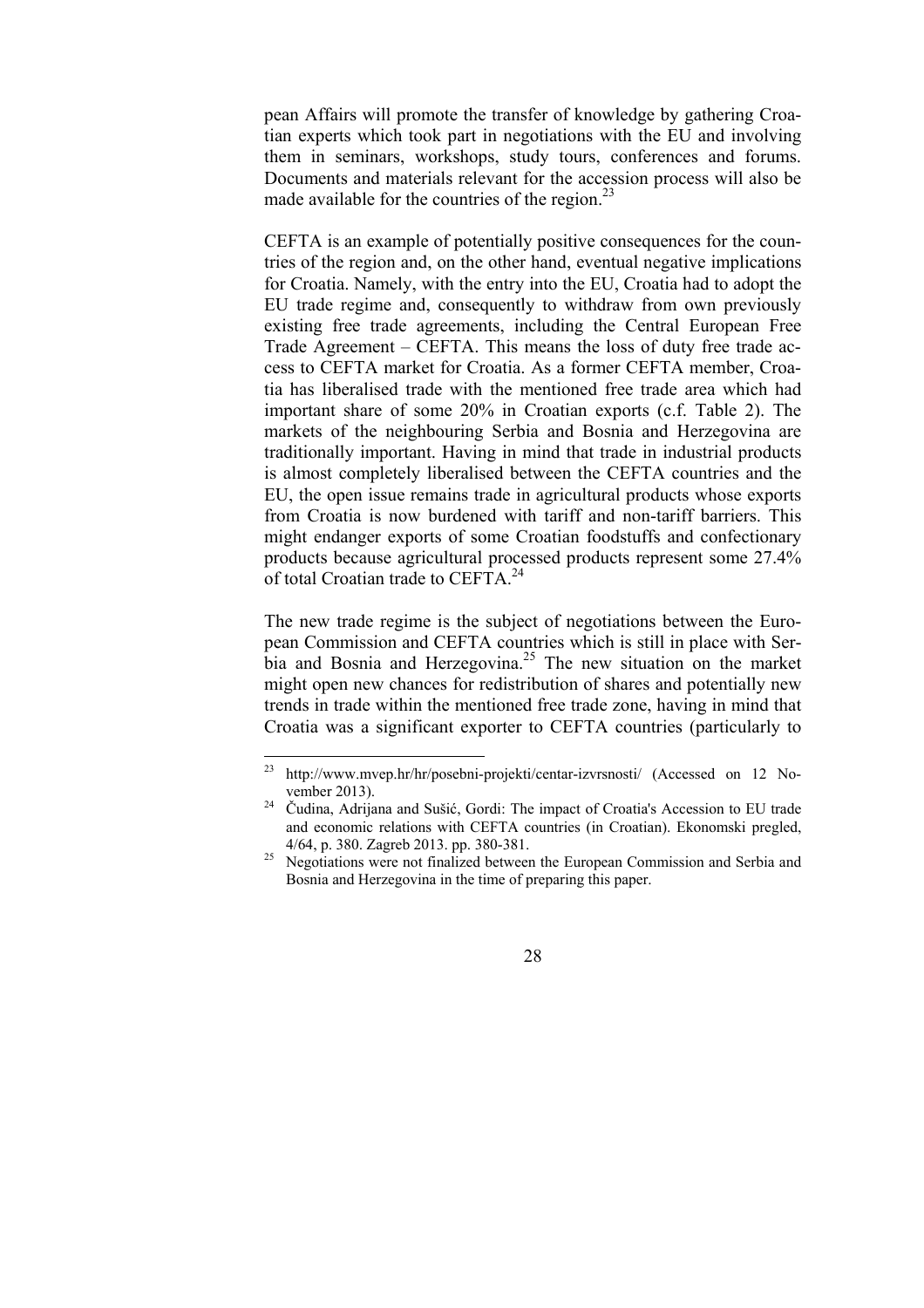pean Affairs will promote the transfer of knowledge by gathering Croatian experts which took part in negotiations with the EU and involving them in seminars, workshops, study tours, conferences and forums. Documents and materials relevant for the accession process will also be made available for the countries of the region.[23]

CEFTA is an example of potentially positive consequences for the countries of the region and, on the other hand, eventual negative implications for Croatia. Namely, with the entry into the EU, Croatia had to adopt the EU trade regime and, consequently to withdraw from own previously existing free trade agreements, including the Central European Free Trade Agreement – CEFTA. This means the loss of duty free trade access to CEFTA market for Croatia. As a former CEFTA member, Croatia has liberalised trade with the mentioned free trade area which had important share of some 20% in Croatian exports (c.f. Table 2). The markets of the neighbouring Serbia and Bosnia and Herzegovina are traditionally important. Having in mind that trade in industrial products is almost completely liberalised between the CEFTA countries and the EU, the open issue remains trade in agricultural products whose exports from Croatia is now burdened with tariff and non-tariff barriers. This might endanger exports of some Croatian foodstuffs and confectionary products because agricultural processed products represent some 27.4% of total Croatian trade to CEFTA.[24]

The new trade regime is the subject of negotiations between the European Commission and CEFTA countries which is still in place with Serbia and Bosnia and Herzegovina.[25] The new situation on the market might open new chances for redistribution of shares and potentially new trends in trade within the mentioned free trade zone, having in mind that Croatia was a significant exporter to CEFTA countries (particularly to

---

[23] http://www.mvep.hr/hr/posebni-projekti/centar-izvrsnosti/ (Accessed on 12 November 2013).

[24] Čudina, Adrijana and Sušić, Gordi: The impact of Croatia's Accession to EU trade and economic relations with CEFTA countries (in Croatian). Ekonomski pregled, 4/64, p. 380. Zagreb 2013. pp. 380-381.

[25] Negotiations were not finalized between the European Commission and Serbia and Bosnia and Herzegovina in the time of preparing this paper.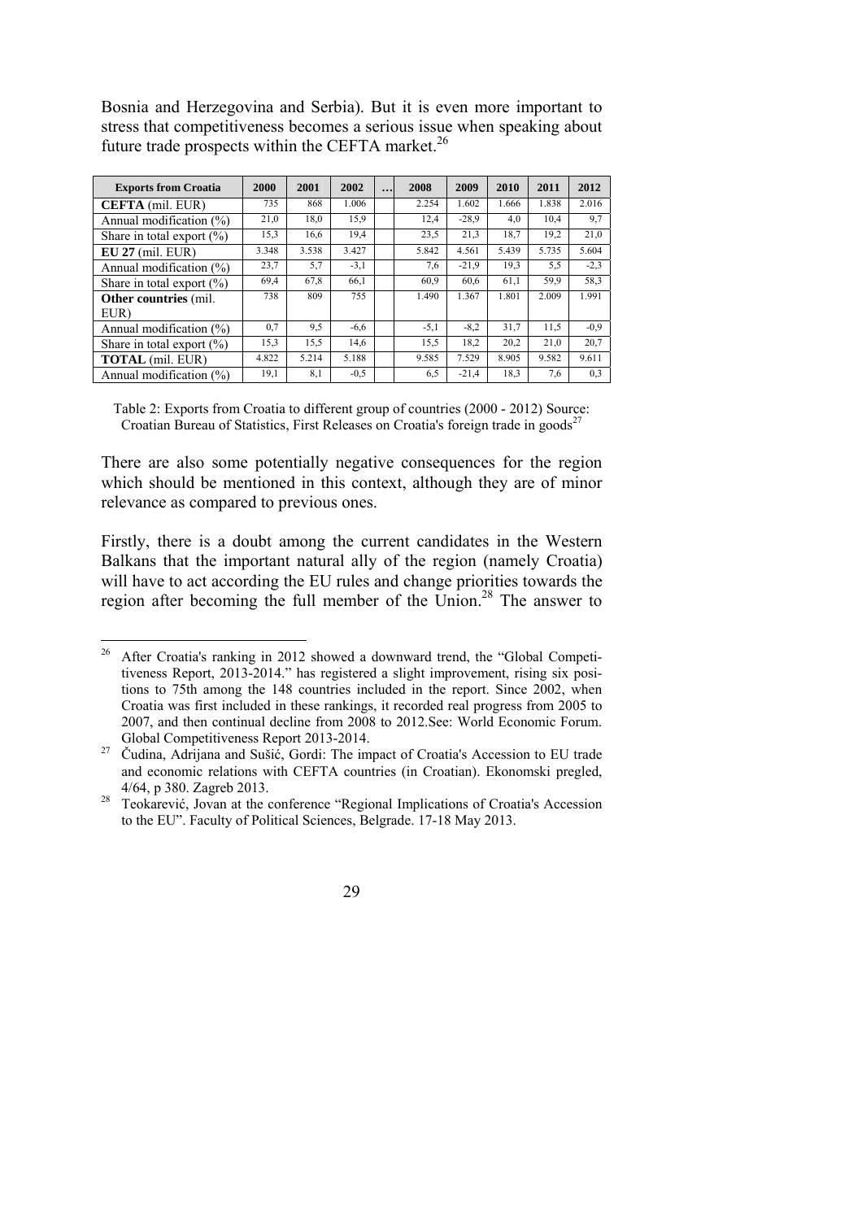Bosnia and Herzegovina and Serbia). But it is even more important to stress that competitiveness becomes a serious issue when speaking about future trade prospects within the CEFTA market.[26]

| **Exports from Croatia** | **2000** | **2001** | **2002** | **…** | **2008** | **2009** | **2010** | **2011** | **2012** |
|---|---|---|---|---|---|---|---|---|---|
| **CEFTA** (mil. EUR) | 735 | 868 | 1.006 | | 2.254 | 1.602 | 1.666 | 1.838 | 2.016 |
| Annual modification (%) | 21,0 | 18,0 | 15,9 | | 12,4 | -28,9 | 4,0 | 10,4 | 9,7 |
| Share in total export (%) | 15,3 | 16,6 | 19,4 | | 23,5 | 21,3 | 18,7 | 19,2 | 21,0 |
| **EU 27** (mil. EUR) | 3.348 | 3.538 | 3.427 | | 5.842 | 4.561 | 5.439 | 5.735 | 5.604 |
| Annual modification (%) | 23,7 | 5,7 | -3,1 | | 7,6 | -21,9 | 19,3 | 5,5 | -2,3 |
| Share in total export (%) | 69,4 | 67,8 | 66,1 | | 60,9 | 60,6 | 61,1 | 59,9 | 58,3 |
| **Other countries** (mil. EUR) | 738 | 809 | 755 | | 1.490 | 1.367 | 1.801 | 2.009 | 1.991 |
| Annual modification (%) | 0,7 | 9,5 | -6,6 | | -5,1 | -8,2 | 31,7 | 11,5 | -0,9 |
| Share in total export (%) | 15,3 | 15,5 | 14,6 | | 15,5 | 18,2 | 20,2 | 21,0 | 20,7 |
| **TOTAL** (mil. EUR) | 4.822 | 5.214 | 5.188 | | 9.585 | 7.529 | 8.905 | 9.582 | 9.611 |
| Annual modification (%) | 19,1 | 8,1 | -0,5 | | 6,5 | -21,4 | 18,3 | 7,6 | 0,3 |

Table 2: Exports from Croatia to different group of countries (2000 - 2012) Source: Croatian Bureau of Statistics, First Releases on Croatia's foreign trade in goods[27]

There are also some potentially negative consequences for the region which should be mentioned in this context, although they are of minor relevance as compared to previous ones.

Firstly, there is a doubt among the current candidates in the Western Balkans that the important natural ally of the region (namely Croatia) will have to act according the EU rules and change priorities towards the region after becoming the full member of the Union.[28] The answer to

---

[26] After Croatia's ranking in 2012 showed a downward trend, the "Global Competitiveness Report, 2013-2014." has registered a slight improvement, rising six positions to 75th among the 148 countries included in the report. Since 2002, when Croatia was first included in these rankings, it recorded real progress from 2005 to 2007, and then continual decline from 2008 to 2012.See: World Economic Forum. Global Competitiveness Report 2013-2014.

[27] Čudina, Adrijana and Sušić, Gordi: The impact of Croatia's Accession to EU trade and economic relations with CEFTA countries (in Croatian). Ekonomski pregled, 4/64, p 380. Zagreb 2013.

[28] Teokarević, Jovan at the conference "Regional Implications of Croatia's Accession to the EU". Faculty of Political Sciences, Belgrade. 17-18 May 2013.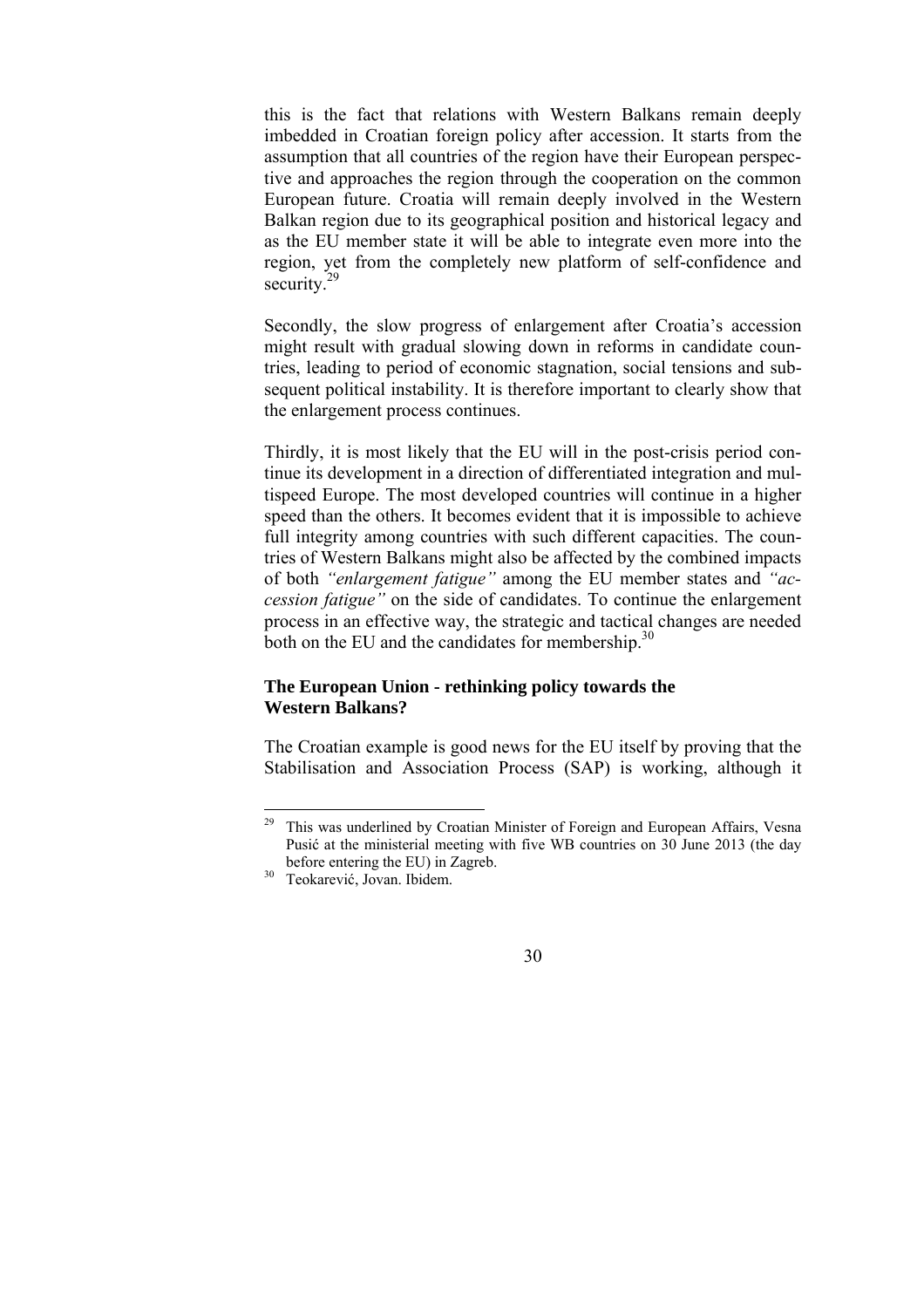this is the fact that relations with Western Balkans remain deeply imbedded in Croatian foreign policy after accession. It starts from the assumption that all countries of the region have their European perspective and approaches the region through the cooperation on the common European future. Croatia will remain deeply involved in the Western Balkan region due to its geographical position and historical legacy and as the EU member state it will be able to integrate even more into the region, yet from the completely new platform of self-confidence and security.[29]

Secondly, the slow progress of enlargement after Croatia's accession might result with gradual slowing down in reforms in candidate countries, leading to period of economic stagnation, social tensions and subsequent political instability. It is therefore important to clearly show that the enlargement process continues.

Thirdly, it is most likely that the EU will in the post-crisis period continue its development in a direction of differentiated integration and multispeed Europe. The most developed countries will continue in a higher speed than the others. It becomes evident that it is impossible to achieve full integrity among countries with such different capacities. The countries of Western Balkans might also be affected by the combined impacts of both *"enlargement fatigue"* among the EU member states and *"accession fatigue"* on the side of candidates. To continue the enlargement process in an effective way, the strategic and tactical changes are needed both on the EU and the candidates for membership.[30]

### The European Union - rethinking policy towards the Western Balkans?

The Croatian example is good news for the EU itself by proving that the Stabilisation and Association Process (SAP) is working, although it

---

[29] This was underlined by Croatian Minister of Foreign and European Affairs, Vesna Pusić at the ministerial meeting with five WB countries on 30 June 2013 (the day before entering the EU) in Zagreb.

[30] Teokarević, Jovan. Ibidem.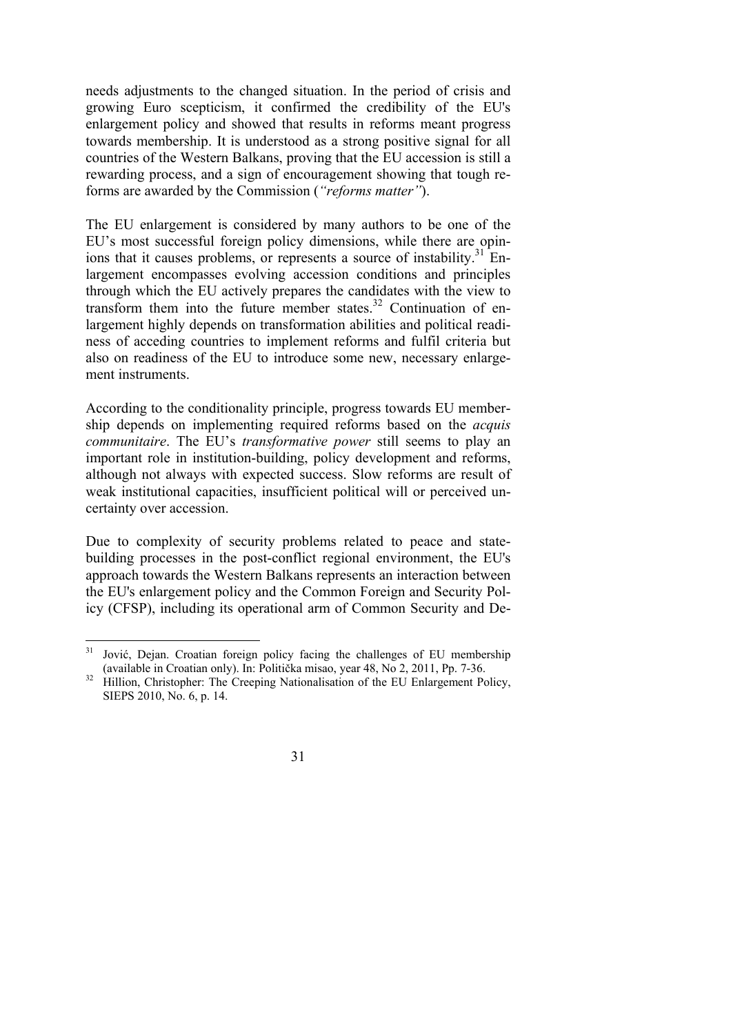needs adjustments to the changed situation. In the period of crisis and growing Euro scepticism, it confirmed the credibility of the EU's enlargement policy and showed that results in reforms meant progress towards membership. It is understood as a strong positive signal for all countries of the Western Balkans, proving that the EU accession is still a rewarding process, and a sign of encouragement showing that tough reforms are awarded by the Commission (*"reforms matter"*).

The EU enlargement is considered by many authors to be one of the EU's most successful foreign policy dimensions, while there are opinions that it causes problems, or represents a source of instability.[31] Enlargement encompasses evolving accession conditions and principles through which the EU actively prepares the candidates with the view to transform them into the future member states.[32] Continuation of enlargement highly depends on transformation abilities and political readiness of acceding countries to implement reforms and fulfil criteria but also on readiness of the EU to introduce some new, necessary enlargement instruments.

According to the conditionality principle, progress towards EU membership depends on implementing required reforms based on the *acquis communitaire*. The EU's *transformative power* still seems to play an important role in institution-building, policy development and reforms, although not always with expected success. Slow reforms are result of weak institutional capacities, insufficient political will or perceived uncertainty over accession.

Due to complexity of security problems related to peace and state-building processes in the post-conflict regional environment, the EU's approach towards the Western Balkans represents an interaction between the EU's enlargement policy and the Common Foreign and Security Policy (CFSP), including its operational arm of Common Security and De-

---

[31] Jović, Dejan. Croatian foreign policy facing the challenges of EU membership (available in Croatian only). In: Politička misao, year 48, No 2, 2011, Pp. 7-36.

[32] Hillion, Christopher: The Creeping Nationalisation of the EU Enlargement Policy, SIEPS 2010, No. 6, p. 14.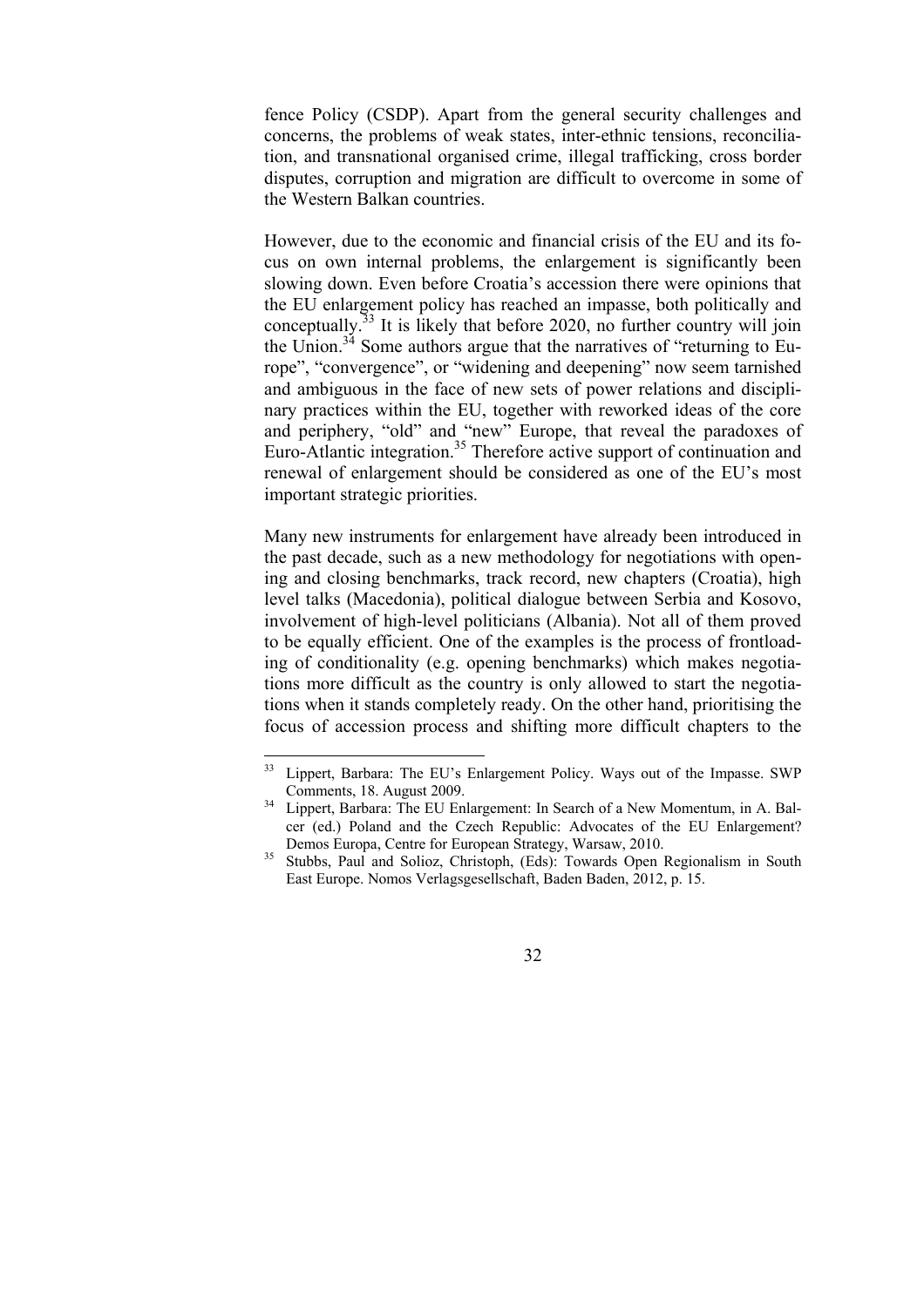fence Policy (CSDP). Apart from the general security challenges and concerns, the problems of weak states, inter-ethnic tensions, reconciliation, and transnational organised crime, illegal trafficking, cross border disputes, corruption and migration are difficult to overcome in some of the Western Balkan countries.

However, due to the economic and financial crisis of the EU and its focus on own internal problems, the enlargement is significantly been slowing down. Even before Croatia's accession there were opinions that the EU enlargement policy has reached an impasse, both politically and conceptually.[33] It is likely that before 2020, no further country will join the Union.[34] Some authors argue that the narratives of "returning to Europe", "convergence", or "widening and deepening" now seem tarnished and ambiguous in the face of new sets of power relations and disciplinary practices within the EU, together with reworked ideas of the core and periphery, "old" and "new" Europe, that reveal the paradoxes of Euro-Atlantic integration.[35] Therefore active support of continuation and renewal of enlargement should be considered as one of the EU's most important strategic priorities.

Many new instruments for enlargement have already been introduced in the past decade, such as a new methodology for negotiations with opening and closing benchmarks, track record, new chapters (Croatia), high level talks (Macedonia), political dialogue between Serbia and Kosovo, involvement of high-level politicians (Albania). Not all of them proved to be equally efficient. One of the examples is the process of frontloading of conditionality (e.g. opening benchmarks) which makes negotiations more difficult as the country is only allowed to start the negotiations when it stands completely ready. On the other hand, prioritising the focus of accession process and shifting more difficult chapters to the

---

[33] Lippert, Barbara: The EU's Enlargement Policy. Ways out of the Impasse. SWP Comments, 18. August 2009.

[34] Lippert, Barbara: The EU Enlargement: In Search of a New Momentum, in A. Balcer (ed.) Poland and the Czech Republic: Advocates of the EU Enlargement? Demos Europa, Centre for European Strategy, Warsaw, 2010.

[35] Stubbs, Paul and Solioz, Christoph, (Eds): Towards Open Regionalism in South East Europe. Nomos Verlagsgesellschaft, Baden Baden, 2012, p. 15.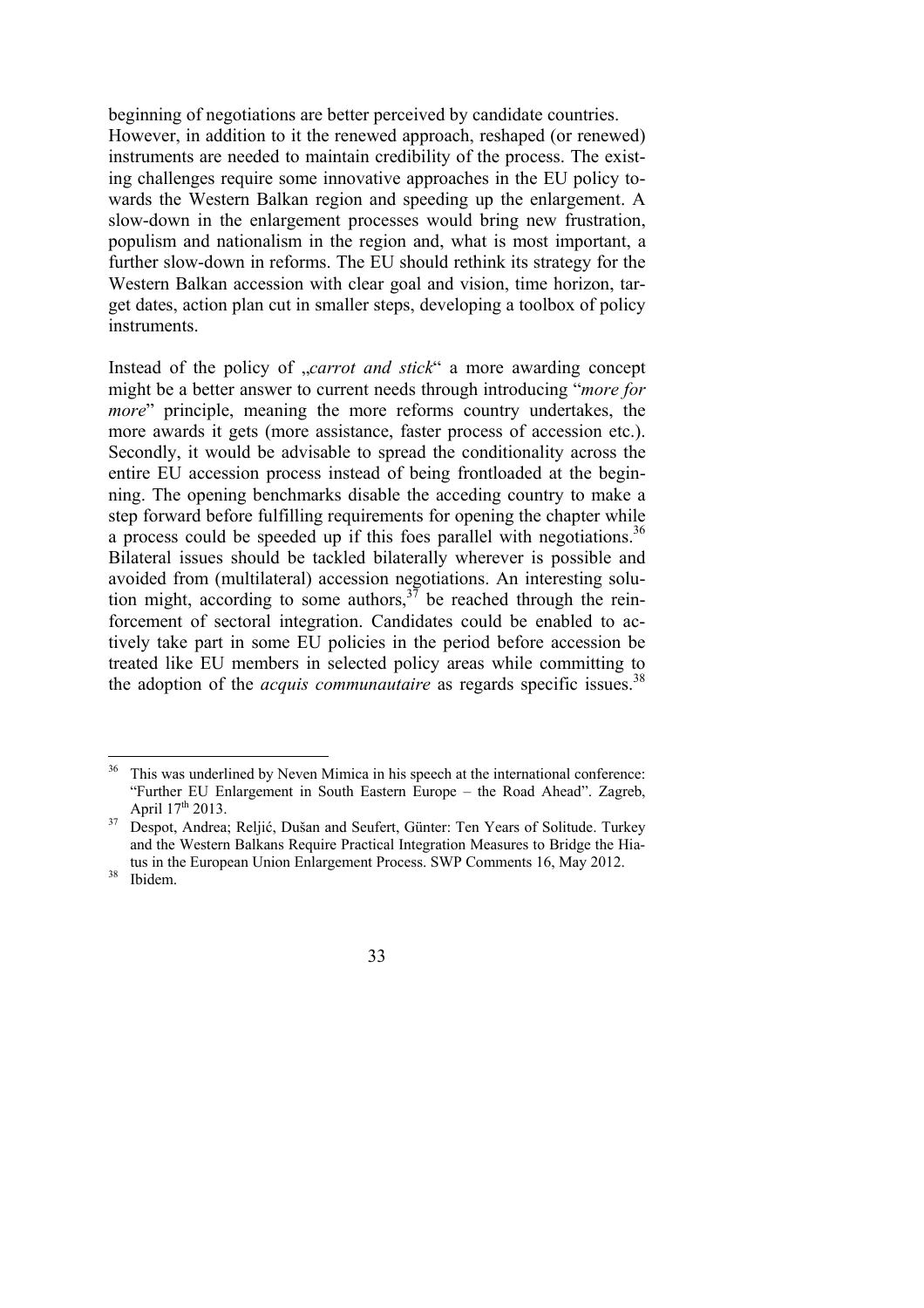beginning of negotiations are better perceived by candidate countries. However, in addition to it the renewed approach, reshaped (or renewed) instruments are needed to maintain credibility of the process. The existing challenges require some innovative approaches in the EU policy towards the Western Balkan region and speeding up the enlargement. A slow-down in the enlargement processes would bring new frustration, populism and nationalism in the region and, what is most important, a further slow-down in reforms. The EU should rethink its strategy for the Western Balkan accession with clear goal and vision, time horizon, target dates, action plan cut in smaller steps, developing a toolbox of policy instruments.

Instead of the policy of „*carrot and stick*" a more awarding concept might be a better answer to current needs through introducing "*more for more*" principle, meaning the more reforms country undertakes, the more awards it gets (more assistance, faster process of accession etc.). Secondly, it would be advisable to spread the conditionality across the entire EU accession process instead of being frontloaded at the beginning. The opening benchmarks disable the acceding country to make a step forward before fulfilling requirements for opening the chapter while a process could be speeded up if this foes parallel with negotiations.[36] Bilateral issues should be tackled bilaterally wherever is possible and avoided from (multilateral) accession negotiations. An interesting solution might, according to some authors,[37] be reached through the reinforcement of sectoral integration. Candidates could be enabled to actively take part in some EU policies in the period before accession be treated like EU members in selected policy areas while committing to the adoption of the *acquis communautaire* as regards specific issues.[38]

---

[36] This was underlined by Neven Mimica in his speech at the international conference: "Further EU Enlargement in South Eastern Europe – the Road Ahead". Zagreb, April 17th 2013.

[37] Despot, Andrea; Reljić, Dušan and Seufert, Günter: Ten Years of Solitude. Turkey and the Western Balkans Require Practical Integration Measures to Bridge the Hiatus in the European Union Enlargement Process. SWP Comments 16, May 2012.

[38] Ibidem.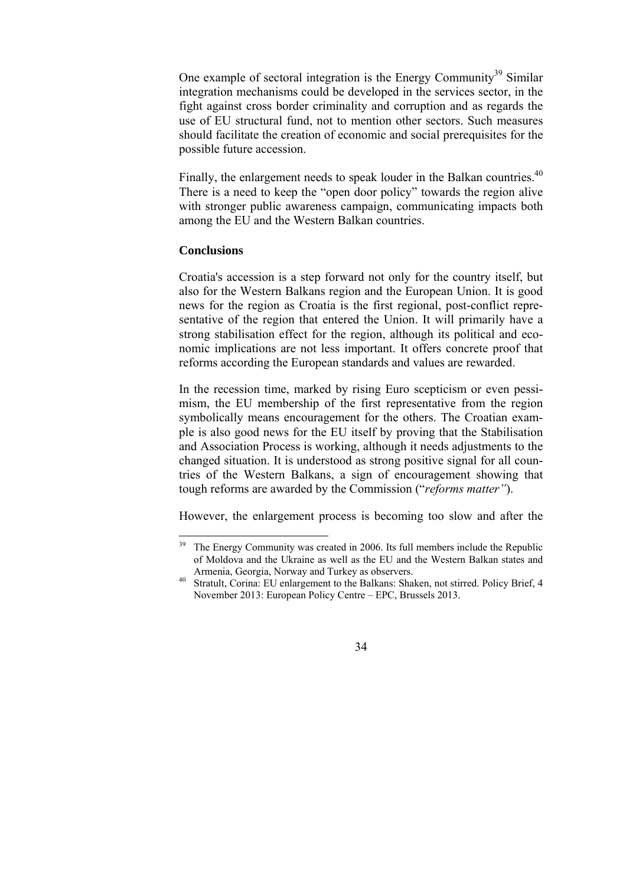One example of sectoral integration is the Energy Community[39] Similar integration mechanisms could be developed in the services sector, in the fight against cross border criminality and corruption and as regards the use of EU structural fund, not to mention other sectors. Such measures should facilitate the creation of economic and social prerequisites for the possible future accession.

Finally, the enlargement needs to speak louder in the Balkan countries.[40] There is a need to keep the "open door policy" towards the region alive with stronger public awareness campaign, communicating impacts both among the EU and the Western Balkan countries.

**Conclusions**

Croatia's accession is a step forward not only for the country itself, but also for the Western Balkans region and the European Union. It is good news for the region as Croatia is the first regional, post-conflict representative of the region that entered the Union. It will primarily have a strong stabilisation effect for the region, although its political and economic implications are not less important. It offers concrete proof that reforms according the European standards and values are rewarded.

In the recession time, marked by rising Euro scepticism or even pessimism, the EU membership of the first representative from the region symbolically means encouragement for the others. The Croatian example is also good news for the EU itself by proving that the Stabilisation and Association Process is working, although it needs adjustments to the changed situation. It is understood as strong positive signal for all countries of the Western Balkans, a sign of encouragement showing that tough reforms are awarded by the Commission ("*reforms matter"*).

However, the enlargement process is becoming too slow and after the

---

[39] The Energy Community was created in 2006. Its full members include the Republic of Moldova and the Ukraine as well as the EU and the Western Balkan states and Armenia, Georgia, Norway and Turkey as observers.

[40] Stratult, Corina: EU enlargement to the Balkans: Shaken, not stirred. Policy Brief, 4 November 2013: European Policy Centre – EPC, Brussels 2013.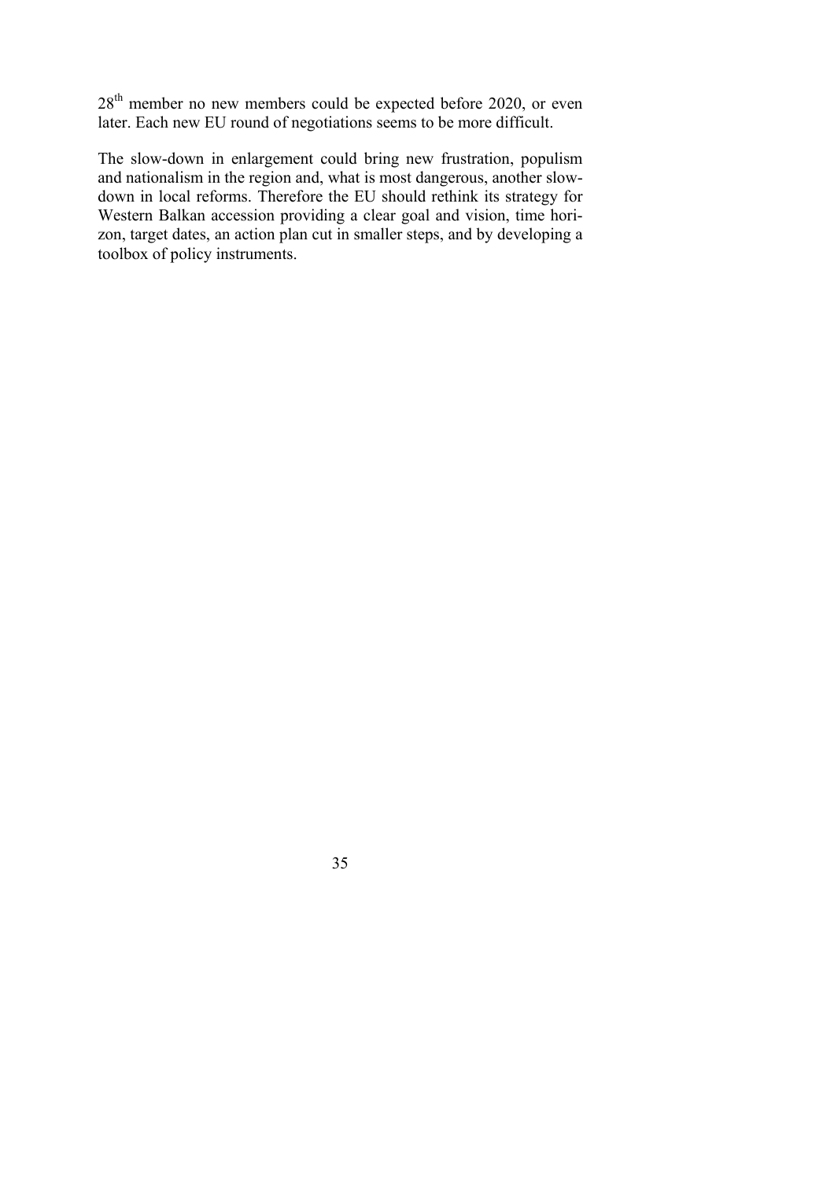28th member no new members could be expected before 2020, or even later. Each new EU round of negotiations seems to be more difficult.

The slow-down in enlargement could bring new frustration, populism and nationalism in the region and, what is most dangerous, another slow-down in local reforms. Therefore the EU should rethink its strategy for Western Balkan accession providing a clear goal and vision, time horizon, target dates, an action plan cut in smaller steps, and by developing a toolbox of policy instruments.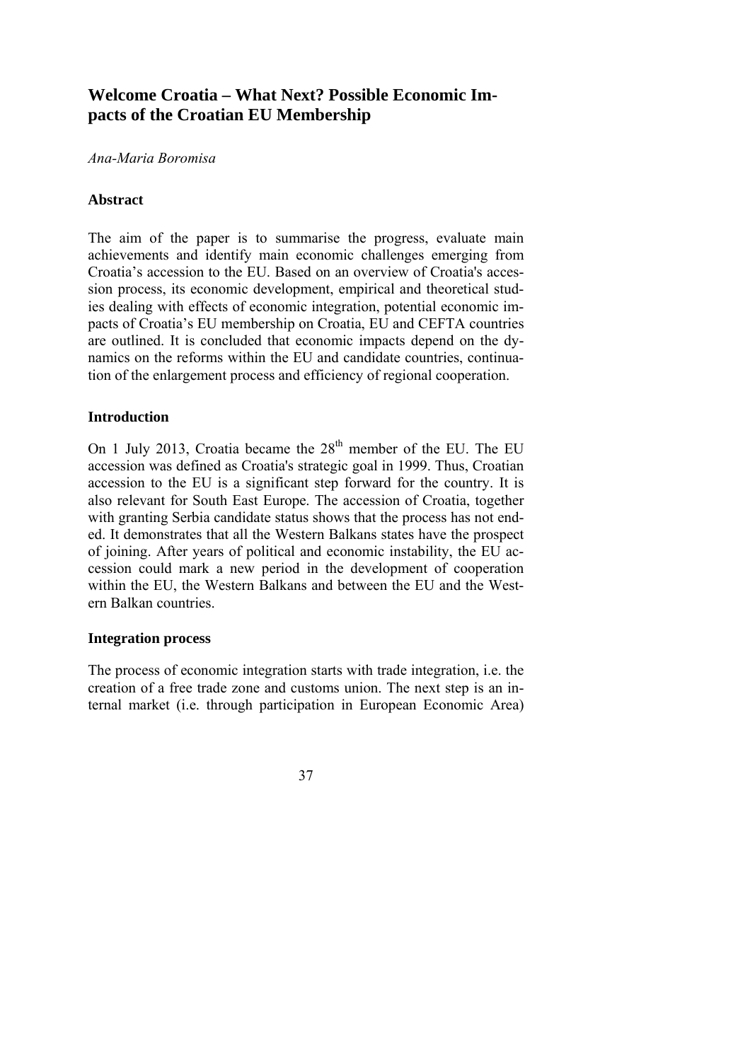## Welcome Croatia – What Next? Possible Economic Impacts of the Croatian EU Membership

*Ana-Maria Boromisa*

### Abstract

The aim of the paper is to summarise the progress, evaluate main achievements and identify main economic challenges emerging from Croatia's accession to the EU. Based on an overview of Croatia's accession process, its economic development, empirical and theoretical studies dealing with effects of economic integration, potential economic impacts of Croatia's EU membership on Croatia, EU and CEFTA countries are outlined. It is concluded that economic impacts depend on the dynamics on the reforms within the EU and candidate countries, continuation of the enlargement process and efficiency of regional cooperation.

### Introduction

On 1 July 2013, Croatia became the 28th member of the EU. The EU accession was defined as Croatia's strategic goal in 1999. Thus, Croatian accession to the EU is a significant step forward for the country. It is also relevant for South East Europe. The accession of Croatia, together with granting Serbia candidate status shows that the process has not ended. It demonstrates that all the Western Balkans states have the prospect of joining. After years of political and economic instability, the EU accession could mark a new period in the development of cooperation within the EU, the Western Balkans and between the EU and the Western Balkan countries.

### Integration process

The process of economic integration starts with trade integration, i.e. the creation of a free trade zone and customs union. The next step is an internal market (i.e. through participation in European Economic Area)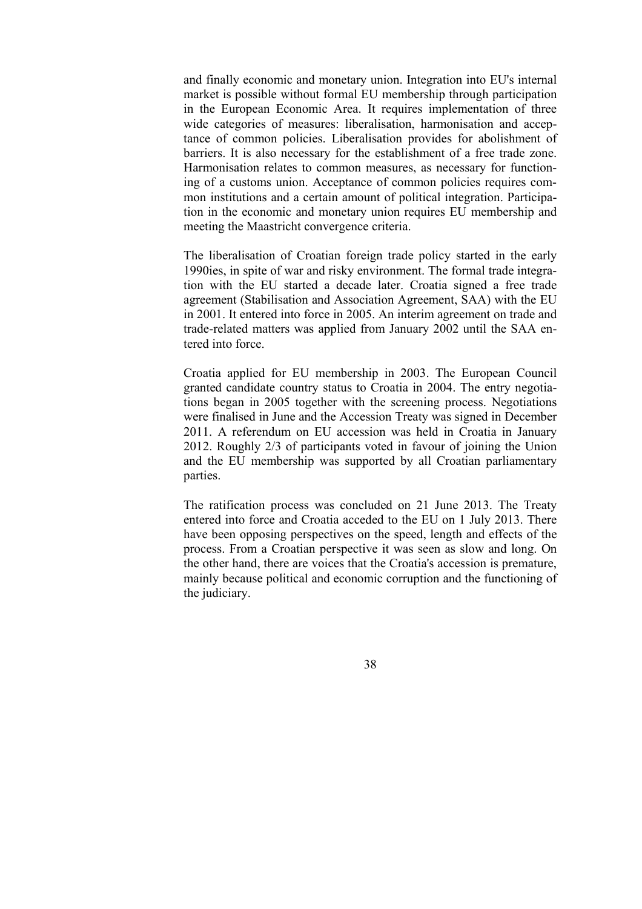and finally economic and monetary union. Integration into EU's internal market is possible without formal EU membership through participation in the European Economic Area. It requires implementation of three wide categories of measures: liberalisation, harmonisation and acceptance of common policies. Liberalisation provides for abolishment of barriers. It is also necessary for the establishment of a free trade zone. Harmonisation relates to common measures, as necessary for functioning of a customs union. Acceptance of common policies requires common institutions and a certain amount of political integration. Participation in the economic and monetary union requires EU membership and meeting the Maastricht convergence criteria.

The liberalisation of Croatian foreign trade policy started in the early 1990ies, in spite of war and risky environment. The formal trade integration with the EU started a decade later. Croatia signed a free trade agreement (Stabilisation and Association Agreement, SAA) with the EU in 2001. It entered into force in 2005. An interim agreement on trade and trade-related matters was applied from January 2002 until the SAA entered into force.

Croatia applied for EU membership in 2003. The European Council granted candidate country status to Croatia in 2004. The entry negotiations began in 2005 together with the screening process. Negotiations were finalised in June and the Accession Treaty was signed in December 2011. A referendum on EU accession was held in Croatia in January 2012. Roughly 2/3 of participants voted in favour of joining the Union and the EU membership was supported by all Croatian parliamentary parties.

The ratification process was concluded on 21 June 2013. The Treaty entered into force and Croatia acceded to the EU on 1 July 2013. There have been opposing perspectives on the speed, length and effects of the process. From a Croatian perspective it was seen as slow and long. On the other hand, there are voices that the Croatia's accession is premature, mainly because political and economic corruption and the functioning of the judiciary.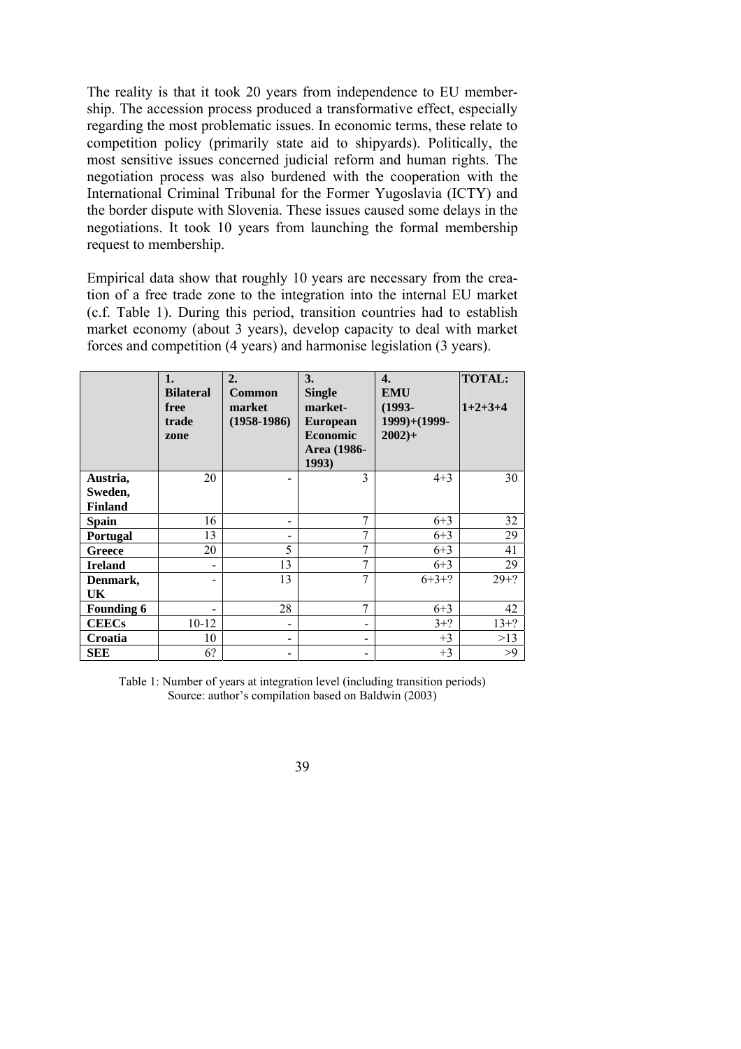The reality is that it took 20 years from independence to EU membership. The accession process produced a transformative effect, especially regarding the most problematic issues. In economic terms, these relate to competition policy (primarily state aid to shipyards). Politically, the most sensitive issues concerned judicial reform and human rights. The negotiation process was also burdened with the cooperation with the International Criminal Tribunal for the Former Yugoslavia (ICTY) and the border dispute with Slovenia. These issues caused some delays in the negotiations. It took 10 years from launching the formal membership request to membership.

Empirical data show that roughly 10 years are necessary from the creation of a free trade zone to the integration into the internal EU market (c.f. Table 1). During this period, transition countries had to establish market economy (about 3 years), develop capacity to deal with market forces and competition (4 years) and harmonise legislation (3 years).

| | **1. Bilateral free trade zone** | **2. Common market (1958-1986)** | **3. Single market-European Economic Area (1986-1993)** | **4. EMU (1993-1999)+(1999-2002)+** | **TOTAL: 1+2+3+4** |
|---|---|---|---|---|---|
| **Austria, Sweden, Finland** | 20 | - | 3 | 4+3 | 30 |
| **Spain** | 16 | - | 7 | 6+3 | 32 |
| **Portugal** | 13 | - | 7 | 6+3 | 29 |
| **Greece** | 20 | 5 | 7 | 6+3 | 41 |
| **Ireland** | - | 13 | 7 | 6+3 | 29 |
| **Denmark, UK** | - | 13 | 7 | 6+3+? | 29+? |
| **Founding 6** | - | 28 | 7 | 6+3 | 42 |
| **CEECs** | 10-12 | - | - | 3+? | 13+? |
| **Croatia** | 10 | - | - | +3 | >13 |
| **SEE** | 6? | - | - | +3 | >9 |

Table 1: Number of years at integration level (including transition periods)
Source: author's compilation based on Baldwin (2003)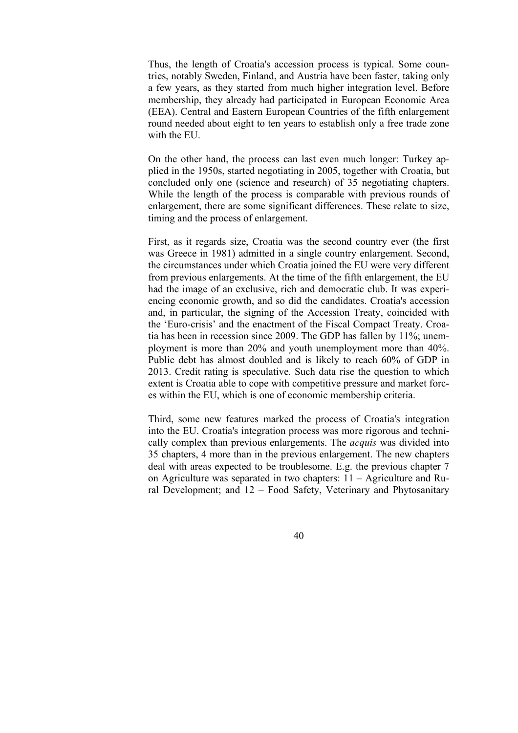Thus, the length of Croatia's accession process is typical. Some countries, notably Sweden, Finland, and Austria have been faster, taking only a few years, as they started from much higher integration level. Before membership, they already had participated in European Economic Area (EEA). Central and Eastern European Countries of the fifth enlargement round needed about eight to ten years to establish only a free trade zone with the EU.

On the other hand, the process can last even much longer: Turkey applied in the 1950s, started negotiating in 2005, together with Croatia, but concluded only one (science and research) of 35 negotiating chapters. While the length of the process is comparable with previous rounds of enlargement, there are some significant differences. These relate to size, timing and the process of enlargement.

First, as it regards size, Croatia was the second country ever (the first was Greece in 1981) admitted in a single country enlargement. Second, the circumstances under which Croatia joined the EU were very different from previous enlargements. At the time of the fifth enlargement, the EU had the image of an exclusive, rich and democratic club. It was experiencing economic growth, and so did the candidates. Croatia's accession and, in particular, the signing of the Accession Treaty, coincided with the 'Euro-crisis' and the enactment of the Fiscal Compact Treaty. Croatia has been in recession since 2009. The GDP has fallen by 11%; unemployment is more than 20% and youth unemployment more than 40%. Public debt has almost doubled and is likely to reach 60% of GDP in 2013. Credit rating is speculative. Such data rise the question to which extent is Croatia able to cope with competitive pressure and market forces within the EU, which is one of economic membership criteria.

Third, some new features marked the process of Croatia's integration into the EU. Croatia's integration process was more rigorous and technically complex than previous enlargements. The *acquis* was divided into 35 chapters, 4 more than in the previous enlargement. The new chapters deal with areas expected to be troublesome. E.g. the previous chapter 7 on Agriculture was separated in two chapters: 11 – Agriculture and Rural Development; and 12 – Food Safety, Veterinary and Phytosanitary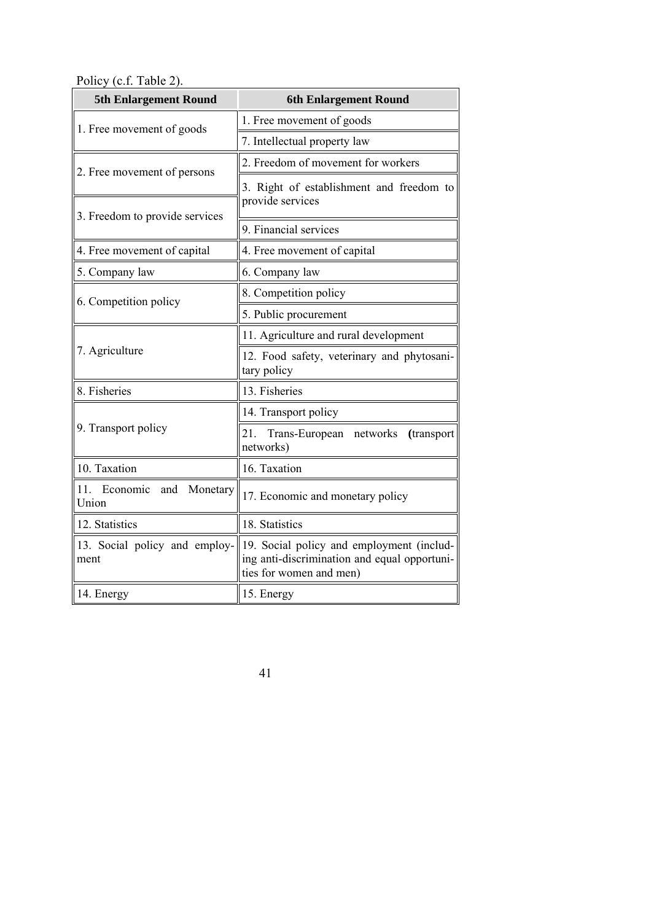Policy (c.f. Table 2).

| 5th Enlargement Round | 6th Enlargement Round |
|---|---|
| 1. Free movement of goods | 1. Free movement of goods |
| | 7. Intellectual property law |
| 2. Free movement of persons | 2. Freedom of movement for workers |
| | 3. Right of establishment and freedom to provide services |
| 3. Freedom to provide services | |
| | 9. Financial services |
| 4. Free movement of capital | 4. Free movement of capital |
| 5. Company law | 6. Company law |
| 6. Competition policy | 8. Competition policy |
| | 5. Public procurement |
| 7. Agriculture | 11. Agriculture and rural development |
| | 12. Food safety, veterinary and phytosanitary policy |
| 8. Fisheries | 13. Fisheries |
| 9. Transport policy | 14. Transport policy |
| | 21. Trans-European networks **(**transport networks) |
| 10. Taxation | 16. Taxation |
| 11. Economic and Monetary Union | 17. Economic and monetary policy |
| 12. Statistics | 18. Statistics |
| 13. Social policy and employment | 19. Social policy and employment (including anti-discrimination and equal opportunities for women and men) |
| 14. Energy | 15. Energy |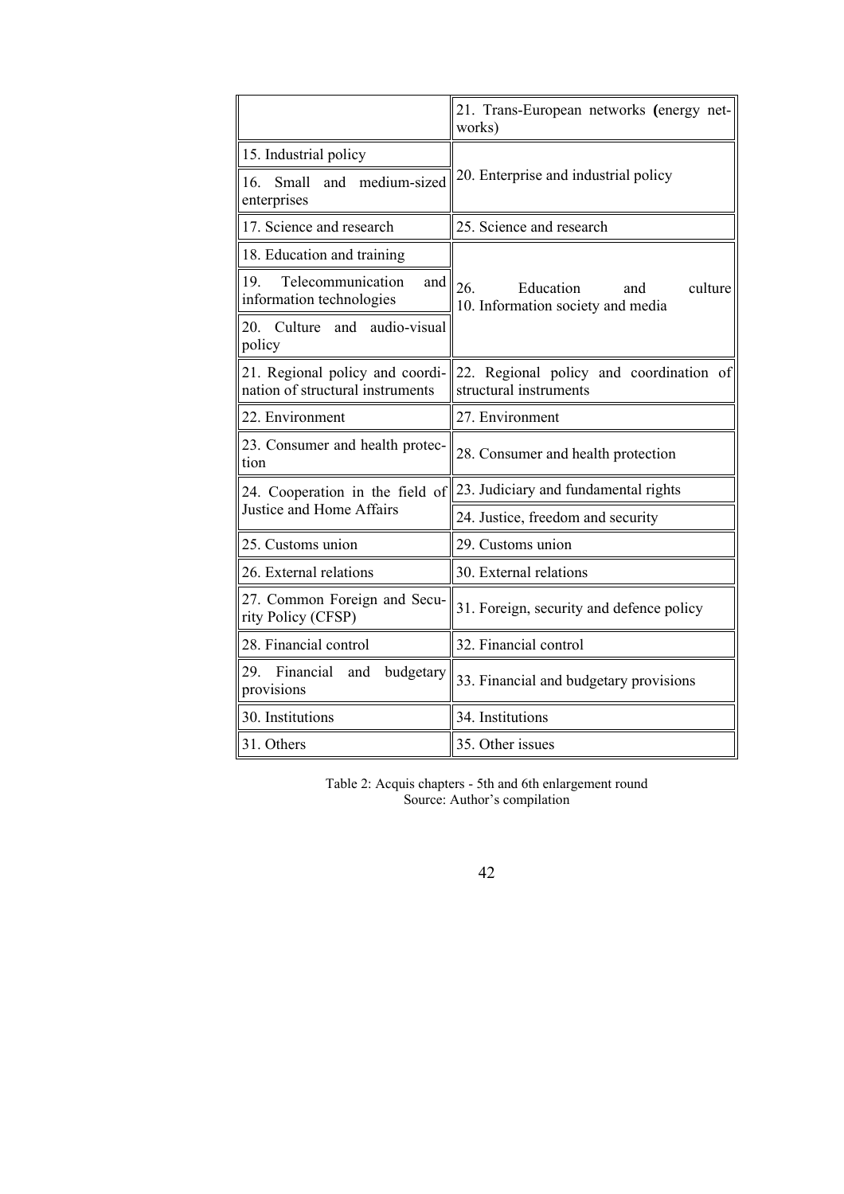| | |
|---|---|
| | 21. Trans-European networks (energy networks) |
| 15. Industrial policy | 20. Enterprise and industrial policy |
| 16. Small and medium-sized enterprises | |
| 17. Science and research | 25. Science and research |
| 18. Education and training | 26. Education and culture<br>10. Information society and media |
| 19. Telecommunication and information technologies | |
| 20. Culture and audio-visual policy | |
| 21. Regional policy and coordination of structural instruments | 22. Regional policy and coordination of structural instruments |
| 22. Environment | 27. Environment |
| 23. Consumer and health protection | 28. Consumer and health protection |
| 24. Cooperation in the field of Justice and Home Affairs | 23. Judiciary and fundamental rights |
| | 24. Justice, freedom and security |
| 25. Customs union | 29. Customs union |
| 26. External relations | 30. External relations |
| 27. Common Foreign and Security Policy (CFSP) | 31. Foreign, security and defence policy |
| 28. Financial control | 32. Financial control |
| 29. Financial and budgetary provisions | 33. Financial and budgetary provisions |
| 30. Institutions | 34. Institutions |
| 31. Others | 35. Other issues |

Table 2: Acquis chapters - 5th and 6th enlargement round
Source: Author's compilation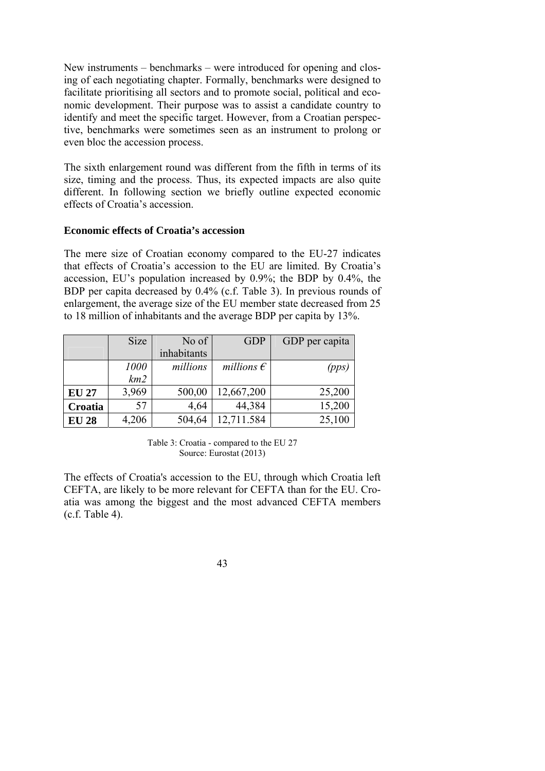New instruments – benchmarks – were introduced for opening and closing of each negotiating chapter. Formally, benchmarks were designed to facilitate prioritising all sectors and to promote social, political and economic development. Their purpose was to assist a candidate country to identify and meet the specific target. However, from a Croatian perspective, benchmarks were sometimes seen as an instrument to prolong or even bloc the accession process.

The sixth enlargement round was different from the fifth in terms of its size, timing and the process. Thus, its expected impacts are also quite different. In following section we briefly outline expected economic effects of Croatia's accession.

**Economic effects of Croatia's accession**

The mere size of Croatian economy compared to the EU-27 indicates that effects of Croatia's accession to the EU are limited. By Croatia's accession, EU's population increased by 0.9%; the BDP by 0.4%, the BDP per capita decreased by 0.4% (c.f. Table 3). In previous rounds of enlargement, the average size of the EU member state decreased from 25 to 18 million of inhabitants and the average BDP per capita by 13%.

| | Size | No of inhabitants | GDP | GDP per capita |
|---|---|---|---|---|
| | *1000 km2* | *millions* | *millions €* | *(pps)* |
| **EU 27** | 3,969 | 500,00 | 12,667,200 | 25,200 |
| **Croatia** | 57 | 4,64 | 44,384 | 15,200 |
| **EU 28** | 4,206 | 504,64 | 12,711.584 | 25,100 |

Table 3: Croatia - compared to the EU 27
Source: Eurostat (2013)

The effects of Croatia's accession to the EU, through which Croatia left CEFTA, are likely to be more relevant for CEFTA than for the EU. Croatia was among the biggest and the most advanced CEFTA members (c.f. Table 4).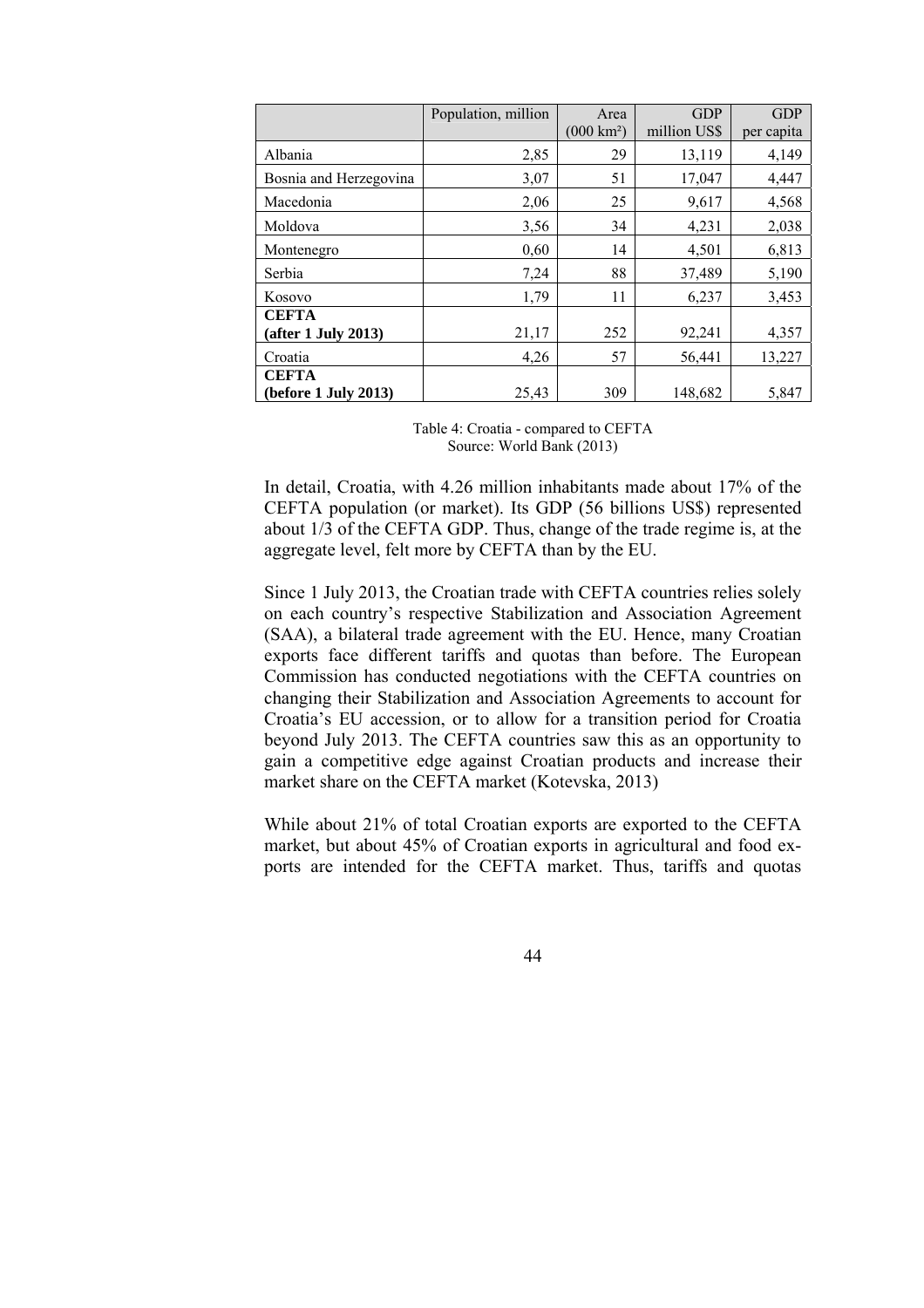|  | Population, million | Area (000 km²) | GDP million US$ | GDP per capita |
|---|---|---|---|---|
| Albania | 2,85 | 29 | 13,119 | 4,149 |
| Bosnia and Herzegovina | 3,07 | 51 | 17,047 | 4,447 |
| Macedonia | 2,06 | 25 | 9,617 | 4,568 |
| Moldova | 3,56 | 34 | 4,231 | 2,038 |
| Montenegro | 0,60 | 14 | 4,501 | 6,813 |
| Serbia | 7,24 | 88 | 37,489 | 5,190 |
| Kosovo | 1,79 | 11 | 6,237 | 3,453 |
| **CEFTA (after 1 July 2013)** | 21,17 | 252 | 92,241 | 4,357 |
| Croatia | 4,26 | 57 | 56,441 | 13,227 |
| **CEFTA (before 1 July 2013)** | 25,43 | 309 | 148,682 | 5,847 |

Table 4: Croatia - compared to CEFTA
Source: World Bank (2013)

In detail, Croatia, with 4.26 million inhabitants made about 17% of the CEFTA population (or market). Its GDP (56 billions US$) represented about 1/3 of the CEFTA GDP. Thus, change of the trade regime is, at the aggregate level, felt more by CEFTA than by the EU.

Since 1 July 2013, the Croatian trade with CEFTA countries relies solely on each country's respective Stabilization and Association Agreement (SAA), a bilateral trade agreement with the EU. Hence, many Croatian exports face different tariffs and quotas than before. The European Commission has conducted negotiations with the CEFTA countries on changing their Stabilization and Association Agreements to account for Croatia's EU accession, or to allow for a transition period for Croatia beyond July 2013. The CEFTA countries saw this as an opportunity to gain a competitive edge against Croatian products and increase their market share on the CEFTA market (Kotevska, 2013)

While about 21% of total Croatian exports are exported to the CEFTA market, but about 45% of Croatian exports in agricultural and food exports are intended for the CEFTA market. Thus, tariffs and quotas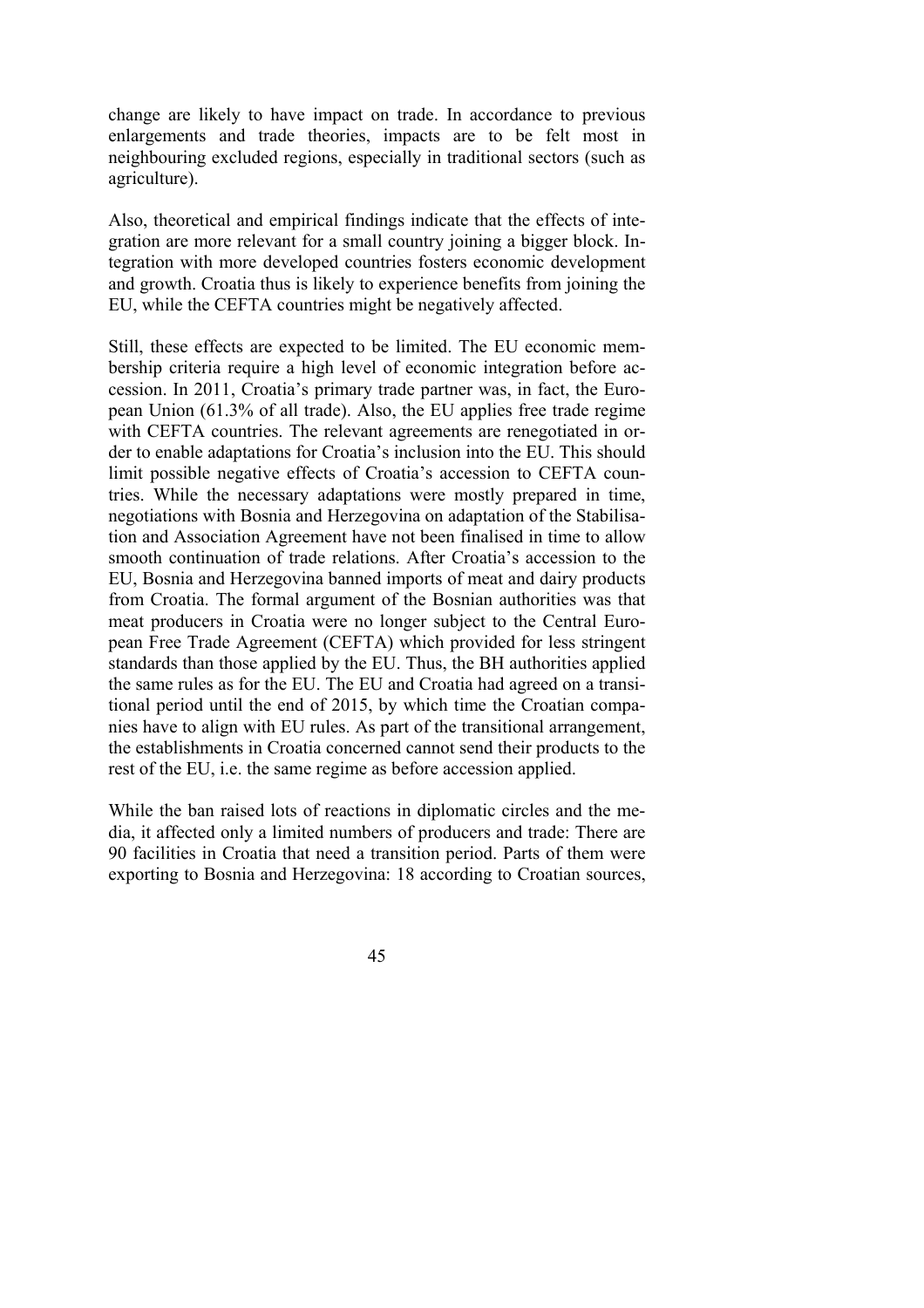change are likely to have impact on trade. In accordance to previous enlargements and trade theories, impacts are to be felt most in neighbouring excluded regions, especially in traditional sectors (such as agriculture).

Also, theoretical and empirical findings indicate that the effects of integration are more relevant for a small country joining a bigger block. Integration with more developed countries fosters economic development and growth. Croatia thus is likely to experience benefits from joining the EU, while the CEFTA countries might be negatively affected.

Still, these effects are expected to be limited. The EU economic membership criteria require a high level of economic integration before accession. In 2011, Croatia's primary trade partner was, in fact, the European Union (61.3% of all trade). Also, the EU applies free trade regime with CEFTA countries. The relevant agreements are renegotiated in order to enable adaptations for Croatia's inclusion into the EU. This should limit possible negative effects of Croatia's accession to CEFTA countries. While the necessary adaptations were mostly prepared in time, negotiations with Bosnia and Herzegovina on adaptation of the Stabilisation and Association Agreement have not been finalised in time to allow smooth continuation of trade relations. After Croatia's accession to the EU, Bosnia and Herzegovina banned imports of meat and dairy products from Croatia. The formal argument of the Bosnian authorities was that meat producers in Croatia were no longer subject to the Central European Free Trade Agreement (CEFTA) which provided for less stringent standards than those applied by the EU. Thus, the BH authorities applied the same rules as for the EU. The EU and Croatia had agreed on a transitional period until the end of 2015, by which time the Croatian companies have to align with EU rules. As part of the transitional arrangement, the establishments in Croatia concerned cannot send their products to the rest of the EU, i.e. the same regime as before accession applied.

While the ban raised lots of reactions in diplomatic circles and the media, it affected only a limited numbers of producers and trade: There are 90 facilities in Croatia that need a transition period. Parts of them were exporting to Bosnia and Herzegovina: 18 according to Croatian sources,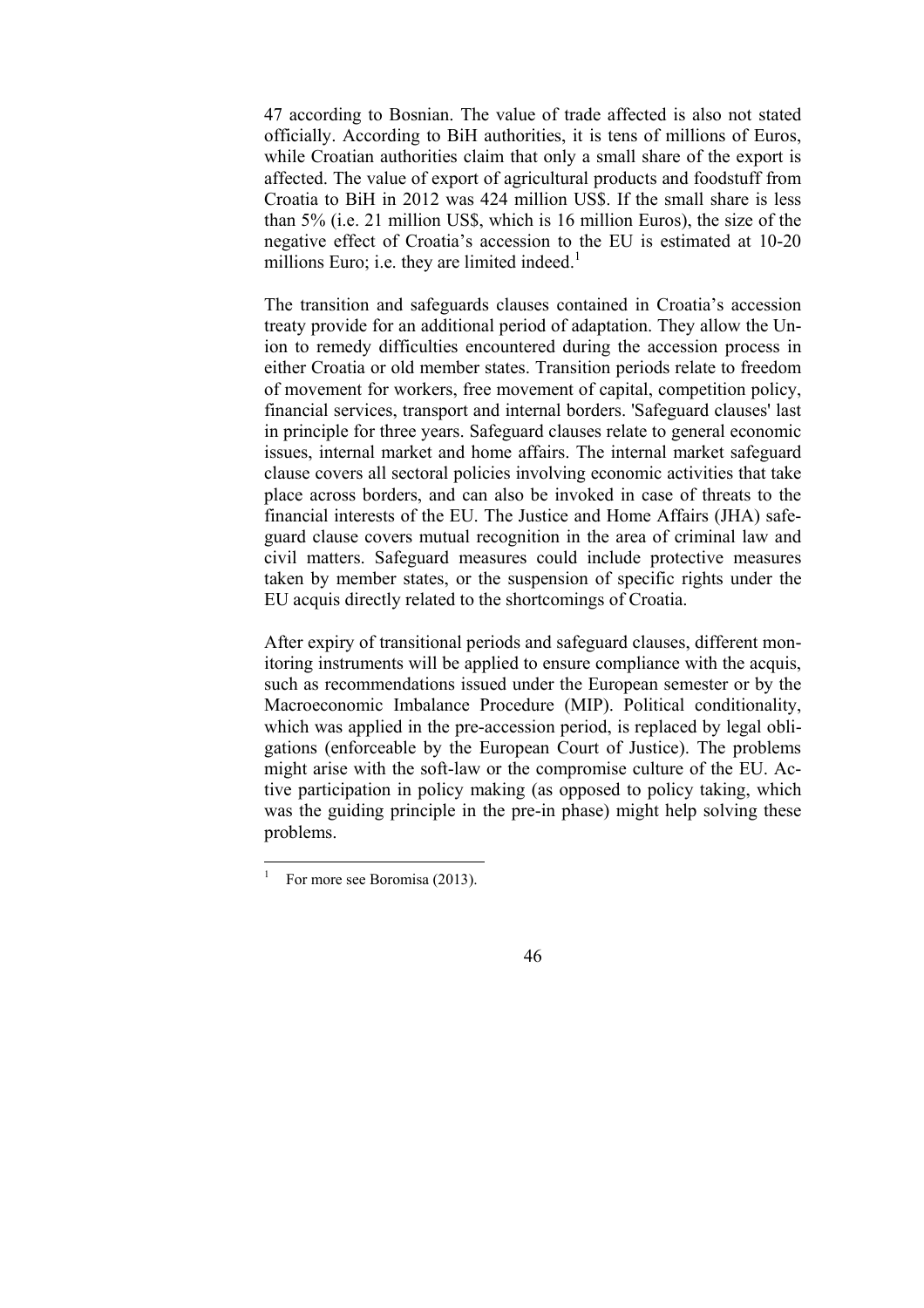47 according to Bosnian. The value of trade affected is also not stated officially. According to BiH authorities, it is tens of millions of Euros, while Croatian authorities claim that only a small share of the export is affected. The value of export of agricultural products and foodstuff from Croatia to BiH in 2012 was 424 million US$. If the small share is less than 5% (i.e. 21 million US$, which is 16 million Euros), the size of the negative effect of Croatia's accession to the EU is estimated at 10-20 millions Euro; i.e. they are limited indeed.[1]

The transition and safeguards clauses contained in Croatia's accession treaty provide for an additional period of adaptation. They allow the Union to remedy difficulties encountered during the accession process in either Croatia or old member states. Transition periods relate to freedom of movement for workers, free movement of capital, competition policy, financial services, transport and internal borders. 'Safeguard clauses' last in principle for three years. Safeguard clauses relate to general economic issues, internal market and home affairs. The internal market safeguard clause covers all sectoral policies involving economic activities that take place across borders, and can also be invoked in case of threats to the financial interests of the EU. The Justice and Home Affairs (JHA) safeguard clause covers mutual recognition in the area of criminal law and civil matters. Safeguard measures could include protective measures taken by member states, or the suspension of specific rights under the EU acquis directly related to the shortcomings of Croatia.

After expiry of transitional periods and safeguard clauses, different monitoring instruments will be applied to ensure compliance with the acquis, such as recommendations issued under the European semester or by the Macroeconomic Imbalance Procedure (MIP). Political conditionality, which was applied in the pre-accession period, is replaced by legal obligations (enforceable by the European Court of Justice). The problems might arise with the soft-law or the compromise culture of the EU. Active participation in policy making (as opposed to policy taking, which was the guiding principle in the pre-in phase) might help solving these problems.

---

[1] For more see Boromisa (2013).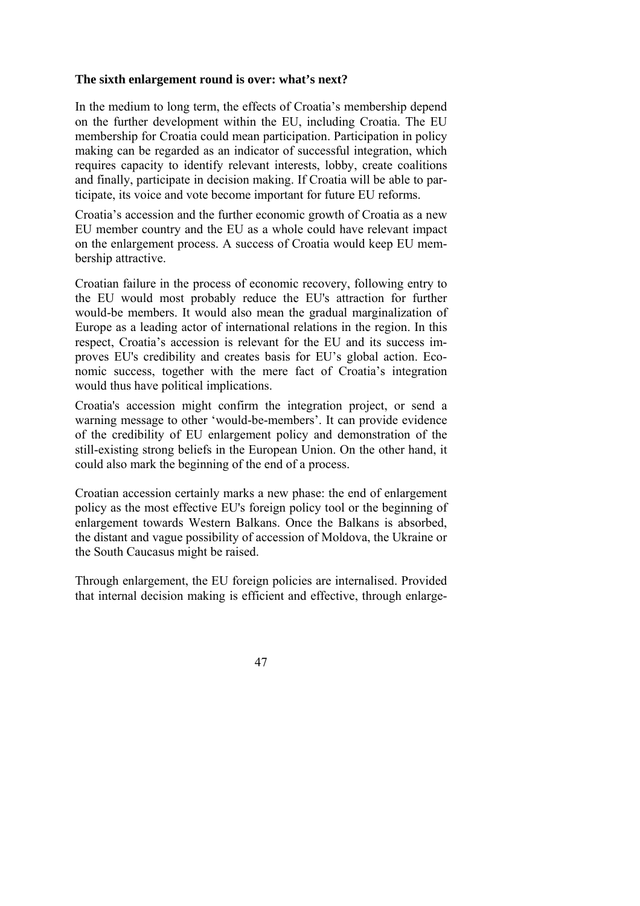**The sixth enlargement round is over: what's next?**

In the medium to long term, the effects of Croatia's membership depend on the further development within the EU, including Croatia. The EU membership for Croatia could mean participation. Participation in policy making can be regarded as an indicator of successful integration, which requires capacity to identify relevant interests, lobby, create coalitions and finally, participate in decision making. If Croatia will be able to participate, its voice and vote become important for future EU reforms.

Croatia's accession and the further economic growth of Croatia as a new EU member country and the EU as a whole could have relevant impact on the enlargement process. A success of Croatia would keep EU membership attractive.

Croatian failure in the process of economic recovery, following entry to the EU would most probably reduce the EU's attraction for further would-be members. It would also mean the gradual marginalization of Europe as a leading actor of international relations in the region. In this respect, Croatia's accession is relevant for the EU and its success improves EU's credibility and creates basis for EU's global action. Economic success, together with the mere fact of Croatia's integration would thus have political implications.

Croatia's accession might confirm the integration project, or send a warning message to other 'would-be-members'. It can provide evidence of the credibility of EU enlargement policy and demonstration of the still-existing strong beliefs in the European Union. On the other hand, it could also mark the beginning of the end of a process.

Croatian accession certainly marks a new phase: the end of enlargement policy as the most effective EU's foreign policy tool or the beginning of enlargement towards Western Balkans. Once the Balkans is absorbed, the distant and vague possibility of accession of Moldova, the Ukraine or the South Caucasus might be raised.

Through enlargement, the EU foreign policies are internalised. Provided that internal decision making is efficient and effective, through enlarge-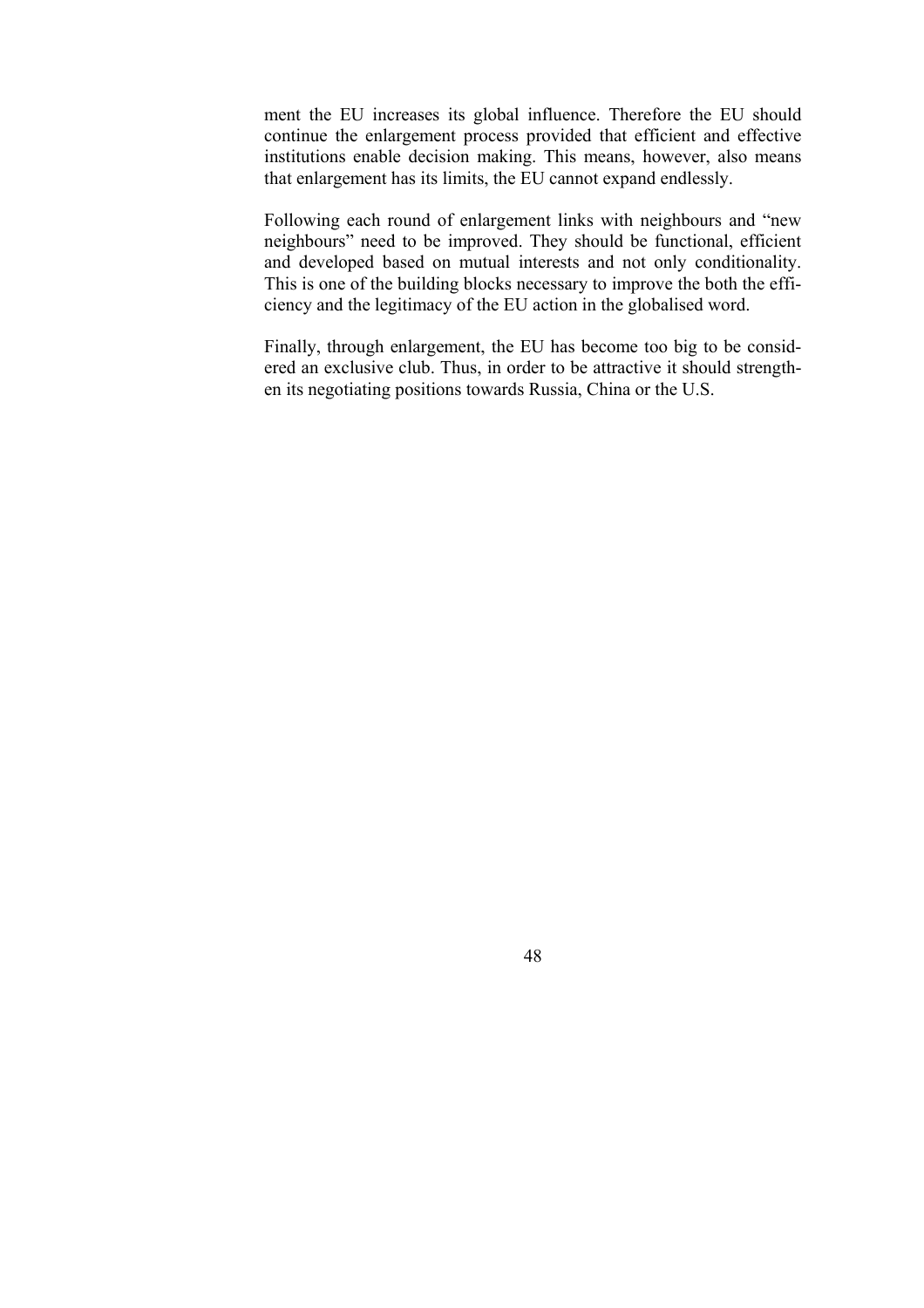ment the EU increases its global influence. Therefore the EU should continue the enlargement process provided that efficient and effective institutions enable decision making. This means, however, also means that enlargement has its limits, the EU cannot expand endlessly.

Following each round of enlargement links with neighbours and "new neighbours" need to be improved. They should be functional, efficient and developed based on mutual interests and not only conditionality. This is one of the building blocks necessary to improve the both the efficiency and the legitimacy of the EU action in the globalised word.

Finally, through enlargement, the EU has become too big to be considered an exclusive club. Thus, in order to be attractive it should strengthen its negotiating positions towards Russia, China or the U.S.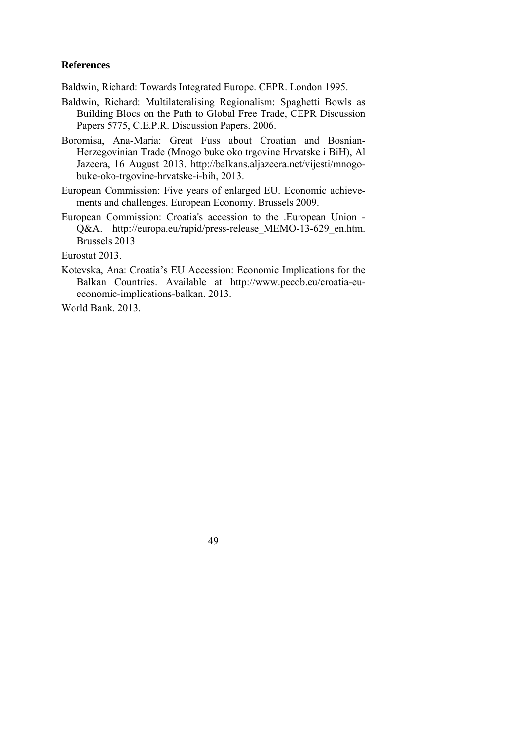## References

Baldwin, Richard: Towards Integrated Europe. CEPR. London 1995.

Baldwin, Richard: Multilateralising Regionalism: Spaghetti Bowls as Building Blocs on the Path to Global Free Trade, CEPR Discussion Papers 5775, C.E.P.R. Discussion Papers. 2006.

Boromisa, Ana-Maria: Great Fuss about Croatian and Bosnian-Herzegovinian Trade (Mnogo buke oko trgovine Hrvatske i BiH), Al Jazeera, 16 August 2013. http://balkans.aljazeera.net/vijesti/mnogo-buke-oko-trgovine-hrvatske-i-bih, 2013.

European Commission: Five years of enlarged EU. Economic achievements and challenges. European Economy. Brussels 2009.

European Commission: Croatia's accession to the .European Union - Q&A. http://europa.eu/rapid/press-release_MEMO-13-629_en.htm. Brussels 2013

Eurostat 2013.

Kotevska, Ana: Croatia's EU Accession: Economic Implications for the Balkan Countries. Available at http://www.pecob.eu/croatia-eu-economic-implications-balkan. 2013.

World Bank. 2013.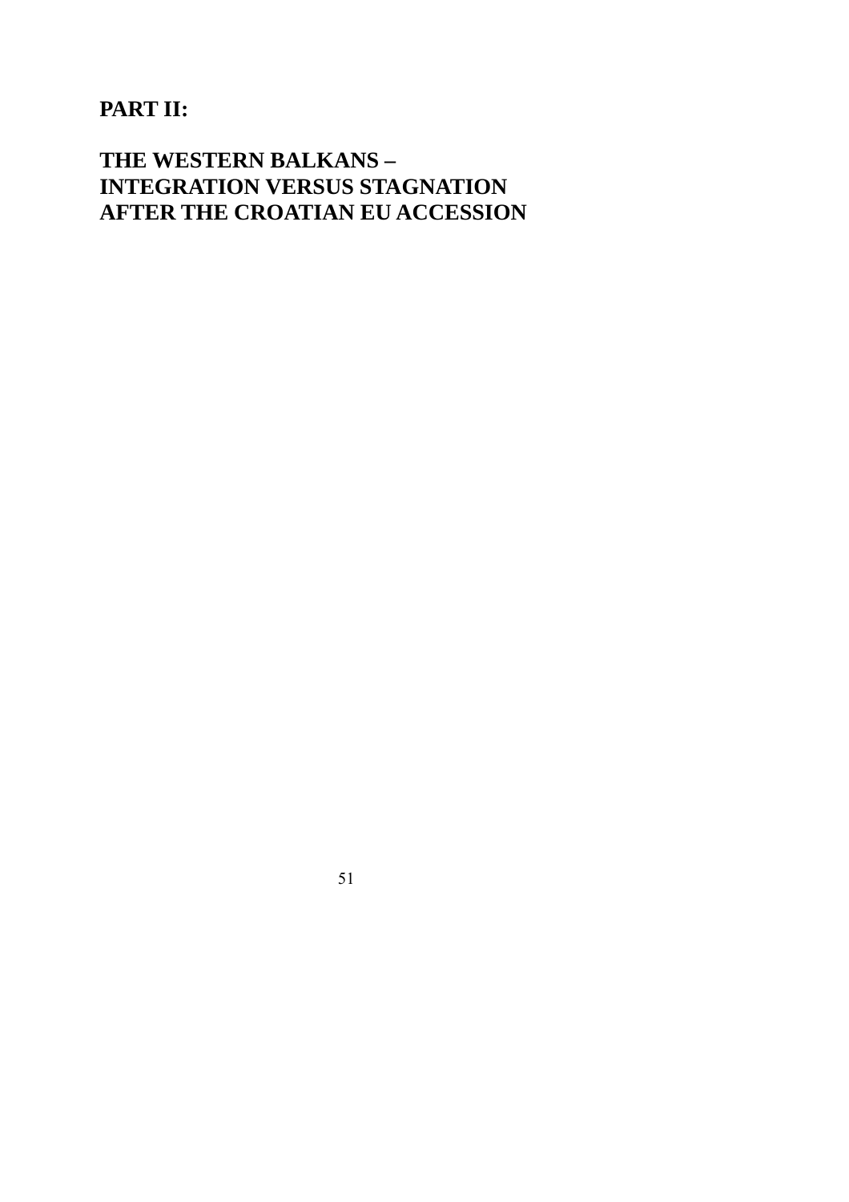# PART II:

# THE WESTERN BALKANS – INTEGRATION VERSUS STAGNATION AFTER THE CROATIAN EU ACCESSION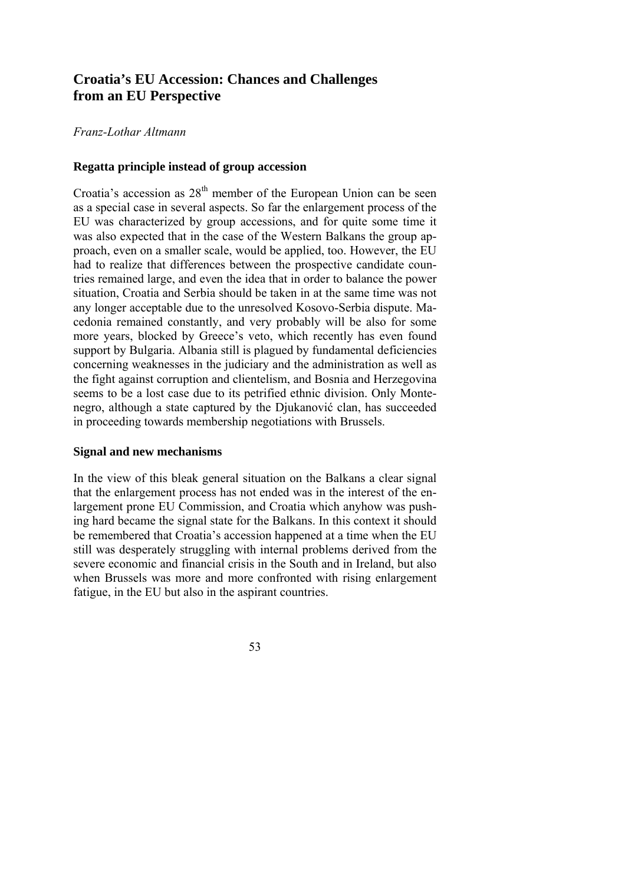## Croatia's EU Accession: Chances and Challenges from an EU Perspective

*Franz-Lothar Altmann*

### Regatta principle instead of group accession

Croatia's accession as $28^{th}$ member of the European Union can be seen as a special case in several aspects. So far the enlargement process of the EU was characterized by group accessions, and for quite some time it was also expected that in the case of the Western Balkans the group approach, even on a smaller scale, would be applied, too. However, the EU had to realize that differences between the prospective candidate countries remained large, and even the idea that in order to balance the power situation, Croatia and Serbia should be taken in at the same time was not any longer acceptable due to the unresolved Kosovo-Serbia dispute. Macedonia remained constantly, and very probably will be also for some more years, blocked by Greece's veto, which recently has even found support by Bulgaria. Albania still is plagued by fundamental deficiencies concerning weaknesses in the judiciary and the administration as well as the fight against corruption and clientelism, and Bosnia and Herzegovina seems to be a lost case due to its petrified ethnic division. Only Montenegro, although a state captured by the Djukanović clan, has succeeded in proceeding towards membership negotiations with Brussels.

### Signal and new mechanisms

In the view of this bleak general situation on the Balkans a clear signal that the enlargement process has not ended was in the interest of the enlargement prone EU Commission, and Croatia which anyhow was pushing hard became the signal state for the Balkans. In this context it should be remembered that Croatia's accession happened at a time when the EU still was desperately struggling with internal problems derived from the severe economic and financial crisis in the South and in Ireland, but also when Brussels was more and more confronted with rising enlargement fatigue, in the EU but also in the aspirant countries.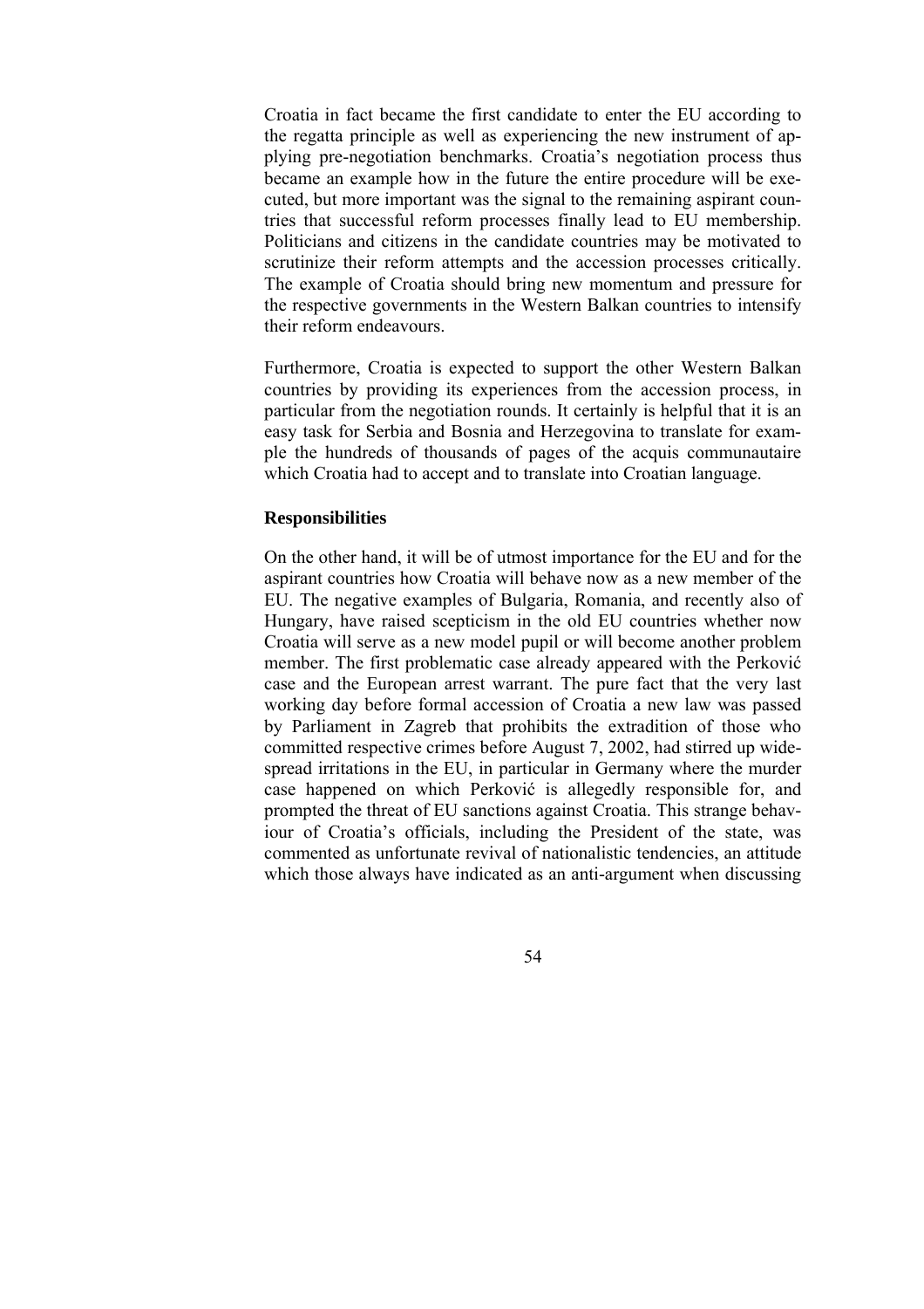Croatia in fact became the first candidate to enter the EU according to the regatta principle as well as experiencing the new instrument of applying pre-negotiation benchmarks. Croatia's negotiation process thus became an example how in the future the entire procedure will be executed, but more important was the signal to the remaining aspirant countries that successful reform processes finally lead to EU membership. Politicians and citizens in the candidate countries may be motivated to scrutinize their reform attempts and the accession processes critically. The example of Croatia should bring new momentum and pressure for the respective governments in the Western Balkan countries to intensify their reform endeavours.

Furthermore, Croatia is expected to support the other Western Balkan countries by providing its experiences from the accession process, in particular from the negotiation rounds. It certainly is helpful that it is an easy task for Serbia and Bosnia and Herzegovina to translate for example the hundreds of thousands of pages of the acquis communautaire which Croatia had to accept and to translate into Croatian language.

### Responsibilities

On the other hand, it will be of utmost importance for the EU and for the aspirant countries how Croatia will behave now as a new member of the EU. The negative examples of Bulgaria, Romania, and recently also of Hungary, have raised scepticism in the old EU countries whether now Croatia will serve as a new model pupil or will become another problem member. The first problematic case already appeared with the Perković case and the European arrest warrant. The pure fact that the very last working day before formal accession of Croatia a new law was passed by Parliament in Zagreb that prohibits the extradition of those who committed respective crimes before August 7, 2002, had stirred up widespread irritations in the EU, in particular in Germany where the murder case happened on which Perković is allegedly responsible for, and prompted the threat of EU sanctions against Croatia. This strange behaviour of Croatia's officials, including the President of the state, was commented as unfortunate revival of nationalistic tendencies, an attitude which those always have indicated as an anti-argument when discussing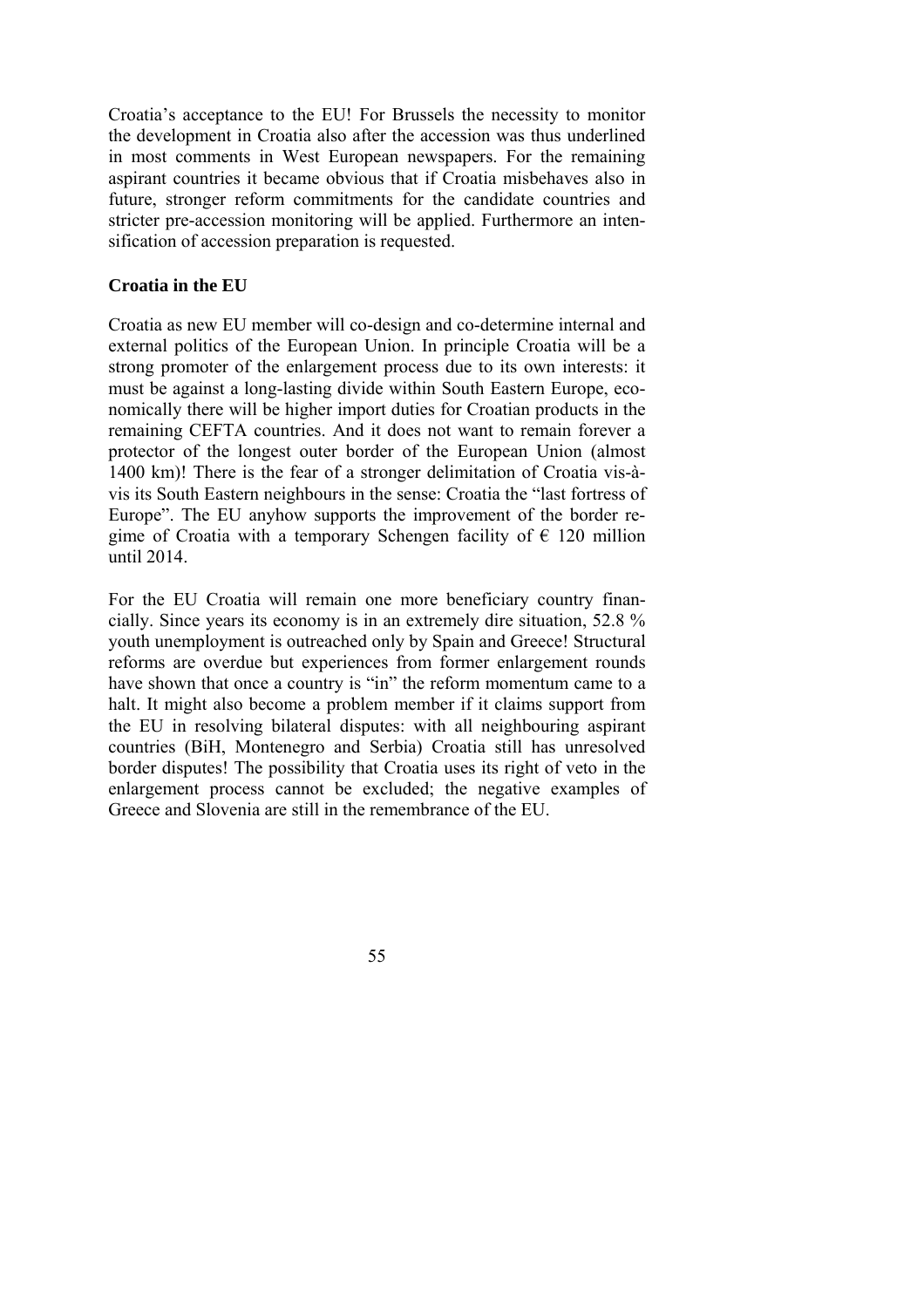Croatia's acceptance to the EU! For Brussels the necessity to monitor the development in Croatia also after the accession was thus underlined in most comments in West European newspapers. For the remaining aspirant countries it became obvious that if Croatia misbehaves also in future, stronger reform commitments for the candidate countries and stricter pre-accession monitoring will be applied. Furthermore an intensification of accession preparation is requested.

## Croatia in the EU

Croatia as new EU member will co-design and co-determine internal and external politics of the European Union. In principle Croatia will be a strong promoter of the enlargement process due to its own interests: it must be against a long-lasting divide within South Eastern Europe, economically there will be higher import duties for Croatian products in the remaining CEFTA countries. And it does not want to remain forever a protector of the longest outer border of the European Union (almost 1400 km)! There is the fear of a stronger delimitation of Croatia vis-à-vis its South Eastern neighbours in the sense: Croatia the "last fortress of Europe". The EU anyhow supports the improvement of the border regime of Croatia with a temporary Schengen facility of € 120 million until 2014.

For the EU Croatia will remain one more beneficiary country financially. Since years its economy is in an extremely dire situation, 52.8 % youth unemployment is outreached only by Spain and Greece! Structural reforms are overdue but experiences from former enlargement rounds have shown that once a country is "in" the reform momentum came to a halt. It might also become a problem member if it claims support from the EU in resolving bilateral disputes: with all neighbouring aspirant countries (BiH, Montenegro and Serbia) Croatia still has unresolved border disputes! The possibility that Croatia uses its right of veto in the enlargement process cannot be excluded; the negative examples of Greece and Slovenia are still in the remembrance of the EU.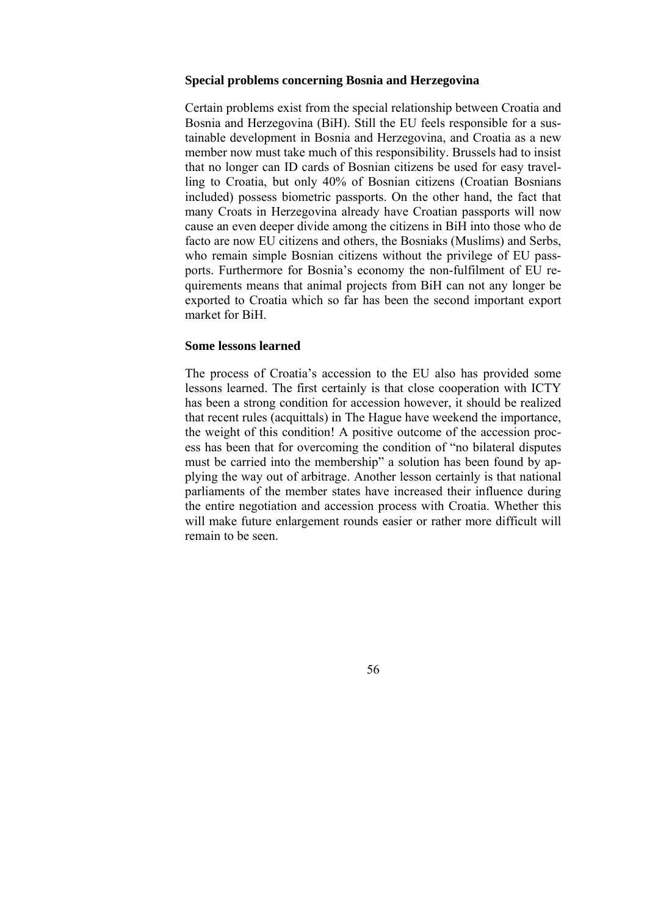**Special problems concerning Bosnia and Herzegovina**

Certain problems exist from the special relationship between Croatia and Bosnia and Herzegovina (BiH). Still the EU feels responsible for a sustainable development in Bosnia and Herzegovina, and Croatia as a new member now must take much of this responsibility. Brussels had to insist that no longer can ID cards of Bosnian citizens be used for easy travelling to Croatia, but only 40% of Bosnian citizens (Croatian Bosnians included) possess biometric passports. On the other hand, the fact that many Croats in Herzegovina already have Croatian passports will now cause an even deeper divide among the citizens in BiH into those who de facto are now EU citizens and others, the Bosniaks (Muslims) and Serbs, who remain simple Bosnian citizens without the privilege of EU passports. Furthermore for Bosnia's economy the non-fulfilment of EU requirements means that animal projects from BiH can not any longer be exported to Croatia which so far has been the second important export market for BiH.

**Some lessons learned**

The process of Croatia's accession to the EU also has provided some lessons learned. The first certainly is that close cooperation with ICTY has been a strong condition for accession however, it should be realized that recent rules (acquittals) in The Hague have weekend the importance, the weight of this condition! A positive outcome of the accession process has been that for overcoming the condition of "no bilateral disputes must be carried into the membership" a solution has been found by applying the way out of arbitrage. Another lesson certainly is that national parliaments of the member states have increased their influence during the entire negotiation and accession process with Croatia. Whether this will make future enlargement rounds easier or rather more difficult will remain to be seen.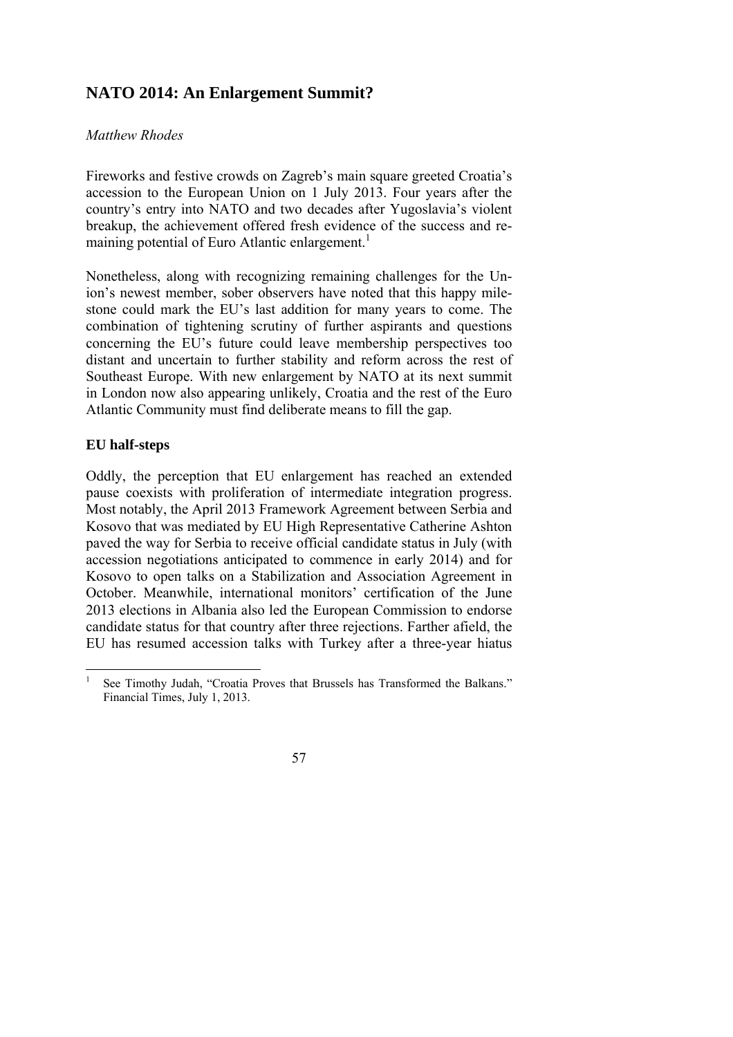## NATO 2014: An Enlargement Summit?

*Matthew Rhodes*

Fireworks and festive crowds on Zagreb's main square greeted Croatia's accession to the European Union on 1 July 2013. Four years after the country's entry into NATO and two decades after Yugoslavia's violent breakup, the achievement offered fresh evidence of the success and remaining potential of Euro Atlantic enlargement.[1]

Nonetheless, along with recognizing remaining challenges for the Union's newest member, sober observers have noted that this happy milestone could mark the EU's last addition for many years to come. The combination of tightening scrutiny of further aspirants and questions concerning the EU's future could leave membership perspectives too distant and uncertain to further stability and reform across the rest of Southeast Europe. With new enlargement by NATO at its next summit in London now also appearing unlikely, Croatia and the rest of the Euro Atlantic Community must find deliberate means to fill the gap.

### EU half-steps

Oddly, the perception that EU enlargement has reached an extended pause coexists with proliferation of intermediate integration progress. Most notably, the April 2013 Framework Agreement between Serbia and Kosovo that was mediated by EU High Representative Catherine Ashton paved the way for Serbia to receive official candidate status in July (with accession negotiations anticipated to commence in early 2014) and for Kosovo to open talks on a Stabilization and Association Agreement in October. Meanwhile, international monitors' certification of the June 2013 elections in Albania also led the European Commission to endorse candidate status for that country after three rejections. Farther afield, the EU has resumed accession talks with Turkey after a three-year hiatus

[1] See Timothy Judah, "Croatia Proves that Brussels has Transformed the Balkans." Financial Times, July 1, 2013.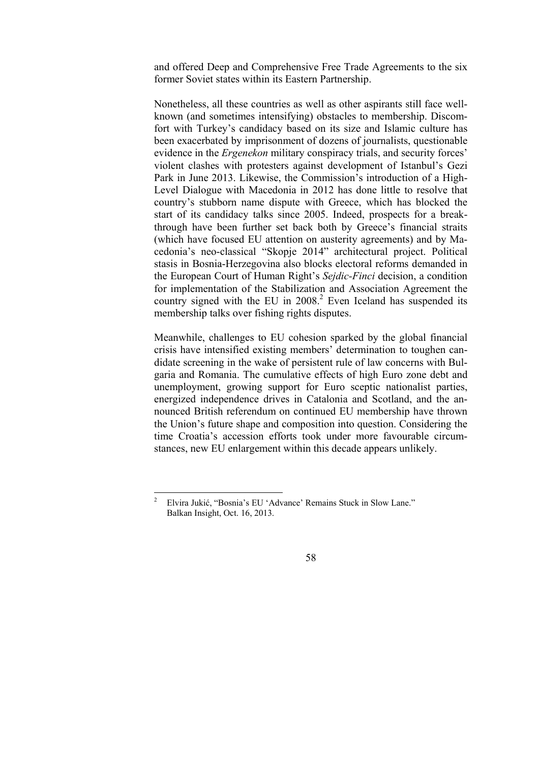and offered Deep and Comprehensive Free Trade Agreements to the six former Soviet states within its Eastern Partnership.

Nonetheless, all these countries as well as other aspirants still face well-known (and sometimes intensifying) obstacles to membership. Discomfort with Turkey's candidacy based on its size and Islamic culture has been exacerbated by imprisonment of dozens of journalists, questionable evidence in the *Ergenekon* military conspiracy trials, and security forces' violent clashes with protesters against development of Istanbul's Gezi Park in June 2013. Likewise, the Commission's introduction of a High-Level Dialogue with Macedonia in 2012 has done little to resolve that country's stubborn name dispute with Greece, which has blocked the start of its candidacy talks since 2005. Indeed, prospects for a breakthrough have been further set back both by Greece's financial straits (which have focused EU attention on austerity agreements) and by Macedonia's neo-classical "Skopje 2014" architectural project. Political stasis in Bosnia-Herzegovina also blocks electoral reforms demanded in the European Court of Human Right's *Sejdic-Finci* decision, a condition for implementation of the Stabilization and Association Agreement the country signed with the EU in 2008.[2] Even Iceland has suspended its membership talks over fishing rights disputes.

Meanwhile, challenges to EU cohesion sparked by the global financial crisis have intensified existing members' determination to toughen candidate screening in the wake of persistent rule of law concerns with Bulgaria and Romania. The cumulative effects of high Euro zone debt and unemployment, growing support for Euro sceptic nationalist parties, energized independence drives in Catalonia and Scotland, and the announced British referendum on continued EU membership have thrown the Union's future shape and composition into question. Considering the time Croatia's accession efforts took under more favourable circumstances, new EU enlargement within this decade appears unlikely.

---

[2] Elvira Jukić, "Bosnia's EU 'Advance' Remains Stuck in Slow Lane." Balkan Insight, Oct. 16, 2013.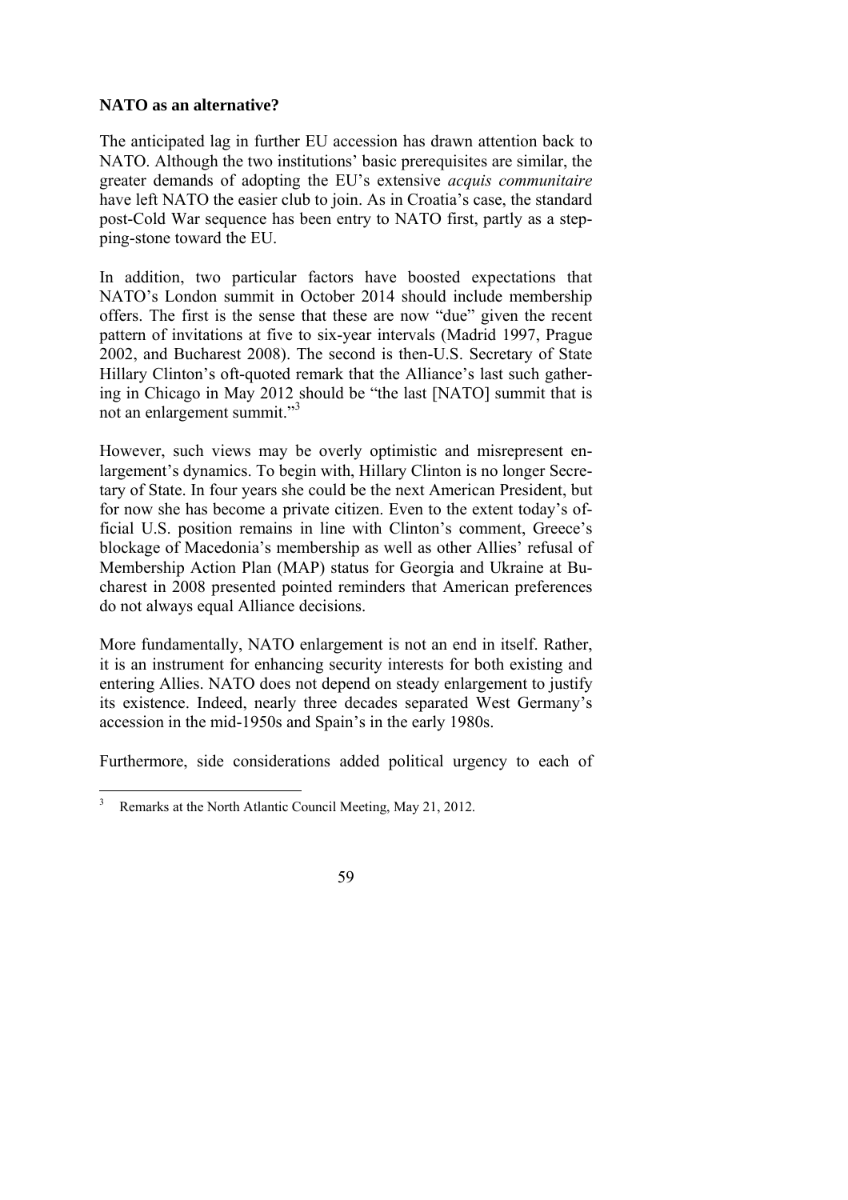**NATO as an alternative?**

The anticipated lag in further EU accession has drawn attention back to NATO. Although the two institutions' basic prerequisites are similar, the greater demands of adopting the EU's extensive *acquis communitaire* have left NATO the easier club to join. As in Croatia's case, the standard post-Cold War sequence has been entry to NATO first, partly as a stepping-stone toward the EU.

In addition, two particular factors have boosted expectations that NATO's London summit in October 2014 should include membership offers. The first is the sense that these are now "due" given the recent pattern of invitations at five to six-year intervals (Madrid 1997, Prague 2002, and Bucharest 2008). The second is then-U.S. Secretary of State Hillary Clinton's oft-quoted remark that the Alliance's last such gathering in Chicago in May 2012 should be "the last [NATO] summit that is not an enlargement summit."[3]

However, such views may be overly optimistic and misrepresent enlargement's dynamics. To begin with, Hillary Clinton is no longer Secretary of State. In four years she could be the next American President, but for now she has become a private citizen. Even to the extent today's official U.S. position remains in line with Clinton's comment, Greece's blockage of Macedonia's membership as well as other Allies' refusal of Membership Action Plan (MAP) status for Georgia and Ukraine at Bucharest in 2008 presented pointed reminders that American preferences do not always equal Alliance decisions.

More fundamentally, NATO enlargement is not an end in itself. Rather, it is an instrument for enhancing security interests for both existing and entering Allies. NATO does not depend on steady enlargement to justify its existence. Indeed, nearly three decades separated West Germany's accession in the mid-1950s and Spain's in the early 1980s.

Furthermore, side considerations added political urgency to each of

---

[3] Remarks at the North Atlantic Council Meeting, May 21, 2012.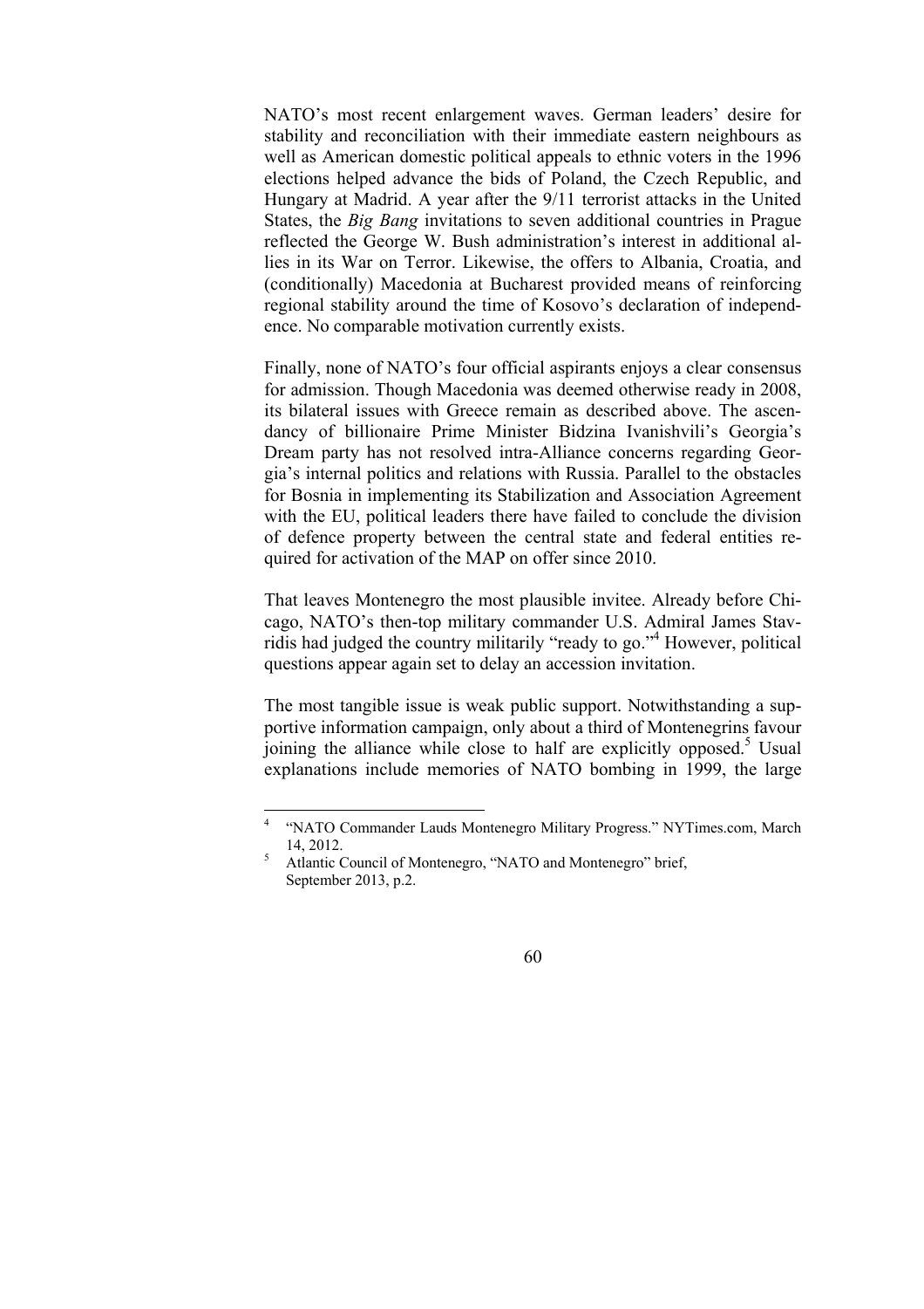NATO's most recent enlargement waves. German leaders' desire for stability and reconciliation with their immediate eastern neighbours as well as American domestic political appeals to ethnic voters in the 1996 elections helped advance the bids of Poland, the Czech Republic, and Hungary at Madrid. A year after the 9/11 terrorist attacks in the United States, the *Big Bang* invitations to seven additional countries in Prague reflected the George W. Bush administration's interest in additional allies in its War on Terror. Likewise, the offers to Albania, Croatia, and (conditionally) Macedonia at Bucharest provided means of reinforcing regional stability around the time of Kosovo's declaration of independence. No comparable motivation currently exists.

Finally, none of NATO's four official aspirants enjoys a clear consensus for admission. Though Macedonia was deemed otherwise ready in 2008, its bilateral issues with Greece remain as described above. The ascendancy of billionaire Prime Minister Bidzina Ivanishvili's Georgia's Dream party has not resolved intra-Alliance concerns regarding Georgia's internal politics and relations with Russia. Parallel to the obstacles for Bosnia in implementing its Stabilization and Association Agreement with the EU, political leaders there have failed to conclude the division of defence property between the central state and federal entities required for activation of the MAP on offer since 2010.

That leaves Montenegro the most plausible invitee. Already before Chicago, NATO's then-top military commander U.S. Admiral James Stavridis had judged the country militarily "ready to go."[4] However, political questions appear again set to delay an accession invitation.

The most tangible issue is weak public support. Notwithstanding a supportive information campaign, only about a third of Montenegrins favour joining the alliance while close to half are explicitly opposed.[5] Usual explanations include memories of NATO bombing in 1999, the large

---

[4] "NATO Commander Lauds Montenegro Military Progress." NYTimes.com, March 14, 2012.

[5] Atlantic Council of Montenegro, "NATO and Montenegro" brief, September 2013, p.2.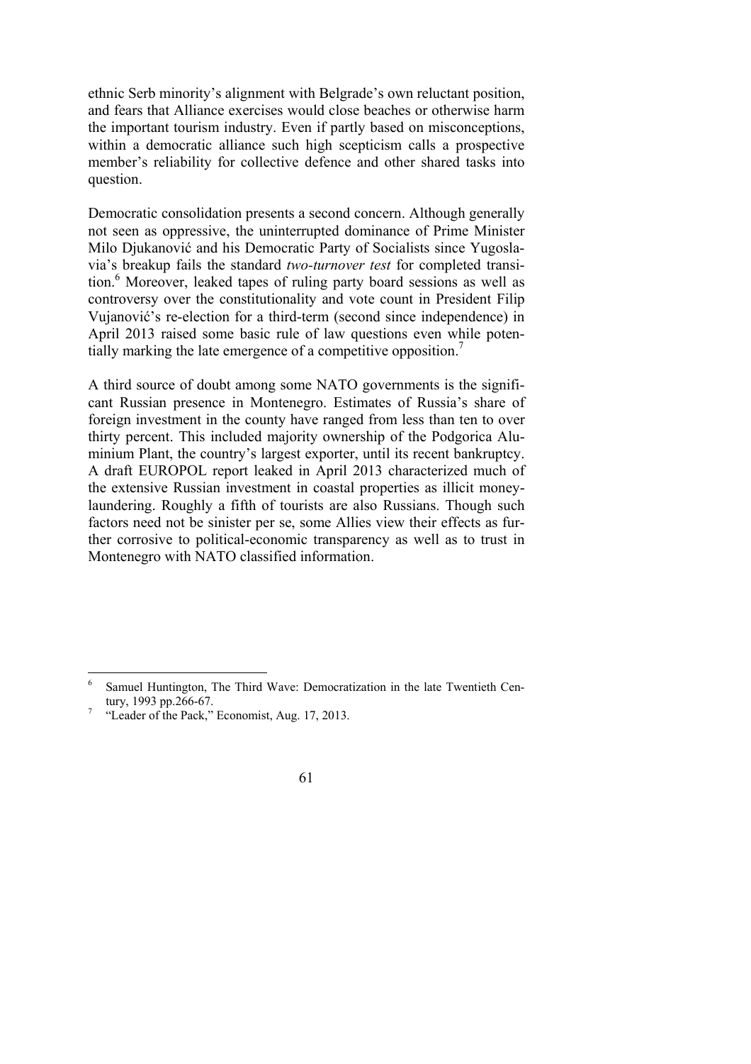ethnic Serb minority's alignment with Belgrade's own reluctant position, and fears that Alliance exercises would close beaches or otherwise harm the important tourism industry. Even if partly based on misconceptions, within a democratic alliance such high scepticism calls a prospective member's reliability for collective defence and other shared tasks into question.

Democratic consolidation presents a second concern. Although generally not seen as oppressive, the uninterrupted dominance of Prime Minister Milo Djukanović and his Democratic Party of Socialists since Yugoslavia's breakup fails the standard *two-turnover test* for completed transition.[6] Moreover, leaked tapes of ruling party board sessions as well as controversy over the constitutionality and vote count in President Filip Vujanović's re-election for a third-term (second since independence) in April 2013 raised some basic rule of law questions even while potentially marking the late emergence of a competitive opposition.[7]

A third source of doubt among some NATO governments is the significant Russian presence in Montenegro. Estimates of Russia's share of foreign investment in the county have ranged from less than ten to over thirty percent. This included majority ownership of the Podgorica Aluminium Plant, the country's largest exporter, until its recent bankruptcy. A draft EUROPOL report leaked in April 2013 characterized much of the extensive Russian investment in coastal properties as illicit money-laundering. Roughly a fifth of tourists are also Russians. Though such factors need not be sinister per se, some Allies view their effects as further corrosive to political-economic transparency as well as to trust in Montenegro with NATO classified information.

---

[6] Samuel Huntington, The Third Wave: Democratization in the late Twentieth Century, 1993 pp.266-67.

[7] "Leader of the Pack," Economist, Aug. 17, 2013.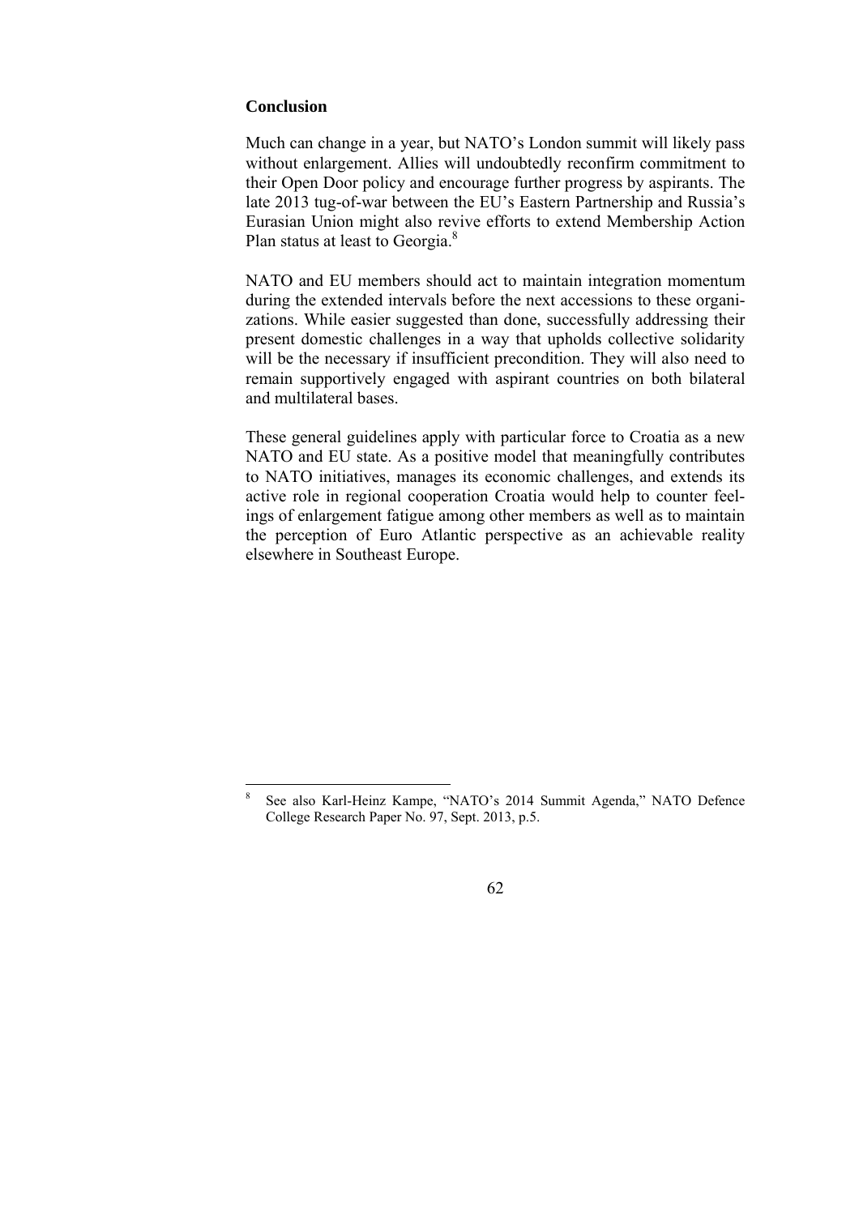**Conclusion**

Much can change in a year, but NATO's London summit will likely pass without enlargement. Allies will undoubtedly reconfirm commitment to their Open Door policy and encourage further progress by aspirants. The late 2013 tug-of-war between the EU's Eastern Partnership and Russia's Eurasian Union might also revive efforts to extend Membership Action Plan status at least to Georgia.[8]

NATO and EU members should act to maintain integration momentum during the extended intervals before the next accessions to these organizations. While easier suggested than done, successfully addressing their present domestic challenges in a way that upholds collective solidarity will be the necessary if insufficient precondition. They will also need to remain supportively engaged with aspirant countries on both bilateral and multilateral bases.

These general guidelines apply with particular force to Croatia as a new NATO and EU state. As a positive model that meaningfully contributes to NATO initiatives, manages its economic challenges, and extends its active role in regional cooperation Croatia would help to counter feelings of enlargement fatigue among other members as well as to maintain the perception of Euro Atlantic perspective as an achievable reality elsewhere in Southeast Europe.

---

[8] See also Karl-Heinz Kampe, "NATO's 2014 Summit Agenda," NATO Defence College Research Paper No. 97, Sept. 2013, p.5.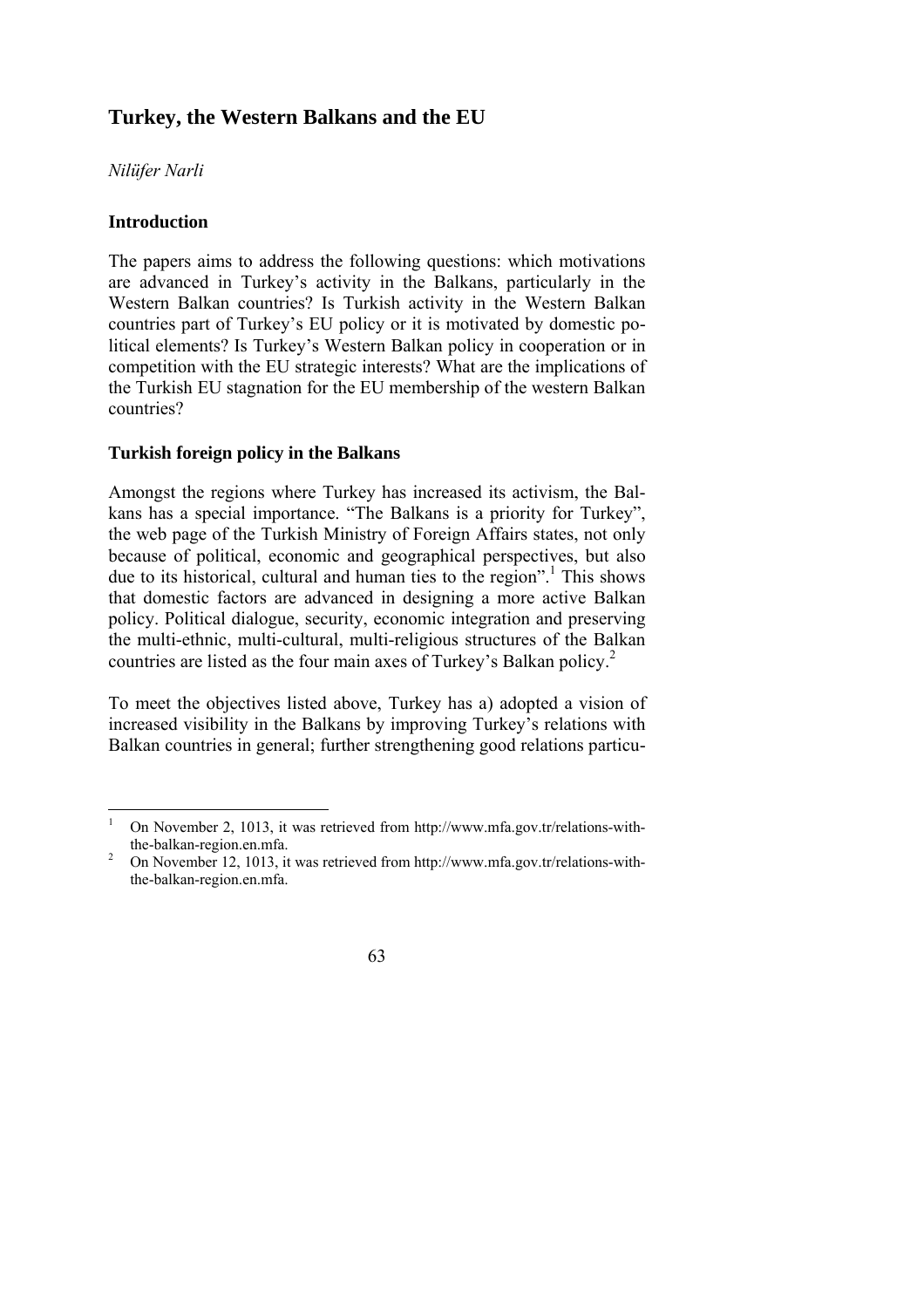## Turkey, the Western Balkans and the EU

*Nilüfer Narli*

### Introduction

The papers aims to address the following questions: which motivations are advanced in Turkey's activity in the Balkans, particularly in the Western Balkan countries? Is Turkish activity in the Western Balkan countries part of Turkey's EU policy or it is motivated by domestic political elements? Is Turkey's Western Balkan policy in cooperation or in competition with the EU strategic interests? What are the implications of the Turkish EU stagnation for the EU membership of the western Balkan countries?

### Turkish foreign policy in the Balkans

Amongst the regions where Turkey has increased its activism, the Balkans has a special importance. "The Balkans is a priority for Turkey", the web page of the Turkish Ministry of Foreign Affairs states, not only because of political, economic and geographical perspectives, but also due to its historical, cultural and human ties to the region".[1] This shows that domestic factors are advanced in designing a more active Balkan policy. Political dialogue, security, economic integration and preserving the multi-ethnic, multi-cultural, multi-religious structures of the Balkan countries are listed as the four main axes of Turkey's Balkan policy.[2]

To meet the objectives listed above, Turkey has a) adopted a vision of increased visibility in the Balkans by improving Turkey's relations with Balkan countries in general; further strengthening good relations particu-

---

[1] On November 2, 1013, it was retrieved from http://www.mfa.gov.tr/relations-with-the-balkan-region.en.mfa.

[2] On November 12, 1013, it was retrieved from http://www.mfa.gov.tr/relations-with-the-balkan-region.en.mfa.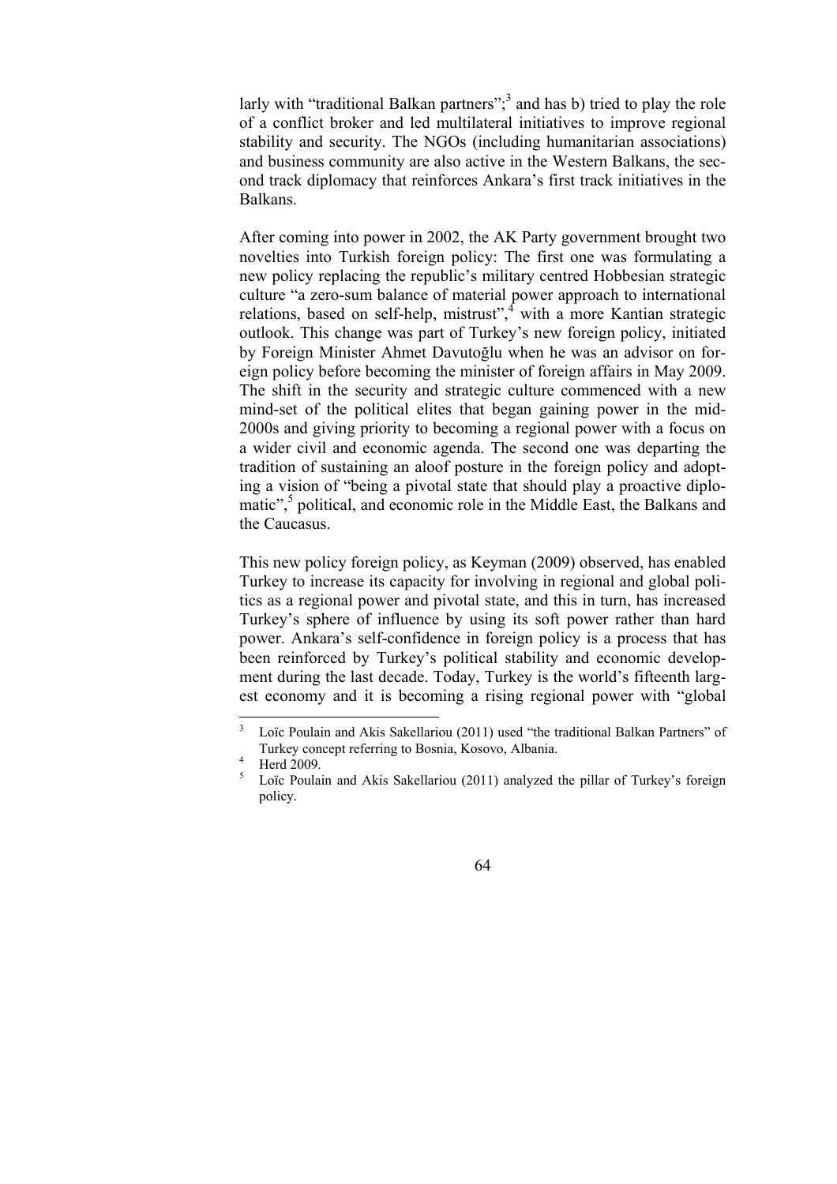larly with "traditional Balkan partners";[3] and has b) tried to play the role of a conflict broker and led multilateral initiatives to improve regional stability and security. The NGOs (including humanitarian associations) and business community are also active in the Western Balkans, the second track diplomacy that reinforces Ankara's first track initiatives in the Balkans.

After coming into power in 2002, the AK Party government brought two novelties into Turkish foreign policy: The first one was formulating a new policy replacing the republic's military centred Hobbesian strategic culture "a zero-sum balance of material power approach to international relations, based on self-help, mistrust",[4] with a more Kantian strategic outlook. This change was part of Turkey's new foreign policy, initiated by Foreign Minister Ahmet Davutoğlu when he was an advisor on foreign policy before becoming the minister of foreign affairs in May 2009. The shift in the security and strategic culture commenced with a new mind-set of the political elites that began gaining power in the mid-2000s and giving priority to becoming a regional power with a focus on a wider civil and economic agenda. The second one was departing the tradition of sustaining an aloof posture in the foreign policy and adopting a vision of "being a pivotal state that should play a proactive diplomatic",[5] political, and economic role in the Middle East, the Balkans and the Caucasus.

This new policy foreign policy, as Keyman (2009) observed, has enabled Turkey to increase its capacity for involving in regional and global politics as a regional power and pivotal state, and this in turn, has increased Turkey's sphere of influence by using its soft power rather than hard power. Ankara's self-confidence in foreign policy is a process that has been reinforced by Turkey's political stability and economic development during the last decade. Today, Turkey is the world's fifteenth largest economy and it is becoming a rising regional power with "global

---

[3] Loïc Poulain and Akis Sakellariou (2011) used "the traditional Balkan Partners" of Turkey concept referring to Bosnia, Kosovo, Albania.

[4] Herd 2009.

[5] Loïc Poulain and Akis Sakellariou (2011) analyzed the pillar of Turkey's foreign policy.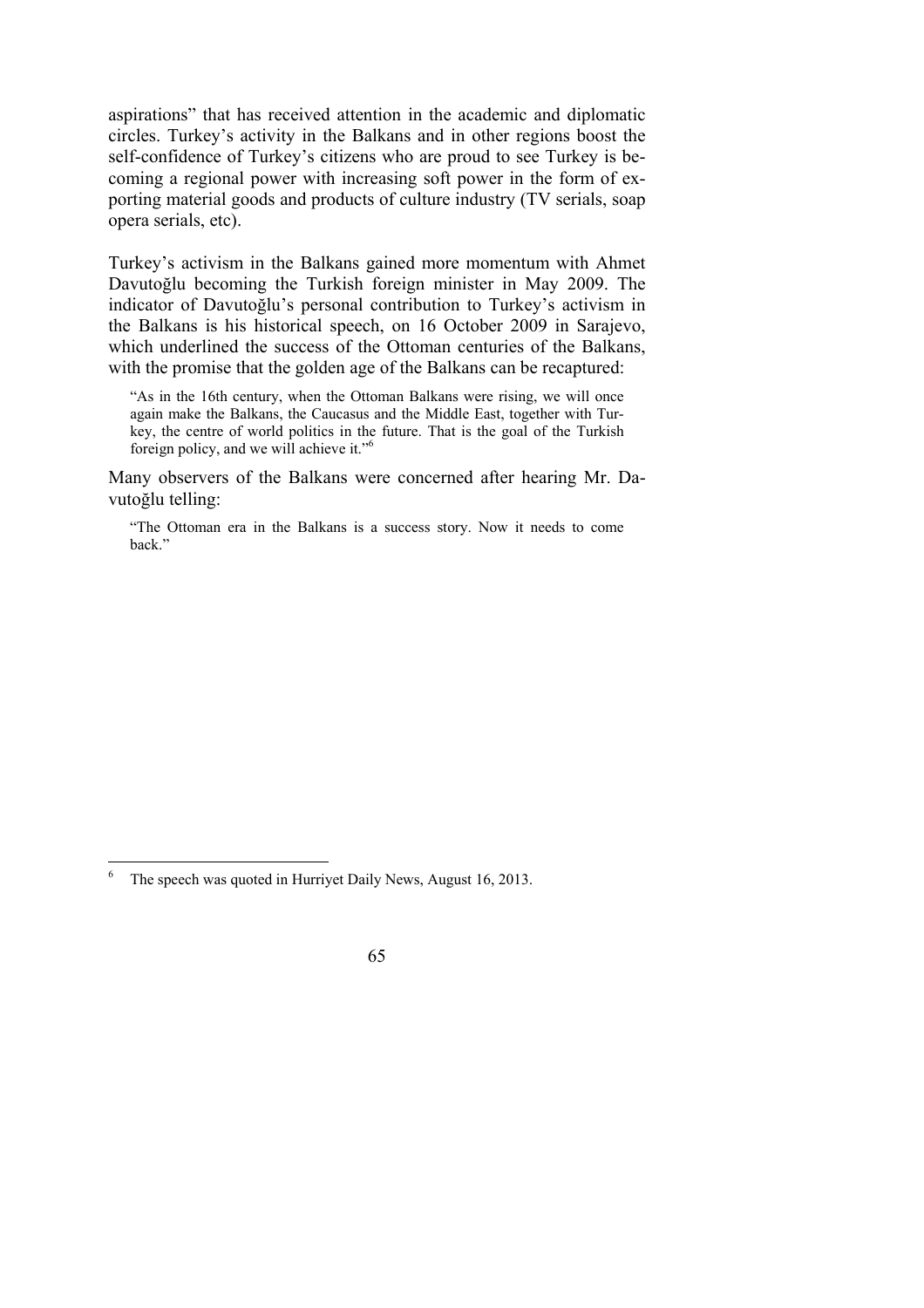aspirations" that has received attention in the academic and diplomatic circles. Turkey's activity in the Balkans and in other regions boost the self-confidence of Turkey's citizens who are proud to see Turkey is becoming a regional power with increasing soft power in the form of exporting material goods and products of culture industry (TV serials, soap opera serials, etc).

Turkey's activism in the Balkans gained more momentum with Ahmet Davutoğlu becoming the Turkish foreign minister in May 2009. The indicator of Davutoğlu's personal contribution to Turkey's activism in the Balkans is his historical speech, on 16 October 2009 in Sarajevo, which underlined the success of the Ottoman centuries of the Balkans, with the promise that the golden age of the Balkans can be recaptured:

> "As in the 16th century, when the Ottoman Balkans were rising, we will once again make the Balkans, the Caucasus and the Middle East, together with Turkey, the centre of world politics in the future. That is the goal of the Turkish foreign policy, and we will achieve it."[6]

Many observers of the Balkans were concerned after hearing Mr. Davutoğlu telling:

> "The Ottoman era in the Balkans is a success story. Now it needs to come back."

[6] The speech was quoted in Hurriyet Daily News, August 16, 2013.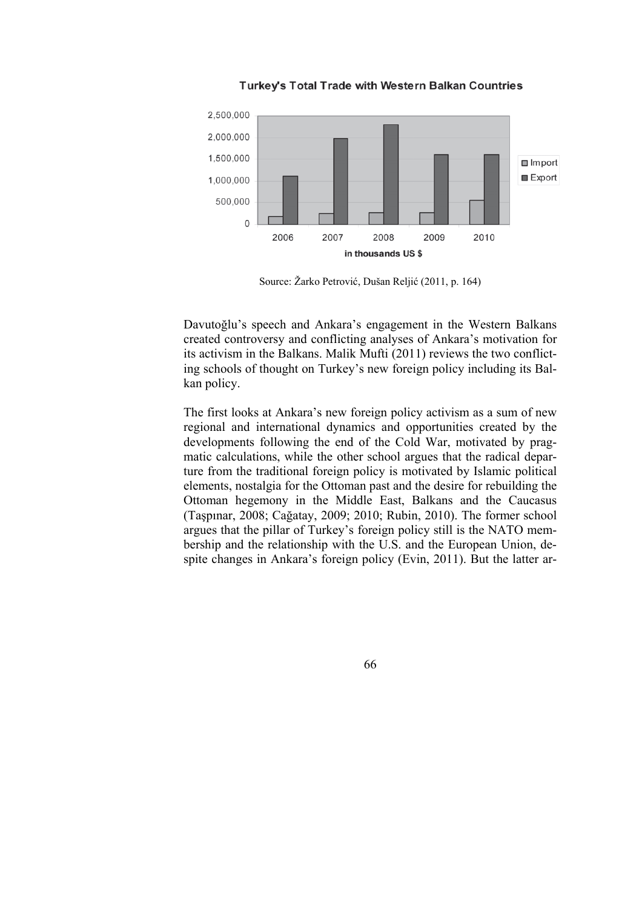**Turkey's Total Trade with Western Balkan Countries**

Source: Žarko Petrović, Dušan Reljić (2011, p. 164)

Davutoğlu's speech and Ankara's engagement in the Western Balkans created controversy and conflicting analyses of Ankara's motivation for its activism in the Balkans. Malik Mufti (2011) reviews the two conflicting schools of thought on Turkey's new foreign policy including its Balkan policy.

The first looks at Ankara's new foreign policy activism as a sum of new regional and international dynamics and opportunities created by the developments following the end of the Cold War, motivated by pragmatic calculations, while the other school argues that the radical departure from the traditional foreign policy is motivated by Islamic political elements, nostalgia for the Ottoman past and the desire for rebuilding the Ottoman hegemony in the Middle East, Balkans and the Caucasus (Taşpınar, 2008; Cağatay, 2009; 2010; Rubin, 2010). The former school argues that the pillar of Turkey's foreign policy still is the NATO membership and the relationship with the U.S. and the European Union, despite changes in Ankara's foreign policy (Evin, 2011). But the latter ar-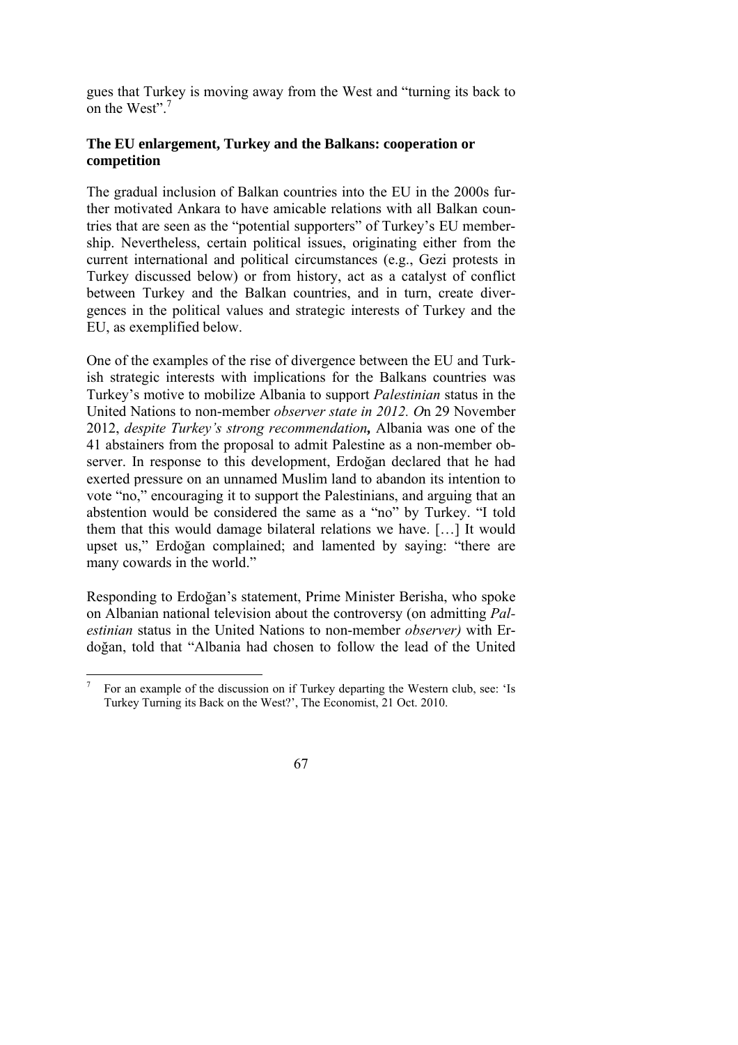gues that Turkey is moving away from the West and "turning its back to on the West".[7]

**The EU enlargement, Turkey and the Balkans: cooperation or competition**

The gradual inclusion of Balkan countries into the EU in the 2000s further motivated Ankara to have amicable relations with all Balkan countries that are seen as the "potential supporters" of Turkey's EU membership. Nevertheless, certain political issues, originating either from the current international and political circumstances (e.g., Gezi protests in Turkey discussed below) or from history, act as a catalyst of conflict between Turkey and the Balkan countries, and in turn, create divergences in the political values and strategic interests of Turkey and the EU, as exemplified below.

One of the examples of the rise of divergence between the EU and Turkish strategic interests with implications for the Balkans countries was Turkey's motive to mobilize Albania to support *Palestinian* status in the United Nations to non-member *observer state in 2012. O*n 29 November 2012, *despite Turkey's strong recommendation,* Albania was one of the 41 abstainers from the proposal to admit Palestine as a non-member observer. In response to this development, Erdoğan declared that he had exerted pressure on an unnamed Muslim land to abandon its intention to vote "no," encouraging it to support the Palestinians, and arguing that an abstention would be considered the same as a "no" by Turkey. "I told them that this would damage bilateral relations we have. […] It would upset us," Erdoğan complained; and lamented by saying: "there are many cowards in the world."

Responding to Erdoğan's statement, Prime Minister Berisha, who spoke on Albanian national television about the controversy (on admitting *Palestinian* status in the United Nations to non-member *observer)* with Erdoğan, told that "Albania had chosen to follow the lead of the United

[7] For an example of the discussion on if Turkey departing the Western club, see: 'Is Turkey Turning its Back on the West?', The Economist, 21 Oct. 2010.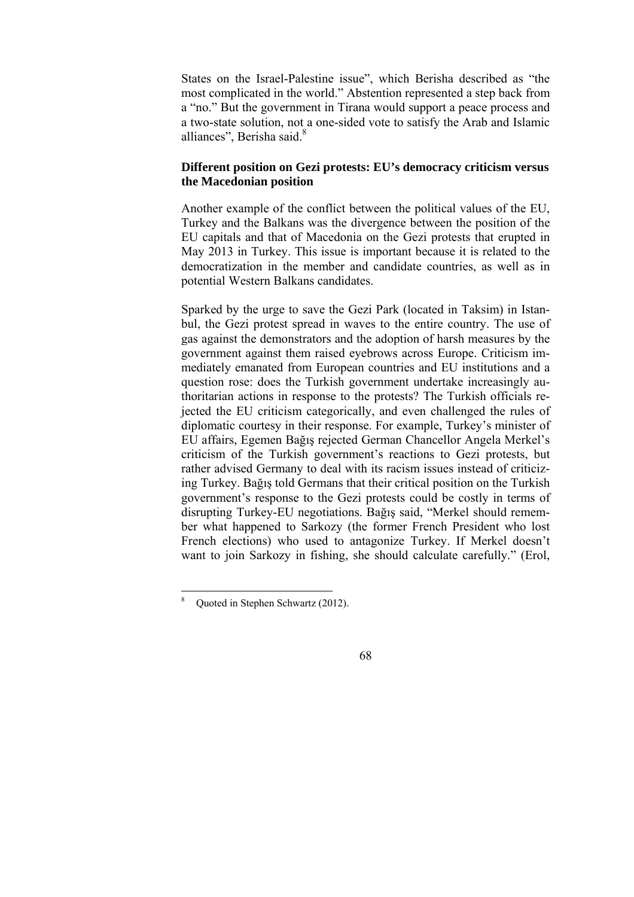States on the Israel-Palestine issue", which Berisha described as "the most complicated in the world." Abstention represented a step back from a "no." But the government in Tirana would support a peace process and a two-state solution, not a one-sided vote to satisfy the Arab and Islamic alliances", Berisha said.[8]

### Different position on Gezi protests: EU's democracy criticism versus the Macedonian position

Another example of the conflict between the political values of the EU, Turkey and the Balkans was the divergence between the position of the EU capitals and that of Macedonia on the Gezi protests that erupted in May 2013 in Turkey. This issue is important because it is related to the democratization in the member and candidate countries, as well as in potential Western Balkans candidates.

Sparked by the urge to save the Gezi Park (located in Taksim) in Istanbul, the Gezi protest spread in waves to the entire country. The use of gas against the demonstrators and the adoption of harsh measures by the government against them raised eyebrows across Europe. Criticism immediately emanated from European countries and EU institutions and a question rose: does the Turkish government undertake increasingly authoritarian actions in response to the protests? The Turkish officials rejected the EU criticism categorically, and even challenged the rules of diplomatic courtesy in their response. For example, Turkey's minister of EU affairs, Egemen Bağış rejected German Chancellor Angela Merkel's criticism of the Turkish government's reactions to Gezi protests, but rather advised Germany to deal with its racism issues instead of criticizing Turkey. Bağış told Germans that their critical position on the Turkish government's response to the Gezi protests could be costly in terms of disrupting Turkey-EU negotiations. Bağış said, "Merkel should remember what happened to Sarkozy (the former French President who lost French elections) who used to antagonize Turkey. If Merkel doesn't want to join Sarkozy in fishing, she should calculate carefully." (Erol,

---

[8] Quoted in Stephen Schwartz (2012).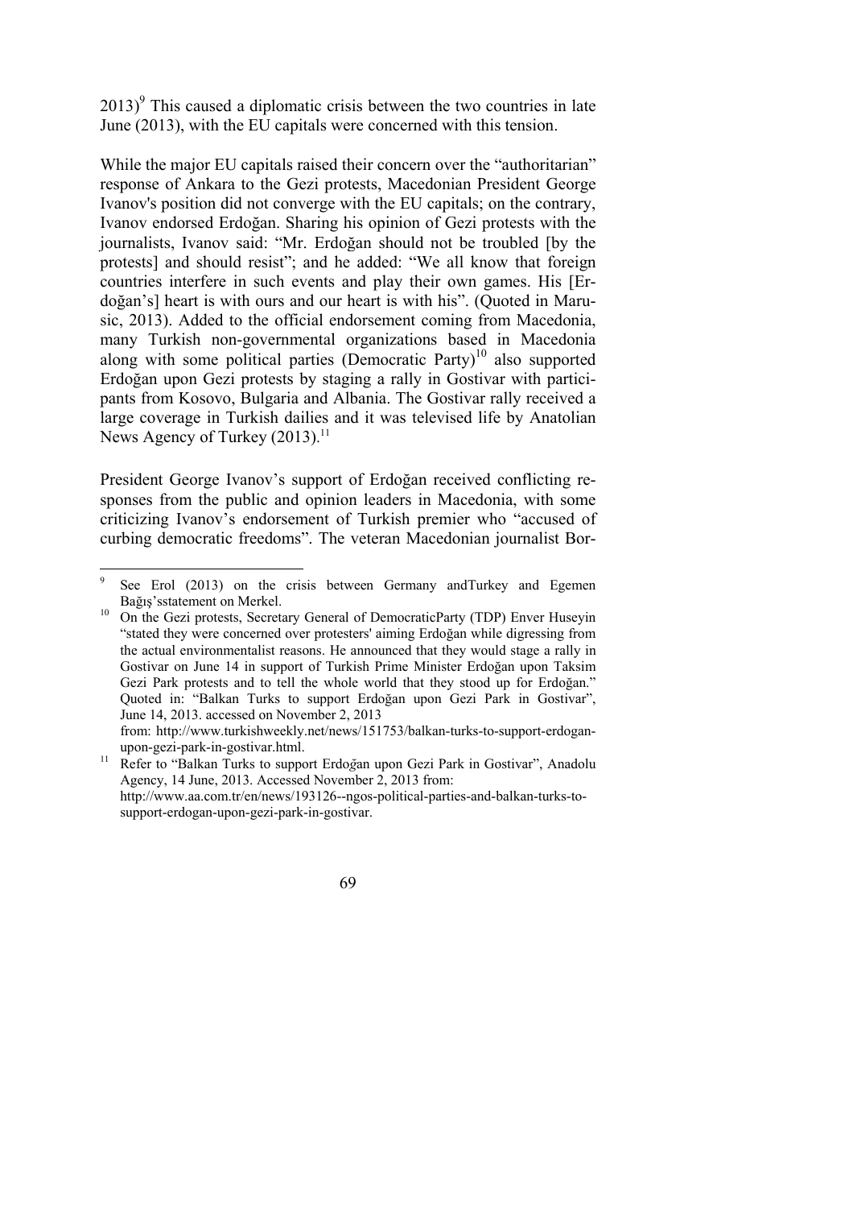2013)[9] This caused a diplomatic crisis between the two countries in late June (2013), with the EU capitals were concerned with this tension.

While the major EU capitals raised their concern over the "authoritarian" response of Ankara to the Gezi protests, Macedonian President George Ivanov's position did not converge with the EU capitals; on the contrary, Ivanov endorsed Erdoğan. Sharing his opinion of Gezi protests with the journalists, Ivanov said: "Mr. Erdoğan should not be troubled [by the protests] and should resist"; and he added: "We all know that foreign countries interfere in such events and play their own games. His [Erdoğan's] heart is with ours and our heart is with his". (Quoted in Marusic, 2013). Added to the official endorsement coming from Macedonia, many Turkish non-governmental organizations based in Macedonia along with some political parties (Democratic Party)[10] also supported Erdoğan upon Gezi protests by staging a rally in Gostivar with participants from Kosovo, Bulgaria and Albania. The Gostivar rally received a large coverage in Turkish dailies and it was televised life by Anatolian News Agency of Turkey (2013).[11]

President George Ivanov's support of Erdoğan received conflicting responses from the public and opinion leaders in Macedonia, with some criticizing Ivanov's endorsement of Turkish premier who "accused of curbing democratic freedoms". The veteran Macedonian journalist Bor-

---

[9] See Erol (2013) on the crisis between Germany andTurkey and Egemen Bağış'sstatement on Merkel.

[10] On the Gezi protests, Secretary General of DemocraticParty (TDP) Enver Huseyin "stated they were concerned over protesters' aiming Erdoğan while digressing from the actual environmentalist reasons. He announced that they would stage a rally in Gostivar on June 14 in support of Turkish Prime Minister Erdoğan upon Taksim Gezi Park protests and to tell the whole world that they stood up for Erdoğan." Quoted in: "Balkan Turks to support Erdoğan upon Gezi Park in Gostivar", June 14, 2013. accessed on November 2, 2013 from: http://www.turkishweekly.net/news/151753/balkan-turks-to-support-erdogan-upon-gezi-park-in-gostivar.html.

[11] Refer to "Balkan Turks to support Erdoğan upon Gezi Park in Gostivar", Anadolu Agency, 14 June, 2013. Accessed November 2, 2013 from: http://www.aa.com.tr/en/news/193126--ngos-political-parties-and-balkan-turks-to-support-erdogan-upon-gezi-park-in-gostivar.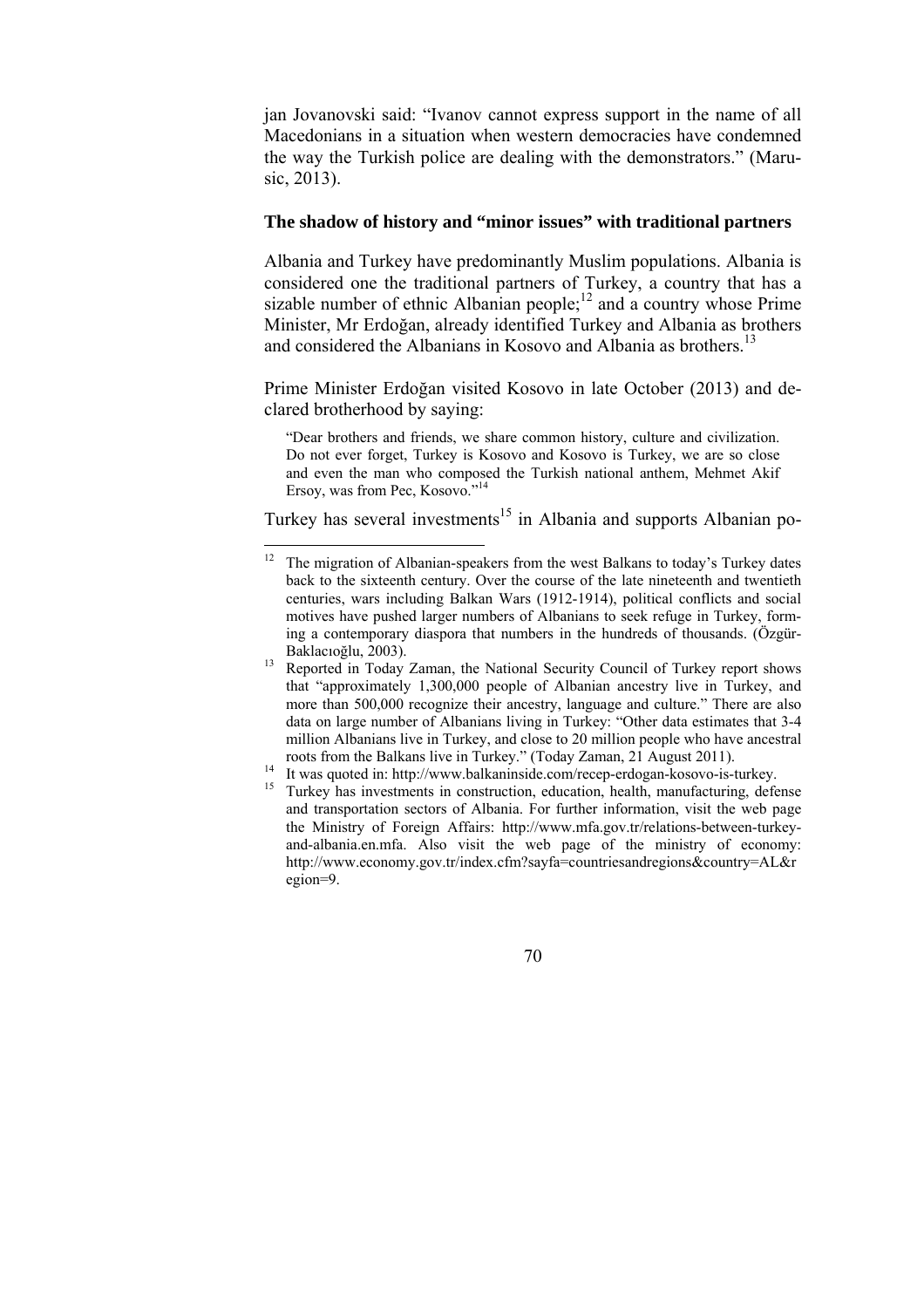jan Jovanovski said: "Ivanov cannot express support in the name of all Macedonians in a situation when western democracies have condemned the way the Turkish police are dealing with the demonstrators." (Marusic, 2013).

### The shadow of history and "minor issues" with traditional partners

Albania and Turkey have predominantly Muslim populations. Albania is considered one the traditional partners of Turkey, a country that has a sizable number of ethnic Albanian people;[12] and a country whose Prime Minister, Mr Erdoğan, already identified Turkey and Albania as brothers and considered the Albanians in Kosovo and Albania as brothers.[13]

Prime Minister Erdoğan visited Kosovo in late October (2013) and declared brotherhood by saying:

> "Dear brothers and friends, we share common history, culture and civilization. Do not ever forget, Turkey is Kosovo and Kosovo is Turkey, we are so close and even the man who composed the Turkish national anthem, Mehmet Akif Ersoy, was from Pec, Kosovo."[14]

Turkey has several investments[15] in Albania and supports Albanian po-

---

[12] The migration of Albanian-speakers from the west Balkans to today's Turkey dates back to the sixteenth century. Over the course of the late nineteenth and twentieth centuries, wars including Balkan Wars (1912-1914), political conflicts and social motives have pushed larger numbers of Albanians to seek refuge in Turkey, forming a contemporary diaspora that numbers in the hundreds of thousands. (Özgür-Baklacıoğlu, 2003).

[13] Reported in Today Zaman, the National Security Council of Turkey report shows that "approximately 1,300,000 people of Albanian ancestry live in Turkey, and more than 500,000 recognize their ancestry, language and culture." There are also data on large number of Albanians living in Turkey: "Other data estimates that 3-4 million Albanians live in Turkey, and close to 20 million people who have ancestral roots from the Balkans live in Turkey." (Today Zaman, 21 August 2011).

[14] It was quoted in: http://www.balkaninside.com/recep-erdogan-kosovo-is-turkey.

[15] Turkey has investments in construction, education, health, manufacturing, defense and transportation sectors of Albania. For further information, visit the web page the Ministry of Foreign Affairs: http://www.mfa.gov.tr/relations-between-turkey-and-albania.en.mfa. Also visit the web page of the ministry of economy: http://www.economy.gov.tr/index.cfm?sayfa=countriesandregions&country=AL&region=9.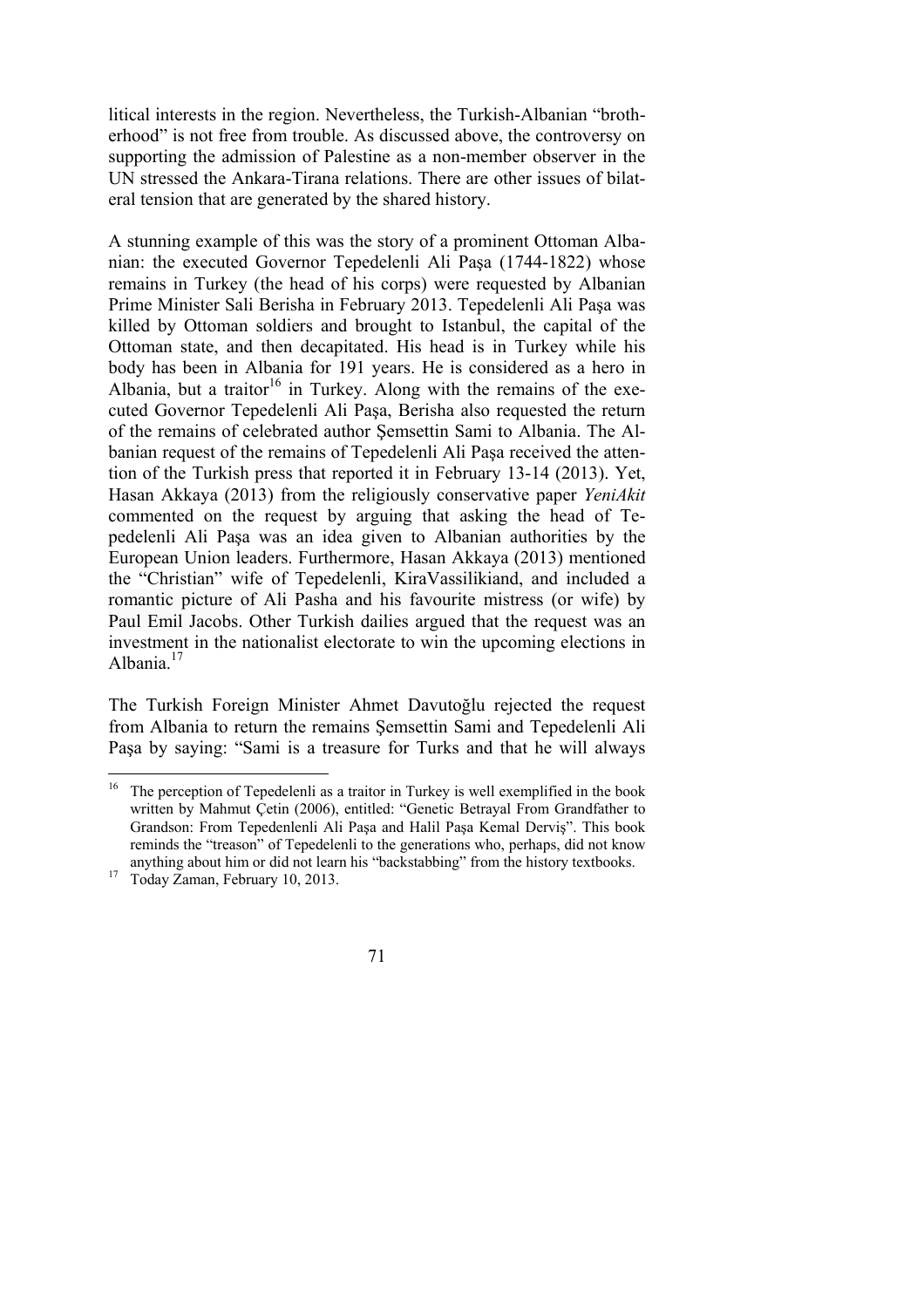litical interests in the region. Nevertheless, the Turkish-Albanian "brotherhood" is not free from trouble. As discussed above, the controversy on supporting the admission of Palestine as a non-member observer in the UN stressed the Ankara-Tirana relations. There are other issues of bilateral tension that are generated by the shared history.

A stunning example of this was the story of a prominent Ottoman Albanian: the executed Governor Tepedelenli Ali Paşa (1744-1822) whose remains in Turkey (the head of his corps) were requested by Albanian Prime Minister Sali Berisha in February 2013. Tepedelenli Ali Paşa was killed by Ottoman soldiers and brought to Istanbul, the capital of the Ottoman state, and then decapitated. His head is in Turkey while his body has been in Albania for 191 years. He is considered as a hero in Albania, but a traitor[16] in Turkey. Along with the remains of the executed Governor Tepedelenli Ali Paşa, Berisha also requested the return of the remains of celebrated author Şemsettin Sami to Albania. The Albanian request of the remains of Tepedelenli Ali Paşa received the attention of the Turkish press that reported it in February 13-14 (2013). Yet, Hasan Akkaya (2013) from the religiously conservative paper *YeniAkit* commented on the request by arguing that asking the head of Tepedelenli Ali Paşa was an idea given to Albanian authorities by the European Union leaders. Furthermore, Hasan Akkaya (2013) mentioned the "Christian" wife of Tepedelenli, KiraVassilikiand, and included a romantic picture of Ali Pasha and his favourite mistress (or wife) by Paul Emil Jacobs. Other Turkish dailies argued that the request was an investment in the nationalist electorate to win the upcoming elections in Albania.[17]

The Turkish Foreign Minister Ahmet Davutoğlu rejected the request from Albania to return the remains Şemsettin Sami and Tepedelenli Ali Paşa by saying: "Sami is a treasure for Turks and that he will always

---

[16] The perception of Tepedelenli as a traitor in Turkey is well exemplified in the book written by Mahmut Çetin (2006), entitled: "Genetic Betrayal From Grandfather to Grandson: From Tepedenlenli Ali Paşa and Halil Paşa Kemal Derviş". This book reminds the "treason" of Tepedelenli to the generations who, perhaps, did not know anything about him or did not learn his "backstabbing" from the history textbooks.

[17] Today Zaman, February 10, 2013.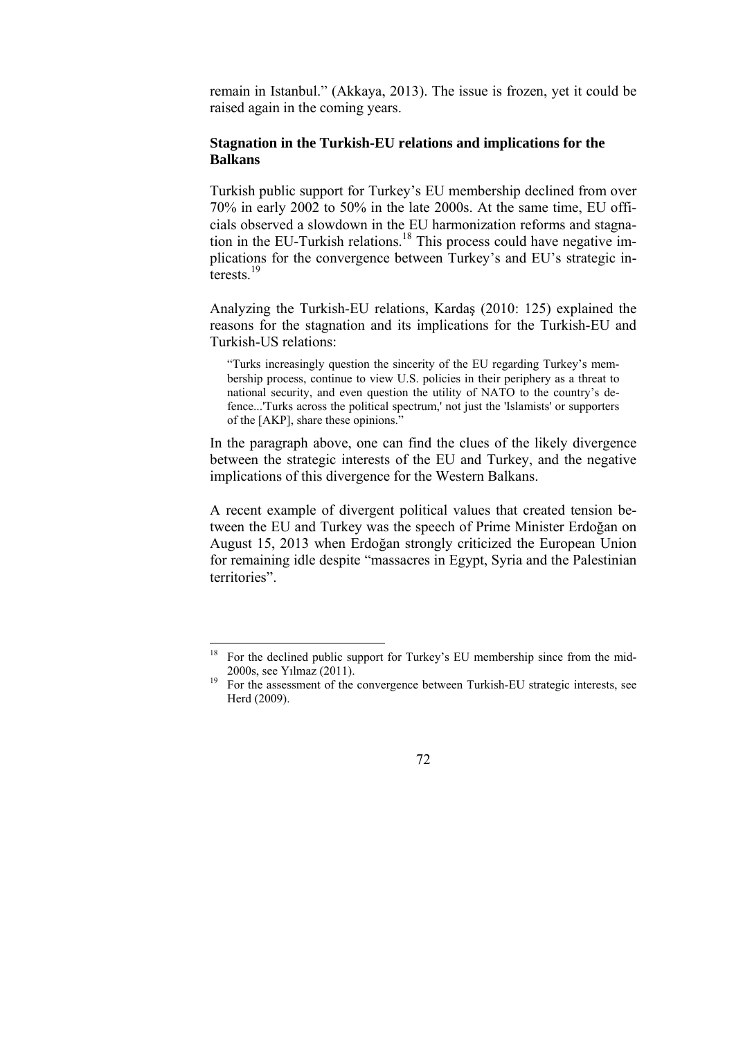remain in Istanbul." (Akkaya, 2013). The issue is frozen, yet it could be raised again in the coming years.

**Stagnation in the Turkish-EU relations and implications for the Balkans**

Turkish public support for Turkey's EU membership declined from over 70% in early 2002 to 50% in the late 2000s. At the same time, EU officials observed a slowdown in the EU harmonization reforms and stagnation in the EU-Turkish relations.[18] This process could have negative implications for the convergence between Turkey's and EU's strategic interests.[19]

Analyzing the Turkish-EU relations, Kardaş (2010: 125) explained the reasons for the stagnation and its implications for the Turkish-EU and Turkish-US relations:

> "Turks increasingly question the sincerity of the EU regarding Turkey's membership process, continue to view U.S. policies in their periphery as a threat to national security, and even question the utility of NATO to the country's defence...'Turks across the political spectrum,' not just the 'Islamists' or supporters of the [AKP], share these opinions."

In the paragraph above, one can find the clues of the likely divergence between the strategic interests of the EU and Turkey, and the negative implications of this divergence for the Western Balkans.

A recent example of divergent political values that created tension between the EU and Turkey was the speech of Prime Minister Erdoğan on August 15, 2013 when Erdoğan strongly criticized the European Union for remaining idle despite "massacres in Egypt, Syria and the Palestinian territories".

---

[18] For the declined public support for Turkey's EU membership since from the mid-2000s, see Yılmaz (2011).

[19] For the assessment of the convergence between Turkish-EU strategic interests, see Herd (2009).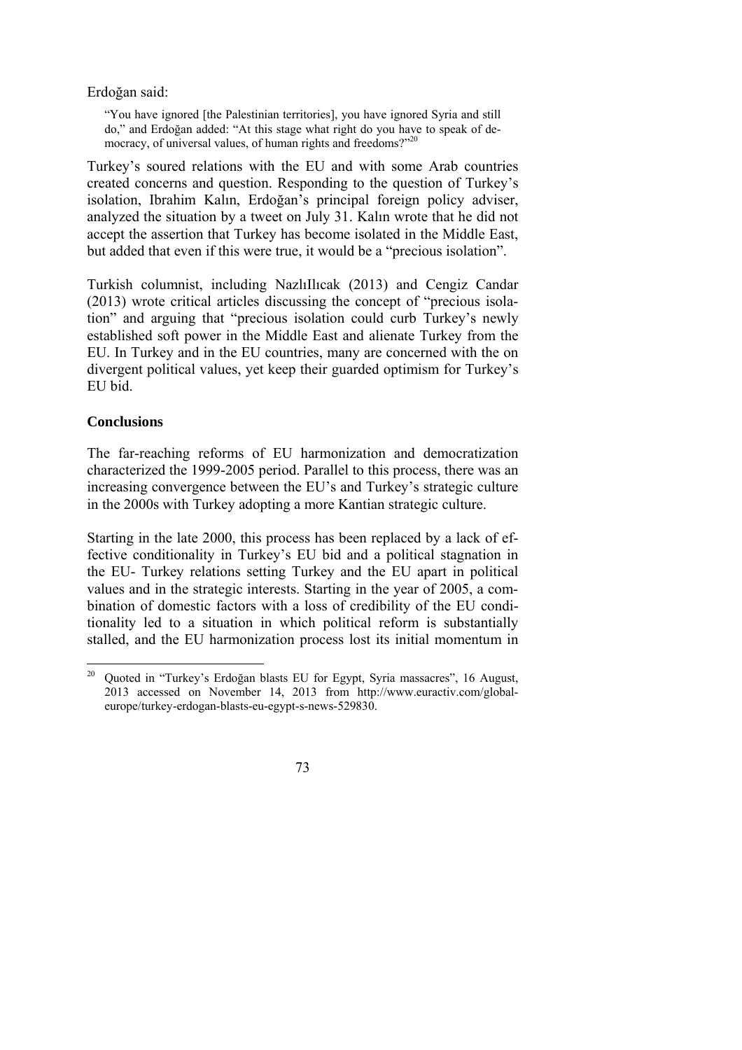Erdoğan said:

> "You have ignored [the Palestinian territories], you have ignored Syria and still do," and Erdoğan added: "At this stage what right do you have to speak of democracy, of universal values, of human rights and freedoms?"[20]

Turkey's soured relations with the EU and with some Arab countries created concerns and question. Responding to the question of Turkey's isolation, Ibrahim Kalın, Erdoğan's principal foreign policy adviser, analyzed the situation by a tweet on July 31. Kalın wrote that he did not accept the assertion that Turkey has become isolated in the Middle East, but added that even if this were true, it would be a "precious isolation".

Turkish columnist, including NazlıIlıcak (2013) and Cengiz Candar (2013) wrote critical articles discussing the concept of "precious isolation" and arguing that "precious isolation could curb Turkey's newly established soft power in the Middle East and alienate Turkey from the EU. In Turkey and in the EU countries, many are concerned with the on divergent political values, yet keep their guarded optimism for Turkey's EU bid.

## Conclusions

The far-reaching reforms of EU harmonization and democratization characterized the 1999-2005 period. Parallel to this process, there was an increasing convergence between the EU's and Turkey's strategic culture in the 2000s with Turkey adopting a more Kantian strategic culture.

Starting in the late 2000, this process has been replaced by a lack of effective conditionality in Turkey's EU bid and a political stagnation in the EU- Turkey relations setting Turkey and the EU apart in political values and in the strategic interests. Starting in the year of 2005, a combination of domestic factors with a loss of credibility of the EU conditionality led to a situation in which political reform is substantially stalled, and the EU harmonization process lost its initial momentum in

[20] Quoted in "Turkey's Erdoğan blasts EU for Egypt, Syria massacres", 16 August, 2013 accessed on November 14, 2013 from http://www.euractiv.com/global-europe/turkey-erdogan-blasts-eu-egypt-s-news-529830.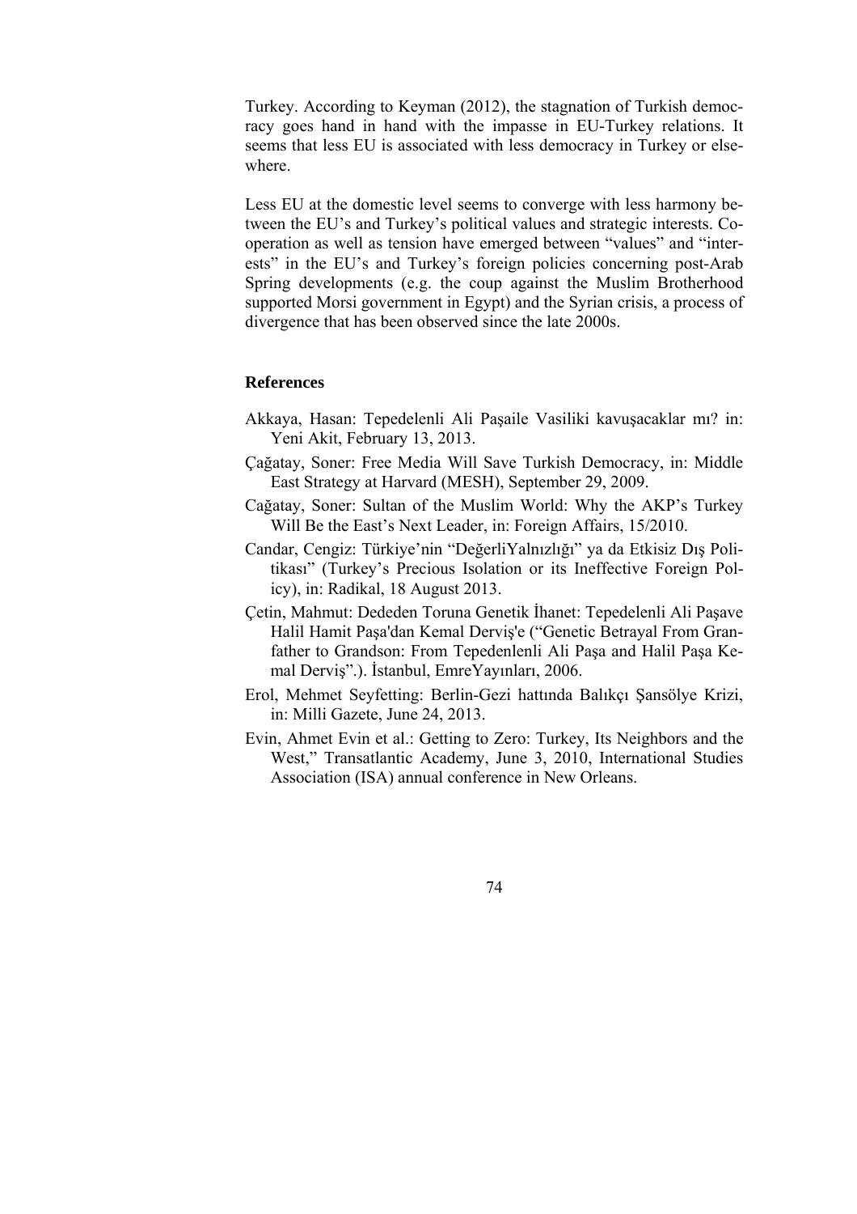Turkey. According to Keyman (2012), the stagnation of Turkish democracy goes hand in hand with the impasse in EU-Turkey relations. It seems that less EU is associated with less democracy in Turkey or elsewhere.

Less EU at the domestic level seems to converge with less harmony between the EU's and Turkey's political values and strategic interests. Cooperation as well as tension have emerged between "values" and "interests" in the EU's and Turkey's foreign policies concerning post-Arab Spring developments (e.g. the coup against the Muslim Brotherhood supported Morsi government in Egypt) and the Syrian crisis, a process of divergence that has been observed since the late 2000s.

### References

Akkaya, Hasan: Tepedelenli Ali Paşaile Vasiliki kavuşacaklar mı? in: Yeni Akit, February 13, 2013.

Çağatay, Soner: Free Media Will Save Turkish Democracy, in: Middle East Strategy at Harvard (MESH), September 29, 2009.

Cağatay, Soner: Sultan of the Muslim World: Why the AKP's Turkey Will Be the East's Next Leader, in: Foreign Affairs, 15/2010.

Candar, Cengiz: Türkiye'nin "DeğerliYalnızlığı" ya da Etkisiz Dış Politikası" (Turkey's Precious Isolation or its Ineffective Foreign Policy), in: Radikal, 18 August 2013.

Çetin, Mahmut: Dededen Toruna Genetik İhanet: Tepedelenli Ali Paşave Halil Hamit Paşa'dan Kemal Derviş'e ("Genetic Betrayal From Granfather to Grandson: From Tepedenlenli Ali Paşa and Halil Paşa Kemal Derviş".). İstanbul, EmreYayınları, 2006.

Erol, Mehmet Seyfetting: Berlin-Gezi hattında Balıkçı Şansölye Krizi, in: Milli Gazete, June 24, 2013.

Evin, Ahmet Evin et al.: Getting to Zero: Turkey, Its Neighbors and the West," Transatlantic Academy, June 3, 2010, International Studies Association (ISA) annual conference in New Orleans.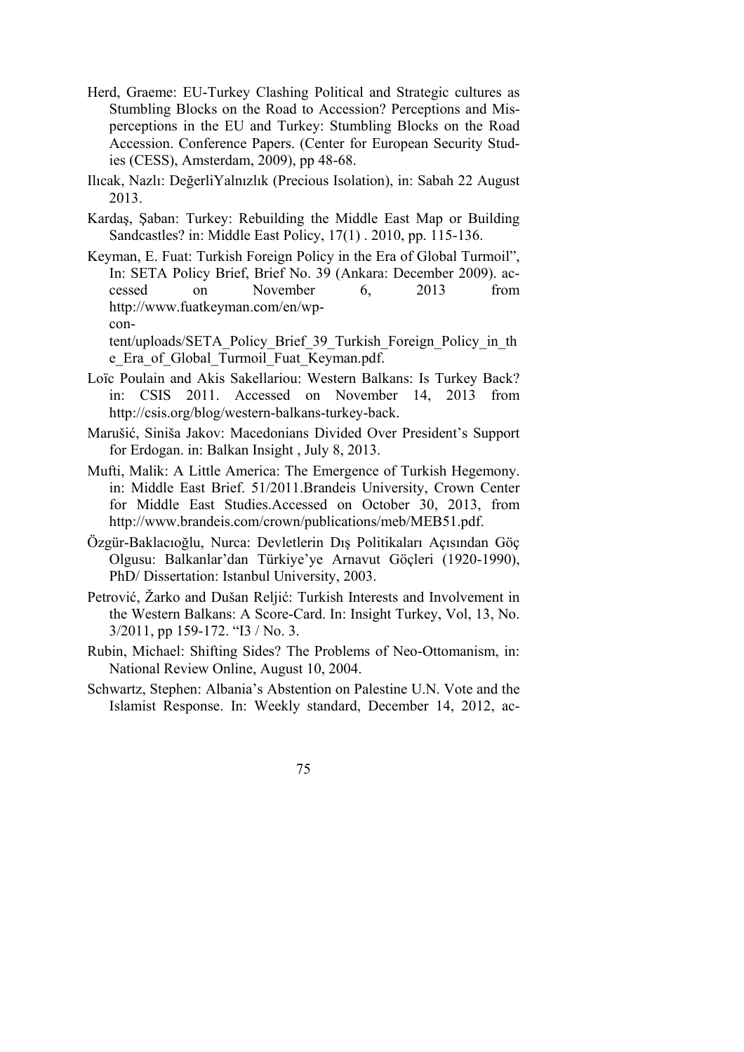Herd, Graeme: EU-Turkey Clashing Political and Strategic cultures as Stumbling Blocks on the Road to Accession? Perceptions and Misperceptions in the EU and Turkey: Stumbling Blocks on the Road Accession. Conference Papers. (Center for European Security Studies (CESS), Amsterdam, 2009), pp 48-68.

Ilıcak, Nazlı: DeğerliYalnızlık (Precious Isolation), in: Sabah 22 August 2013.

Kardaş, Şaban: Turkey: Rebuilding the Middle East Map or Building Sandcastles? in: Middle East Policy, 17(1) . 2010, pp. 115-136.

Keyman, E. Fuat: Turkish Foreign Policy in the Era of Global Turmoil", In: SETA Policy Brief, Brief No. 39 (Ankara: December 2009). accessed on November 6, 2013 from http://www.fuatkeyman.com/en/wp-content/uploads/SETA_Policy_Brief_39_Turkish_Foreign_Policy_in_the_Era_of_Global_Turmoil_Fuat_Keyman.pdf.

Loïc Poulain and Akis Sakellariou: Western Balkans: Is Turkey Back? in: CSIS 2011. Accessed on November 14, 2013 from http://csis.org/blog/western-balkans-turkey-back.

Marušić, Siniša Jakov: Macedonians Divided Over President's Support for Erdogan. in: Balkan Insight , July 8, 2013.

Mufti, Malik: A Little America: The Emergence of Turkish Hegemony. in: Middle East Brief. 51/2011.Brandeis University, Crown Center for Middle East Studies.Accessed on October 30, 2013, from http://www.brandeis.com/crown/publications/meb/MEB51.pdf.

Özgür-Baklacıoğlu, Nurca: Devletlerin Dış Politikaları Açısından Göç Olgusu: Balkanlar'dan Türkiye'ye Arnavut Göçleri (1920-1990), PhD/ Dissertation: Istanbul University, 2003.

Petrović, Žarko and Dušan Reljić: Turkish Interests and Involvement in the Western Balkans: A Score-Card. In: Insight Turkey, Vol, 13, No. 3/2011, pp 159-172. "I3 / No. 3.

Rubin, Michael: Shifting Sides? The Problems of Neo-Ottomanism, in: National Review Online, August 10, 2004.

Schwartz, Stephen: Albania's Abstention on Palestine U.N. Vote and the Islamist Response. In: Weekly standard, December 14, 2012, ac-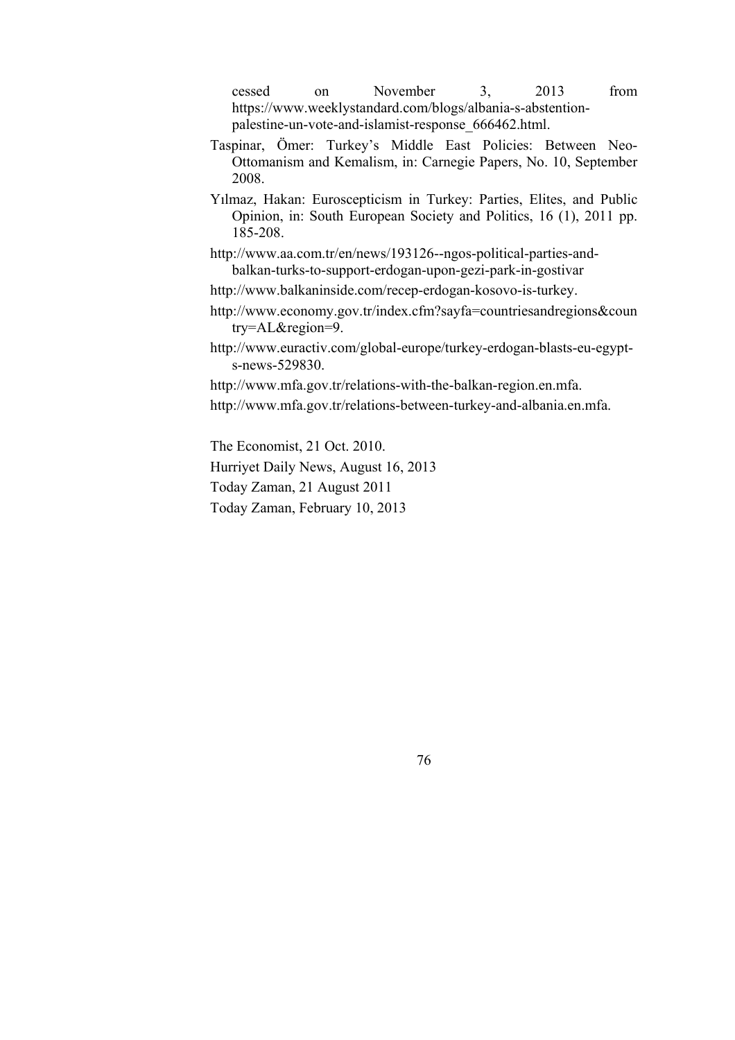cessed on November 3, 2013 from https://www.weeklystandard.com/blogs/albania-s-abstention-palestine-un-vote-and-islamist-response_666462.html.

Taspinar, Ömer: Turkey's Middle East Policies: Between Neo-Ottomanism and Kemalism, in: Carnegie Papers, No. 10, September 2008.

Yılmaz, Hakan: Euroscepticism in Turkey: Parties, Elites, and Public Opinion, in: South European Society and Politics, 16 (1), 2011 pp. 185-208.

http://www.aa.com.tr/en/news/193126--ngos-political-parties-and-balkan-turks-to-support-erdogan-upon-gezi-park-in-gostivar

http://www.balkaninside.com/recep-erdogan-kosovo-is-turkey.

http://www.economy.gov.tr/index.cfm?sayfa=countriesandregions&country=AL&region=9.

http://www.euractiv.com/global-europe/turkey-erdogan-blasts-eu-egypt-s-news-529830.

http://www.mfa.gov.tr/relations-with-the-balkan-region.en.mfa.

http://www.mfa.gov.tr/relations-between-turkey-and-albania.en.mfa.

The Economist, 21 Oct. 2010.

Hurriyet Daily News, August 16, 2013

Today Zaman, 21 August 2011

Today Zaman, February 10, 2013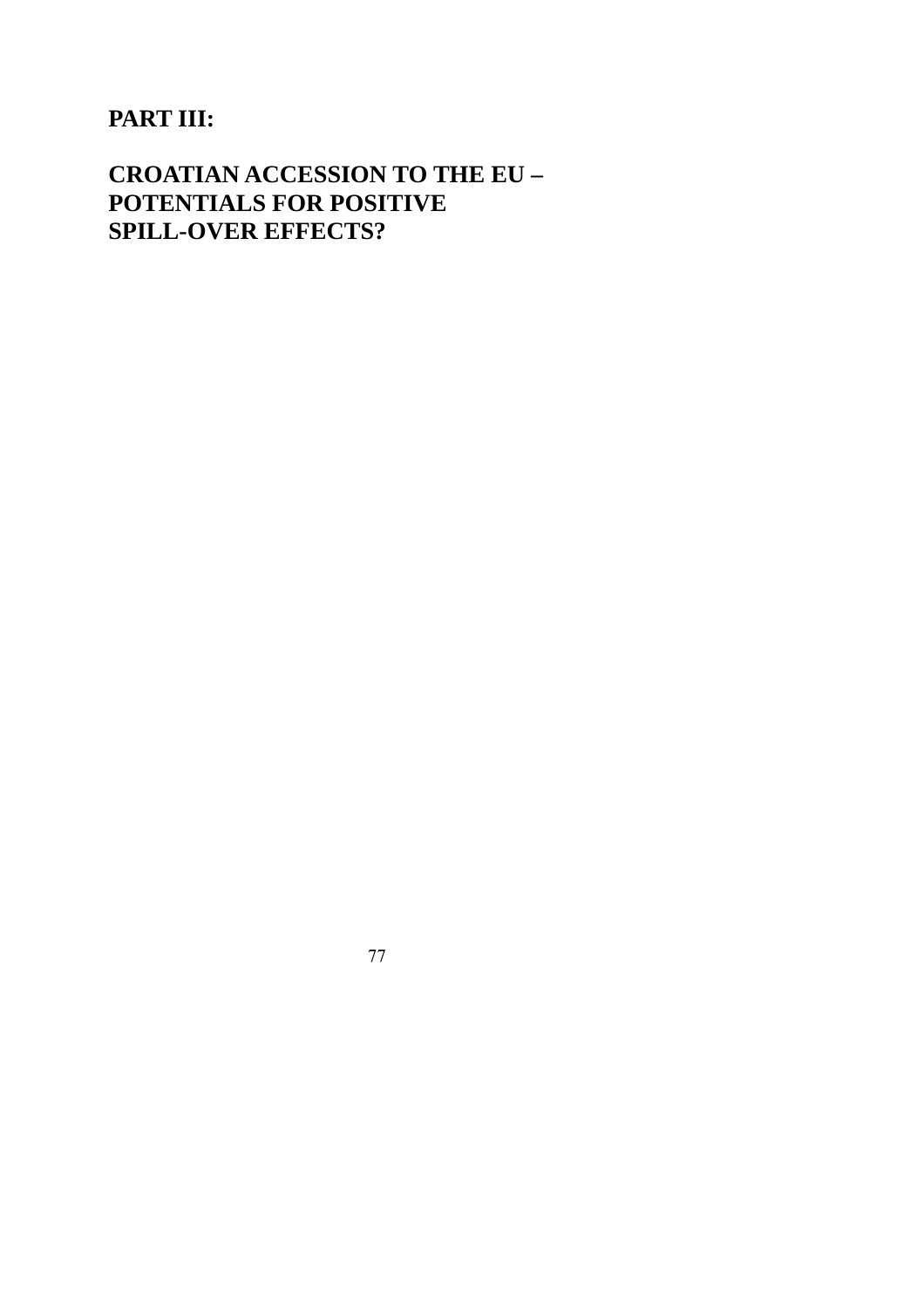# PART III:

# CROATIAN ACCESSION TO THE EU – POTENTIALS FOR POSITIVE SPILL-OVER EFFECTS?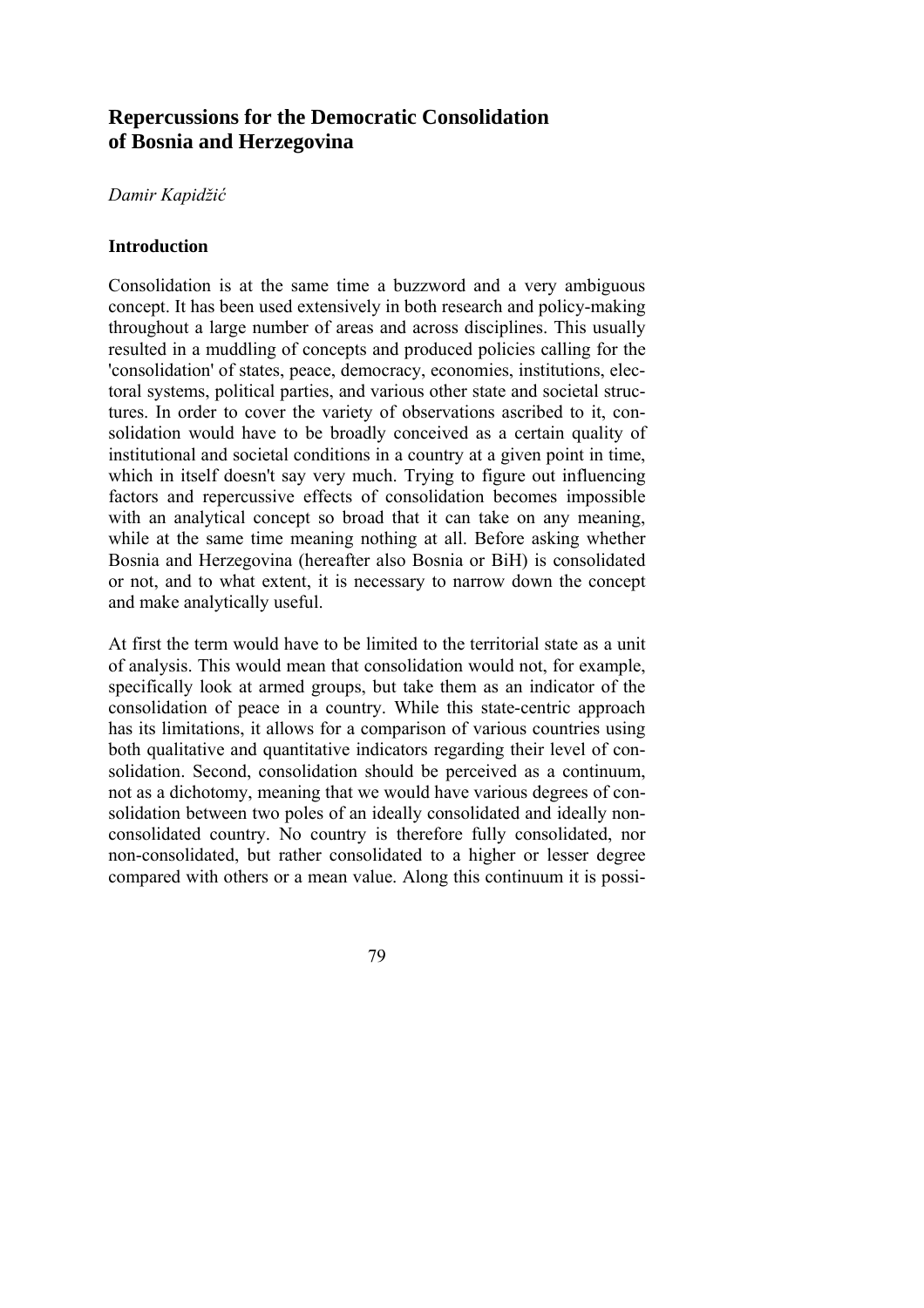# Repercussions for the Democratic Consolidation of Bosnia and Herzegovina

*Damir Kapidžić*

## Introduction

Consolidation is at the same time a buzzword and a very ambiguous concept. It has been used extensively in both research and policy-making throughout a large number of areas and across disciplines. This usually resulted in a muddling of concepts and produced policies calling for the 'consolidation' of states, peace, democracy, economies, institutions, electoral systems, political parties, and various other state and societal structures. In order to cover the variety of observations ascribed to it, consolidation would have to be broadly conceived as a certain quality of institutional and societal conditions in a country at a given point in time, which in itself doesn't say very much. Trying to figure out influencing factors and repercussive effects of consolidation becomes impossible with an analytical concept so broad that it can take on any meaning, while at the same time meaning nothing at all. Before asking whether Bosnia and Herzegovina (hereafter also Bosnia or BiH) is consolidated or not, and to what extent, it is necessary to narrow down the concept and make analytically useful.

At first the term would have to be limited to the territorial state as a unit of analysis. This would mean that consolidation would not, for example, specifically look at armed groups, but take them as an indicator of the consolidation of peace in a country. While this state-centric approach has its limitations, it allows for a comparison of various countries using both qualitative and quantitative indicators regarding their level of consolidation. Second, consolidation should be perceived as a continuum, not as a dichotomy, meaning that we would have various degrees of consolidation between two poles of an ideally consolidated and ideally non-consolidated country. No country is therefore fully consolidated, nor non-consolidated, but rather consolidated to a higher or lesser degree compared with others or a mean value. Along this continuum it is possi-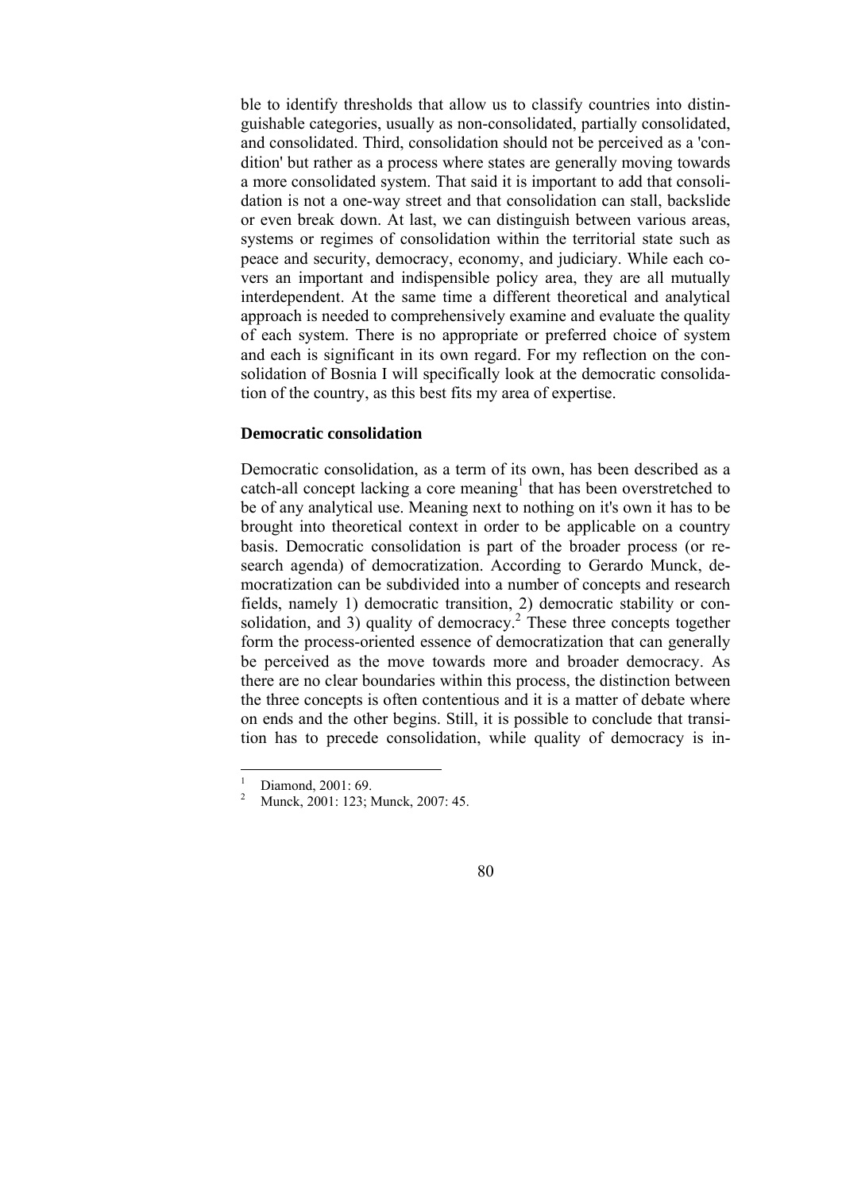ble to identify thresholds that allow us to classify countries into distinguishable categories, usually as non-consolidated, partially consolidated, and consolidated. Third, consolidation should not be perceived as a 'condition' but rather as a process where states are generally moving towards a more consolidated system. That said it is important to add that consolidation is not a one-way street and that consolidation can stall, backslide or even break down. At last, we can distinguish between various areas, systems or regimes of consolidation within the territorial state such as peace and security, democracy, economy, and judiciary. While each covers an important and indispensible policy area, they are all mutually interdependent. At the same time a different theoretical and analytical approach is needed to comprehensively examine and evaluate the quality of each system. There is no appropriate or preferred choice of system and each is significant in its own regard. For my reflection on the consolidation of Bosnia I will specifically look at the democratic consolidation of the country, as this best fits my area of expertise.

### Democratic consolidation

Democratic consolidation, as a term of its own, has been described as a catch-all concept lacking a core meaning[1] that has been overstretched to be of any analytical use. Meaning next to nothing on it's own it has to be brought into theoretical context in order to be applicable on a country basis. Democratic consolidation is part of the broader process (or research agenda) of democratization. According to Gerardo Munck, democratization can be subdivided into a number of concepts and research fields, namely 1) democratic transition, 2) democratic stability or consolidation, and 3) quality of democracy.[2] These three concepts together form the process-oriented essence of democratization that can generally be perceived as the move towards more and broader democracy. As there are no clear boundaries within this process, the distinction between the three concepts is often contentious and it is a matter of debate where on ends and the other begins. Still, it is possible to conclude that transition has to precede consolidation, while quality of democracy is in-

---

[1] Diamond, 2001: 69.

[2] Munck, 2001: 123; Munck, 2007: 45.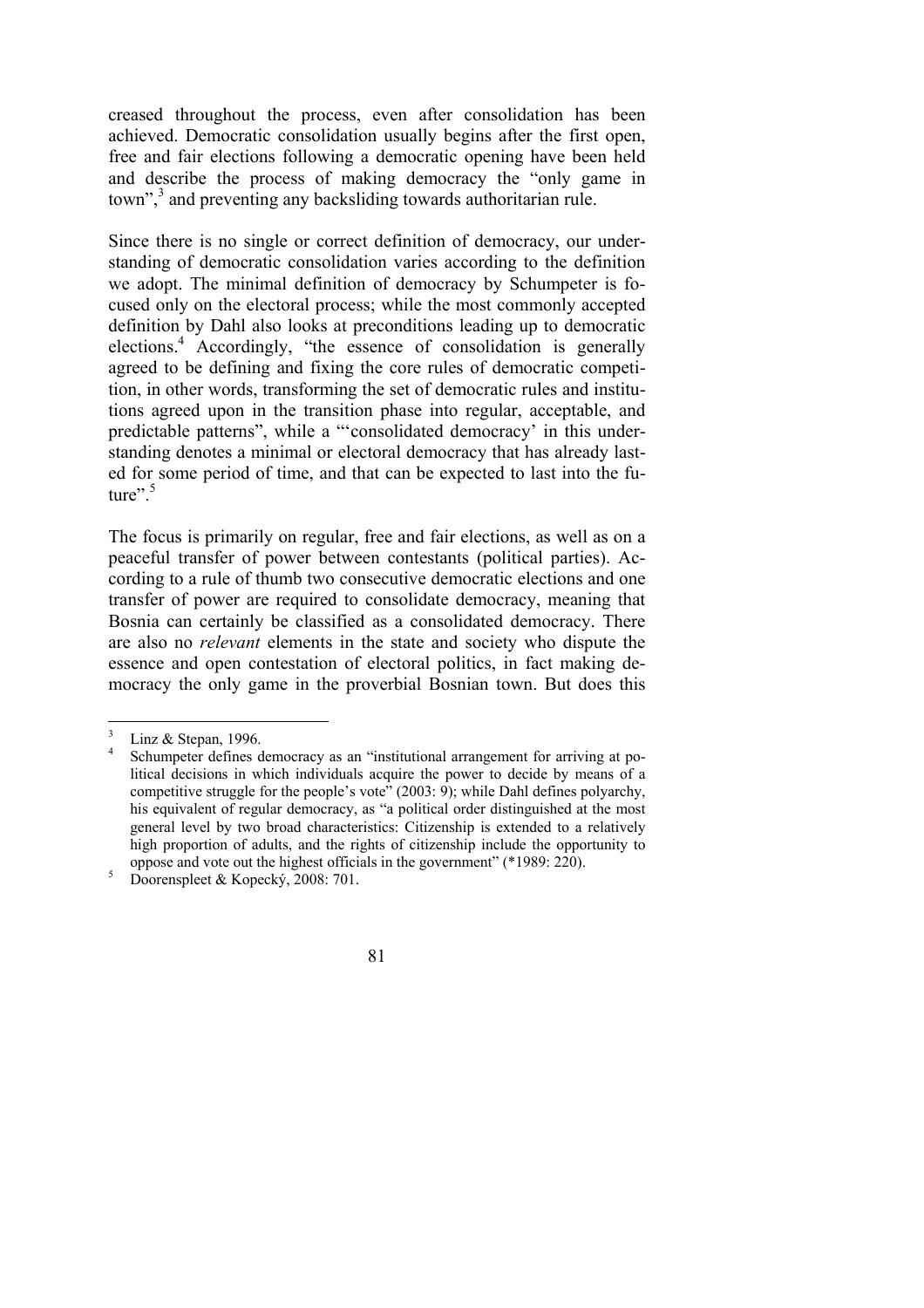creased throughout the process, even after consolidation has been achieved. Democratic consolidation usually begins after the first open, free and fair elections following a democratic opening have been held and describe the process of making democracy the "only game in town",[3] and preventing any backsliding towards authoritarian rule.

Since there is no single or correct definition of democracy, our understanding of democratic consolidation varies according to the definition we adopt. The minimal definition of democracy by Schumpeter is focused only on the electoral process; while the most commonly accepted definition by Dahl also looks at preconditions leading up to democratic elections.[4] Accordingly, "the essence of consolidation is generally agreed to be defining and fixing the core rules of democratic competition, in other words, transforming the set of democratic rules and institutions agreed upon in the transition phase into regular, acceptable, and predictable patterns", while a "'consolidated democracy' in this understanding denotes a minimal or electoral democracy that has already lasted for some period of time, and that can be expected to last into the future".[5]

The focus is primarily on regular, free and fair elections, as well as on a peaceful transfer of power between contestants (political parties). According to a rule of thumb two consecutive democratic elections and one transfer of power are required to consolidate democracy, meaning that Bosnia can certainly be classified as a consolidated democracy. There are also no *relevant* elements in the state and society who dispute the essence and open contestation of electoral politics, in fact making democracy the only game in the proverbial Bosnian town. But does this

---

[3] Linz & Stepan, 1996.

[4] Schumpeter defines democracy as an "institutional arrangement for arriving at political decisions in which individuals acquire the power to decide by means of a competitive struggle for the people's vote" (2003: 9); while Dahl defines polyarchy, his equivalent of regular democracy, as "a political order distinguished at the most general level by two broad characteristics: Citizenship is extended to a relatively high proportion of adults, and the rights of citizenship include the opportunity to oppose and vote out the highest officials in the government" (*1989: 220).

[5] Doorenspleet & Kopecký, 2008: 701.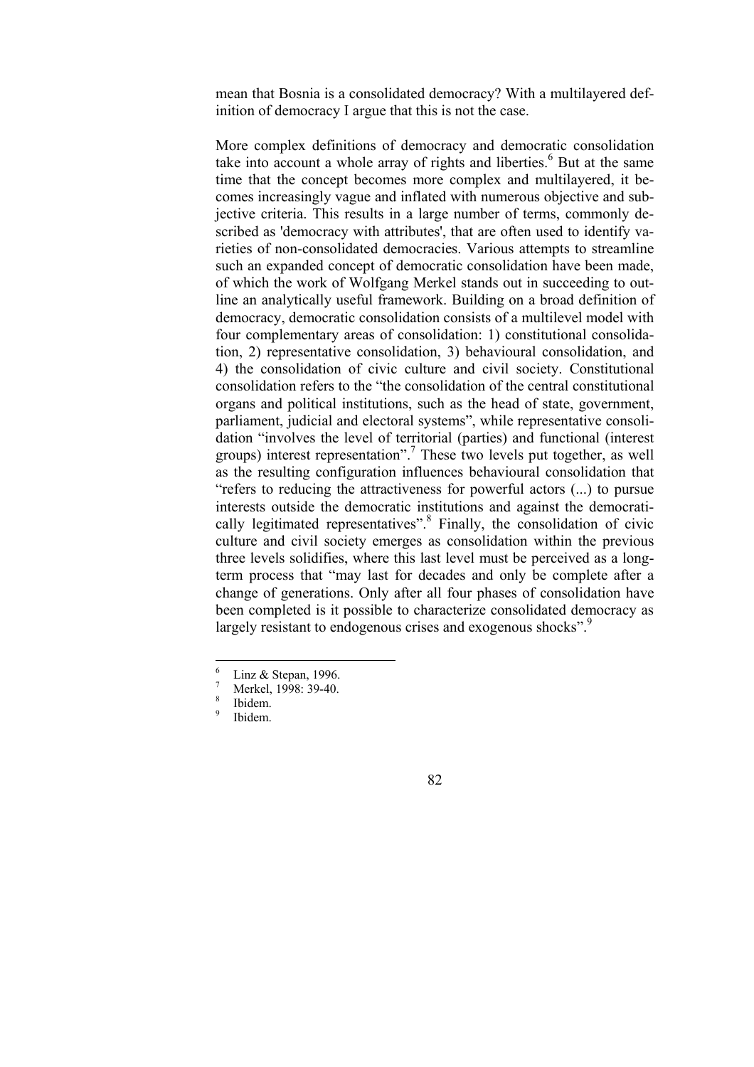mean that Bosnia is a consolidated democracy? With a multilayered definition of democracy I argue that this is not the case.

More complex definitions of democracy and democratic consolidation take into account a whole array of rights and liberties.[6] But at the same time that the concept becomes more complex and multilayered, it becomes increasingly vague and inflated with numerous objective and subjective criteria. This results in a large number of terms, commonly described as 'democracy with attributes', that are often used to identify varieties of non-consolidated democracies. Various attempts to streamline such an expanded concept of democratic consolidation have been made, of which the work of Wolfgang Merkel stands out in succeeding to outline an analytically useful framework. Building on a broad definition of democracy, democratic consolidation consists of a multilevel model with four complementary areas of consolidation: 1) constitutional consolidation, 2) representative consolidation, 3) behavioural consolidation, and 4) the consolidation of civic culture and civil society. Constitutional consolidation refers to the "the consolidation of the central constitutional organs and political institutions, such as the head of state, government, parliament, judicial and electoral systems", while representative consolidation "involves the level of territorial (parties) and functional (interest groups) interest representation".[7] These two levels put together, as well as the resulting configuration influences behavioural consolidation that "refers to reducing the attractiveness for powerful actors (...) to pursue interests outside the democratic institutions and against the democratically legitimated representatives".[8] Finally, the consolidation of civic culture and civil society emerges as consolidation within the previous three levels solidifies, where this last level must be perceived as a long-term process that "may last for decades and only be complete after a change of generations. Only after all four phases of consolidation have been completed is it possible to characterize consolidated democracy as largely resistant to endogenous crises and exogenous shocks".[9]

---

[6] Linz & Stepan, 1996.

[7] Merkel, 1998: 39-40.

[8] Ibidem.

[9] Ibidem.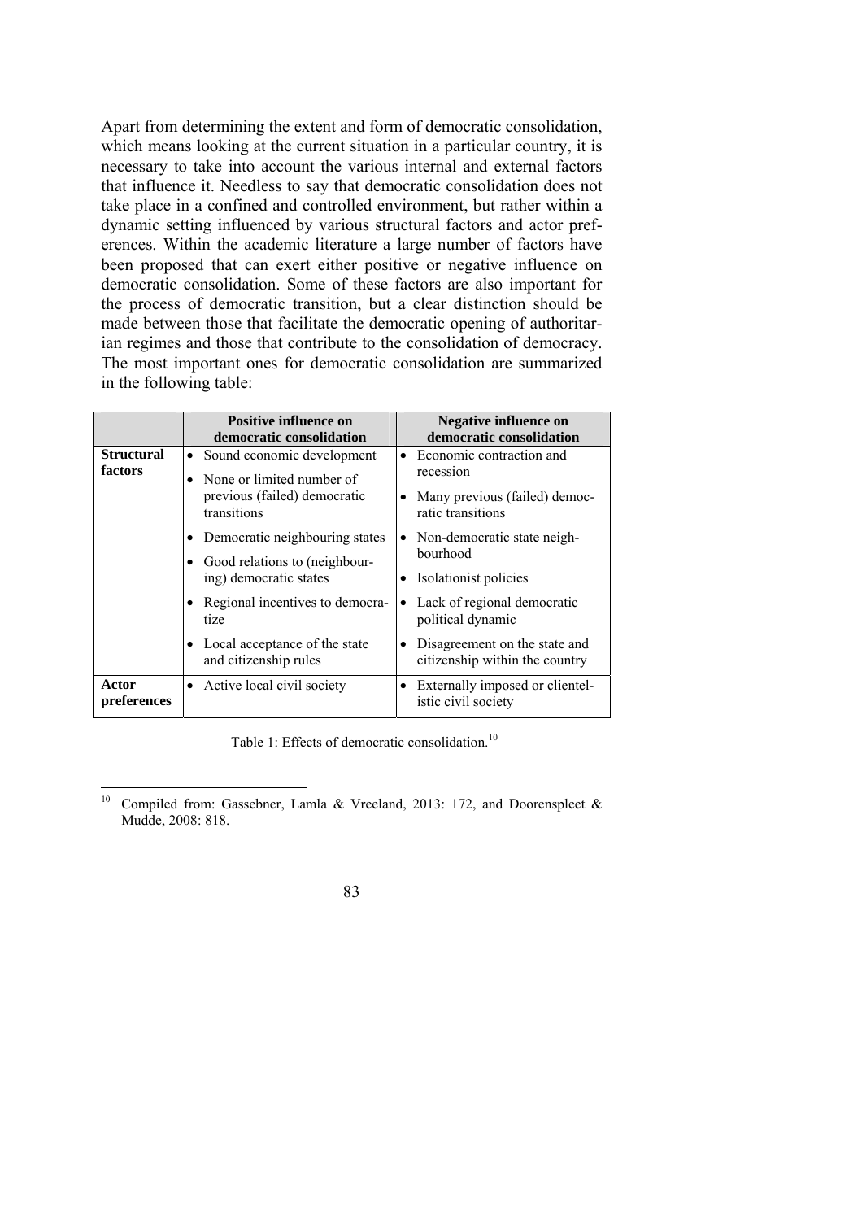Apart from determining the extent and form of democratic consolidation, which means looking at the current situation in a particular country, it is necessary to take into account the various internal and external factors that influence it. Needless to say that democratic consolidation does not take place in a confined and controlled environment, but rather within a dynamic setting influenced by various structural factors and actor preferences. Within the academic literature a large number of factors have been proposed that can exert either positive or negative influence on democratic consolidation. Some of these factors are also important for the process of democratic transition, but a clear distinction should be made between those that facilitate the democratic opening of authoritarian regimes and those that contribute to the consolidation of democracy. The most important ones for democratic consolidation are summarized in the following table:

| | Positive influence on democratic consolidation | Negative influence on democratic consolidation |
|---|---|---|
| **Structural factors** | • Sound economic development<br>• None or limited number of previous (failed) democratic transitions<br>• Democratic neighbouring states<br>• Good relations to (neighbouring) democratic states<br>• Regional incentives to democratize<br>• Local acceptance of the state and citizenship rules | • Economic contraction and recession<br>• Many previous (failed) democratic transitions<br>• Non-democratic state neighbourhood<br>• Isolationist policies<br>• Lack of regional democratic political dynamic<br>• Disagreement on the state and citizenship within the country |
| **Actor preferences** | • Active local civil society | • Externally imposed or clientelistic civil society |

Table 1: Effects of democratic consolidation.[10]

[10] Compiled from: Gassebner, Lamla & Vreeland, 2013: 172, and Doorenspleet & Mudde, 2008: 818.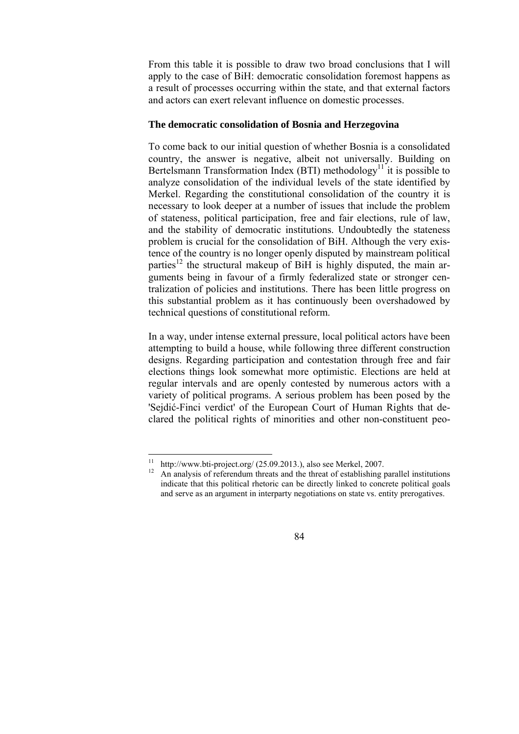From this table it is possible to draw two broad conclusions that I will apply to the case of BiH: democratic consolidation foremost happens as a result of processes occurring within the state, and that external factors and actors can exert relevant influence on domestic processes.

### The democratic consolidation of Bosnia and Herzegovina

To come back to our initial question of whether Bosnia is a consolidated country, the answer is negative, albeit not universally. Building on Bertelsmann Transformation Index (BTI) methodology[11] it is possible to analyze consolidation of the individual levels of the state identified by Merkel. Regarding the constitutional consolidation of the country it is necessary to look deeper at a number of issues that include the problem of stateness, political participation, free and fair elections, rule of law, and the stability of democratic institutions. Undoubtedly the stateness problem is crucial for the consolidation of BiH. Although the very existence of the country is no longer openly disputed by mainstream political parties[12] the structural makeup of BiH is highly disputed, the main arguments being in favour of a firmly federalized state or stronger centralization of policies and institutions. There has been little progress on this substantial problem as it has continuously been overshadowed by technical questions of constitutional reform.

In a way, under intense external pressure, local political actors have been attempting to build a house, while following three different construction designs. Regarding participation and contestation through free and fair elections things look somewhat more optimistic. Elections are held at regular intervals and are openly contested by numerous actors with a variety of political programs. A serious problem has been posed by the 'Sejdić-Finci verdict' of the European Court of Human Rights that declared the political rights of minorities and other non-constituent peo-

---

[11] http://www.bti-project.org/ (25.09.2013.), also see Merkel, 2007.

[12] An analysis of referendum threats and the threat of establishing parallel institutions indicate that this political rhetoric can be directly linked to concrete political goals and serve as an argument in interparty negotiations on state vs. entity prerogatives.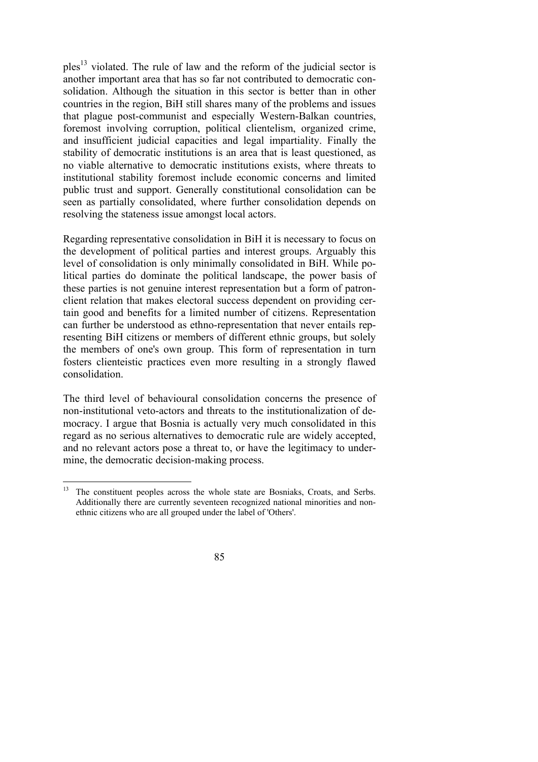ples[13] violated. The rule of law and the reform of the judicial sector is another important area that has so far not contributed to democratic consolidation. Although the situation in this sector is better than in other countries in the region, BiH still shares many of the problems and issues that plague post-communist and especially Western-Balkan countries, foremost involving corruption, political clientelism, organized crime, and insufficient judicial capacities and legal impartiality. Finally the stability of democratic institutions is an area that is least questioned, as no viable alternative to democratic institutions exists, where threats to institutional stability foremost include economic concerns and limited public trust and support. Generally constitutional consolidation can be seen as partially consolidated, where further consolidation depends on resolving the stateness issue amongst local actors.

Regarding representative consolidation in BiH it is necessary to focus on the development of political parties and interest groups. Arguably this level of consolidation is only minimally consolidated in BiH. While political parties do dominate the political landscape, the power basis of these parties is not genuine interest representation but a form of patron-client relation that makes electoral success dependent on providing certain good and benefits for a limited number of citizens. Representation can further be understood as ethno-representation that never entails representing BiH citizens or members of different ethnic groups, but solely the members of one's own group. This form of representation in turn fosters clienteistic practices even more resulting in a strongly flawed consolidation.

The third level of behavioural consolidation concerns the presence of non-institutional veto-actors and threats to the institutionalization of democracy. I argue that Bosnia is actually very much consolidated in this regard as no serious alternatives to democratic rule are widely accepted, and no relevant actors pose a threat to, or have the legitimacy to undermine, the democratic decision-making process.

[13] The constituent peoples across the whole state are Bosniaks, Croats, and Serbs. Additionally there are currently seventeen recognized national minorities and non-ethnic citizens who are all grouped under the label of 'Others'.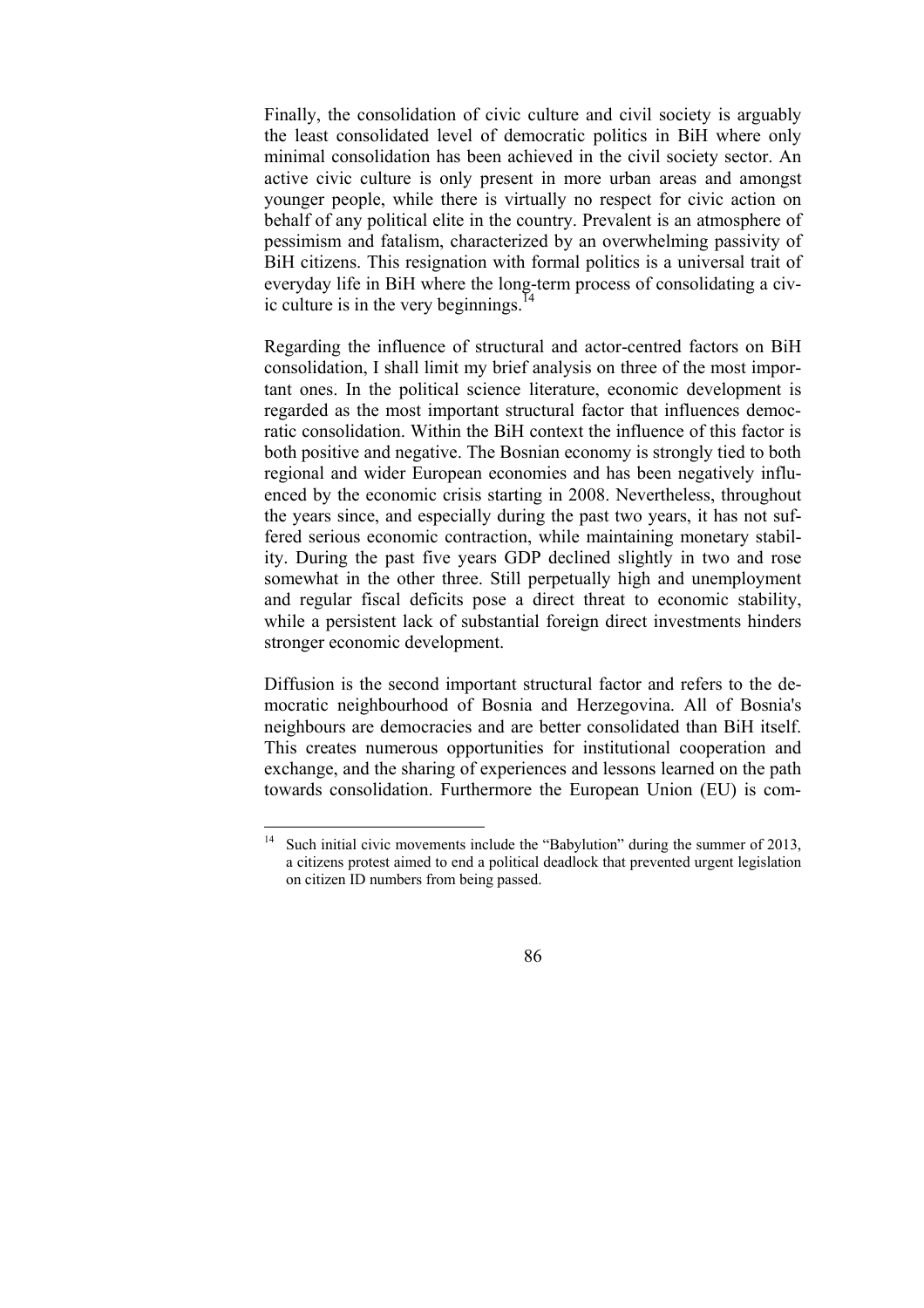Finally, the consolidation of civic culture and civil society is arguably the least consolidated level of democratic politics in BiH where only minimal consolidation has been achieved in the civil society sector. An active civic culture is only present in more urban areas and amongst younger people, while there is virtually no respect for civic action on behalf of any political elite in the country. Prevalent is an atmosphere of pessimism and fatalism, characterized by an overwhelming passivity of BiH citizens. This resignation with formal politics is a universal trait of everyday life in BiH where the long-term process of consolidating a civic culture is in the very beginnings.[14]

Regarding the influence of structural and actor-centred factors on BiH consolidation, I shall limit my brief analysis on three of the most important ones. In the political science literature, economic development is regarded as the most important structural factor that influences democratic consolidation. Within the BiH context the influence of this factor is both positive and negative. The Bosnian economy is strongly tied to both regional and wider European economies and has been negatively influenced by the economic crisis starting in 2008. Nevertheless, throughout the years since, and especially during the past two years, it has not suffered serious economic contraction, while maintaining monetary stability. During the past five years GDP declined slightly in two and rose somewhat in the other three. Still perpetually high and unemployment and regular fiscal deficits pose a direct threat to economic stability, while a persistent lack of substantial foreign direct investments hinders stronger economic development.

Diffusion is the second important structural factor and refers to the democratic neighbourhood of Bosnia and Herzegovina. All of Bosnia's neighbours are democracies and are better consolidated than BiH itself. This creates numerous opportunities for institutional cooperation and exchange, and the sharing of experiences and lessons learned on the path towards consolidation. Furthermore the European Union (EU) is com-

---

[14] Such initial civic movements include the "Babylution" during the summer of 2013, a citizens protest aimed to end a political deadlock that prevented urgent legislation on citizen ID numbers from being passed.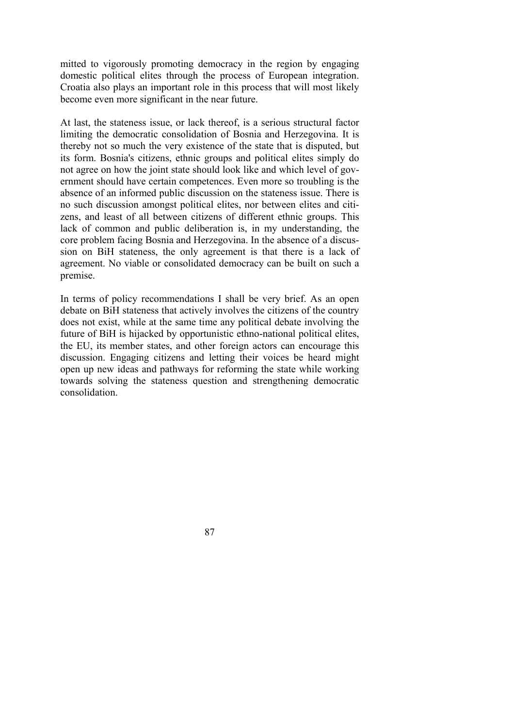mitted to vigorously promoting democracy in the region by engaging domestic political elites through the process of European integration. Croatia also plays an important role in this process that will most likely become even more significant in the near future.

At last, the stateness issue, or lack thereof, is a serious structural factor limiting the democratic consolidation of Bosnia and Herzegovina. It is thereby not so much the very existence of the state that is disputed, but its form. Bosnia's citizens, ethnic groups and political elites simply do not agree on how the joint state should look like and which level of government should have certain competences. Even more so troubling is the absence of an informed public discussion on the stateness issue. There is no such discussion amongst political elites, nor between elites and citizens, and least of all between citizens of different ethnic groups. This lack of common and public deliberation is, in my understanding, the core problem facing Bosnia and Herzegovina. In the absence of a discussion on BiH stateness, the only agreement is that there is a lack of agreement. No viable or consolidated democracy can be built on such a premise.

In terms of policy recommendations I shall be very brief. As an open debate on BiH stateness that actively involves the citizens of the country does not exist, while at the same time any political debate involving the future of BiH is hijacked by opportunistic ethno-national political elites, the EU, its member states, and other foreign actors can encourage this discussion. Engaging citizens and letting their voices be heard might open up new ideas and pathways for reforming the state while working towards solving the stateness question and strengthening democratic consolidation.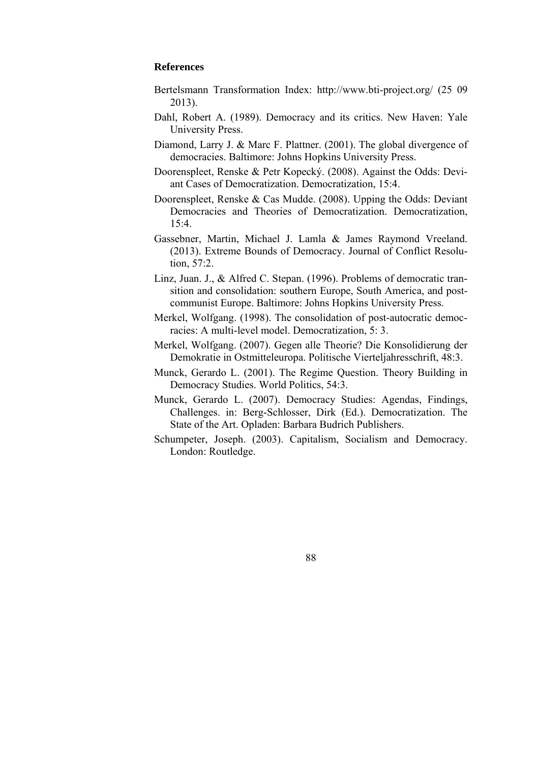**References**

Bertelsmann Transformation Index: http://www.bti-project.org/ (25 09 2013).

Dahl, Robert A. (1989). Democracy and its critics. New Haven: Yale University Press.

Diamond, Larry J. & Marc F. Plattner. (2001). The global divergence of democracies. Baltimore: Johns Hopkins University Press.

Doorenspleet, Renske & Petr Kopecký. (2008). Against the Odds: Deviant Cases of Democratization. Democratization, 15:4.

Doorenspleet, Renske & Cas Mudde. (2008). Upping the Odds: Deviant Democracies and Theories of Democratization. Democratization, 15:4.

Gassebner, Martin, Michael J. Lamla & James Raymond Vreeland. (2013). Extreme Bounds of Democracy. Journal of Conflict Resolution, 57:2.

Linz, Juan. J., & Alfred C. Stepan. (1996). Problems of democratic transition and consolidation: southern Europe, South America, and post-communist Europe. Baltimore: Johns Hopkins University Press.

Merkel, Wolfgang. (1998). The consolidation of post-autocratic democracies: A multi-level model. Democratization, 5: 3.

Merkel, Wolfgang. (2007). Gegen alle Theorie? Die Konsolidierung der Demokratie in Ostmitteleuropa. Politische Vierteljahresschrift, 48:3.

Munck, Gerardo L. (2001). The Regime Question. Theory Building in Democracy Studies. World Politics, 54:3.

Munck, Gerardo L. (2007). Democracy Studies: Agendas, Findings, Challenges. in: Berg-Schlosser, Dirk (Ed.). Democratization. The State of the Art. Opladen: Barbara Budrich Publishers.

Schumpeter, Joseph. (2003). Capitalism, Socialism and Democracy. London: Routledge.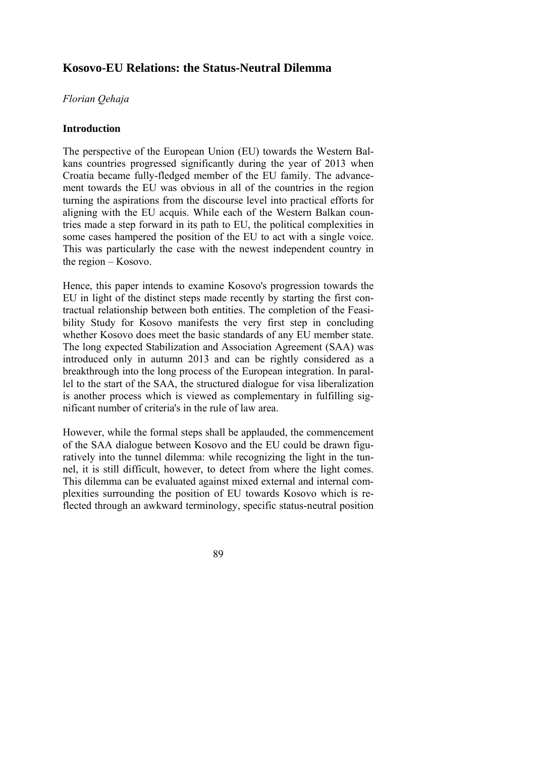## Kosovo-EU Relations: the Status-Neutral Dilemma

*Florian Qehaja*

### Introduction

The perspective of the European Union (EU) towards the Western Balkans countries progressed significantly during the year of 2013 when Croatia became fully-fledged member of the EU family. The advancement towards the EU was obvious in all of the countries in the region turning the aspirations from the discourse level into practical efforts for aligning with the EU acquis. While each of the Western Balkan countries made a step forward in its path to EU, the political complexities in some cases hampered the position of the EU to act with a single voice. This was particularly the case with the newest independent country in the region – Kosovo.

Hence, this paper intends to examine Kosovo's progression towards the EU in light of the distinct steps made recently by starting the first contractual relationship between both entities. The completion of the Feasibility Study for Kosovo manifests the very first step in concluding whether Kosovo does meet the basic standards of any EU member state. The long expected Stabilization and Association Agreement (SAA) was introduced only in autumn 2013 and can be rightly considered as a breakthrough into the long process of the European integration. In parallel to the start of the SAA, the structured dialogue for visa liberalization is another process which is viewed as complementary in fulfilling significant number of criteria's in the rule of law area.

However, while the formal steps shall be applauded, the commencement of the SAA dialogue between Kosovo and the EU could be drawn figuratively into the tunnel dilemma: while recognizing the light in the tunnel, it is still difficult, however, to detect from where the light comes. This dilemma can be evaluated against mixed external and internal complexities surrounding the position of EU towards Kosovo which is reflected through an awkward terminology, specific status-neutral position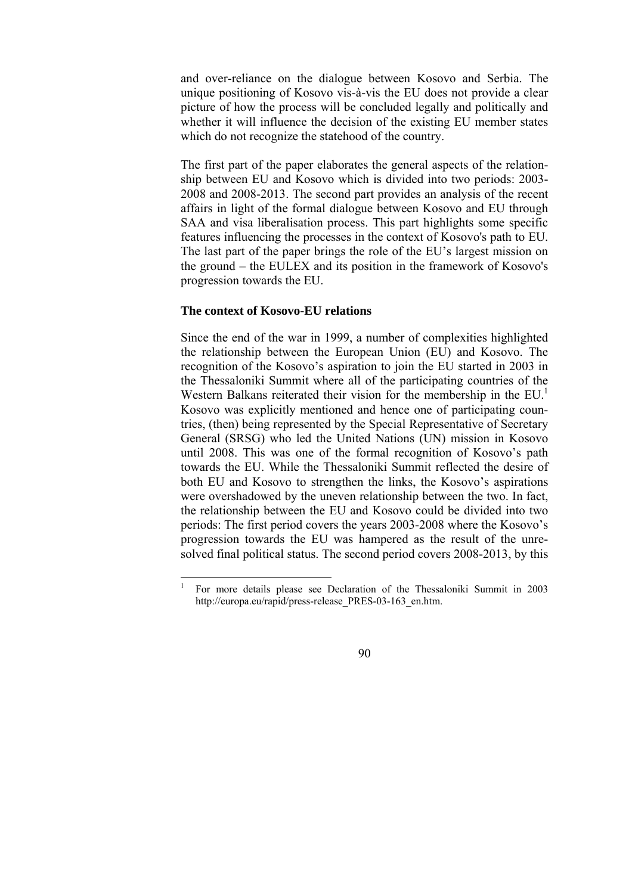and over-reliance on the dialogue between Kosovo and Serbia. The unique positioning of Kosovo vis-à-vis the EU does not provide a clear picture of how the process will be concluded legally and politically and whether it will influence the decision of the existing EU member states which do not recognize the statehood of the country.

The first part of the paper elaborates the general aspects of the relationship between EU and Kosovo which is divided into two periods: 2003-2008 and 2008-2013. The second part provides an analysis of the recent affairs in light of the formal dialogue between Kosovo and EU through SAA and visa liberalisation process. This part highlights some specific features influencing the processes in the context of Kosovo's path to EU. The last part of the paper brings the role of the EU's largest mission on the ground – the EULEX and its position in the framework of Kosovo's progression towards the EU.

**The context of Kosovo-EU relations**

Since the end of the war in 1999, a number of complexities highlighted the relationship between the European Union (EU) and Kosovo. The recognition of the Kosovo's aspiration to join the EU started in 2003 in the Thessaloniki Summit where all of the participating countries of the Western Balkans reiterated their vision for the membership in the EU.[1] Kosovo was explicitly mentioned and hence one of participating countries, (then) being represented by the Special Representative of Secretary General (SRSG) who led the United Nations (UN) mission in Kosovo until 2008. This was one of the formal recognition of Kosovo's path towards the EU. While the Thessaloniki Summit reflected the desire of both EU and Kosovo to strengthen the links, the Kosovo's aspirations were overshadowed by the uneven relationship between the two. In fact, the relationship between the EU and Kosovo could be divided into two periods: The first period covers the years 2003-2008 where the Kosovo's progression towards the EU was hampered as the result of the unresolved final political status. The second period covers 2008-2013, by this

---

[1] For more details please see Declaration of the Thessaloniki Summit in 2003 http://europa.eu/rapid/press-release_PRES-03-163_en.htm.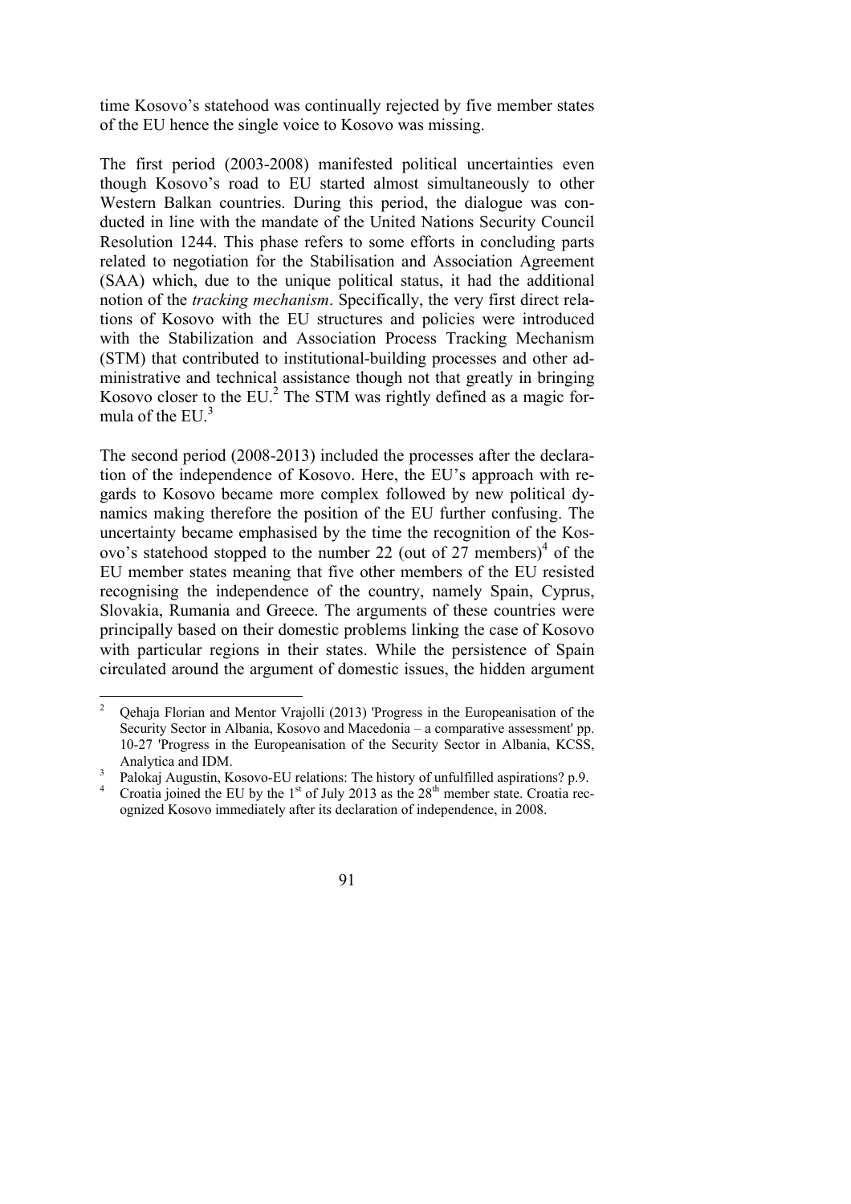time Kosovo's statehood was continually rejected by five member states of the EU hence the single voice to Kosovo was missing.

The first period (2003-2008) manifested political uncertainties even though Kosovo's road to EU started almost simultaneously to other Western Balkan countries. During this period, the dialogue was conducted in line with the mandate of the United Nations Security Council Resolution 1244. This phase refers to some efforts in concluding parts related to negotiation for the Stabilisation and Association Agreement (SAA) which, due to the unique political status, it had the additional notion of the *tracking mechanism*. Specifically, the very first direct relations of Kosovo with the EU structures and policies were introduced with the Stabilization and Association Process Tracking Mechanism (STM) that contributed to institutional-building processes and other administrative and technical assistance though not that greatly in bringing Kosovo closer to the EU.[2] The STM was rightly defined as a magic formula of the EU.[3]

The second period (2008-2013) included the processes after the declaration of the independence of Kosovo. Here, the EU's approach with regards to Kosovo became more complex followed by new political dynamics making therefore the position of the EU further confusing. The uncertainty became emphasised by the time the recognition of the Kosovo's statehood stopped to the number 22 (out of 27 members)[4] of the EU member states meaning that five other members of the EU resisted recognising the independence of the country, namely Spain, Cyprus, Slovakia, Rumania and Greece. The arguments of these countries were principally based on their domestic problems linking the case of Kosovo with particular regions in their states. While the persistence of Spain circulated around the argument of domestic issues, the hidden argument

---

[2] Qehaja Florian and Mentor Vrajolli (2013) 'Progress in the Europeanisation of the Security Sector in Albania, Kosovo and Macedonia – a comparative assessment' pp. 10-27 'Progress in the Europeanisation of the Security Sector in Albania, KCSS, Analytica and IDM.

[3] Palokaj Augustin, Kosovo-EU relations: The history of unfulfilled aspirations? p.9.

[4] Croatia joined the EU by the 1st of July 2013 as the 28th member state. Croatia recognized Kosovo immediately after its declaration of independence, in 2008.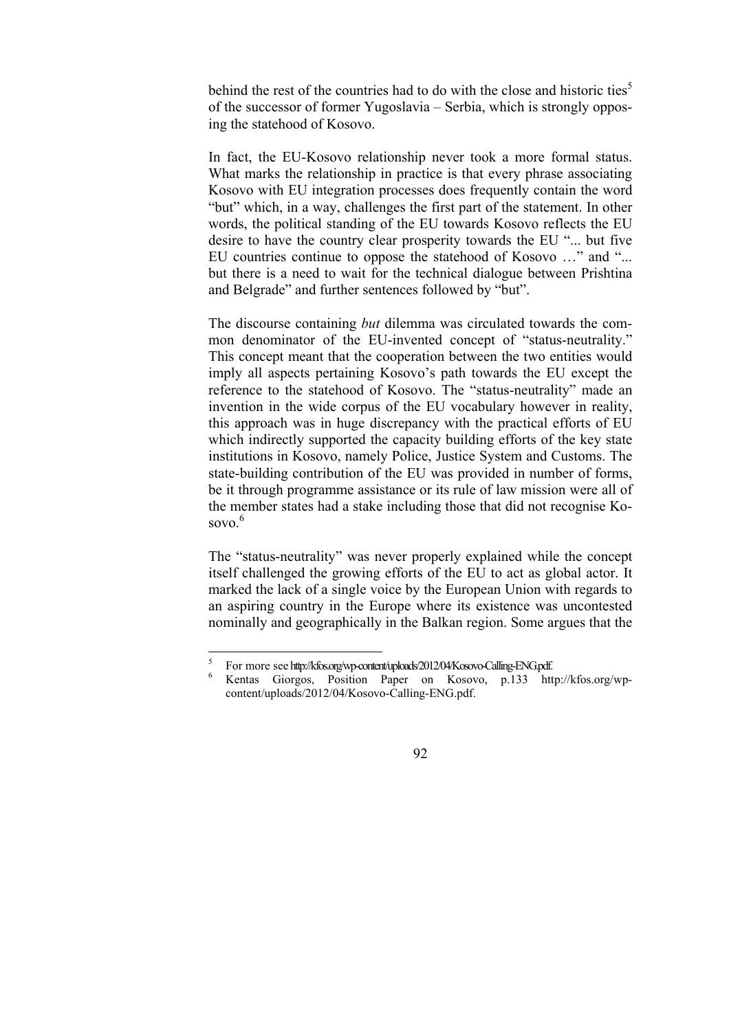behind the rest of the countries had to do with the close and historic ties[5] of the successor of former Yugoslavia – Serbia, which is strongly opposing the statehood of Kosovo.

In fact, the EU-Kosovo relationship never took a more formal status. What marks the relationship in practice is that every phrase associating Kosovo with EU integration processes does frequently contain the word "but" which, in a way, challenges the first part of the statement. In other words, the political standing of the EU towards Kosovo reflects the EU desire to have the country clear prosperity towards the EU "... but five EU countries continue to oppose the statehood of Kosovo …" and "... but there is a need to wait for the technical dialogue between Prishtina and Belgrade" and further sentences followed by "but".

The discourse containing *but* dilemma was circulated towards the common denominator of the EU-invented concept of "status-neutrality." This concept meant that the cooperation between the two entities would imply all aspects pertaining Kosovo's path towards the EU except the reference to the statehood of Kosovo. The "status-neutrality" made an invention in the wide corpus of the EU vocabulary however in reality, this approach was in huge discrepancy with the practical efforts of EU which indirectly supported the capacity building efforts of the key state institutions in Kosovo, namely Police, Justice System and Customs. The state-building contribution of the EU was provided in number of forms, be it through programme assistance or its rule of law mission were all of the member states had a stake including those that did not recognise Kosovo.[6]

The "status-neutrality" was never properly explained while the concept itself challenged the growing efforts of the EU to act as global actor. It marked the lack of a single voice by the European Union with regards to an aspiring country in the Europe where its existence was uncontested nominally and geographically in the Balkan region. Some argues that the

---

[5] For more see http://kfos.org/wp-content/uploads/2012/04/Kosovo-Calling-ENG.pdf.

[6] Kentas Giorgos, Position Paper on Kosovo, p.133 http://kfos.org/wp-content/uploads/2012/04/Kosovo-Calling-ENG.pdf.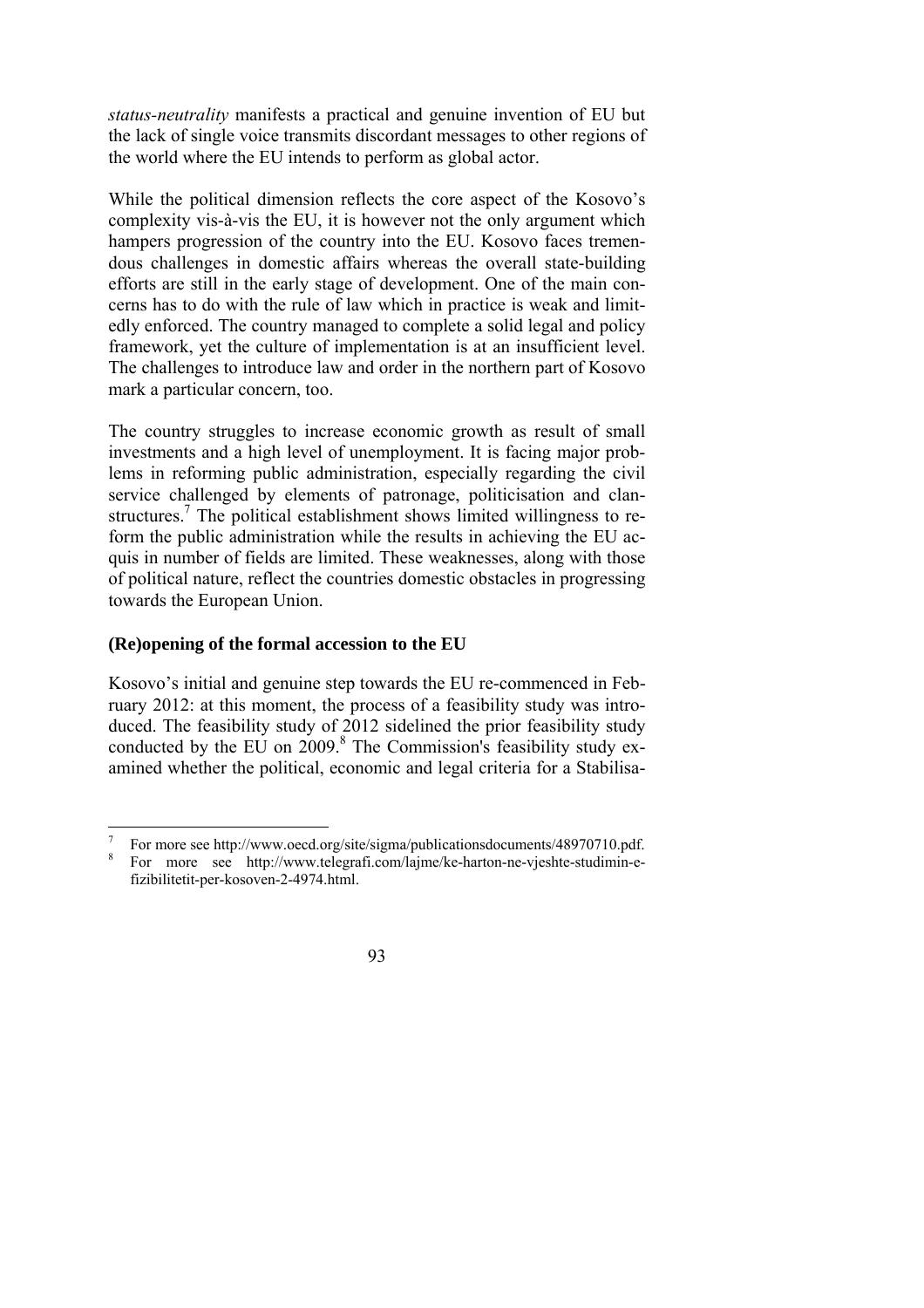*status-neutrality* manifests a practical and genuine invention of EU but the lack of single voice transmits discordant messages to other regions of the world where the EU intends to perform as global actor.

While the political dimension reflects the core aspect of the Kosovo's complexity vis-à-vis the EU, it is however not the only argument which hampers progression of the country into the EU. Kosovo faces tremendous challenges in domestic affairs whereas the overall state-building efforts are still in the early stage of development. One of the main concerns has to do with the rule of law which in practice is weak and limitedly enforced. The country managed to complete a solid legal and policy framework, yet the culture of implementation is at an insufficient level. The challenges to introduce law and order in the northern part of Kosovo mark a particular concern, too.

The country struggles to increase economic growth as result of small investments and a high level of unemployment. It is facing major problems in reforming public administration, especially regarding the civil service challenged by elements of patronage, politicisation and clan-structures.[7] The political establishment shows limited willingness to reform the public administration while the results in achieving the EU acquis in number of fields are limited. These weaknesses, along with those of political nature, reflect the countries domestic obstacles in progressing towards the European Union.

**(Re)opening of the formal accession to the EU**

Kosovo's initial and genuine step towards the EU re-commenced in February 2012: at this moment, the process of a feasibility study was introduced. The feasibility study of 2012 sidelined the prior feasibility study conducted by the EU on 2009.[8] The Commission's feasibility study examined whether the political, economic and legal criteria for a Stabilisa-

---

[7] For more see http://www.oecd.org/site/sigma/publicationsdocuments/48970710.pdf.

[8] For more see http://www.telegrafi.com/lajme/ke-harton-ne-vjeshte-studimin-e-fizibilitetit-per-kosoven-2-4974.html.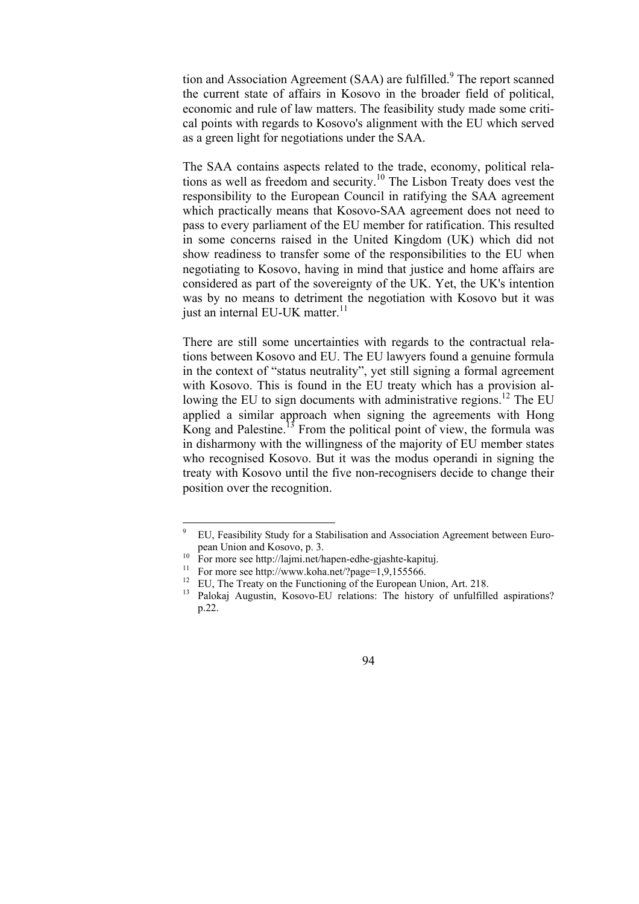tion and Association Agreement (SAA) are fulfilled.[9] The report scanned the current state of affairs in Kosovo in the broader field of political, economic and rule of law matters. The feasibility study made some critical points with regards to Kosovo's alignment with the EU which served as a green light for negotiations under the SAA.

The SAA contains aspects related to the trade, economy, political relations as well as freedom and security.[10] The Lisbon Treaty does vest the responsibility to the European Council in ratifying the SAA agreement which practically means that Kosovo-SAA agreement does not need to pass to every parliament of the EU member for ratification. This resulted in some concerns raised in the United Kingdom (UK) which did not show readiness to transfer some of the responsibilities to the EU when negotiating to Kosovo, having in mind that justice and home affairs are considered as part of the sovereignty of the UK. Yet, the UK's intention was by no means to detriment the negotiation with Kosovo but it was just an internal EU-UK matter.[11]

There are still some uncertainties with regards to the contractual relations between Kosovo and EU. The EU lawyers found a genuine formula in the context of "status neutrality", yet still signing a formal agreement with Kosovo. This is found in the EU treaty which has a provision allowing the EU to sign documents with administrative regions.[12] The EU applied a similar approach when signing the agreements with Hong Kong and Palestine.[13] From the political point of view, the formula was in disharmony with the willingness of the majority of EU member states who recognised Kosovo. But it was the modus operandi in signing the treaty with Kosovo until the five non-recognisers decide to change their position over the recognition.

---

[9] EU, Feasibility Study for a Stabilisation and Association Agreement between European Union and Kosovo, p. 3.

[10] For more see http://lajmi.net/hapen-edhe-gjashte-kapituj.

[11] For more see http://www.koha.net/?page=1,9,155566.

[12] EU, The Treaty on the Functioning of the European Union, Art. 218.

[13] Palokaj Augustin, Kosovo-EU relations: The history of unfulfilled aspirations? p.22.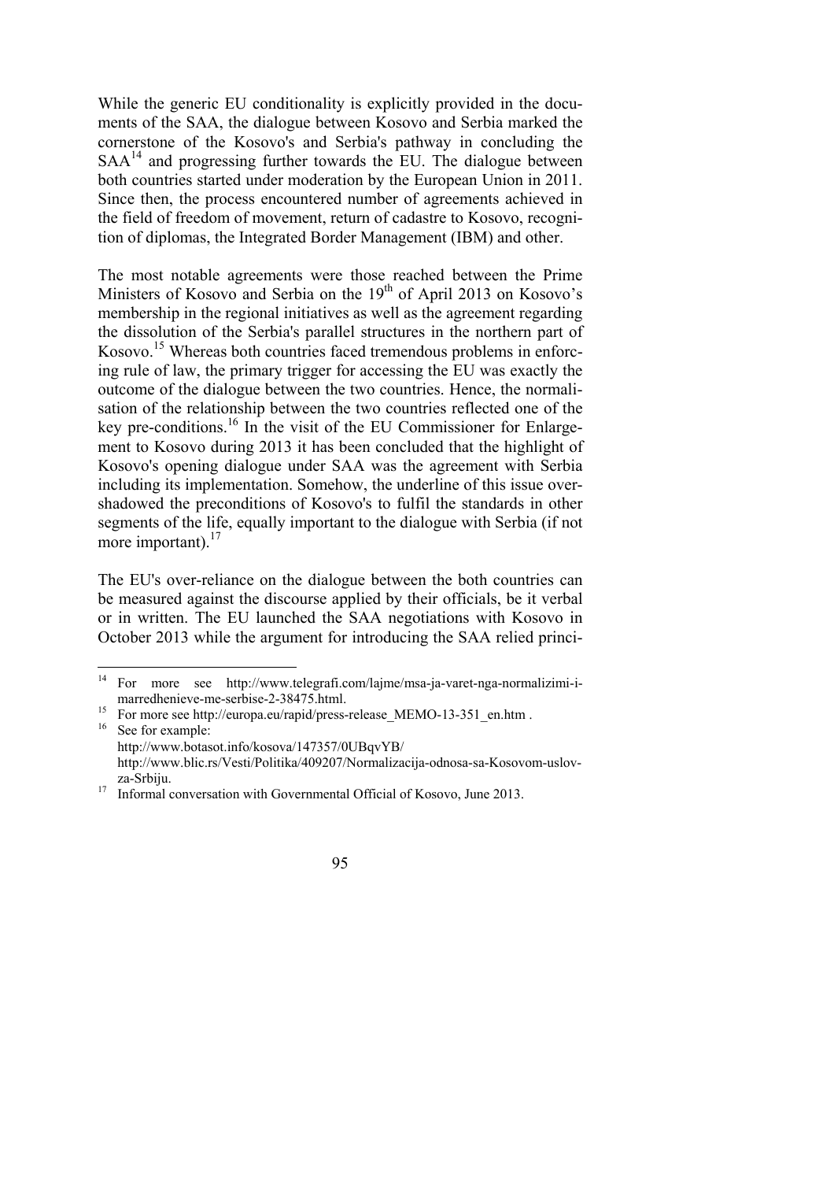While the generic EU conditionality is explicitly provided in the documents of the SAA, the dialogue between Kosovo and Serbia marked the cornerstone of the Kosovo's and Serbia's pathway in concluding the SAA[14] and progressing further towards the EU. The dialogue between both countries started under moderation by the European Union in 2011. Since then, the process encountered number of agreements achieved in the field of freedom of movement, return of cadastre to Kosovo, recognition of diplomas, the Integrated Border Management (IBM) and other.

The most notable agreements were those reached between the Prime Ministers of Kosovo and Serbia on the 19th of April 2013 on Kosovo's membership in the regional initiatives as well as the agreement regarding the dissolution of the Serbia's parallel structures in the northern part of Kosovo.[15] Whereas both countries faced tremendous problems in enforcing rule of law, the primary trigger for accessing the EU was exactly the outcome of the dialogue between the two countries. Hence, the normalisation of the relationship between the two countries reflected one of the key pre-conditions.[16] In the visit of the EU Commissioner for Enlargement to Kosovo during 2013 it has been concluded that the highlight of Kosovo's opening dialogue under SAA was the agreement with Serbia including its implementation. Somehow, the underline of this issue overshadowed the preconditions of Kosovo's to fulfil the standards in other segments of the life, equally important to the dialogue with Serbia (if not more important).[17]

The EU's over-reliance on the dialogue between the both countries can be measured against the discourse applied by their officials, be it verbal or in written. The EU launched the SAA negotiations with Kosovo in October 2013 while the argument for introducing the SAA relied princi-

---

[14] For more see http://www.telegrafi.com/lajme/msa-ja-varet-nga-normalizimi-i-marredhenieve-me-serbise-2-38475.html.

[15] For more see http://europa.eu/rapid/press-release_MEMO-13-351_en.htm .

[16] See for example:
http://www.botasot.info/kosova/147357/0UBqvYB/
http://www.blic.rs/Vesti/Politika/409207/Normalizacija-odnosa-sa-Kosovom-uslov-za-Srbiju.

[17] Informal conversation with Governmental Official of Kosovo, June 2013.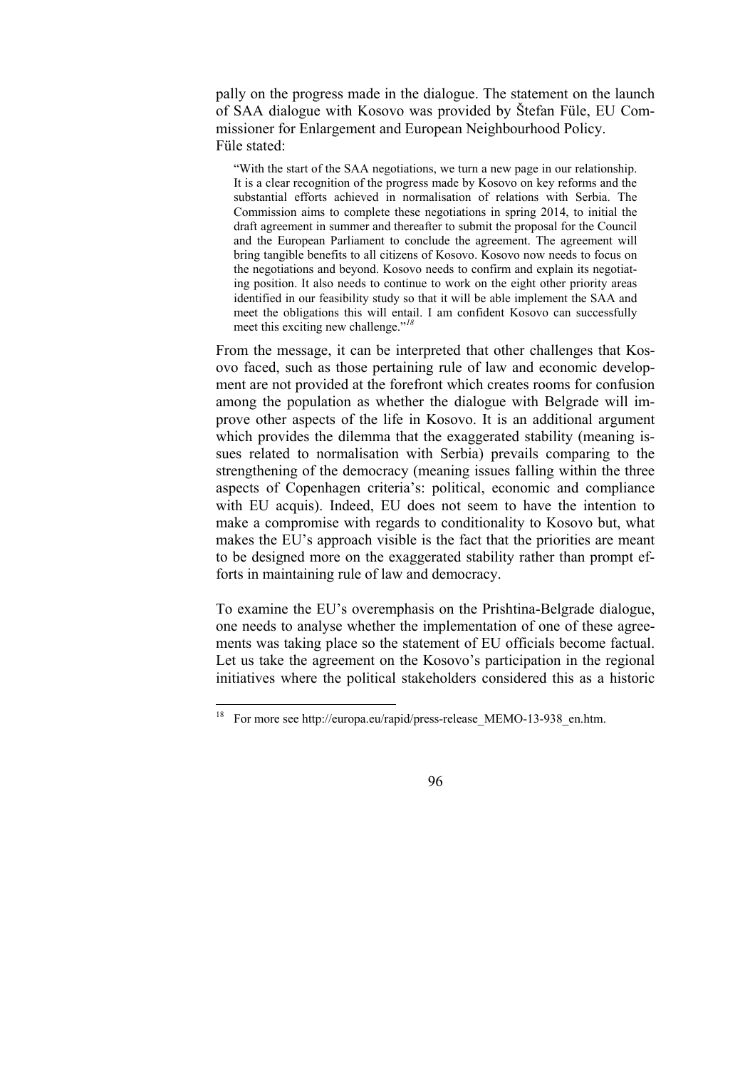pally on the progress made in the dialogue. The statement on the launch of SAA dialogue with Kosovo was provided by Štefan Füle, EU Commissioner for Enlargement and European Neighbourhood Policy. Füle stated:

> "With the start of the SAA negotiations, we turn a new page in our relationship. It is a clear recognition of the progress made by Kosovo on key reforms and the substantial efforts achieved in normalisation of relations with Serbia. The Commission aims to complete these negotiations in spring 2014, to initial the draft agreement in summer and thereafter to submit the proposal for the Council and the European Parliament to conclude the agreement. The agreement will bring tangible benefits to all citizens of Kosovo. Kosovo now needs to focus on the negotiations and beyond. Kosovo needs to confirm and explain its negotiating position. It also needs to continue to work on the eight other priority areas identified in our feasibility study so that it will be able implement the SAA and meet the obligations this will entail. I am confident Kosovo can successfully meet this exciting new challenge."[18]

From the message, it can be interpreted that other challenges that Kosovo faced, such as those pertaining rule of law and economic development are not provided at the forefront which creates rooms for confusion among the population as whether the dialogue with Belgrade will improve other aspects of the life in Kosovo. It is an additional argument which provides the dilemma that the exaggerated stability (meaning issues related to normalisation with Serbia) prevails comparing to the strengthening of the democracy (meaning issues falling within the three aspects of Copenhagen criteria's: political, economic and compliance with EU acquis). Indeed, EU does not seem to have the intention to make a compromise with regards to conditionality to Kosovo but, what makes the EU's approach visible is the fact that the priorities are meant to be designed more on the exaggerated stability rather than prompt efforts in maintaining rule of law and democracy.

To examine the EU's overemphasis on the Prishtina-Belgrade dialogue, one needs to analyse whether the implementation of one of these agreements was taking place so the statement of EU officials become factual. Let us take the agreement on the Kosovo's participation in the regional initiatives where the political stakeholders considered this as a historic

[18] For more see http://europa.eu/rapid/press-release_MEMO-13-938_en.htm.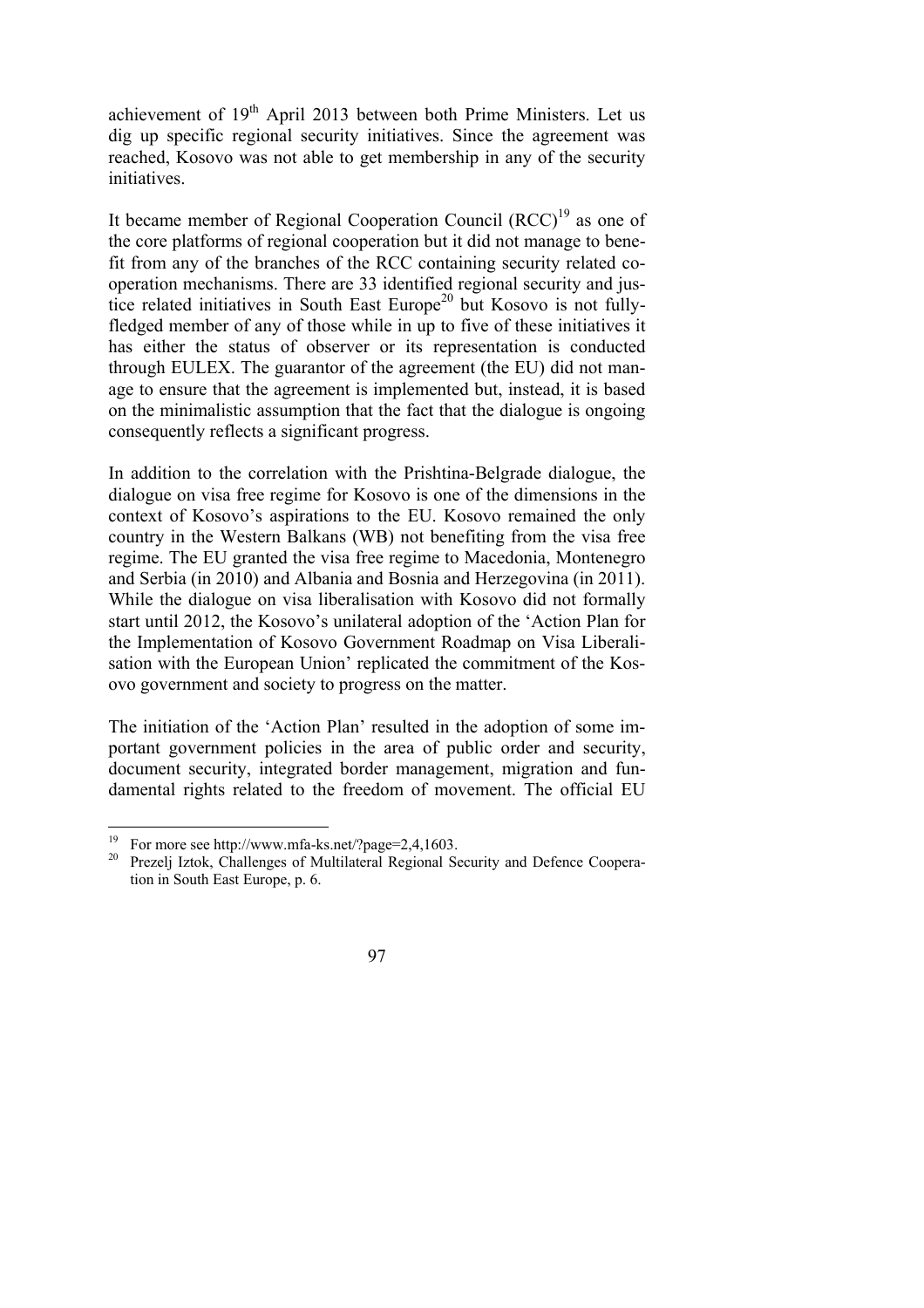achievement of 19th April 2013 between both Prime Ministers. Let us dig up specific regional security initiatives. Since the agreement was reached, Kosovo was not able to get membership in any of the security initiatives.

It became member of Regional Cooperation Council (RCC)[19] as one of the core platforms of regional cooperation but it did not manage to benefit from any of the branches of the RCC containing security related cooperation mechanisms. There are 33 identified regional security and justice related initiatives in South East Europe[20] but Kosovo is not fully-fledged member of any of those while in up to five of these initiatives it has either the status of observer or its representation is conducted through EULEX. The guarantor of the agreement (the EU) did not manage to ensure that the agreement is implemented but, instead, it is based on the minimalistic assumption that the fact that the dialogue is ongoing consequently reflects a significant progress.

In addition to the correlation with the Prishtina-Belgrade dialogue, the dialogue on visa free regime for Kosovo is one of the dimensions in the context of Kosovo's aspirations to the EU. Kosovo remained the only country in the Western Balkans (WB) not benefiting from the visa free regime. The EU granted the visa free regime to Macedonia, Montenegro and Serbia (in 2010) and Albania and Bosnia and Herzegovina (in 2011). While the dialogue on visa liberalisation with Kosovo did not formally start until 2012, the Kosovo's unilateral adoption of the 'Action Plan for the Implementation of Kosovo Government Roadmap on Visa Liberalisation with the European Union' replicated the commitment of the Kosovo government and society to progress on the matter.

The initiation of the 'Action Plan' resulted in the adoption of some important government policies in the area of public order and security, document security, integrated border management, migration and fundamental rights related to the freedom of movement. The official EU

---

[19] For more see http://www.mfa-ks.net/?page=2,4,1603.

[20] Prezelj Iztok, Challenges of Multilateral Regional Security and Defence Cooperation in South East Europe, p. 6.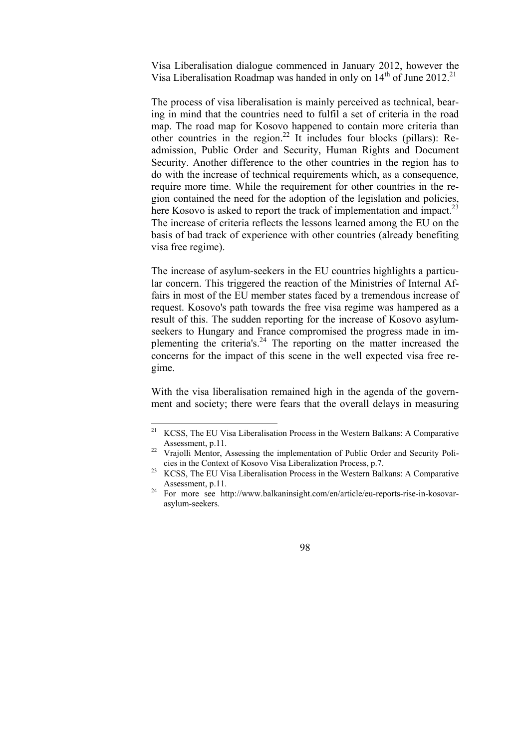Visa Liberalisation dialogue commenced in January 2012, however the Visa Liberalisation Roadmap was handed in only on 14th of June 2012.[21]

The process of visa liberalisation is mainly perceived as technical, bearing in mind that the countries need to fulfil a set of criteria in the road map. The road map for Kosovo happened to contain more criteria than other countries in the region.[22] It includes four blocks (pillars): Readmission, Public Order and Security, Human Rights and Document Security. Another difference to the other countries in the region has to do with the increase of technical requirements which, as a consequence, require more time. While the requirement for other countries in the region contained the need for the adoption of the legislation and policies, here Kosovo is asked to report the track of implementation and impact.[23] The increase of criteria reflects the lessons learned among the EU on the basis of bad track of experience with other countries (already benefiting visa free regime).

The increase of asylum-seekers in the EU countries highlights a particular concern. This triggered the reaction of the Ministries of Internal Affairs in most of the EU member states faced by a tremendous increase of request. Kosovo's path towards the free visa regime was hampered as a result of this. The sudden reporting for the increase of Kosovo asylum-seekers to Hungary and France compromised the progress made in implementing the criteria's.[24] The reporting on the matter increased the concerns for the impact of this scene in the well expected visa free regime.

With the visa liberalisation remained high in the agenda of the government and society; there were fears that the overall delays in measuring

---

[21] KCSS, The EU Visa Liberalisation Process in the Western Balkans: A Comparative Assessment, p.11.

[22] Vrajolli Mentor, Assessing the implementation of Public Order and Security Policies in the Context of Kosovo Visa Liberalization Process, p.7.

[23] KCSS, The EU Visa Liberalisation Process in the Western Balkans: A Comparative Assessment, p.11.

[24] For more see http://www.balkaninsight.com/en/article/eu-reports-rise-in-kosovar-asylum-seekers.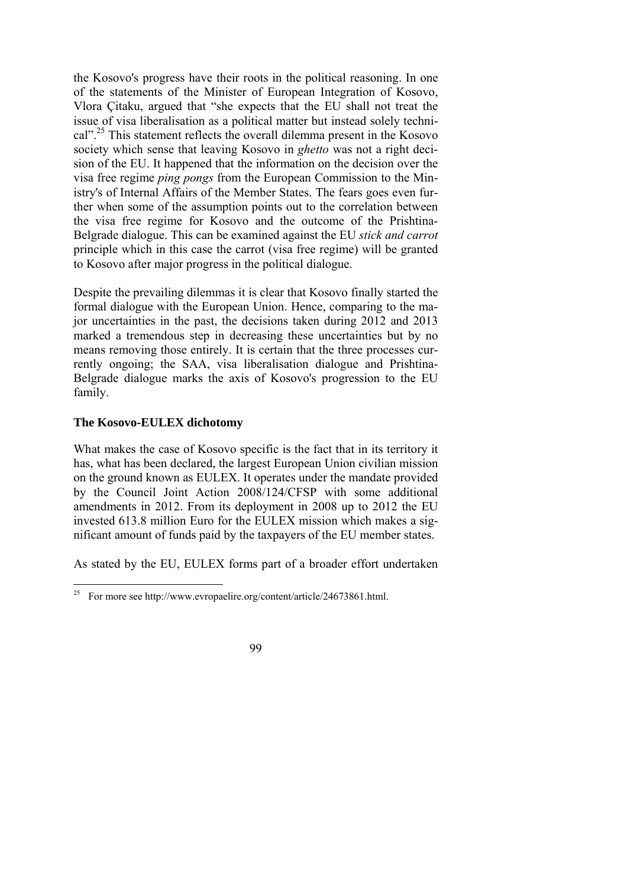the Kosovo's progress have their roots in the political reasoning. In one of the statements of the Minister of European Integration of Kosovo, Vlora Çitaku, argued that "she expects that the EU shall not treat the issue of visa liberalisation as a political matter but instead solely technical".[25] This statement reflects the overall dilemma present in the Kosovo society which sense that leaving Kosovo in *ghetto* was not a right decision of the EU. It happened that the information on the decision over the visa free regime *ping pongs* from the European Commission to the Ministry's of Internal Affairs of the Member States. The fears goes even further when some of the assumption points out to the correlation between the visa free regime for Kosovo and the outcome of the Prishtina-Belgrade dialogue. This can be examined against the EU *stick and carrot* principle which in this case the carrot (visa free regime) will be granted to Kosovo after major progress in the political dialogue.

Despite the prevailing dilemmas it is clear that Kosovo finally started the formal dialogue with the European Union. Hence, comparing to the major uncertainties in the past, the decisions taken during 2012 and 2013 marked a tremendous step in decreasing these uncertainties but by no means removing those entirely. It is certain that the three processes currently ongoing; the SAA, visa liberalisation dialogue and Prishtina-Belgrade dialogue marks the axis of Kosovo's progression to the EU family.

### The Kosovo-EULEX dichotomy

What makes the case of Kosovo specific is the fact that in its territory it has, what has been declared, the largest European Union civilian mission on the ground known as EULEX. It operates under the mandate provided by the Council Joint Action 2008/124/CFSP with some additional amendments in 2012. From its deployment in 2008 up to 2012 the EU invested 613.8 million Euro for the EULEX mission which makes a significant amount of funds paid by the taxpayers of the EU member states.

As stated by the EU, EULEX forms part of a broader effort undertaken

---

[25] For more see http://www.evropaelire.org/content/article/24673861.html.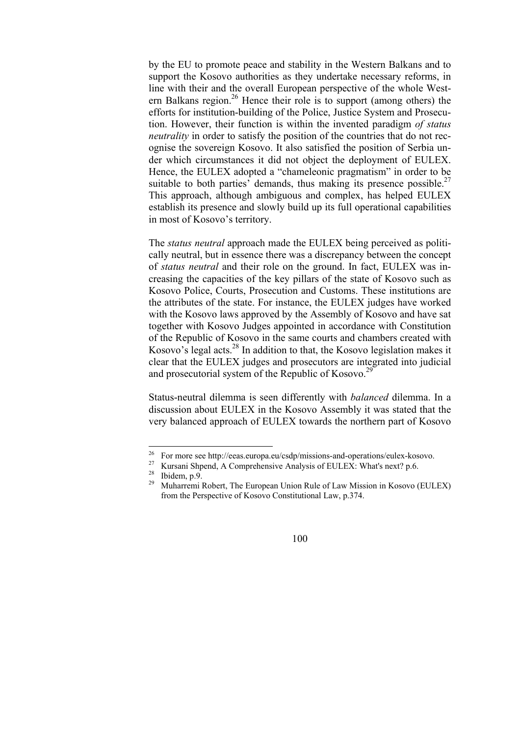by the EU to promote peace and stability in the Western Balkans and to support the Kosovo authorities as they undertake necessary reforms, in line with their and the overall European perspective of the whole Western Balkans region.[26] Hence their role is to support (among others) the efforts for institution-building of the Police, Justice System and Prosecution. However, their function is within the invented paradigm *of status neutrality* in order to satisfy the position of the countries that do not recognise the sovereign Kosovo. It also satisfied the position of Serbia under which circumstances it did not object the deployment of EULEX. Hence, the EULEX adopted a "chameleonic pragmatism" in order to be suitable to both parties' demands, thus making its presence possible.[27] This approach, although ambiguous and complex, has helped EULEX establish its presence and slowly build up its full operational capabilities in most of Kosovo's territory.

The *status neutral* approach made the EULEX being perceived as politically neutral, but in essence there was a discrepancy between the concept of *status neutral* and their role on the ground. In fact, EULEX was increasing the capacities of the key pillars of the state of Kosovo such as Kosovo Police, Courts, Prosecution and Customs. These institutions are the attributes of the state. For instance, the EULEX judges have worked with the Kosovo laws approved by the Assembly of Kosovo and have sat together with Kosovo Judges appointed in accordance with Constitution of the Republic of Kosovo in the same courts and chambers created with Kosovo's legal acts.[28] In addition to that, the Kosovo legislation makes it clear that the EULEX judges and prosecutors are integrated into judicial and prosecutorial system of the Republic of Kosovo.[29]

Status-neutral dilemma is seen differently with *balanced* dilemma. In a discussion about EULEX in the Kosovo Assembly it was stated that the very balanced approach of EULEX towards the northern part of Kosovo

---

[26] For more see http://eeas.europa.eu/csdp/missions-and-operations/eulex-kosovo.

[27] Kursani Shpend, A Comprehensive Analysis of EULEX: What's next? p.6.

[28] Ibidem, p.9.

[29] Muharremi Robert, The European Union Rule of Law Mission in Kosovo (EULEX) from the Perspective of Kosovo Constitutional Law, p.374.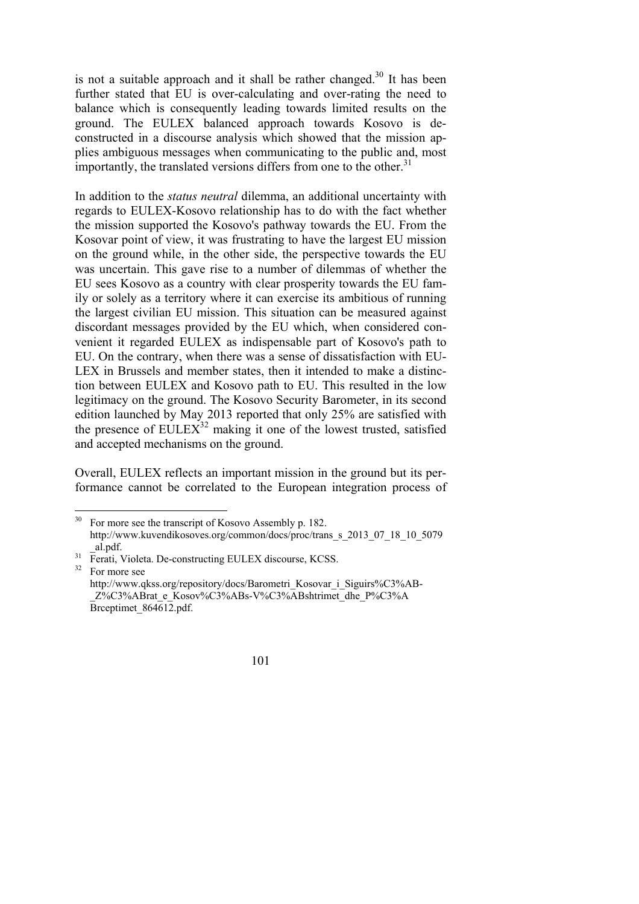is not a suitable approach and it shall be rather changed.[30] It has been further stated that EU is over-calculating and over-rating the need to balance which is consequently leading towards limited results on the ground. The EULEX balanced approach towards Kosovo is de-constructed in a discourse analysis which showed that the mission applies ambiguous messages when communicating to the public and, most importantly, the translated versions differs from one to the other.[31]

In addition to the *status neutral* dilemma, an additional uncertainty with regards to EULEX-Kosovo relationship has to do with the fact whether the mission supported the Kosovo's pathway towards the EU. From the Kosovar point of view, it was frustrating to have the largest EU mission on the ground while, in the other side, the perspective towards the EU was uncertain. This gave rise to a number of dilemmas of whether the EU sees Kosovo as a country with clear prosperity towards the EU family or solely as a territory where it can exercise its ambitious of running the largest civilian EU mission. This situation can be measured against discordant messages provided by the EU which, when considered convenient it regarded EULEX as indispensable part of Kosovo's path to EU. On the contrary, when there was a sense of dissatisfaction with EULEX in Brussels and member states, then it intended to make a distinction between EULEX and Kosovo path to EU. This resulted in the low legitimacy on the ground. The Kosovo Security Barometer, in its second edition launched by May 2013 reported that only 25% are satisfied with the presence of EULEX[32] making it one of the lowest trusted, satisfied and accepted mechanisms on the ground.

Overall, EULEX reflects an important mission in the ground but its performance cannot be correlated to the European integration process of

---

[30] For more see the transcript of Kosovo Assembly p. 182. http://www.kuvendikosoves.org/common/docs/proc/trans_s_2013_07_18_10_5079_al.pdf.

[31] Ferati, Violeta. De-constructing EULEX discourse, KCSS.

[32] For more see http://www.qkss.org/repository/docs/Barometri_Kosovar_i_Siguirs%C3%AB-_Z%C3%ABrat_e_Kosov%C3%ABs-V%C3%ABshtrimet_dhe_P%C3%ABrceptimet_864612.pdf.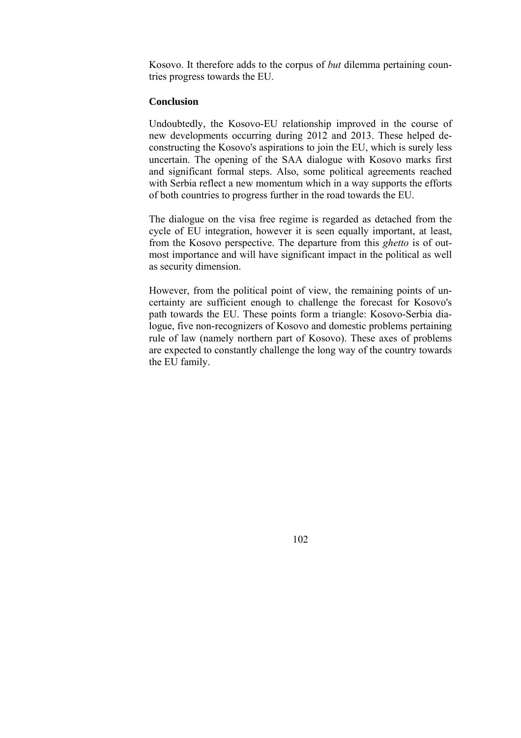Kosovo. It therefore adds to the corpus of *but* dilemma pertaining countries progress towards the EU.

**Conclusion**

Undoubtedly, the Kosovo-EU relationship improved in the course of new developments occurring during 2012 and 2013. These helped deconstructing the Kosovo's aspirations to join the EU, which is surely less uncertain. The opening of the SAA dialogue with Kosovo marks first and significant formal steps. Also, some political agreements reached with Serbia reflect a new momentum which in a way supports the efforts of both countries to progress further in the road towards the EU.

The dialogue on the visa free regime is regarded as detached from the cycle of EU integration, however it is seen equally important, at least, from the Kosovo perspective. The departure from this *ghetto* is of outmost importance and will have significant impact in the political as well as security dimension.

However, from the political point of view, the remaining points of uncertainty are sufficient enough to challenge the forecast for Kosovo's path towards the EU. These points form a triangle: Kosovo-Serbia dialogue, five non-recognizers of Kosovo and domestic problems pertaining rule of law (namely northern part of Kosovo). These axes of problems are expected to constantly challenge the long way of the country towards the EU family.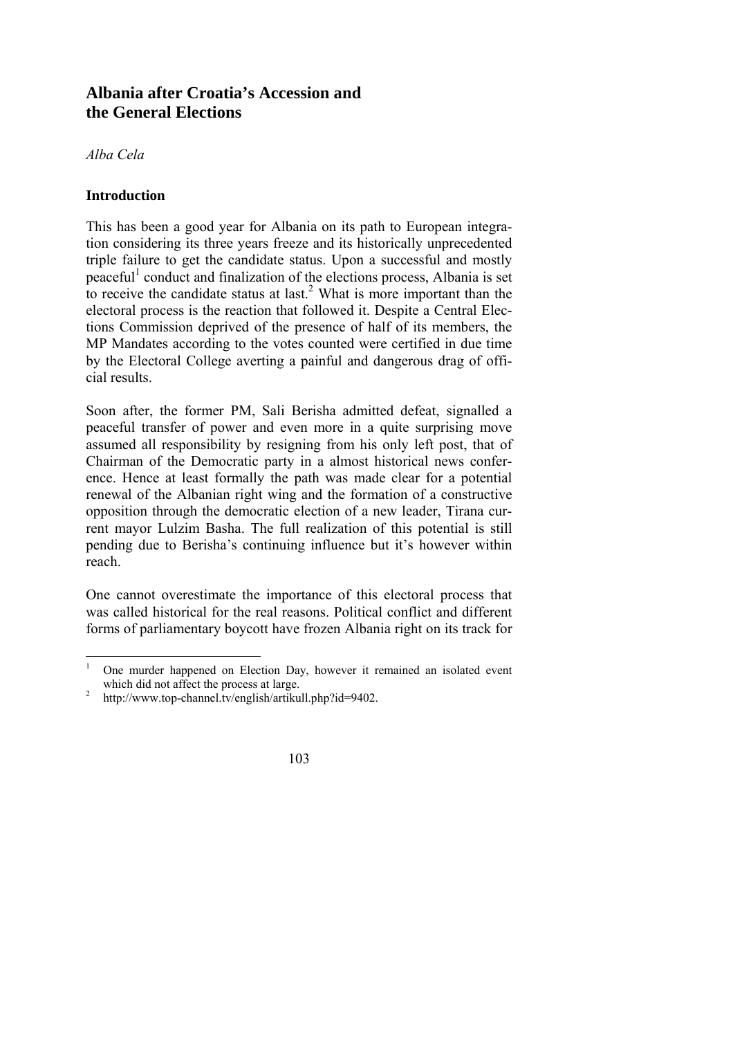# Albania after Croatia's Accession and the General Elections

*Alba Cela*

### Introduction

This has been a good year for Albania on its path to European integration considering its three years freeze and its historically unprecedented triple failure to get the candidate status. Upon a successful and mostly peaceful[1] conduct and finalization of the elections process, Albania is set to receive the candidate status at last.[2] What is more important than the electoral process is the reaction that followed it. Despite a Central Elections Commission deprived of the presence of half of its members, the MP Mandates according to the votes counted were certified in due time by the Electoral College averting a painful and dangerous drag of official results.

Soon after, the former PM, Sali Berisha admitted defeat, signalled a peaceful transfer of power and even more in a quite surprising move assumed all responsibility by resigning from his only left post, that of Chairman of the Democratic party in a almost historical news conference. Hence at least formally the path was made clear for a potential renewal of the Albanian right wing and the formation of a constructive opposition through the democratic election of a new leader, Tirana current mayor Lulzim Basha. The full realization of this potential is still pending due to Berisha's continuing influence but it's however within reach.

One cannot overestimate the importance of this electoral process that was called historical for the real reasons. Political conflict and different forms of parliamentary boycott have frozen Albania right on its track for

---

[1] One murder happened on Election Day, however it remained an isolated event which did not affect the process at large.

[2] http://www.top-channel.tv/english/artikull.php?id=9402.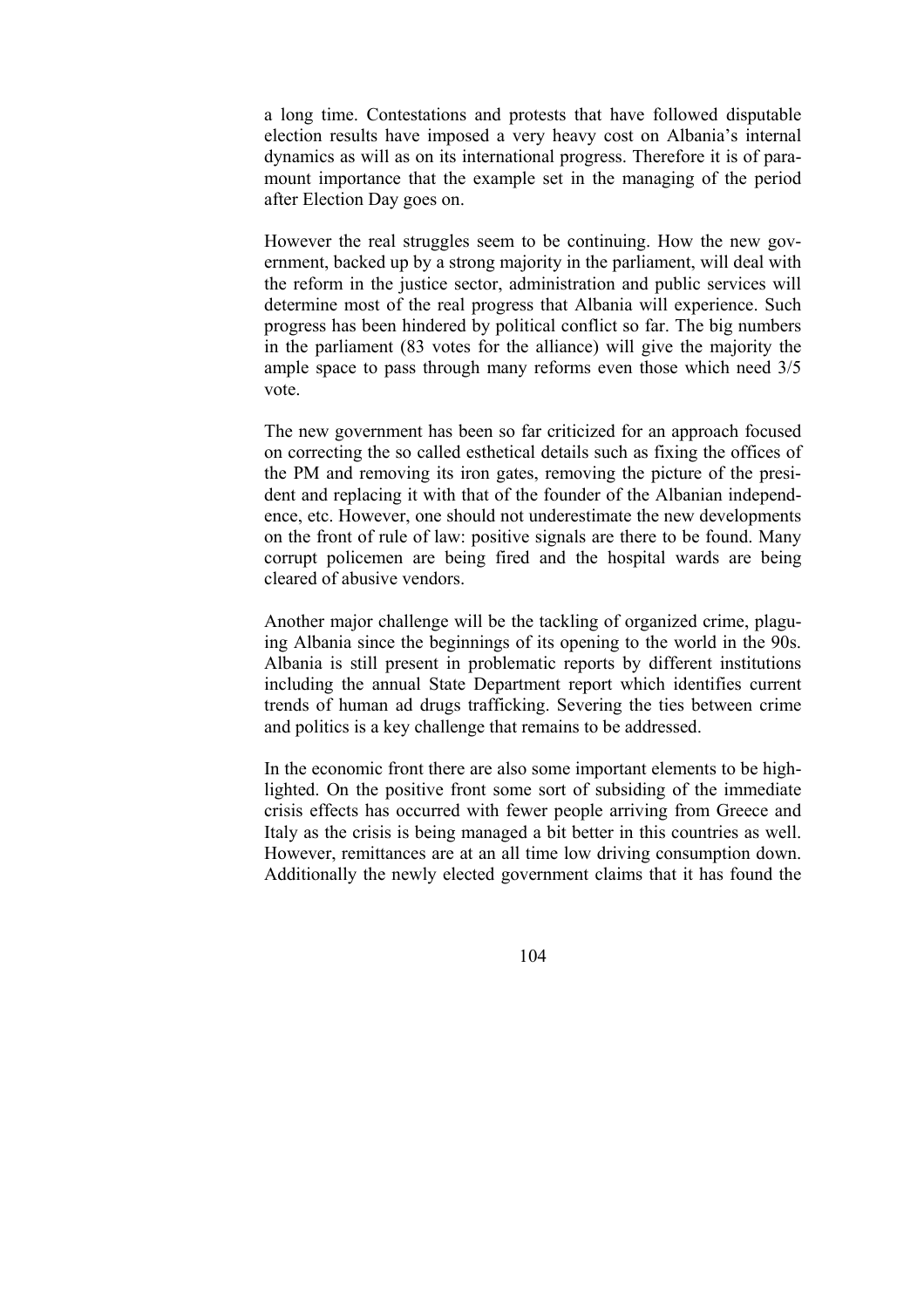a long time. Contestations and protests that have followed disputable election results have imposed a very heavy cost on Albania's internal dynamics as will as on its international progress. Therefore it is of paramount importance that the example set in the managing of the period after Election Day goes on.

However the real struggles seem to be continuing. How the new government, backed up by a strong majority in the parliament, will deal with the reform in the justice sector, administration and public services will determine most of the real progress that Albania will experience. Such progress has been hindered by political conflict so far. The big numbers in the parliament (83 votes for the alliance) will give the majority the ample space to pass through many reforms even those which need 3/5 vote.

The new government has been so far criticized for an approach focused on correcting the so called esthetical details such as fixing the offices of the PM and removing its iron gates, removing the picture of the president and replacing it with that of the founder of the Albanian independence, etc. However, one should not underestimate the new developments on the front of rule of law: positive signals are there to be found. Many corrupt policemen are being fired and the hospital wards are being cleared of abusive vendors.

Another major challenge will be the tackling of organized crime, plaguing Albania since the beginnings of its opening to the world in the 90s. Albania is still present in problematic reports by different institutions including the annual State Department report which identifies current trends of human ad drugs trafficking. Severing the ties between crime and politics is a key challenge that remains to be addressed.

In the economic front there are also some important elements to be highlighted. On the positive front some sort of subsiding of the immediate crisis effects has occurred with fewer people arriving from Greece and Italy as the crisis is being managed a bit better in this countries as well. However, remittances are at an all time low driving consumption down. Additionally the newly elected government claims that it has found the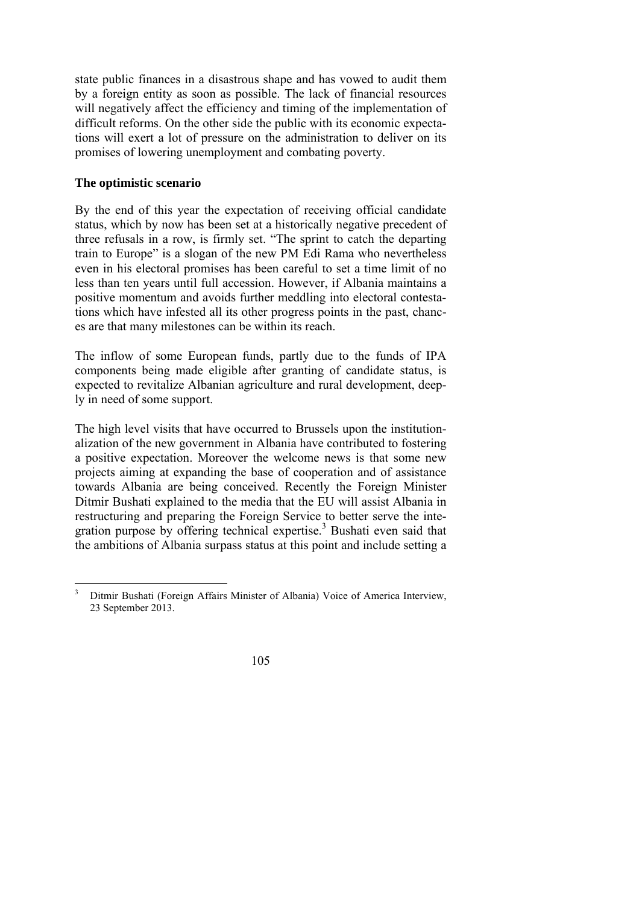state public finances in a disastrous shape and has vowed to audit them by a foreign entity as soon as possible. The lack of financial resources will negatively affect the efficiency and timing of the implementation of difficult reforms. On the other side the public with its economic expectations will exert a lot of pressure on the administration to deliver on its promises of lowering unemployment and combating poverty.

**The optimistic scenario**

By the end of this year the expectation of receiving official candidate status, which by now has been set at a historically negative precedent of three refusals in a row, is firmly set. "The sprint to catch the departing train to Europe" is a slogan of the new PM Edi Rama who nevertheless even in his electoral promises has been careful to set a time limit of no less than ten years until full accession. However, if Albania maintains a positive momentum and avoids further meddling into electoral contestations which have infested all its other progress points in the past, chances are that many milestones can be within its reach.

The inflow of some European funds, partly due to the funds of IPA components being made eligible after granting of candidate status, is expected to revitalize Albanian agriculture and rural development, deeply in need of some support.

The high level visits that have occurred to Brussels upon the institutionalization of the new government in Albania have contributed to fostering a positive expectation. Moreover the welcome news is that some new projects aiming at expanding the base of cooperation and of assistance towards Albania are being conceived. Recently the Foreign Minister Ditmir Bushati explained to the media that the EU will assist Albania in restructuring and preparing the Foreign Service to better serve the integration purpose by offering technical expertise.[3] Bushati even said that the ambitions of Albania surpass status at this point and include setting a

[3] Ditmir Bushati (Foreign Affairs Minister of Albania) Voice of America Interview, 23 September 2013.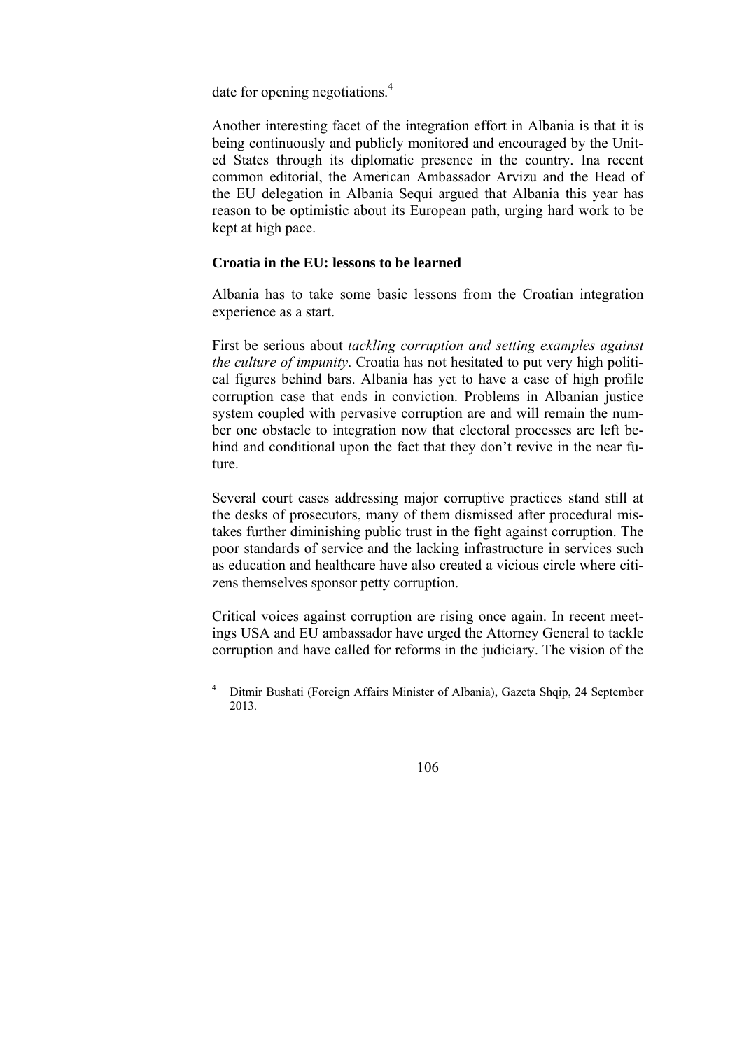date for opening negotiations.[4]

Another interesting facet of the integration effort in Albania is that it is being continuously and publicly monitored and encouraged by the United States through its diplomatic presence in the country. Ina recent common editorial, the American Ambassador Arvizu and the Head of the EU delegation in Albania Sequi argued that Albania this year has reason to be optimistic about its European path, urging hard work to be kept at high pace.

### Croatia in the EU: lessons to be learned

Albania has to take some basic lessons from the Croatian integration experience as a start.

First be serious about *tackling corruption and setting examples against the culture of impunity*. Croatia has not hesitated to put very high political figures behind bars. Albania has yet to have a case of high profile corruption case that ends in conviction. Problems in Albanian justice system coupled with pervasive corruption are and will remain the number one obstacle to integration now that electoral processes are left behind and conditional upon the fact that they don't revive in the near future.

Several court cases addressing major corruptive practices stand still at the desks of prosecutors, many of them dismissed after procedural mistakes further diminishing public trust in the fight against corruption. The poor standards of service and the lacking infrastructure in services such as education and healthcare have also created a vicious circle where citizens themselves sponsor petty corruption.

Critical voices against corruption are rising once again. In recent meetings USA and EU ambassador have urged the Attorney General to tackle corruption and have called for reforms in the judiciary. The vision of the

---

[4] Ditmir Bushati (Foreign Affairs Minister of Albania), Gazeta Shqip, 24 September 2013.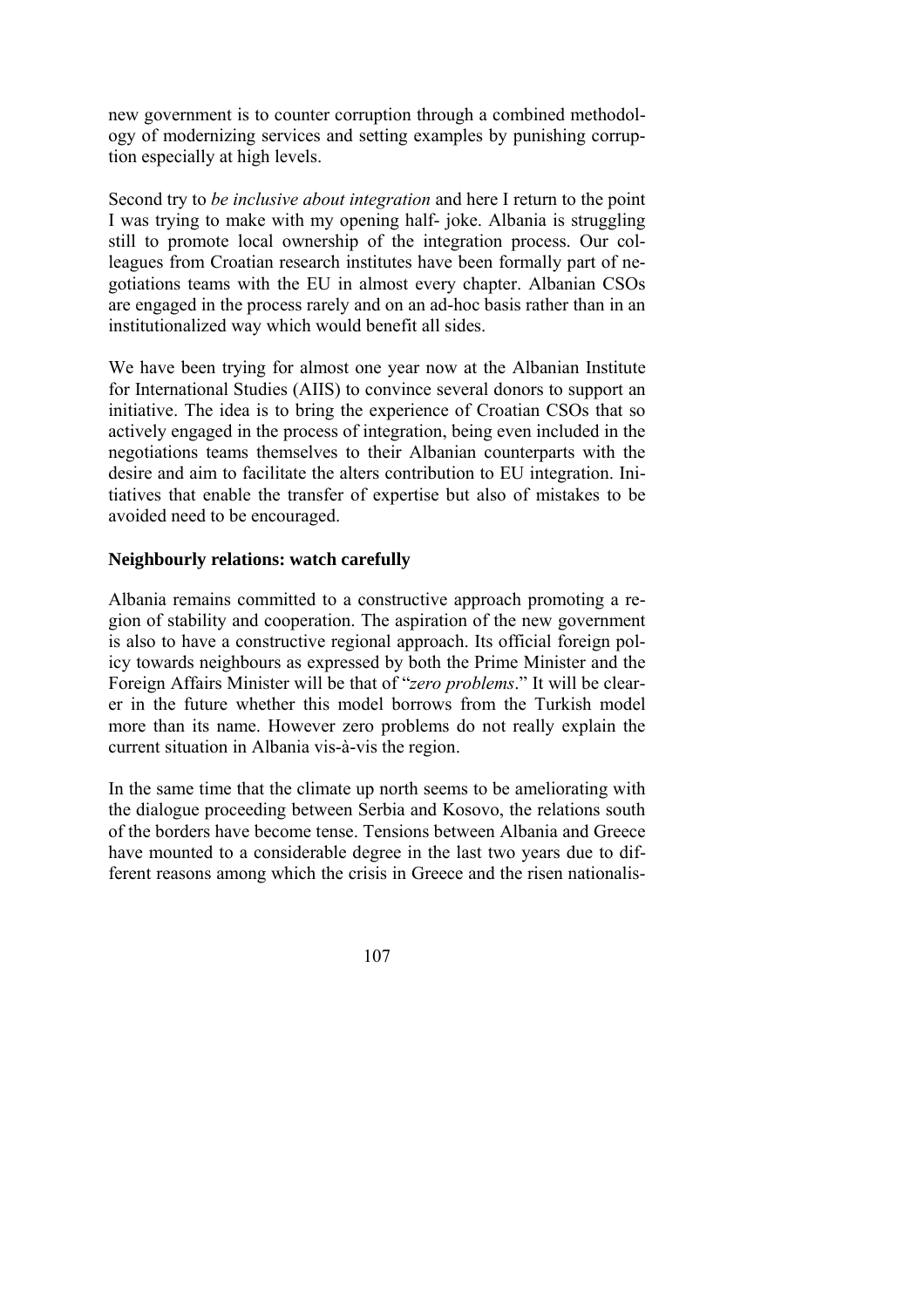new government is to counter corruption through a combined methodology of modernizing services and setting examples by punishing corruption especially at high levels.

Second try to *be inclusive about integration* and here I return to the point I was trying to make with my opening half- joke. Albania is struggling still to promote local ownership of the integration process. Our colleagues from Croatian research institutes have been formally part of negotiations teams with the EU in almost every chapter. Albanian CSOs are engaged in the process rarely and on an ad-hoc basis rather than in an institutionalized way which would benefit all sides.

We have been trying for almost one year now at the Albanian Institute for International Studies (AIIS) to convince several donors to support an initiative. The idea is to bring the experience of Croatian CSOs that so actively engaged in the process of integration, being even included in the negotiations teams themselves to their Albanian counterparts with the desire and aim to facilitate the alters contribution to EU integration. Initiatives that enable the transfer of expertise but also of mistakes to be avoided need to be encouraged.

**Neighbourly relations: watch carefully**

Albania remains committed to a constructive approach promoting a region of stability and cooperation. The aspiration of the new government is also to have a constructive regional approach. Its official foreign policy towards neighbours as expressed by both the Prime Minister and the Foreign Affairs Minister will be that of "*zero problems*." It will be clearer in the future whether this model borrows from the Turkish model more than its name. However zero problems do not really explain the current situation in Albania vis-à-vis the region.

In the same time that the climate up north seems to be ameliorating with the dialogue proceeding between Serbia and Kosovo, the relations south of the borders have become tense. Tensions between Albania and Greece have mounted to a considerable degree in the last two years due to different reasons among which the crisis in Greece and the risen nationalis-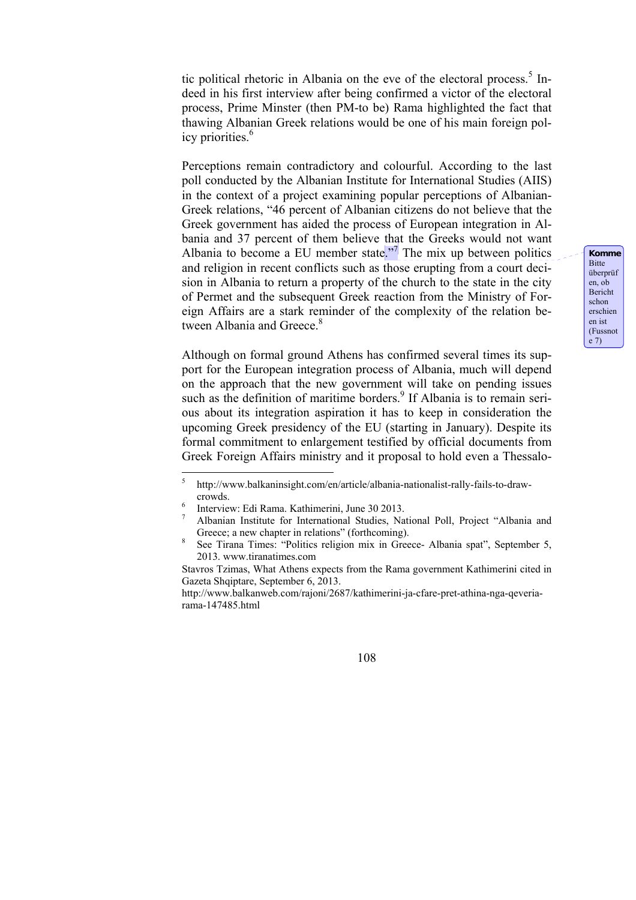tic political rhetoric in Albania on the eve of the electoral process.[5] Indeed in his first interview after being confirmed a victor of the electoral process, Prime Minster (then PM-to be) Rama highlighted the fact that thawing Albanian Greek relations would be one of his main foreign policy priorities.[6]

Perceptions remain contradictory and colourful. According to the last poll conducted by the Albanian Institute for International Studies (AIIS) in the context of a project examining popular perceptions of Albanian-Greek relations, "46 percent of Albanian citizens do not believe that the Greek government has aided the process of European integration in Albania and 37 percent of them believe that the Greeks would not want Albania to become a EU member state."[7] The mix up between politics and religion in recent conflicts such as those erupting from a court decision in Albania to return a property of the church to the state in the city of Permet and the subsequent Greek reaction from the Ministry of Foreign Affairs are a stark reminder of the complexity of the relation between Albania and Greece.[8]

Although on formal ground Athens has confirmed several times its support for the European integration process of Albania, much will depend on the approach that the new government will take on pending issues such as the definition of maritime borders.[9] If Albania is to remain serious about its integration aspiration it has to keep in consideration the upcoming Greek presidency of the EU (starting in January). Despite its formal commitment to enlargement testified by official documents from Greek Foreign Affairs ministry and it proposal to hold even a Thessalo-

---

[5] http://www.balkaninsight.com/en/article/albania-nationalist-rally-fails-to-draw-crowds.

[6] Interview: Edi Rama. Kathimerini, June 30 2013.

[7] Albanian Institute for International Studies, National Poll, Project "Albania and Greece; a new chapter in relations" (forthcoming).

[8] See Tirana Times: "Politics religion mix in Greece- Albania spat", September 5, 2013. www.tiranatimes.com

Stavros Tzimas, What Athens expects from the Rama government Kathimerini cited in Gazeta Shqiptare, September 6, 2013.

http://www.balkanweb.com/rajoni/2687/kathimerini-ja-cfare-pret-athina-nga-qeveria-rama-147485.html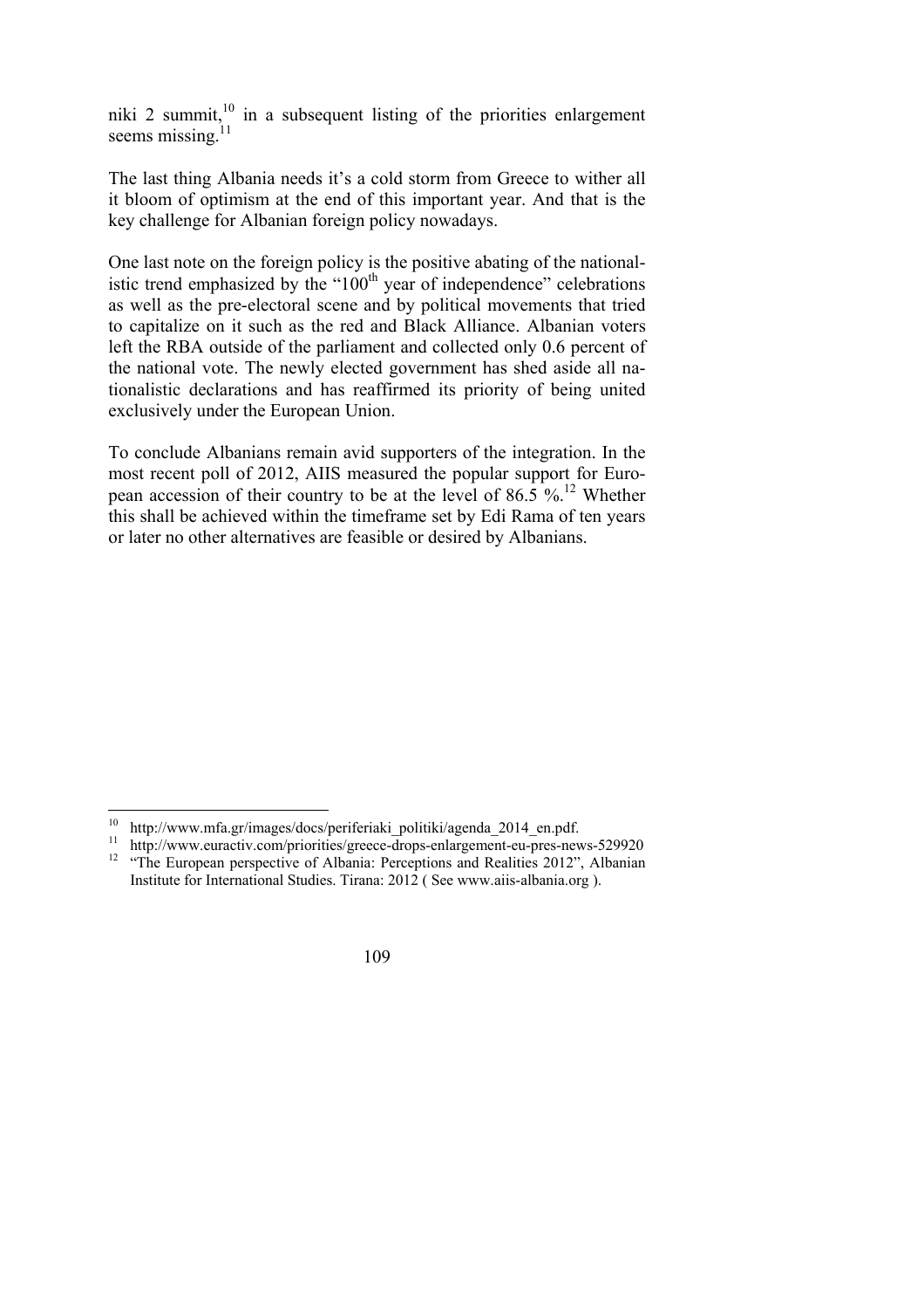niki 2 summit,[10] in a subsequent listing of the priorities enlargement seems missing.[11]

The last thing Albania needs it's a cold storm from Greece to wither all it bloom of optimism at the end of this important year. And that is the key challenge for Albanian foreign policy nowadays.

One last note on the foreign policy is the positive abating of the nationalistic trend emphasized by the "100th year of independence" celebrations as well as the pre-electoral scene and by political movements that tried to capitalize on it such as the red and Black Alliance. Albanian voters left the RBA outside of the parliament and collected only 0.6 percent of the national vote. The newly elected government has shed aside all nationalistic declarations and has reaffirmed its priority of being united exclusively under the European Union.

To conclude Albanians remain avid supporters of the integration. In the most recent poll of 2012, AIIS measured the popular support for European accession of their country to be at the level of 86.5 %.[12] Whether this shall be achieved within the timeframe set by Edi Rama of ten years or later no other alternatives are feasible or desired by Albanians.

---

[10] http://www.mfa.gr/images/docs/periferiaki_politiki/agenda_2014_en.pdf.

[11] http://www.euractiv.com/priorities/greece-drops-enlargement-eu-pres-news-529920

[12] "The European perspective of Albania: Perceptions and Realities 2012", Albanian Institute for International Studies. Tirana: 2012 ( See www.aiis-albania.org ).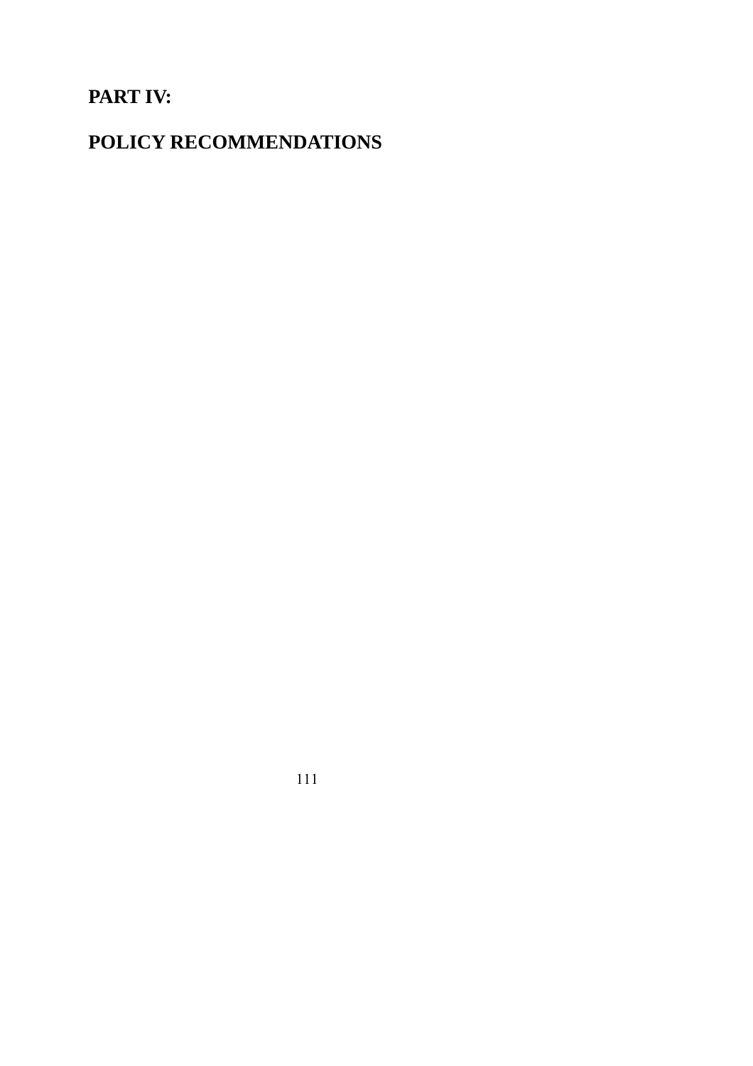# PART IV:

# POLICY RECOMMENDATIONS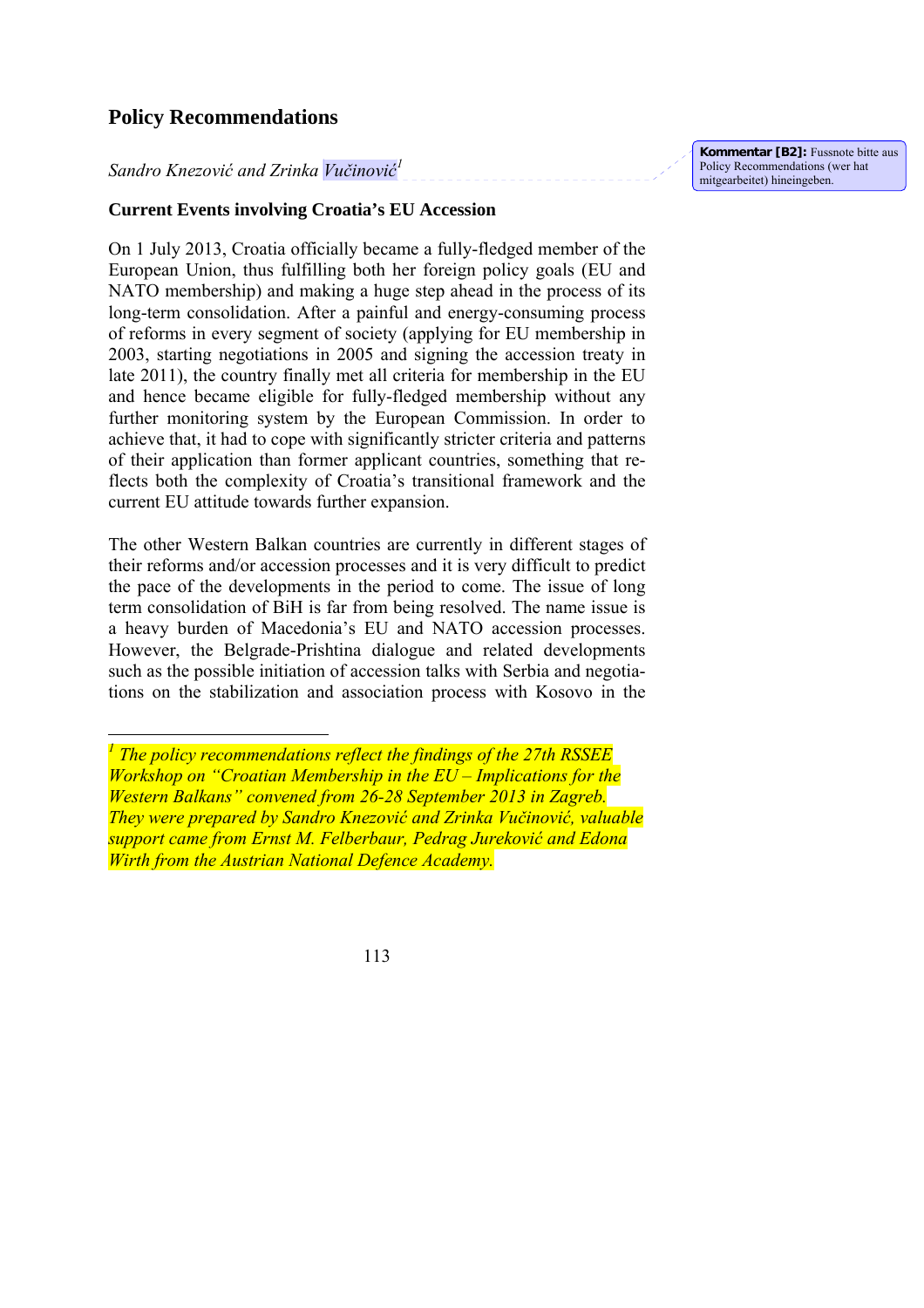## Policy Recommendations

*Sandro Knezović and Zrinka Vučinović*[1]

### Current Events involving Croatia's EU Accession

On 1 July 2013, Croatia officially became a fully-fledged member of the European Union, thus fulfilling both her foreign policy goals (EU and NATO membership) and making a huge step ahead in the process of its long-term consolidation. After a painful and energy-consuming process of reforms in every segment of society (applying for EU membership in 2003, starting negotiations in 2005 and signing the accession treaty in late 2011), the country finally met all criteria for membership in the EU and hence became eligible for fully-fledged membership without any further monitoring system by the European Commission. In order to achieve that, it had to cope with significantly stricter criteria and patterns of their application than former applicant countries, something that reflects both the complexity of Croatia's transitional framework and the current EU attitude towards further expansion.

The other Western Balkan countries are currently in different stages of their reforms and/or accession processes and it is very difficult to predict the pace of the developments in the period to come. The issue of long term consolidation of BiH is far from being resolved. The name issue is a heavy burden of Macedonia's EU and NATO accession processes. However, the Belgrade-Prishtina dialogue and related developments such as the possible initiation of accession talks with Serbia and negotiations on the stabilization and association process with Kosovo in the

---

[1] *The policy recommendations reflect the findings of the 27th RSSEE Workshop on "Croatian Membership in the EU – Implications for the Western Balkans" convened from 26-28 September 2013 in Zagreb. They were prepared by Sandro Knezović and Zrinka Vučinović, valuable support came from Ernst M. Felberbaur, Pedrag Jureković and Edona Wirth from the Austrian National Defence Academy.*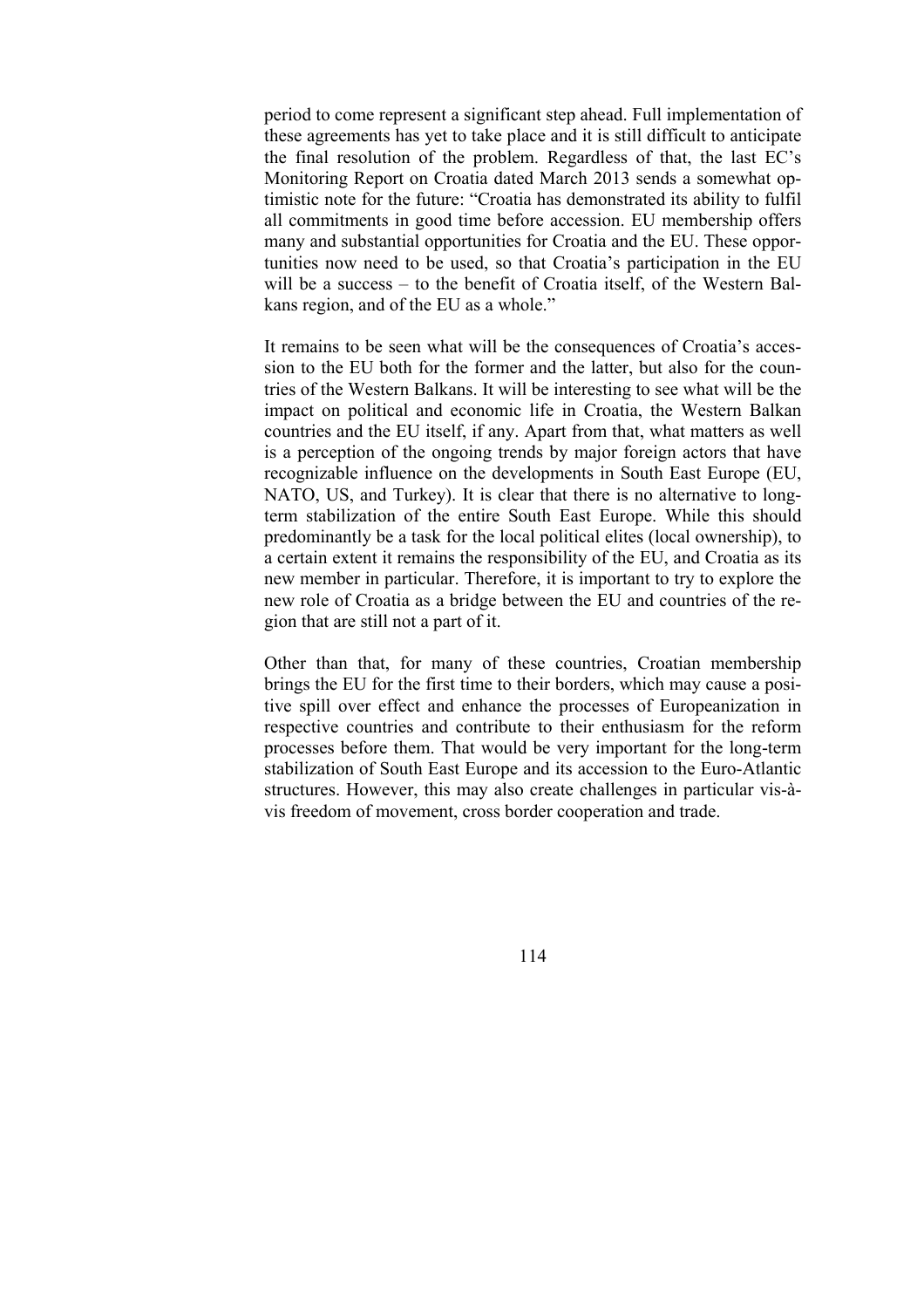period to come represent a significant step ahead. Full implementation of these agreements has yet to take place and it is still difficult to anticipate the final resolution of the problem. Regardless of that, the last EC's Monitoring Report on Croatia dated March 2013 sends a somewhat optimistic note for the future: "Croatia has demonstrated its ability to fulfil all commitments in good time before accession. EU membership offers many and substantial opportunities for Croatia and the EU. These opportunities now need to be used, so that Croatia's participation in the EU will be a success – to the benefit of Croatia itself, of the Western Balkans region, and of the EU as a whole."

It remains to be seen what will be the consequences of Croatia's accession to the EU both for the former and the latter, but also for the countries of the Western Balkans. It will be interesting to see what will be the impact on political and economic life in Croatia, the Western Balkan countries and the EU itself, if any. Apart from that, what matters as well is a perception of the ongoing trends by major foreign actors that have recognizable influence on the developments in South East Europe (EU, NATO, US, and Turkey). It is clear that there is no alternative to long-term stabilization of the entire South East Europe. While this should predominantly be a task for the local political elites (local ownership), to a certain extent it remains the responsibility of the EU, and Croatia as its new member in particular. Therefore, it is important to try to explore the new role of Croatia as a bridge between the EU and countries of the region that are still not a part of it.

Other than that, for many of these countries, Croatian membership brings the EU for the first time to their borders, which may cause a positive spill over effect and enhance the processes of Europeanization in respective countries and contribute to their enthusiasm for the reform processes before them. That would be very important for the long-term stabilization of South East Europe and its accession to the Euro-Atlantic structures. However, this may also create challenges in particular vis-à-vis freedom of movement, cross border cooperation and trade.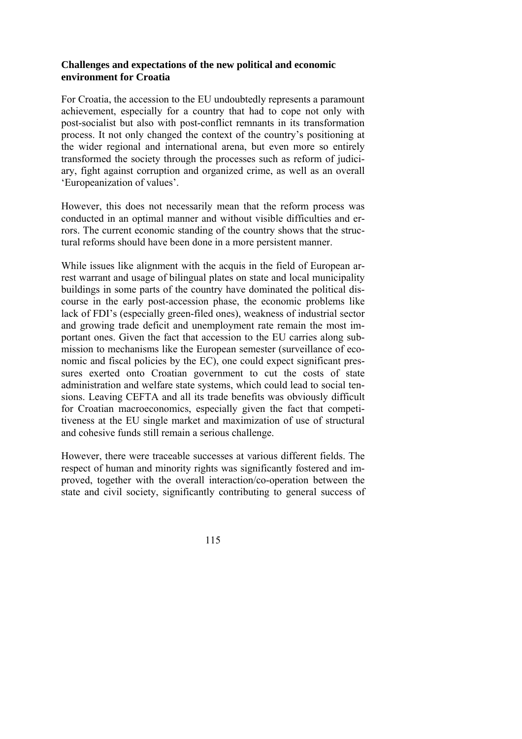### Challenges and expectations of the new political and economic environment for Croatia

For Croatia, the accession to the EU undoubtedly represents a paramount achievement, especially for a country that had to cope not only with post-socialist but also with post-conflict remnants in its transformation process. It not only changed the context of the country's positioning at the wider regional and international arena, but even more so entirely transformed the society through the processes such as reform of judiciary, fight against corruption and organized crime, as well as an overall 'Europeanization of values'.

However, this does not necessarily mean that the reform process was conducted in an optimal manner and without visible difficulties and errors. The current economic standing of the country shows that the structural reforms should have been done in a more persistent manner.

While issues like alignment with the acquis in the field of European arrest warrant and usage of bilingual plates on state and local municipality buildings in some parts of the country have dominated the political discourse in the early post-accession phase, the economic problems like lack of FDI's (especially green-filed ones), weakness of industrial sector and growing trade deficit and unemployment rate remain the most important ones. Given the fact that accession to the EU carries along submission to mechanisms like the European semester (surveillance of economic and fiscal policies by the EC), one could expect significant pressures exerted onto Croatian government to cut the costs of state administration and welfare state systems, which could lead to social tensions. Leaving CEFTA and all its trade benefits was obviously difficult for Croatian macroeconomics, especially given the fact that competitiveness at the EU single market and maximization of use of structural and cohesive funds still remain a serious challenge.

However, there were traceable successes at various different fields. The respect of human and minority rights was significantly fostered and improved, together with the overall interaction/co-operation between the state and civil society, significantly contributing to general success of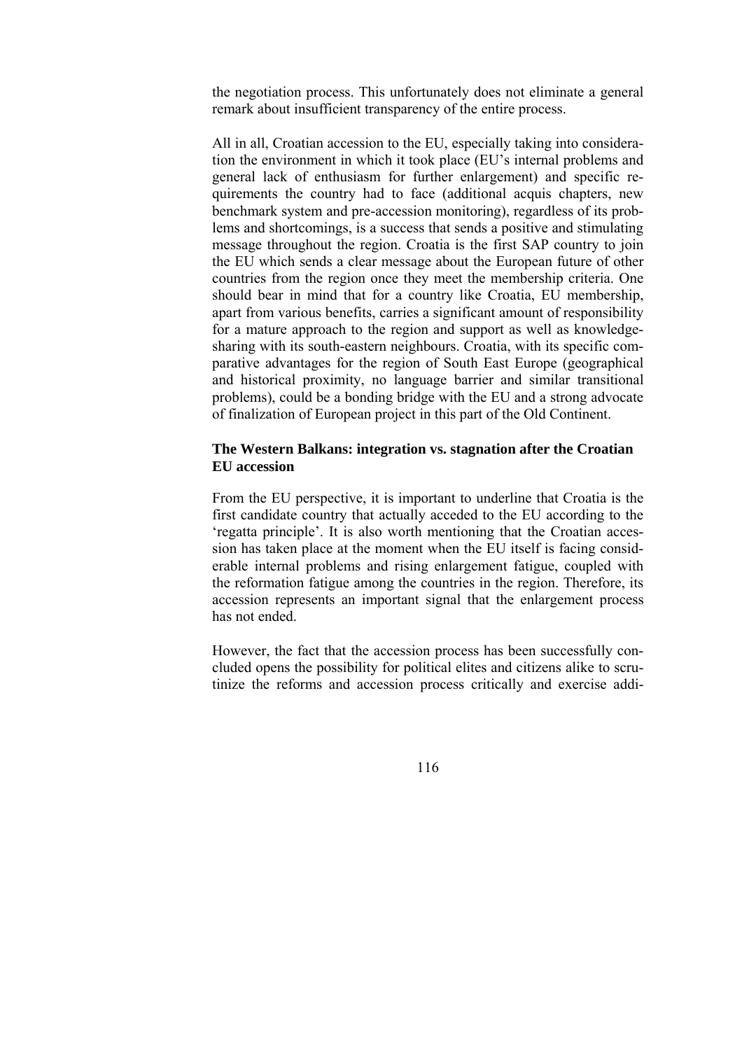the negotiation process. This unfortunately does not eliminate a general remark about insufficient transparency of the entire process.

All in all, Croatian accession to the EU, especially taking into consideration the environment in which it took place (EU's internal problems and general lack of enthusiasm for further enlargement) and specific requirements the country had to face (additional acquis chapters, new benchmark system and pre-accession monitoring), regardless of its problems and shortcomings, is a success that sends a positive and stimulating message throughout the region. Croatia is the first SAP country to join the EU which sends a clear message about the European future of other countries from the region once they meet the membership criteria. One should bear in mind that for a country like Croatia, EU membership, apart from various benefits, carries a significant amount of responsibility for a mature approach to the region and support as well as knowledge-sharing with its south-eastern neighbours. Croatia, with its specific comparative advantages for the region of South East Europe (geographical and historical proximity, no language barrier and similar transitional problems), could be a bonding bridge with the EU and a strong advocate of finalization of European project in this part of the Old Continent.

### The Western Balkans: integration vs. stagnation after the Croatian EU accession

From the EU perspective, it is important to underline that Croatia is the first candidate country that actually acceded to the EU according to the 'regatta principle'. It is also worth mentioning that the Croatian accession has taken place at the moment when the EU itself is facing considerable internal problems and rising enlargement fatigue, coupled with the reformation fatigue among the countries in the region. Therefore, its accession represents an important signal that the enlargement process has not ended.

However, the fact that the accession process has been successfully concluded opens the possibility for political elites and citizens alike to scrutinize the reforms and accession process critically and exercise addi-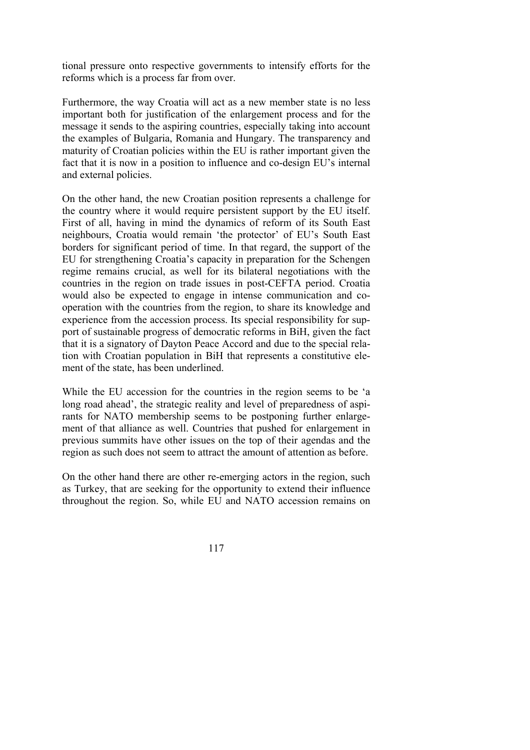tional pressure onto respective governments to intensify efforts for the reforms which is a process far from over.

Furthermore, the way Croatia will act as a new member state is no less important both for justification of the enlargement process and for the message it sends to the aspiring countries, especially taking into account the examples of Bulgaria, Romania and Hungary. The transparency and maturity of Croatian policies within the EU is rather important given the fact that it is now in a position to influence and co-design EU's internal and external policies.

On the other hand, the new Croatian position represents a challenge for the country where it would require persistent support by the EU itself. First of all, having in mind the dynamics of reform of its South East neighbours, Croatia would remain 'the protector' of EU's South East borders for significant period of time. In that regard, the support of the EU for strengthening Croatia's capacity in preparation for the Schengen regime remains crucial, as well for its bilateral negotiations with the countries in the region on trade issues in post-CEFTA period. Croatia would also be expected to engage in intense communication and cooperation with the countries from the region, to share its knowledge and experience from the accession process. Its special responsibility for support of sustainable progress of democratic reforms in BiH, given the fact that it is a signatory of Dayton Peace Accord and due to the special relation with Croatian population in BiH that represents a constitutive element of the state, has been underlined.

While the EU accession for the countries in the region seems to be 'a long road ahead', the strategic reality and level of preparedness of aspirants for NATO membership seems to be postponing further enlargement of that alliance as well. Countries that pushed for enlargement in previous summits have other issues on the top of their agendas and the region as such does not seem to attract the amount of attention as before.

On the other hand there are other re-emerging actors in the region, such as Turkey, that are seeking for the opportunity to extend their influence throughout the region. So, while EU and NATO accession remains on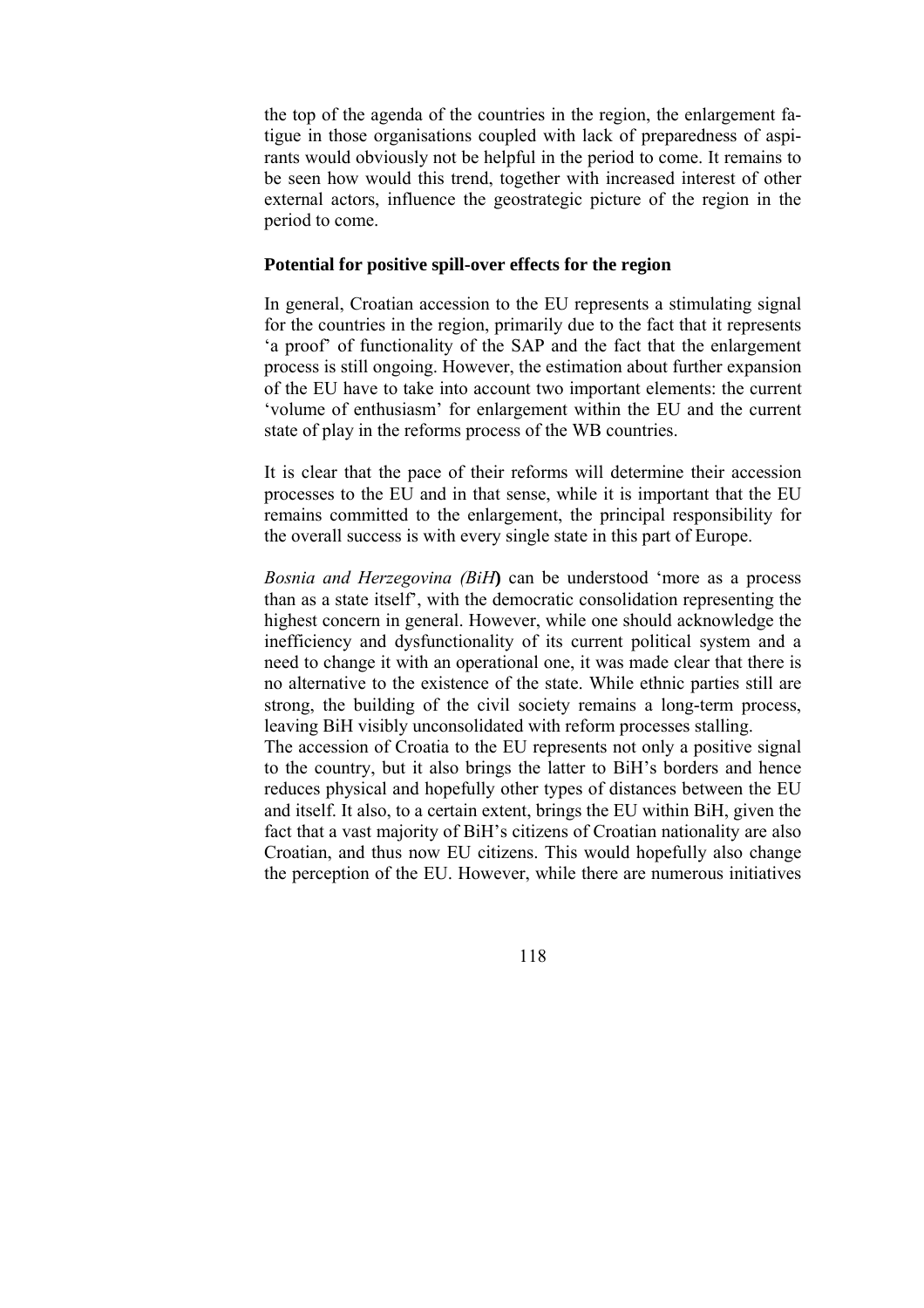the top of the agenda of the countries in the region, the enlargement fatigue in those organisations coupled with lack of preparedness of aspirants would obviously not be helpful in the period to come. It remains to be seen how would this trend, together with increased interest of other external actors, influence the geostrategic picture of the region in the period to come.

**Potential for positive spill-over effects for the region**

In general, Croatian accession to the EU represents a stimulating signal for the countries in the region, primarily due to the fact that it represents 'a proof' of functionality of the SAP and the fact that the enlargement process is still ongoing. However, the estimation about further expansion of the EU have to take into account two important elements: the current 'volume of enthusiasm' for enlargement within the EU and the current state of play in the reforms process of the WB countries.

It is clear that the pace of their reforms will determine their accession processes to the EU and in that sense, while it is important that the EU remains committed to the enlargement, the principal responsibility for the overall success is with every single state in this part of Europe.

*Bosnia and Herzegovina (BiH***)** can be understood 'more as a process than as a state itself', with the democratic consolidation representing the highest concern in general. However, while one should acknowledge the inefficiency and dysfunctionality of its current political system and a need to change it with an operational one, it was made clear that there is no alternative to the existence of the state. While ethnic parties still are strong, the building of the civil society remains a long-term process, leaving BiH visibly unconsolidated with reform processes stalling.
The accession of Croatia to the EU represents not only a positive signal to the country, but it also brings the latter to BiH's borders and hence reduces physical and hopefully other types of distances between the EU and itself. It also, to a certain extent, brings the EU within BiH, given the fact that a vast majority of BiH's citizens of Croatian nationality are also Croatian, and thus now EU citizens. This would hopefully also change the perception of the EU. However, while there are numerous initiatives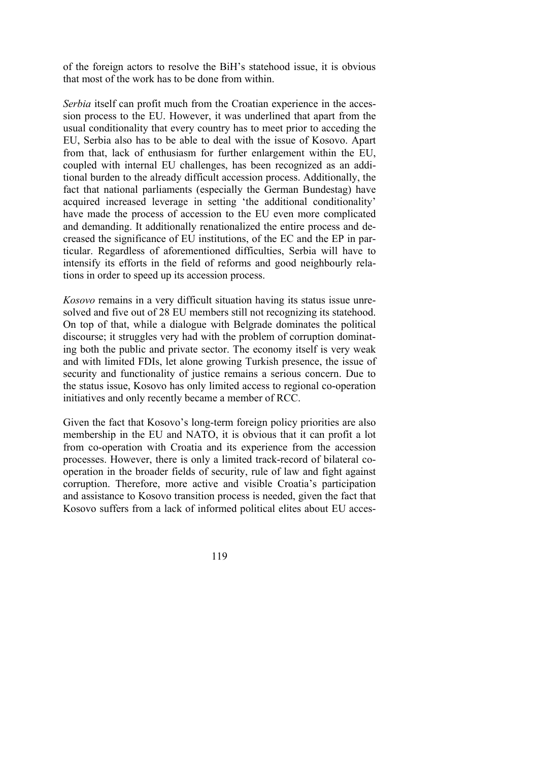of the foreign actors to resolve the BiH's statehood issue, it is obvious that most of the work has to be done from within.

*Serbia* itself can profit much from the Croatian experience in the accession process to the EU. However, it was underlined that apart from the usual conditionality that every country has to meet prior to acceding the EU, Serbia also has to be able to deal with the issue of Kosovo. Apart from that, lack of enthusiasm for further enlargement within the EU, coupled with internal EU challenges, has been recognized as an additional burden to the already difficult accession process. Additionally, the fact that national parliaments (especially the German Bundestag) have acquired increased leverage in setting 'the additional conditionality' have made the process of accession to the EU even more complicated and demanding. It additionally renationalized the entire process and decreased the significance of EU institutions, of the EC and the EP in particular. Regardless of aforementioned difficulties, Serbia will have to intensify its efforts in the field of reforms and good neighbourly relations in order to speed up its accession process.

*Kosovo* remains in a very difficult situation having its status issue unresolved and five out of 28 EU members still not recognizing its statehood. On top of that, while a dialogue with Belgrade dominates the political discourse; it struggles very had with the problem of corruption dominating both the public and private sector. The economy itself is very weak and with limited FDIs, let alone growing Turkish presence, the issue of security and functionality of justice remains a serious concern. Due to the status issue, Kosovo has only limited access to regional co-operation initiatives and only recently became a member of RCC.

Given the fact that Kosovo's long-term foreign policy priorities are also membership in the EU and NATO, it is obvious that it can profit a lot from co-operation with Croatia and its experience from the accession processes. However, there is only a limited track-record of bilateral co-operation in the broader fields of security, rule of law and fight against corruption. Therefore, more active and visible Croatia's participation and assistance to Kosovo transition process is needed, given the fact that Kosovo suffers from a lack of informed political elites about EU acces-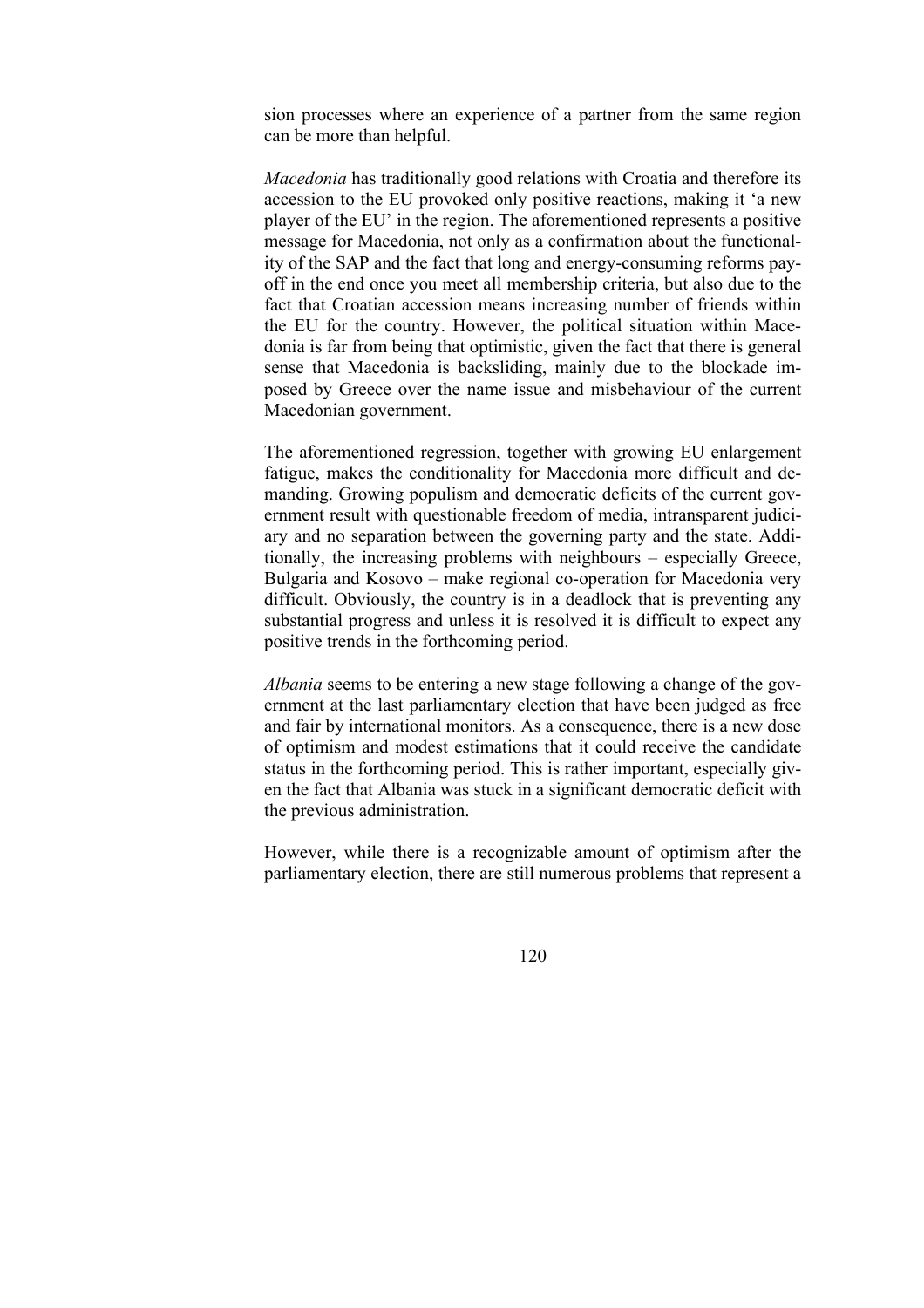sion processes where an experience of a partner from the same region can be more than helpful.

*Macedonia* has traditionally good relations with Croatia and therefore its accession to the EU provoked only positive reactions, making it 'a new player of the EU' in the region. The aforementioned represents a positive message for Macedonia, not only as a confirmation about the functionality of the SAP and the fact that long and energy-consuming reforms pay-off in the end once you meet all membership criteria, but also due to the fact that Croatian accession means increasing number of friends within the EU for the country. However, the political situation within Macedonia is far from being that optimistic, given the fact that there is general sense that Macedonia is backsliding, mainly due to the blockade imposed by Greece over the name issue and misbehaviour of the current Macedonian government.

The aforementioned regression, together with growing EU enlargement fatigue, makes the conditionality for Macedonia more difficult and demanding. Growing populism and democratic deficits of the current government result with questionable freedom of media, intransparent judiciary and no separation between the governing party and the state. Additionally, the increasing problems with neighbours – especially Greece, Bulgaria and Kosovo – make regional co-operation for Macedonia very difficult. Obviously, the country is in a deadlock that is preventing any substantial progress and unless it is resolved it is difficult to expect any positive trends in the forthcoming period.

*Albania* seems to be entering a new stage following a change of the government at the last parliamentary election that have been judged as free and fair by international monitors. As a consequence, there is a new dose of optimism and modest estimations that it could receive the candidate status in the forthcoming period. This is rather important, especially given the fact that Albania was stuck in a significant democratic deficit with the previous administration.

However, while there is a recognizable amount of optimism after the parliamentary election, there are still numerous problems that represent a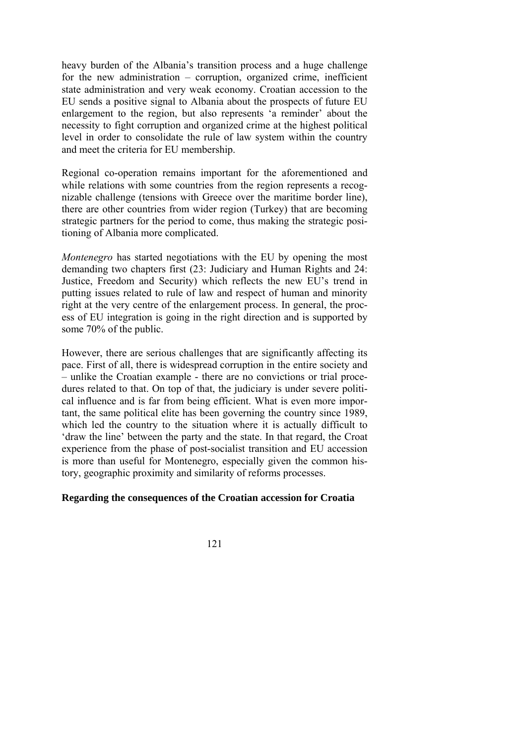heavy burden of the Albania's transition process and a huge challenge for the new administration – corruption, organized crime, inefficient state administration and very weak economy. Croatian accession to the EU sends a positive signal to Albania about the prospects of future EU enlargement to the region, but also represents 'a reminder' about the necessity to fight corruption and organized crime at the highest political level in order to consolidate the rule of law system within the country and meet the criteria for EU membership.

Regional co-operation remains important for the aforementioned and while relations with some countries from the region represents a recognizable challenge (tensions with Greece over the maritime border line), there are other countries from wider region (Turkey) that are becoming strategic partners for the period to come, thus making the strategic positioning of Albania more complicated.

*Montenegro* has started negotiations with the EU by opening the most demanding two chapters first (23: Judiciary and Human Rights and 24: Justice, Freedom and Security) which reflects the new EU's trend in putting issues related to rule of law and respect of human and minority right at the very centre of the enlargement process. In general, the process of EU integration is going in the right direction and is supported by some 70% of the public.

However, there are serious challenges that are significantly affecting its pace. First of all, there is widespread corruption in the entire society and – unlike the Croatian example - there are no convictions or trial procedures related to that. On top of that, the judiciary is under severe political influence and is far from being efficient. What is even more important, the same political elite has been governing the country since 1989, which led the country to the situation where it is actually difficult to 'draw the line' between the party and the state. In that regard, the Croat experience from the phase of post-socialist transition and EU accession is more than useful for Montenegro, especially given the common history, geographic proximity and similarity of reforms processes.

**Regarding the consequences of the Croatian accession for Croatia**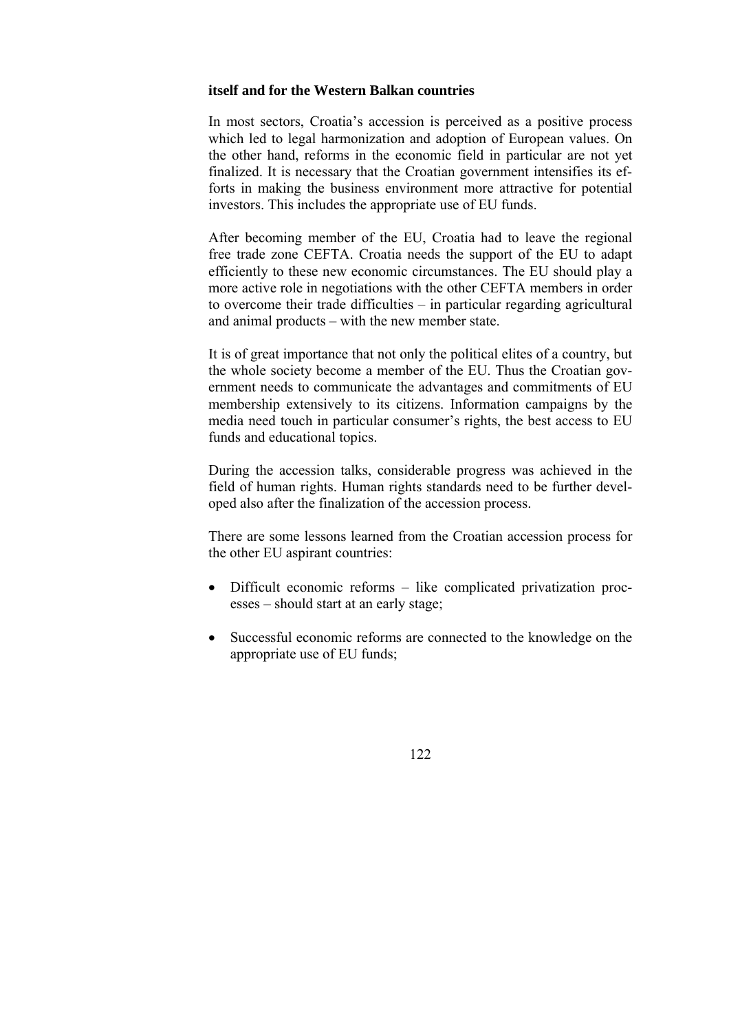**itself and for the Western Balkan countries**

In most sectors, Croatia's accession is perceived as a positive process which led to legal harmonization and adoption of European values. On the other hand, reforms in the economic field in particular are not yet finalized. It is necessary that the Croatian government intensifies its efforts in making the business environment more attractive for potential investors. This includes the appropriate use of EU funds.

After becoming member of the EU, Croatia had to leave the regional free trade zone CEFTA. Croatia needs the support of the EU to adapt efficiently to these new economic circumstances. The EU should play a more active role in negotiations with the other CEFTA members in order to overcome their trade difficulties – in particular regarding agricultural and animal products – with the new member state.

It is of great importance that not only the political elites of a country, but the whole society become a member of the EU. Thus the Croatian government needs to communicate the advantages and commitments of EU membership extensively to its citizens. Information campaigns by the media need touch in particular consumer's rights, the best access to EU funds and educational topics.

During the accession talks, considerable progress was achieved in the field of human rights. Human rights standards need to be further developed also after the finalization of the accession process.

There are some lessons learned from the Croatian accession process for the other EU aspirant countries:

- Difficult economic reforms – like complicated privatization processes – should start at an early stage;
- Successful economic reforms are connected to the knowledge on the appropriate use of EU funds;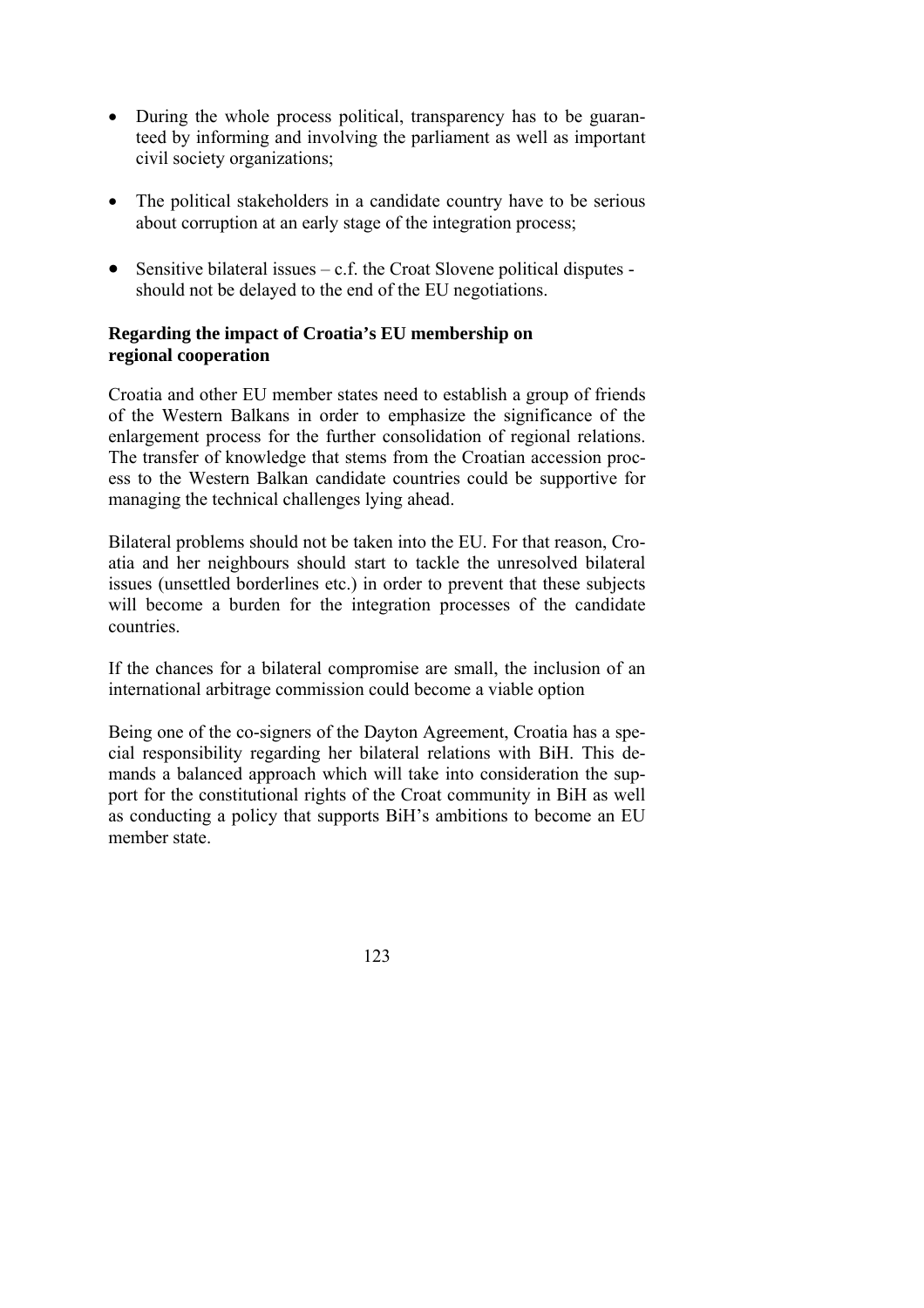- During the whole process political, transparency has to be guaranteed by informing and involving the parliament as well as important civil society organizations;

- The political stakeholders in a candidate country have to be serious about corruption at an early stage of the integration process;

- Sensitive bilateral issues – c.f. the Croat Slovene political disputes - should not be delayed to the end of the EU negotiations.

**Regarding the impact of Croatia's EU membership on regional cooperation**

Croatia and other EU member states need to establish a group of friends of the Western Balkans in order to emphasize the significance of the enlargement process for the further consolidation of regional relations. The transfer of knowledge that stems from the Croatian accession process to the Western Balkan candidate countries could be supportive for managing the technical challenges lying ahead.

Bilateral problems should not be taken into the EU. For that reason, Croatia and her neighbours should start to tackle the unresolved bilateral issues (unsettled borderlines etc.) in order to prevent that these subjects will become a burden for the integration processes of the candidate countries.

If the chances for a bilateral compromise are small, the inclusion of an international arbitrage commission could become a viable option

Being one of the co-signers of the Dayton Agreement, Croatia has a special responsibility regarding her bilateral relations with BiH. This demands a balanced approach which will take into consideration the support for the constitutional rights of the Croat community in BiH as well as conducting a policy that supports BiH's ambitions to become an EU member state.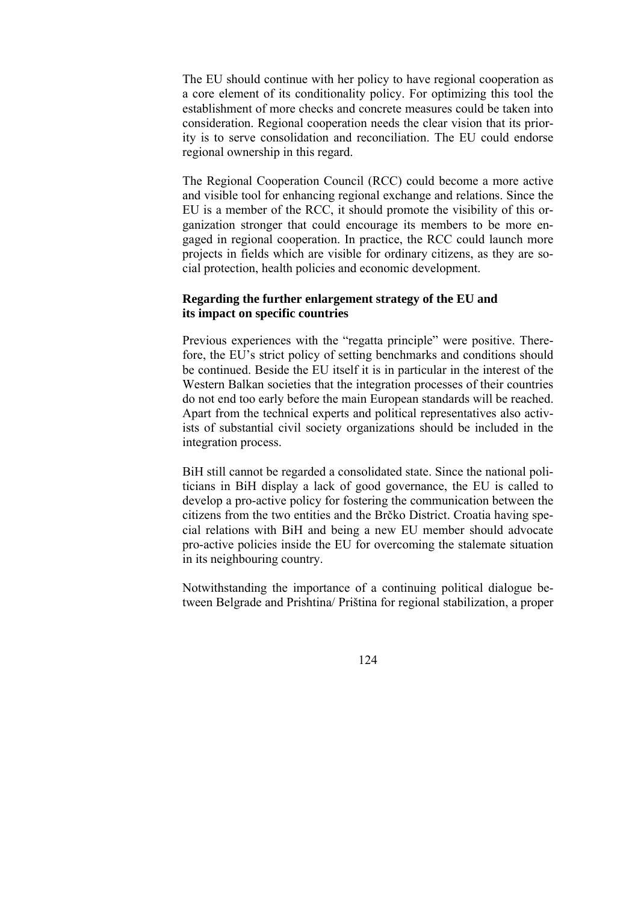The EU should continue with her policy to have regional cooperation as a core element of its conditionality policy. For optimizing this tool the establishment of more checks and concrete measures could be taken into consideration. Regional cooperation needs the clear vision that its priority is to serve consolidation and reconciliation. The EU could endorse regional ownership in this regard.

The Regional Cooperation Council (RCC) could become a more active and visible tool for enhancing regional exchange and relations. Since the EU is a member of the RCC, it should promote the visibility of this organization stronger that could encourage its members to be more engaged in regional cooperation. In practice, the RCC could launch more projects in fields which are visible for ordinary citizens, as they are social protection, health policies and economic development.

**Regarding the further enlargement strategy of the EU and its impact on specific countries**

Previous experiences with the "regatta principle" were positive. Therefore, the EU's strict policy of setting benchmarks and conditions should be continued. Beside the EU itself it is in particular in the interest of the Western Balkan societies that the integration processes of their countries do not end too early before the main European standards will be reached. Apart from the technical experts and political representatives also activists of substantial civil society organizations should be included in the integration process.

BiH still cannot be regarded a consolidated state. Since the national politicians in BiH display a lack of good governance, the EU is called to develop a pro-active policy for fostering the communication between the citizens from the two entities and the Brčko District. Croatia having special relations with BiH and being a new EU member should advocate pro-active policies inside the EU for overcoming the stalemate situation in its neighbouring country.

Notwithstanding the importance of a continuing political dialogue between Belgrade and Prishtina/ Priština for regional stabilization, a proper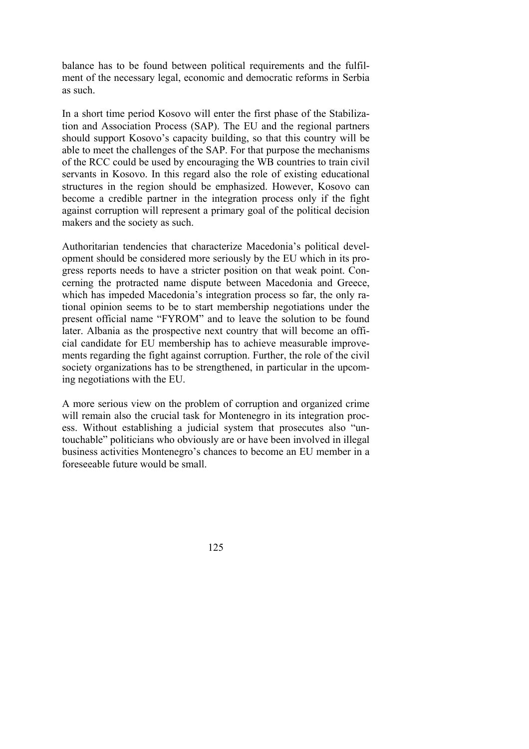balance has to be found between political requirements and the fulfilment of the necessary legal, economic and democratic reforms in Serbia as such.

In a short time period Kosovo will enter the first phase of the Stabilization and Association Process (SAP). The EU and the regional partners should support Kosovo's capacity building, so that this country will be able to meet the challenges of the SAP. For that purpose the mechanisms of the RCC could be used by encouraging the WB countries to train civil servants in Kosovo. In this regard also the role of existing educational structures in the region should be emphasized. However, Kosovo can become a credible partner in the integration process only if the fight against corruption will represent a primary goal of the political decision makers and the society as such.

Authoritarian tendencies that characterize Macedonia's political development should be considered more seriously by the EU which in its progress reports needs to have a stricter position on that weak point. Concerning the protracted name dispute between Macedonia and Greece, which has impeded Macedonia's integration process so far, the only rational opinion seems to be to start membership negotiations under the present official name "FYROM" and to leave the solution to be found later. Albania as the prospective next country that will become an official candidate for EU membership has to achieve measurable improvements regarding the fight against corruption. Further, the role of the civil society organizations has to be strengthened, in particular in the upcoming negotiations with the EU.

A more serious view on the problem of corruption and organized crime will remain also the crucial task for Montenegro in its integration process. Without establishing a judicial system that prosecutes also "untouchable" politicians who obviously are or have been involved in illegal business activities Montenegro's chances to become an EU member in a foreseeable future would be small.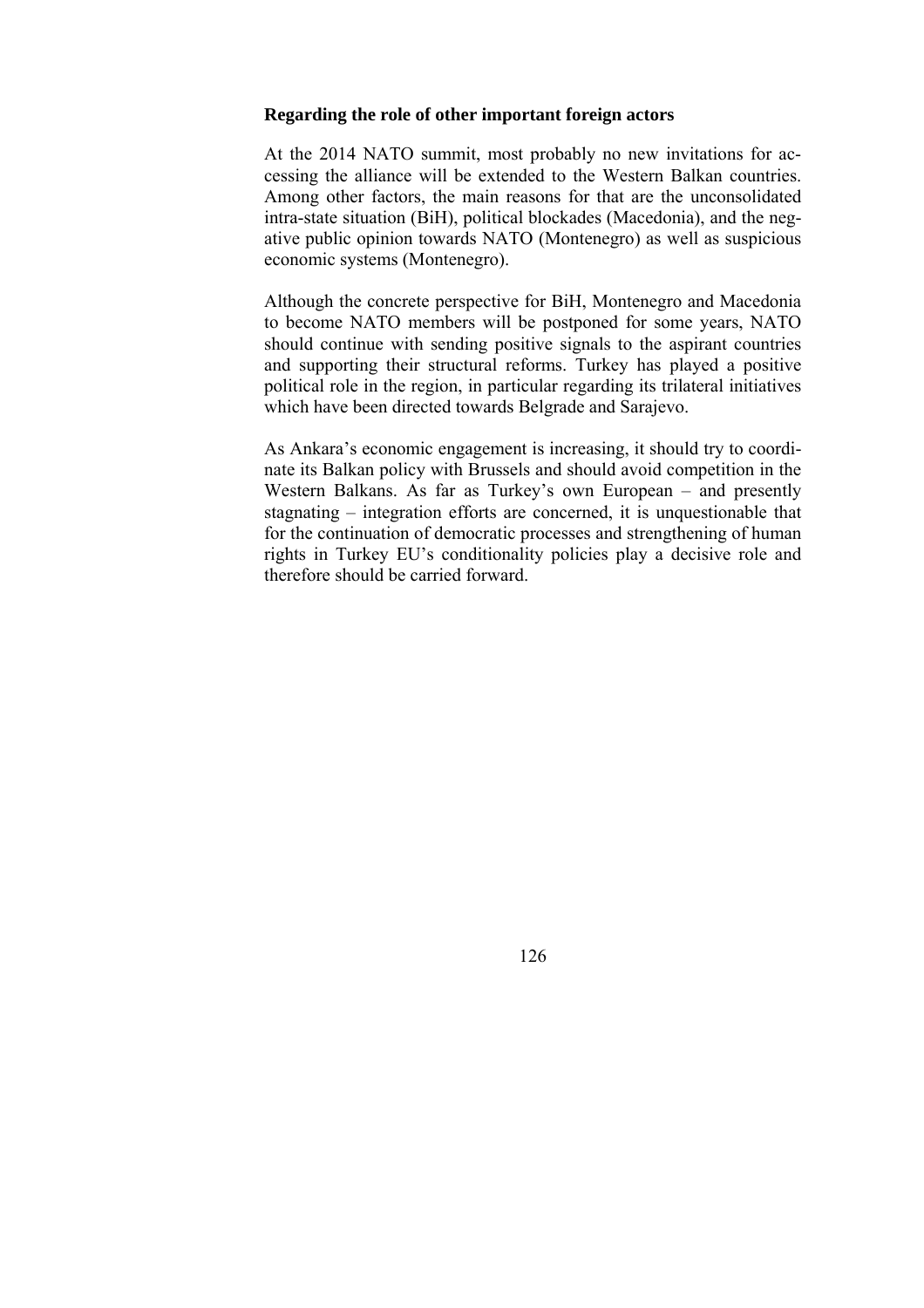**Regarding the role of other important foreign actors**

At the 2014 NATO summit, most probably no new invitations for accessing the alliance will be extended to the Western Balkan countries. Among other factors, the main reasons for that are the unconsolidated intra-state situation (BiH), political blockades (Macedonia), and the negative public opinion towards NATO (Montenegro) as well as suspicious economic systems (Montenegro).

Although the concrete perspective for BiH, Montenegro and Macedonia to become NATO members will be postponed for some years, NATO should continue with sending positive signals to the aspirant countries and supporting their structural reforms. Turkey has played a positive political role in the region, in particular regarding its trilateral initiatives which have been directed towards Belgrade and Sarajevo.

As Ankara's economic engagement is increasing, it should try to coordinate its Balkan policy with Brussels and should avoid competition in the Western Balkans. As far as Turkey's own European – and presently stagnating – integration efforts are concerned, it is unquestionable that for the continuation of democratic processes and strengthening of human rights in Turkey EU's conditionality policies play a decisive role and therefore should be carried forward.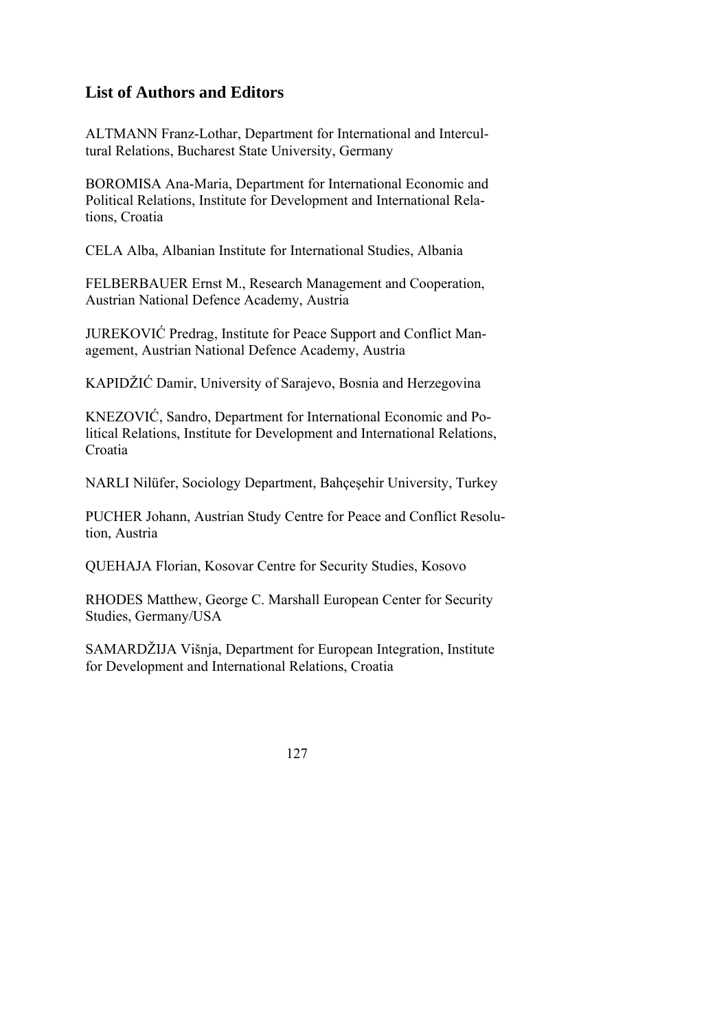## List of Authors and Editors

ALTMANN Franz-Lothar, Department for International and Intercultural Relations, Bucharest State University, Germany

BOROMISA Ana-Maria, Department for International Economic and Political Relations, Institute for Development and International Relations, Croatia

CELA Alba, Albanian Institute for International Studies, Albania

FELBERBAUER Ernst M., Research Management and Cooperation, Austrian National Defence Academy, Austria

JUREKOVIĆ Predrag, Institute for Peace Support and Conflict Management, Austrian National Defence Academy, Austria

KAPIDŽIĆ Damir, University of Sarajevo, Bosnia and Herzegovina

KNEZOVIĆ, Sandro, Department for International Economic and Political Relations, Institute for Development and International Relations, Croatia

NARLI Nilüfer, Sociology Department, Bahçeşehir University, Turkey

PUCHER Johann, Austrian Study Centre for Peace and Conflict Resolution, Austria

QUEHAJA Florian, Kosovar Centre for Security Studies, Kosovo

RHODES Matthew, George C. Marshall European Center for Security Studies, Germany/USA

SAMARDŽIJA Višnja, Department for European Integration, Institute for Development and International Relations, Croatia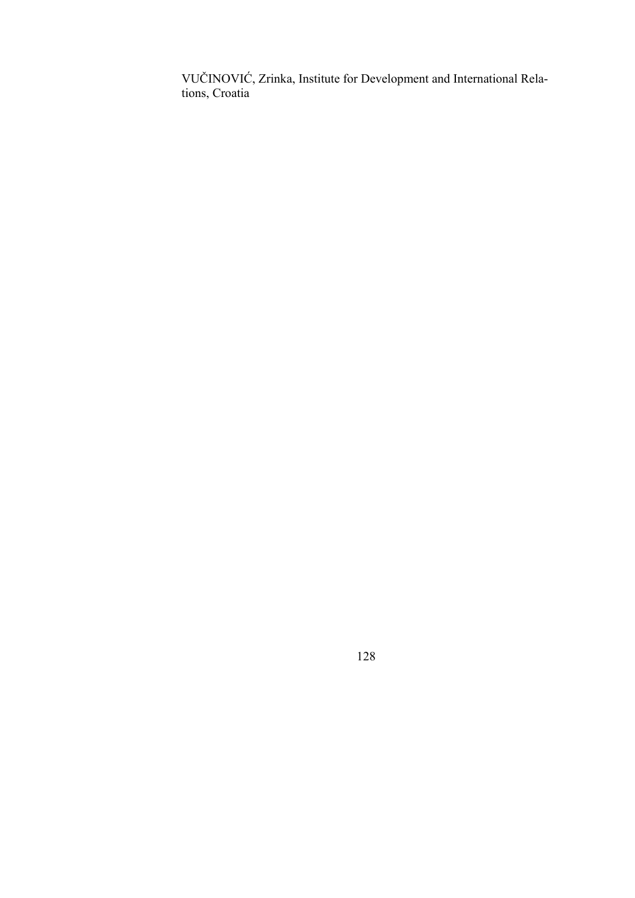VUČINOVIĆ, Zrinka, Institute for Development and International Relations, Croatia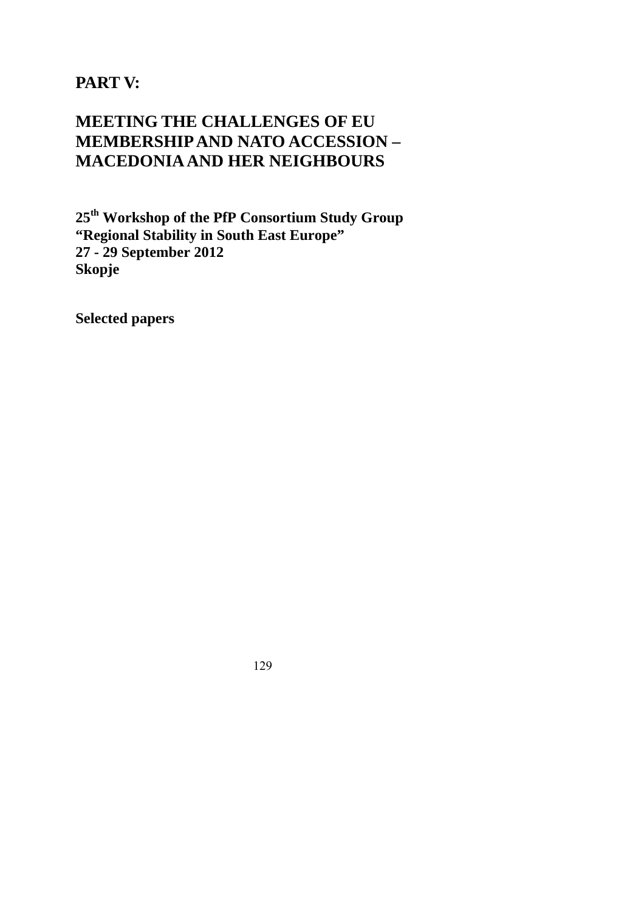# PART V:

# MEETING THE CHALLENGES OF EU MEMBERSHIP AND NATO ACCESSION – MACEDONIA AND HER NEIGHBOURS

**25th Workshop of the PfP Consortium Study Group**
**"Regional Stability in South East Europe"**
**27 - 29 September 2012**
**Skopje**

**Selected papers**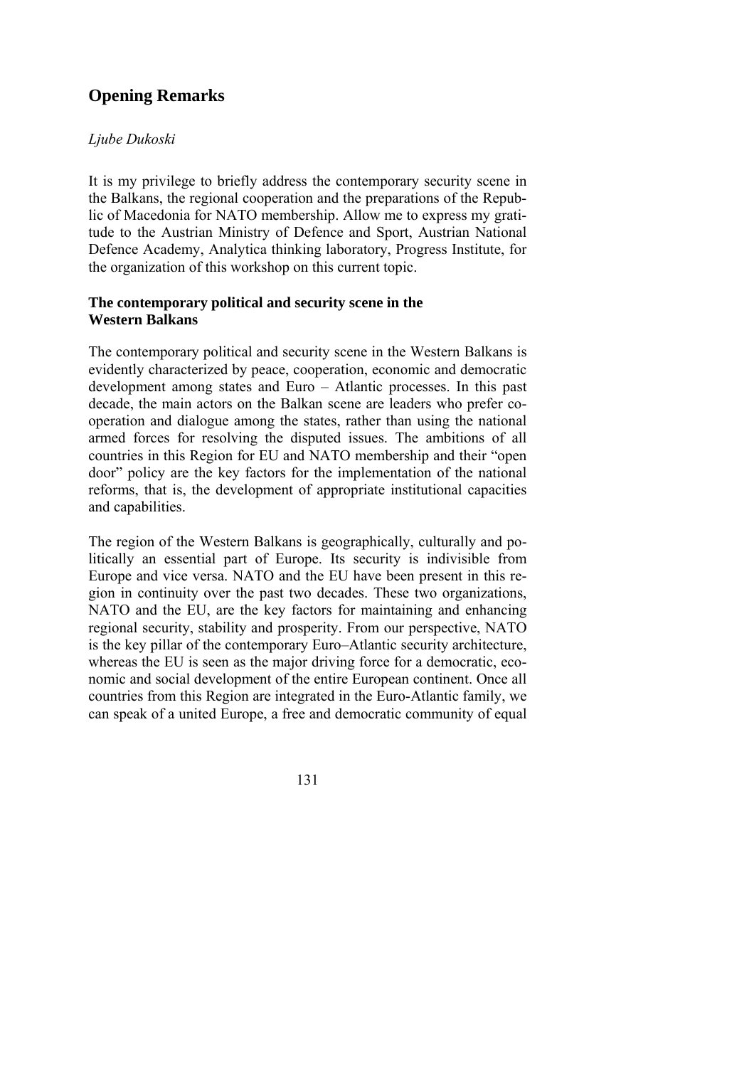## Opening Remarks

*Ljube Dukoski*

It is my privilege to briefly address the contemporary security scene in the Balkans, the regional cooperation and the preparations of the Republic of Macedonia for NATO membership. Allow me to express my gratitude to the Austrian Ministry of Defence and Sport, Austrian National Defence Academy, Analytica thinking laboratory, Progress Institute, for the organization of this workshop on this current topic.

### The contemporary political and security scene in the Western Balkans

The contemporary political and security scene in the Western Balkans is evidently characterized by peace, cooperation, economic and democratic development among states and Euro – Atlantic processes. In this past decade, the main actors on the Balkan scene are leaders who prefer cooperation and dialogue among the states, rather than using the national armed forces for resolving the disputed issues. The ambitions of all countries in this Region for EU and NATO membership and their "open door" policy are the key factors for the implementation of the national reforms, that is, the development of appropriate institutional capacities and capabilities.

The region of the Western Balkans is geographically, culturally and politically an essential part of Europe. Its security is indivisible from Europe and vice versa. NATO and the EU have been present in this region in continuity over the past two decades. These two organizations, NATO and the EU, are the key factors for maintaining and enhancing regional security, stability and prosperity. From our perspective, NATO is the key pillar of the contemporary Euro–Atlantic security architecture, whereas the EU is seen as the major driving force for a democratic, economic and social development of the entire European continent. Once all countries from this Region are integrated in the Euro-Atlantic family, we can speak of a united Europe, a free and democratic community of equal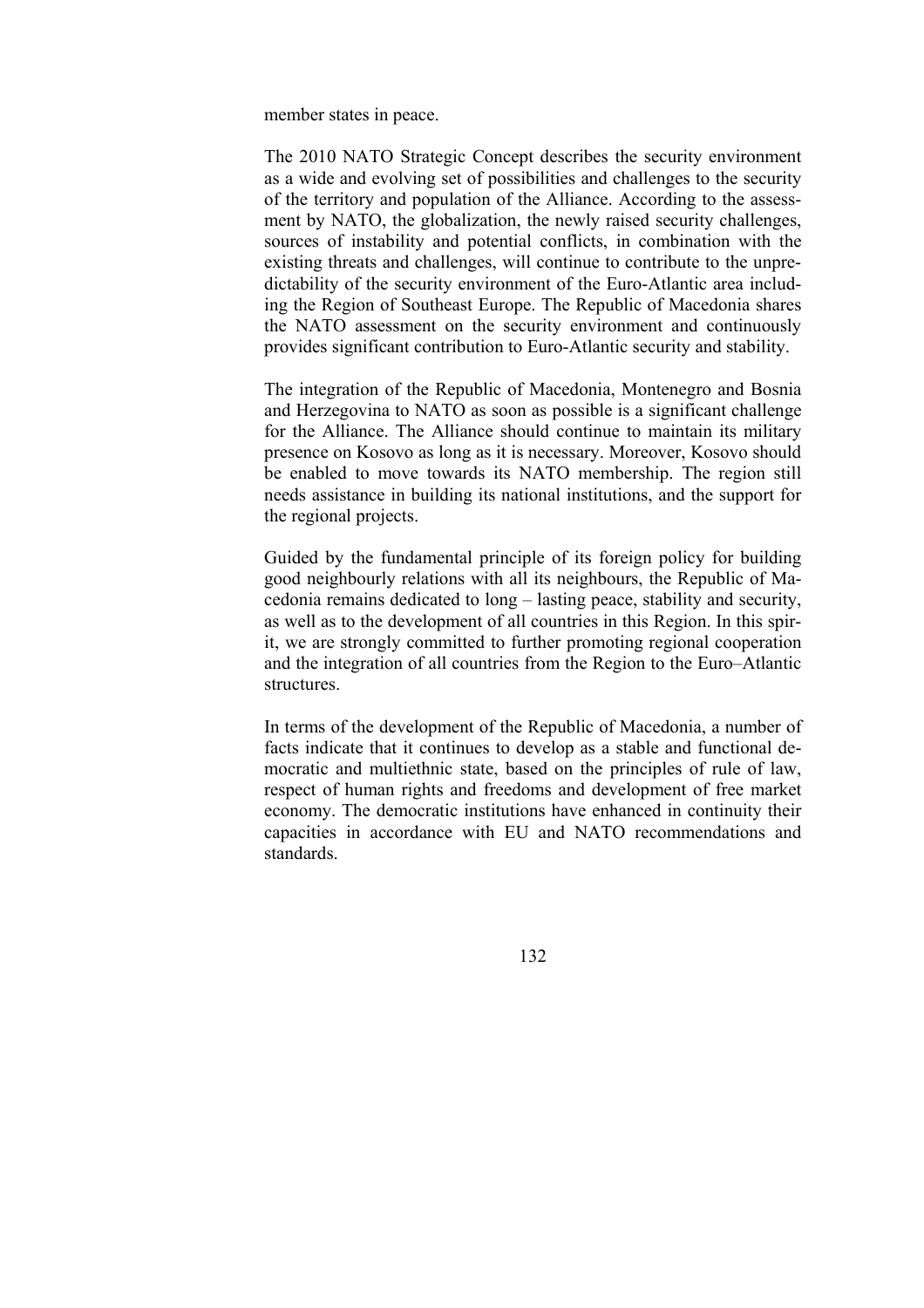member states in peace.

The 2010 NATO Strategic Concept describes the security environment as a wide and evolving set of possibilities and challenges to the security of the territory and population of the Alliance. According to the assessment by NATO, the globalization, the newly raised security challenges, sources of instability and potential conflicts, in combination with the existing threats and challenges, will continue to contribute to the unpredictability of the security environment of the Euro-Atlantic area including the Region of Southeast Europe. The Republic of Macedonia shares the NATO assessment on the security environment and continuously provides significant contribution to Euro-Atlantic security and stability.

The integration of the Republic of Macedonia, Montenegro and Bosnia and Herzegovina to NATO as soon as possible is a significant challenge for the Alliance. The Alliance should continue to maintain its military presence on Kosovo as long as it is necessary. Moreover, Kosovo should be enabled to move towards its NATO membership. The region still needs assistance in building its national institutions, and the support for the regional projects.

Guided by the fundamental principle of its foreign policy for building good neighbourly relations with all its neighbours, the Republic of Macedonia remains dedicated to long – lasting peace, stability and security, as well as to the development of all countries in this Region. In this spirit, we are strongly committed to further promoting regional cooperation and the integration of all countries from the Region to the Euro–Atlantic structures.

In terms of the development of the Republic of Macedonia, a number of facts indicate that it continues to develop as a stable and functional democratic and multiethnic state, based on the principles of rule of law, respect of human rights and freedoms and development of free market economy. The democratic institutions have enhanced in continuity their capacities in accordance with EU and NATO recommendations and standards.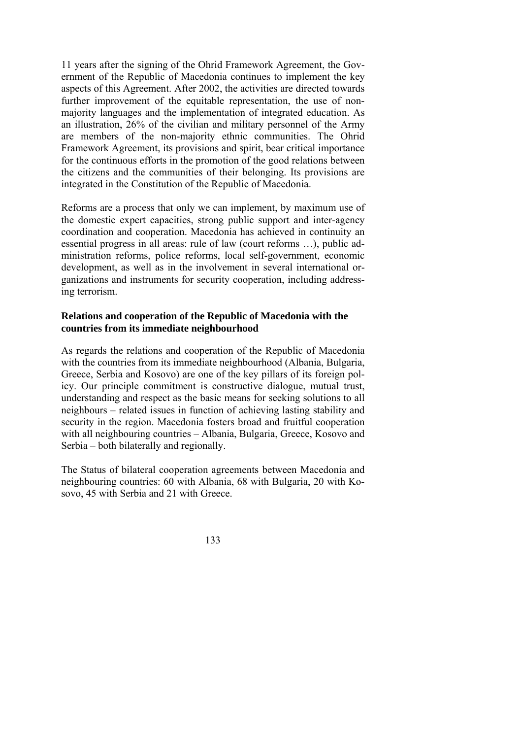11 years after the signing of the Ohrid Framework Agreement, the Government of the Republic of Macedonia continues to implement the key aspects of this Agreement. After 2002, the activities are directed towards further improvement of the equitable representation, the use of non-majority languages and the implementation of integrated education. As an illustration, 26% of the civilian and military personnel of the Army are members of the non-majority ethnic communities. The Ohrid Framework Agreement, its provisions and spirit, bear critical importance for the continuous efforts in the promotion of the good relations between the citizens and the communities of their belonging. Its provisions are integrated in the Constitution of the Republic of Macedonia.

Reforms are a process that only we can implement, by maximum use of the domestic expert capacities, strong public support and inter-agency coordination and cooperation. Macedonia has achieved in continuity an essential progress in all areas: rule of law (court reforms …), public administration reforms, police reforms, local self-government, economic development, as well as in the involvement in several international organizations and instruments for security cooperation, including addressing terrorism.

**Relations and cooperation of the Republic of Macedonia with the countries from its immediate neighbourhood**

As regards the relations and cooperation of the Republic of Macedonia with the countries from its immediate neighbourhood (Albania, Bulgaria, Greece, Serbia and Kosovo) are one of the key pillars of its foreign policy. Our principle commitment is constructive dialogue, mutual trust, understanding and respect as the basic means for seeking solutions to all neighbours – related issues in function of achieving lasting stability and security in the region. Macedonia fosters broad and fruitful cooperation with all neighbouring countries – Albania, Bulgaria, Greece, Kosovo and Serbia – both bilaterally and regionally.

The Status of bilateral cooperation agreements between Macedonia and neighbouring countries: 60 with Albania, 68 with Bulgaria, 20 with Kosovo, 45 with Serbia and 21 with Greece.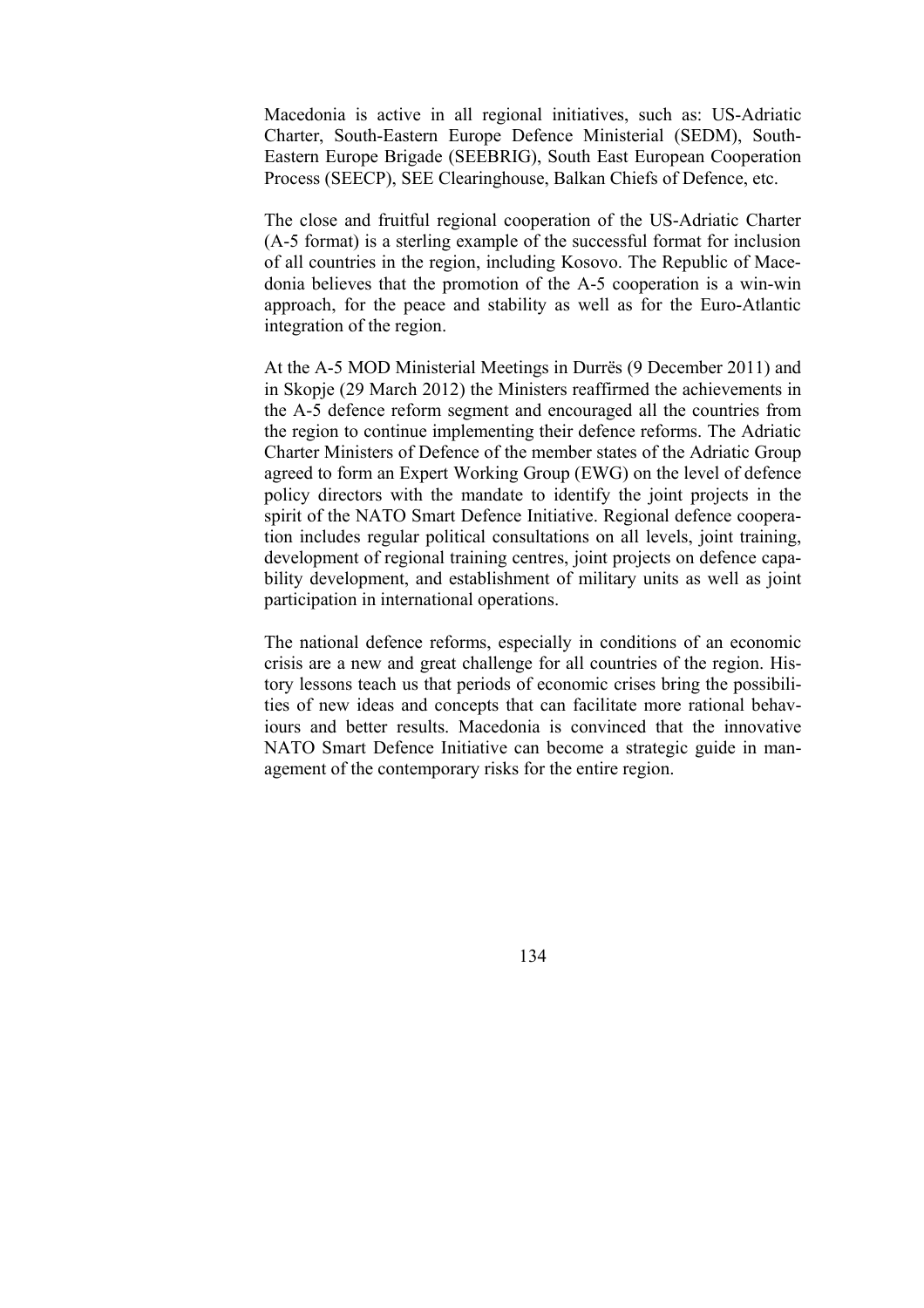Macedonia is active in all regional initiatives, such as: US-Adriatic Charter, South-Eastern Europe Defence Ministerial (SEDM), South-Eastern Europe Brigade (SEEBRIG), South East European Cooperation Process (SEECP), SEE Clearinghouse, Balkan Chiefs of Defence, etc.

The close and fruitful regional cooperation of the US-Adriatic Charter (A-5 format) is a sterling example of the successful format for inclusion of all countries in the region, including Kosovo. The Republic of Macedonia believes that the promotion of the A-5 cooperation is a win-win approach, for the peace and stability as well as for the Euro-Atlantic integration of the region.

At the A-5 MOD Ministerial Meetings in Durrës (9 December 2011) and in Skopje (29 March 2012) the Ministers reaffirmed the achievements in the A-5 defence reform segment and encouraged all the countries from the region to continue implementing their defence reforms. The Adriatic Charter Ministers of Defence of the member states of the Adriatic Group agreed to form an Expert Working Group (EWG) on the level of defence policy directors with the mandate to identify the joint projects in the spirit of the NATO Smart Defence Initiative. Regional defence cooperation includes regular political consultations on all levels, joint training, development of regional training centres, joint projects on defence capability development, and establishment of military units as well as joint participation in international operations.

The national defence reforms, especially in conditions of an economic crisis are a new and great challenge for all countries of the region. History lessons teach us that periods of economic crises bring the possibilities of new ideas and concepts that can facilitate more rational behaviours and better results. Macedonia is convinced that the innovative NATO Smart Defence Initiative can become a strategic guide in management of the contemporary risks for the entire region.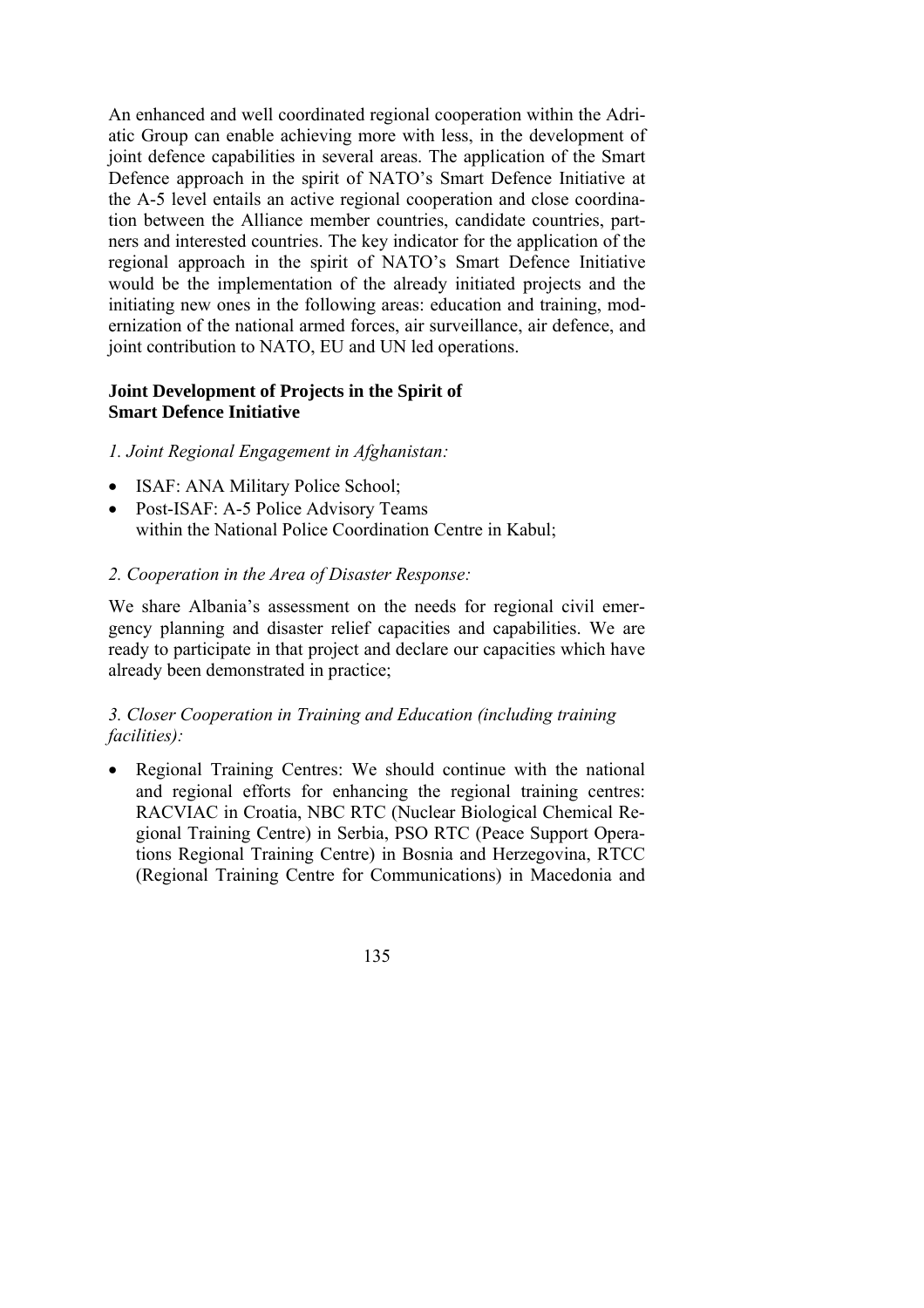An enhanced and well coordinated regional cooperation within the Adriatic Group can enable achieving more with less, in the development of joint defence capabilities in several areas. The application of the Smart Defence approach in the spirit of NATO's Smart Defence Initiative at the A-5 level entails an active regional cooperation and close coordination between the Alliance member countries, candidate countries, partners and interested countries. The key indicator for the application of the regional approach in the spirit of NATO's Smart Defence Initiative would be the implementation of the already initiated projects and the initiating new ones in the following areas: education and training, modernization of the national armed forces, air surveillance, air defence, and joint contribution to NATO, EU and UN led operations.

### Joint Development of Projects in the Spirit of Smart Defence Initiative

*1. Joint Regional Engagement in Afghanistan:*

- ISAF: ANA Military Police School;
- Post-ISAF: A-5 Police Advisory Teams within the National Police Coordination Centre in Kabul;

*2. Cooperation in the Area of Disaster Response:*

We share Albania's assessment on the needs for regional civil emergency planning and disaster relief capacities and capabilities. We are ready to participate in that project and declare our capacities which have already been demonstrated in practice;

*3. Closer Cooperation in Training and Education (including training facilities):*

- Regional Training Centres: We should continue with the national and regional efforts for enhancing the regional training centres: RACVIAC in Croatia, NBC RTC (Nuclear Biological Chemical Regional Training Centre) in Serbia, PSO RTC (Peace Support Operations Regional Training Centre) in Bosnia and Herzegovina, RTCC (Regional Training Centre for Communications) in Macedonia and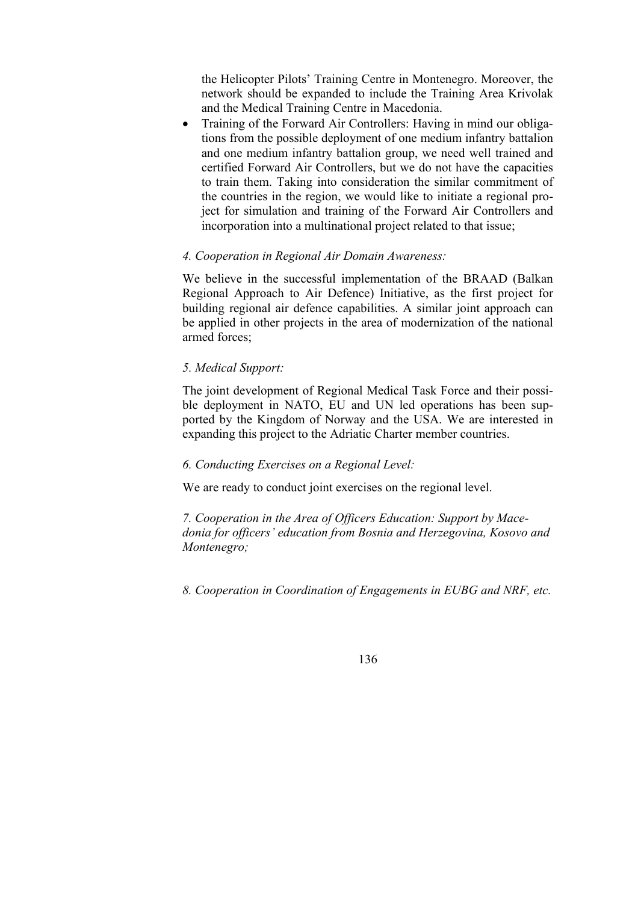the Helicopter Pilots' Training Centre in Montenegro. Moreover, the network should be expanded to include the Training Area Krivolak and the Medical Training Centre in Macedonia.

- Training of the Forward Air Controllers: Having in mind our obligations from the possible deployment of one medium infantry battalion and one medium infantry battalion group, we need well trained and certified Forward Air Controllers, but we do not have the capacities to train them. Taking into consideration the similar commitment of the countries in the region, we would like to initiate a regional project for simulation and training of the Forward Air Controllers and incorporation into a multinational project related to that issue;

*4. Cooperation in Regional Air Domain Awareness:*

We believe in the successful implementation of the BRAAD (Balkan Regional Approach to Air Defence) Initiative, as the first project for building regional air defence capabilities. A similar joint approach can be applied in other projects in the area of modernization of the national armed forces;

*5. Medical Support:*

The joint development of Regional Medical Task Force and their possible deployment in NATO, EU and UN led operations has been supported by the Kingdom of Norway and the USA. We are interested in expanding this project to the Adriatic Charter member countries.

*6. Conducting Exercises on a Regional Level:*

We are ready to conduct joint exercises on the regional level.

*7. Cooperation in the Area of Officers Education: Support by Macedonia for officers' education from Bosnia and Herzegovina, Kosovo and Montenegro;*

*8. Cooperation in Coordination of Engagements in EUBG and NRF, etc.*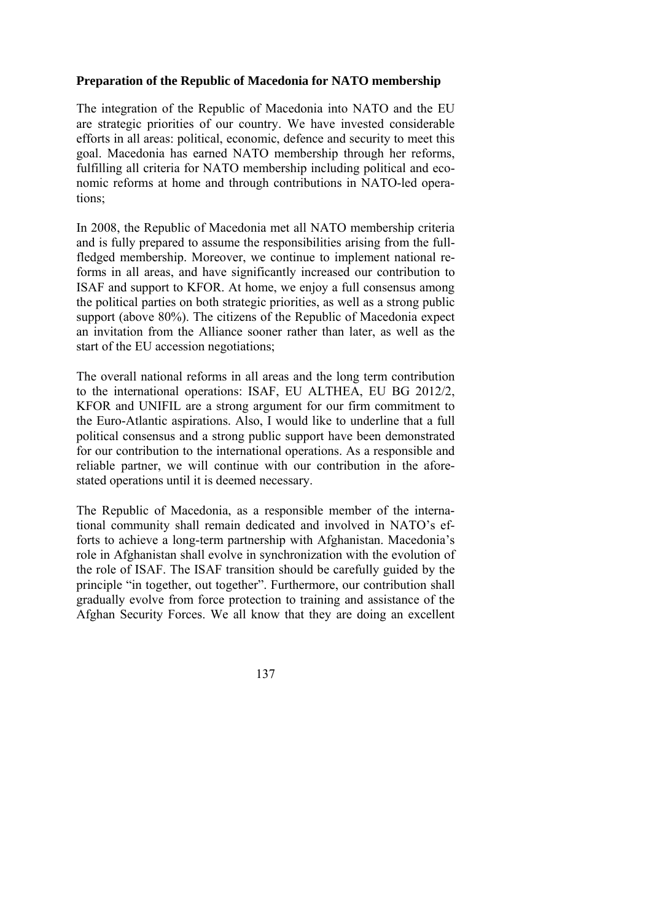**Preparation of the Republic of Macedonia for NATO membership**

The integration of the Republic of Macedonia into NATO and the EU are strategic priorities of our country. We have invested considerable efforts in all areas: political, economic, defence and security to meet this goal. Macedonia has earned NATO membership through her reforms, fulfilling all criteria for NATO membership including political and economic reforms at home and through contributions in NATO-led operations;

In 2008, the Republic of Macedonia met all NATO membership criteria and is fully prepared to assume the responsibilities arising from the full-fledged membership. Moreover, we continue to implement national reforms in all areas, and have significantly increased our contribution to ISAF and support to KFOR. At home, we enjoy a full consensus among the political parties on both strategic priorities, as well as a strong public support (above 80%). The citizens of the Republic of Macedonia expect an invitation from the Alliance sooner rather than later, as well as the start of the EU accession negotiations;

The overall national reforms in all areas and the long term contribution to the international operations: ISAF, EU ALTHEA, EU BG 2012/2, KFOR and UNIFIL are a strong argument for our firm commitment to the Euro-Atlantic aspirations. Also, I would like to underline that a full political consensus and a strong public support have been demonstrated for our contribution to the international operations. As a responsible and reliable partner, we will continue with our contribution in the afore-stated operations until it is deemed necessary.

The Republic of Macedonia, as a responsible member of the international community shall remain dedicated and involved in NATO's efforts to achieve a long-term partnership with Afghanistan. Macedonia's role in Afghanistan shall evolve in synchronization with the evolution of the role of ISAF. The ISAF transition should be carefully guided by the principle "in together, out together". Furthermore, our contribution shall gradually evolve from force protection to training and assistance of the Afghan Security Forces. We all know that they are doing an excellent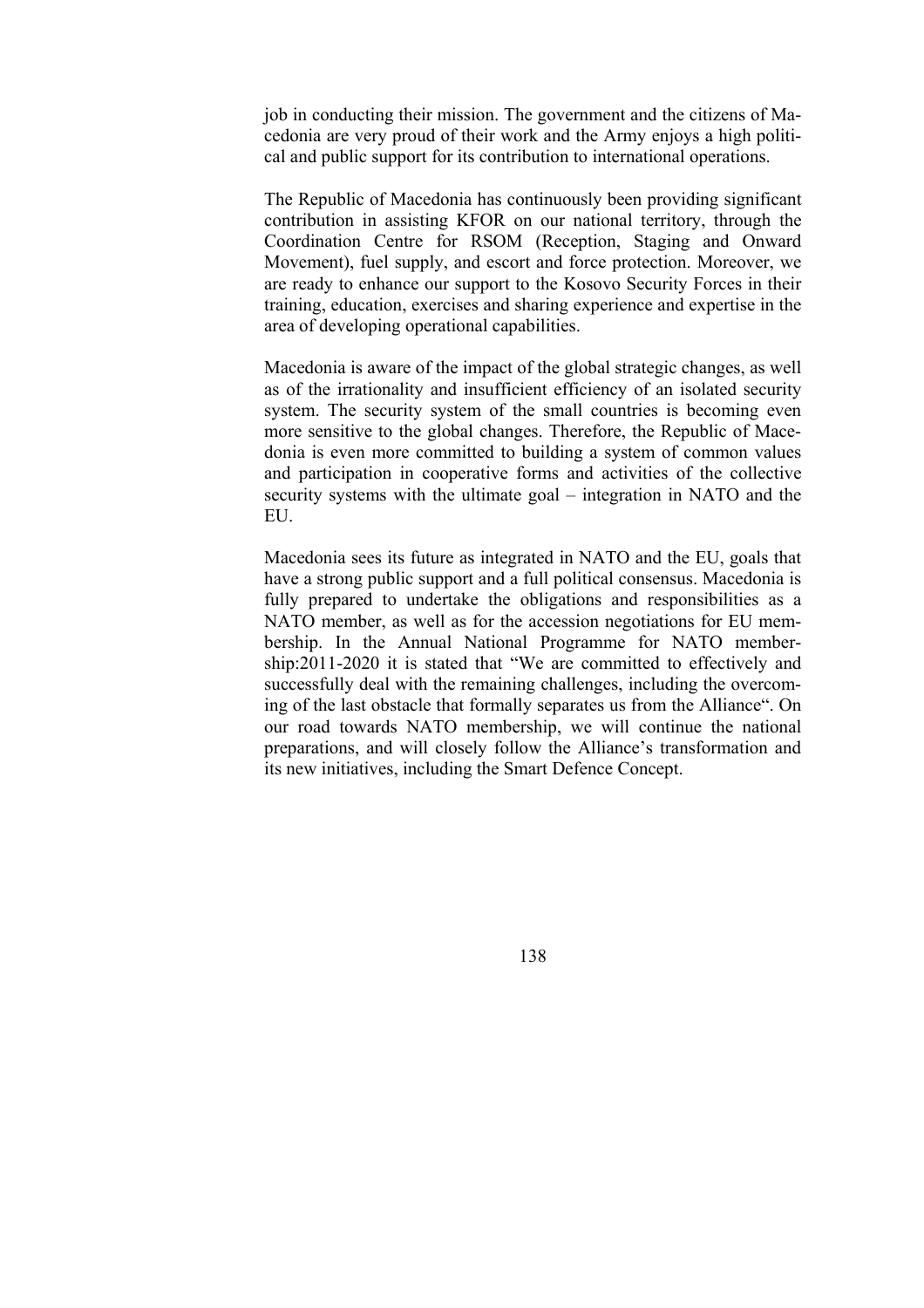job in conducting their mission. The government and the citizens of Macedonia are very proud of their work and the Army enjoys a high political and public support for its contribution to international operations.

The Republic of Macedonia has continuously been providing significant contribution in assisting KFOR on our national territory, through the Coordination Centre for RSOM (Reception, Staging and Onward Movement), fuel supply, and escort and force protection. Moreover, we are ready to enhance our support to the Kosovo Security Forces in their training, education, exercises and sharing experience and expertise in the area of developing operational capabilities.

Macedonia is aware of the impact of the global strategic changes, as well as of the irrationality and insufficient efficiency of an isolated security system. The security system of the small countries is becoming even more sensitive to the global changes. Therefore, the Republic of Macedonia is even more committed to building a system of common values and participation in cooperative forms and activities of the collective security systems with the ultimate goal – integration in NATO and the EU.

Macedonia sees its future as integrated in NATO and the EU, goals that have a strong public support and a full political consensus. Macedonia is fully prepared to undertake the obligations and responsibilities as a NATO member, as well as for the accession negotiations for EU membership. In the Annual National Programme for NATO membership:2011-2020 it is stated that "We are committed to effectively and successfully deal with the remaining challenges, including the overcoming of the last obstacle that formally separates us from the Alliance". On our road towards NATO membership, we will continue the national preparations, and will closely follow the Alliance's transformation and its new initiatives, including the Smart Defence Concept.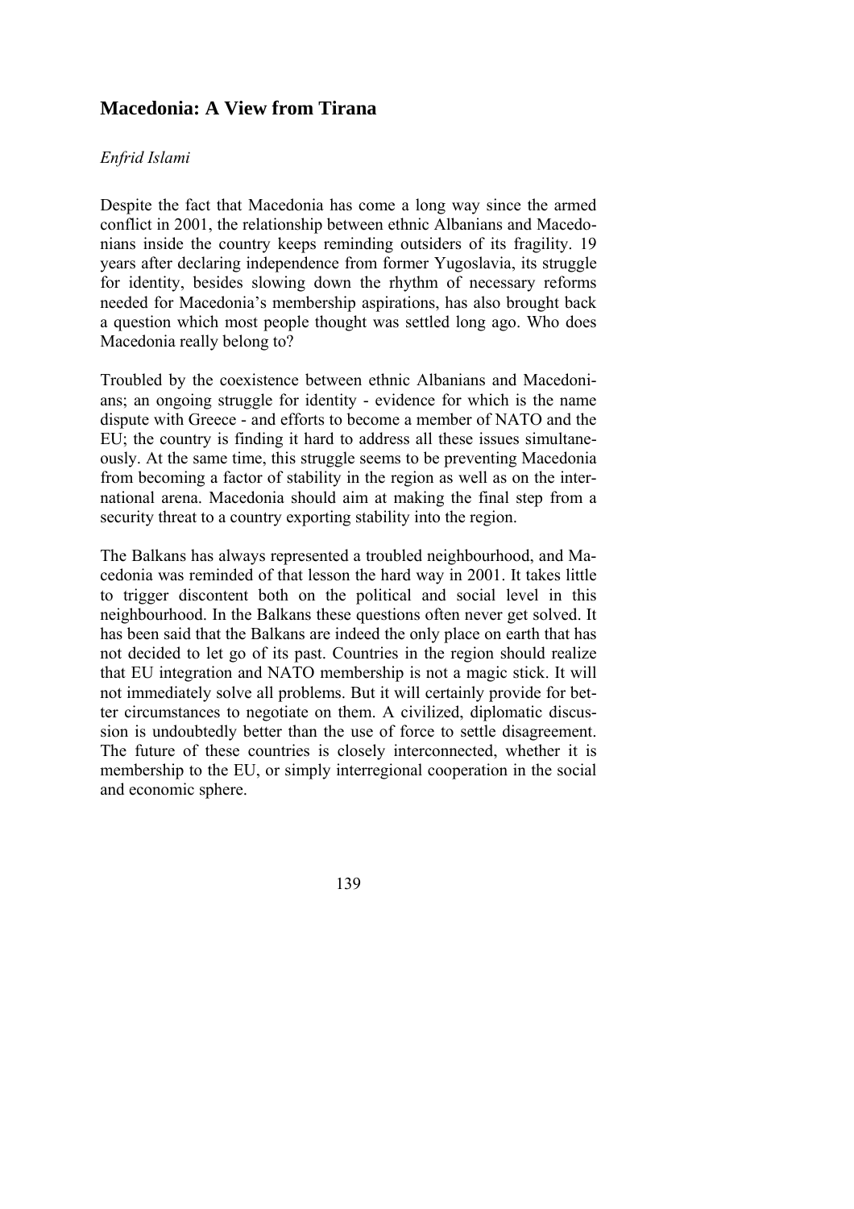## Macedonia: A View from Tirana

*Enfrid Islami*

Despite the fact that Macedonia has come a long way since the armed conflict in 2001, the relationship between ethnic Albanians and Macedonians inside the country keeps reminding outsiders of its fragility. 19 years after declaring independence from former Yugoslavia, its struggle for identity, besides slowing down the rhythm of necessary reforms needed for Macedonia's membership aspirations, has also brought back a question which most people thought was settled long ago. Who does Macedonia really belong to?

Troubled by the coexistence between ethnic Albanians and Macedonians; an ongoing struggle for identity - evidence for which is the name dispute with Greece - and efforts to become a member of NATO and the EU; the country is finding it hard to address all these issues simultaneously. At the same time, this struggle seems to be preventing Macedonia from becoming a factor of stability in the region as well as on the international arena. Macedonia should aim at making the final step from a security threat to a country exporting stability into the region.

The Balkans has always represented a troubled neighbourhood, and Macedonia was reminded of that lesson the hard way in 2001. It takes little to trigger discontent both on the political and social level in this neighbourhood. In the Balkans these questions often never get solved. It has been said that the Balkans are indeed the only place on earth that has not decided to let go of its past. Countries in the region should realize that EU integration and NATO membership is not a magic stick. It will not immediately solve all problems. But it will certainly provide for better circumstances to negotiate on them. A civilized, diplomatic discussion is undoubtedly better than the use of force to settle disagreement. The future of these countries is closely interconnected, whether it is membership to the EU, or simply interregional cooperation in the social and economic sphere.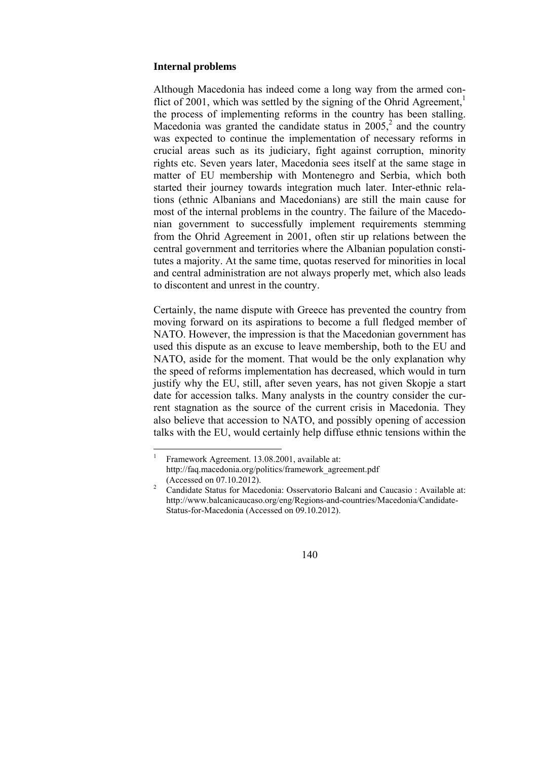### Internal problems

Although Macedonia has indeed come a long way from the armed conflict of 2001, which was settled by the signing of the Ohrid Agreement,[1] the process of implementing reforms in the country has been stalling. Macedonia was granted the candidate status in 2005,[2] and the country was expected to continue the implementation of necessary reforms in crucial areas such as its judiciary, fight against corruption, minority rights etc. Seven years later, Macedonia sees itself at the same stage in matter of EU membership with Montenegro and Serbia, which both started their journey towards integration much later. Inter-ethnic relations (ethnic Albanians and Macedonians) are still the main cause for most of the internal problems in the country. The failure of the Macedonian government to successfully implement requirements stemming from the Ohrid Agreement in 2001, often stir up relations between the central government and territories where the Albanian population constitutes a majority. At the same time, quotas reserved for minorities in local and central administration are not always properly met, which also leads to discontent and unrest in the country.

Certainly, the name dispute with Greece has prevented the country from moving forward on its aspirations to become a full fledged member of NATO. However, the impression is that the Macedonian government has used this dispute as an excuse to leave membership, both to the EU and NATO, aside for the moment. That would be the only explanation why the speed of reforms implementation has decreased, which would in turn justify why the EU, still, after seven years, has not given Skopje a start date for accession talks. Many analysts in the country consider the current stagnation as the source of the current crisis in Macedonia. They also believe that accession to NATO, and possibly opening of accession talks with the EU, would certainly help diffuse ethnic tensions within the

---

[1] Framework Agreement. 13.08.2001, available at: http://faq.macedonia.org/politics/framework_agreement.pdf (Accessed on 07.10.2012).

[2] Candidate Status for Macedonia: Osservatorio Balcani and Caucasio : Available at: http://www.balcanicaucaso.org/eng/Regions-and-countries/Macedonia/Candidate-Status-for-Macedonia (Accessed on 09.10.2012).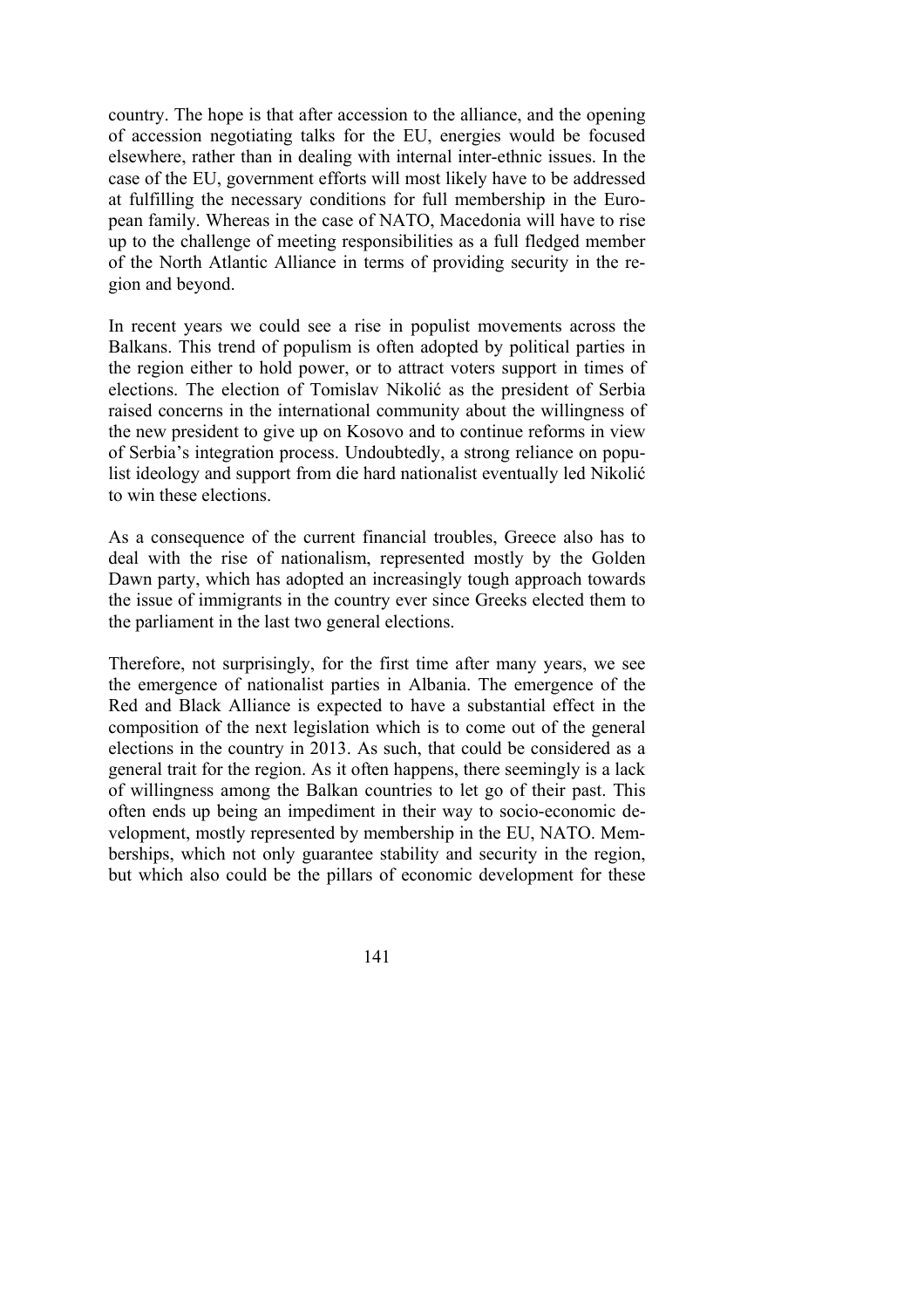country. The hope is that after accession to the alliance, and the opening of accession negotiating talks for the EU, energies would be focused elsewhere, rather than in dealing with internal inter-ethnic issues. In the case of the EU, government efforts will most likely have to be addressed at fulfilling the necessary conditions for full membership in the European family. Whereas in the case of NATO, Macedonia will have to rise up to the challenge of meeting responsibilities as a full fledged member of the North Atlantic Alliance in terms of providing security in the region and beyond.

In recent years we could see a rise in populist movements across the Balkans. This trend of populism is often adopted by political parties in the region either to hold power, or to attract voters support in times of elections. The election of Tomislav Nikolić as the president of Serbia raised concerns in the international community about the willingness of the new president to give up on Kosovo and to continue reforms in view of Serbia's integration process. Undoubtedly, a strong reliance on populist ideology and support from die hard nationalist eventually led Nikolić to win these elections.

As a consequence of the current financial troubles, Greece also has to deal with the rise of nationalism, represented mostly by the Golden Dawn party, which has adopted an increasingly tough approach towards the issue of immigrants in the country ever since Greeks elected them to the parliament in the last two general elections.

Therefore, not surprisingly, for the first time after many years, we see the emergence of nationalist parties in Albania. The emergence of the Red and Black Alliance is expected to have a substantial effect in the composition of the next legislation which is to come out of the general elections in the country in 2013. As such, that could be considered as a general trait for the region. As it often happens, there seemingly is a lack of willingness among the Balkan countries to let go of their past. This often ends up being an impediment in their way to socio-economic development, mostly represented by membership in the EU, NATO. Memberships, which not only guarantee stability and security in the region, but which also could be the pillars of economic development for these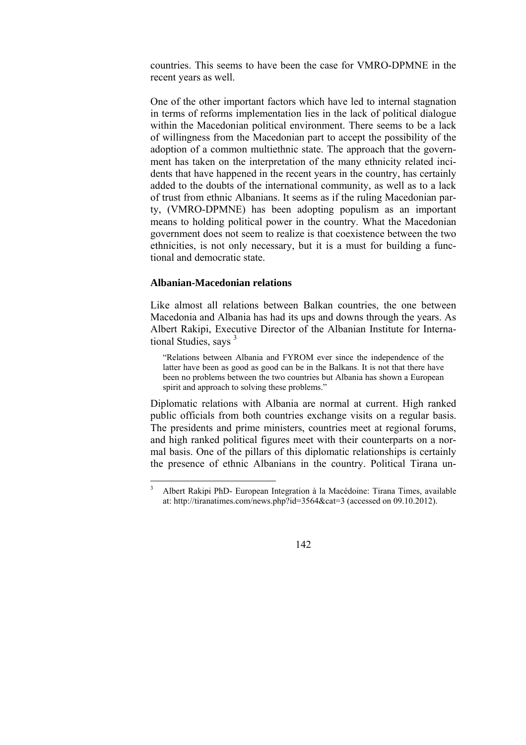countries. This seems to have been the case for VMRO-DPMNE in the recent years as well.

One of the other important factors which have led to internal stagnation in terms of reforms implementation lies in the lack of political dialogue within the Macedonian political environment. There seems to be a lack of willingness from the Macedonian part to accept the possibility of the adoption of a common multiethnic state. The approach that the government has taken on the interpretation of the many ethnicity related incidents that have happened in the recent years in the country, has certainly added to the doubts of the international community, as well as to a lack of trust from ethnic Albanians. It seems as if the ruling Macedonian party, (VMRO-DPMNE) has been adopting populism as an important means to holding political power in the country. What the Macedonian government does not seem to realize is that coexistence between the two ethnicities, is not only necessary, but it is a must for building a functional and democratic state.

### Albanian-Macedonian relations

Like almost all relations between Balkan countries, the one between Macedonia and Albania has had its ups and downs through the years. As Albert Rakipi, Executive Director of the Albanian Institute for International Studies, says [3]

> "Relations between Albania and FYROM ever since the independence of the latter have been as good as good can be in the Balkans. It is not that there have been no problems between the two countries but Albania has shown a European spirit and approach to solving these problems."

Diplomatic relations with Albania are normal at current. High ranked public officials from both countries exchange visits on a regular basis. The presidents and prime ministers, countries meet at regional forums, and high ranked political figures meet with their counterparts on a normal basis. One of the pillars of this diplomatic relationships is certainly the presence of ethnic Albanians in the country. Political Tirana un-

[3] Albert Rakipi PhD- European Integration à la Macédoine: Tirana Times, available at: http://tiranatimes.com/news.php?id=3564&cat=3 (accessed on 09.10.2012).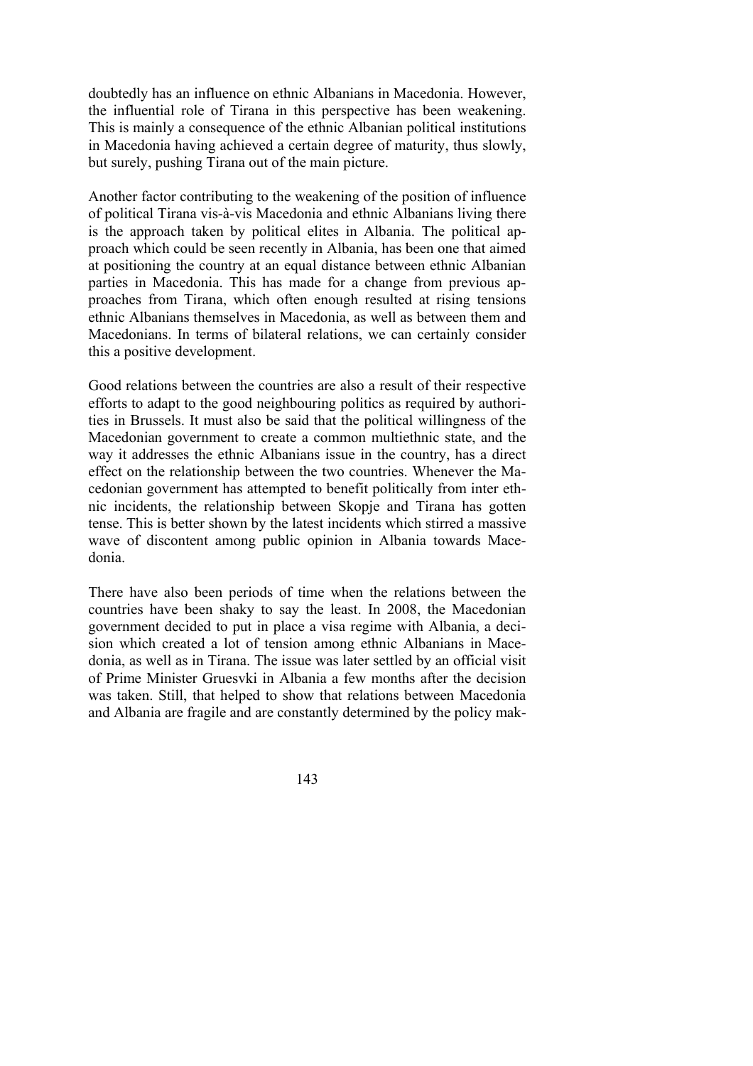doubtedly has an influence on ethnic Albanians in Macedonia. However, the influential role of Tirana in this perspective has been weakening. This is mainly a consequence of the ethnic Albanian political institutions in Macedonia having achieved a certain degree of maturity, thus slowly, but surely, pushing Tirana out of the main picture.

Another factor contributing to the weakening of the position of influence of political Tirana vis-à-vis Macedonia and ethnic Albanians living there is the approach taken by political elites in Albania. The political approach which could be seen recently in Albania, has been one that aimed at positioning the country at an equal distance between ethnic Albanian parties in Macedonia. This has made for a change from previous approaches from Tirana, which often enough resulted at rising tensions ethnic Albanians themselves in Macedonia, as well as between them and Macedonians. In terms of bilateral relations, we can certainly consider this a positive development.

Good relations between the countries are also a result of their respective efforts to adapt to the good neighbouring politics as required by authorities in Brussels. It must also be said that the political willingness of the Macedonian government to create a common multiethnic state, and the way it addresses the ethnic Albanians issue in the country, has a direct effect on the relationship between the two countries. Whenever the Macedonian government has attempted to benefit politically from inter ethnic incidents, the relationship between Skopje and Tirana has gotten tense. This is better shown by the latest incidents which stirred a massive wave of discontent among public opinion in Albania towards Macedonia.

There have also been periods of time when the relations between the countries have been shaky to say the least. In 2008, the Macedonian government decided to put in place a visa regime with Albania, a decision which created a lot of tension among ethnic Albanians in Macedonia, as well as in Tirana. The issue was later settled by an official visit of Prime Minister Gruesvki in Albania a few months after the decision was taken. Still, that helped to show that relations between Macedonia and Albania are fragile and are constantly determined by the policy mak-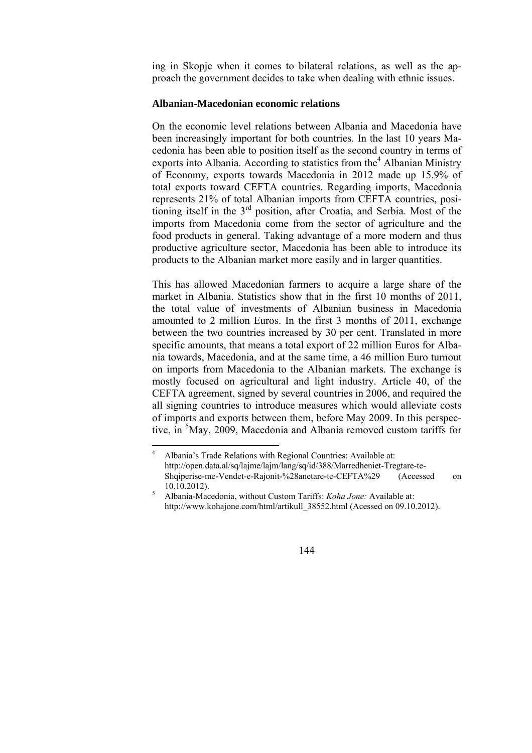ing in Skopje when it comes to bilateral relations, as well as the approach the government decides to take when dealing with ethnic issues.

**Albanian-Macedonian economic relations**

On the economic level relations between Albania and Macedonia have been increasingly important for both countries. In the last 10 years Macedonia has been able to position itself as the second country in terms of exports into Albania. According to statistics from the[4] Albanian Ministry of Economy, exports towards Macedonia in 2012 made up 15.9% of total exports toward CEFTA countries. Regarding imports, Macedonia represents 21% of total Albanian imports from CEFTA countries, positioning itself in the 3rd position, after Croatia, and Serbia. Most of the imports from Macedonia come from the sector of agriculture and the food products in general. Taking advantage of a more modern and thus productive agriculture sector, Macedonia has been able to introduce its products to the Albanian market more easily and in larger quantities.

This has allowed Macedonian farmers to acquire a large share of the market in Albania. Statistics show that in the first 10 months of 2011, the total value of investments of Albanian business in Macedonia amounted to 2 million Euros. In the first 3 months of 2011, exchange between the two countries increased by 30 per cent. Translated in more specific amounts, that means a total export of 22 million Euros for Albania towards, Macedonia, and at the same time, a 46 million Euro turnout on imports from Macedonia to the Albanian markets. The exchange is mostly focused on agricultural and light industry. Article 40, of the CEFTA agreement, signed by several countries in 2006, and required the all signing countries to introduce measures which would alleviate costs of imports and exports between them, before May 2009. In this perspective, in [5]May, 2009, Macedonia and Albania removed custom tariffs for

---

[4] Albania's Trade Relations with Regional Countries: Available at: http://open.data.al/sq/lajme/lajm/lang/sq/id/388/Marredheniet-Tregtare-te-Shqiperise-me-Vendet-e-Rajonit-%28anetare-te-CEFTA%29 (Accessed on 10.10.2012).

[5] Albania-Macedonia, without Custom Tariffs: *Koha Jone:* Available at: http://www.kohajone.com/html/artikull_38552.html (Acessed on 09.10.2012).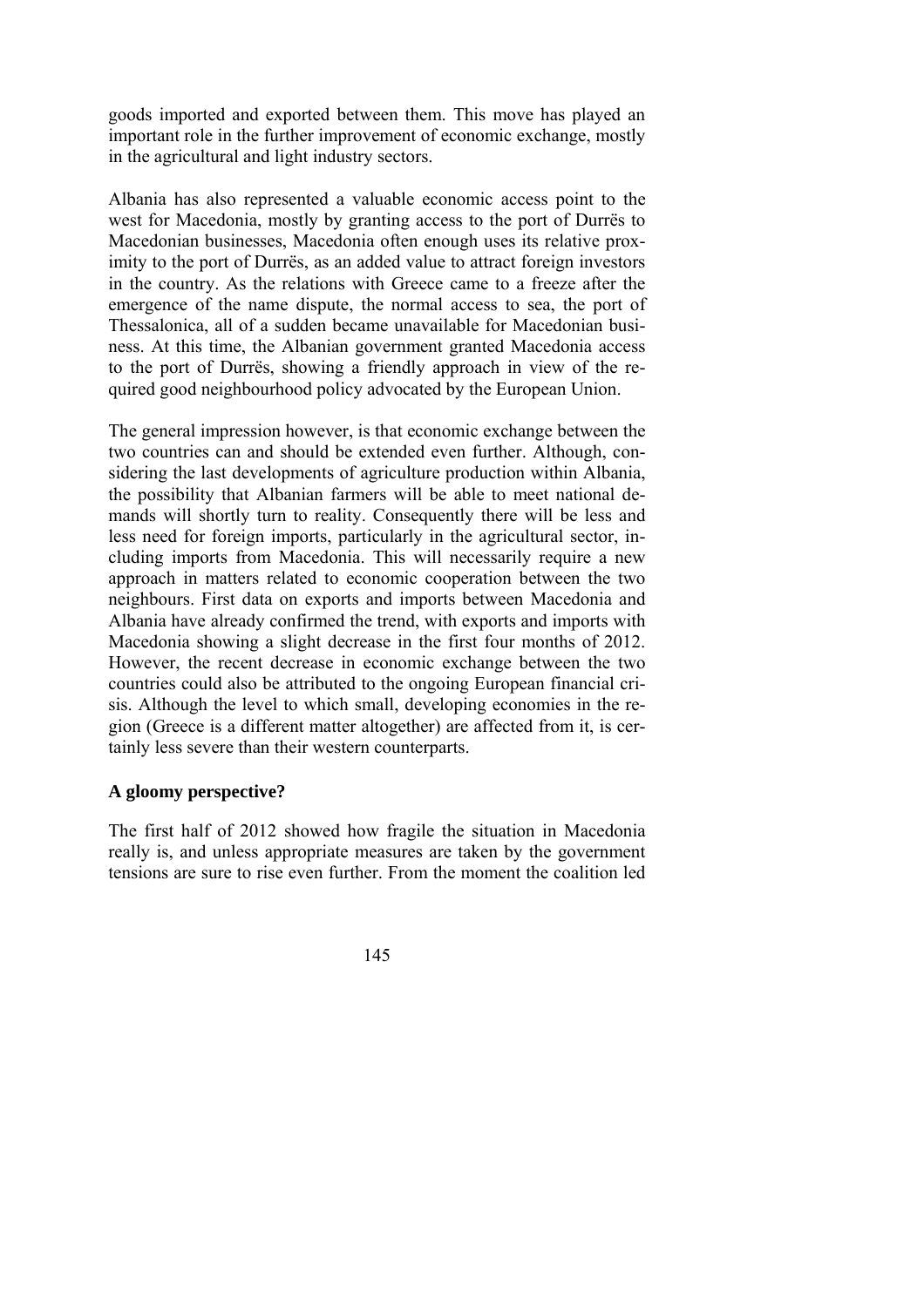goods imported and exported between them. This move has played an important role in the further improvement of economic exchange, mostly in the agricultural and light industry sectors.

Albania has also represented a valuable economic access point to the west for Macedonia, mostly by granting access to the port of Durrës to Macedonian businesses, Macedonia often enough uses its relative proximity to the port of Durrës, as an added value to attract foreign investors in the country. As the relations with Greece came to a freeze after the emergence of the name dispute, the normal access to sea, the port of Thessalonica, all of a sudden became unavailable for Macedonian business. At this time, the Albanian government granted Macedonia access to the port of Durrës, showing a friendly approach in view of the required good neighbourhood policy advocated by the European Union.

The general impression however, is that economic exchange between the two countries can and should be extended even further. Although, considering the last developments of agriculture production within Albania, the possibility that Albanian farmers will be able to meet national demands will shortly turn to reality. Consequently there will be less and less need for foreign imports, particularly in the agricultural sector, including imports from Macedonia. This will necessarily require a new approach in matters related to economic cooperation between the two neighbours. First data on exports and imports between Macedonia and Albania have already confirmed the trend, with exports and imports with Macedonia showing a slight decrease in the first four months of 2012. However, the recent decrease in economic exchange between the two countries could also be attributed to the ongoing European financial crisis. Although the level to which small, developing economies in the region (Greece is a different matter altogether) are affected from it, is certainly less severe than their western counterparts.

### A gloomy perspective?

The first half of 2012 showed how fragile the situation in Macedonia really is, and unless appropriate measures are taken by the government tensions are sure to rise even further. From the moment the coalition led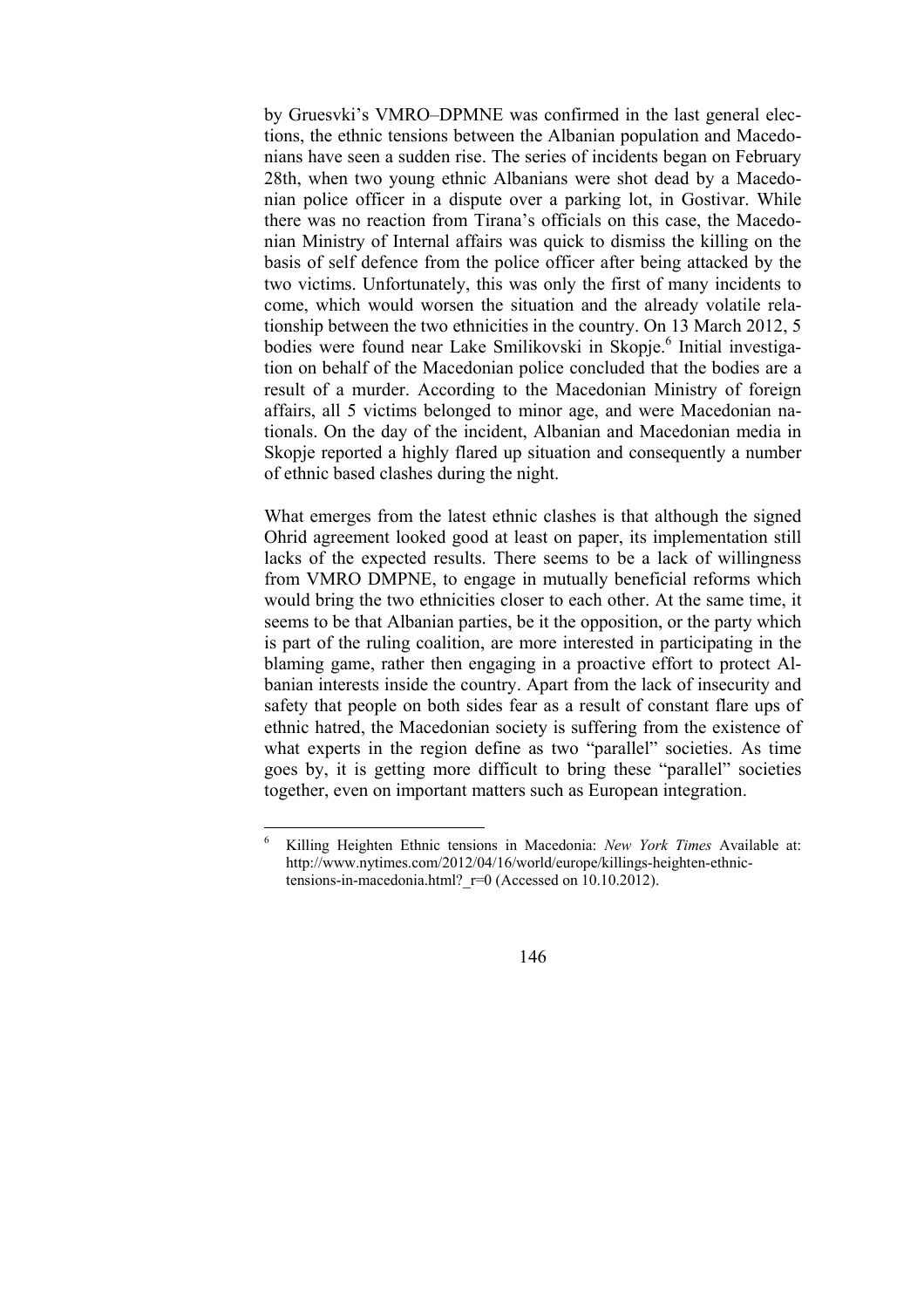by Gruesvki's VMRO–DPMNE was confirmed in the last general elections, the ethnic tensions between the Albanian population and Macedonians have seen a sudden rise. The series of incidents began on February 28th, when two young ethnic Albanians were shot dead by a Macedonian police officer in a dispute over a parking lot, in Gostivar. While there was no reaction from Tirana's officials on this case, the Macedonian Ministry of Internal affairs was quick to dismiss the killing on the basis of self defence from the police officer after being attacked by the two victims. Unfortunately, this was only the first of many incidents to come, which would worsen the situation and the already volatile relationship between the two ethnicities in the country. On 13 March 2012, 5 bodies were found near Lake Smilikovski in Skopje.[6] Initial investigation on behalf of the Macedonian police concluded that the bodies are a result of a murder. According to the Macedonian Ministry of foreign affairs, all 5 victims belonged to minor age, and were Macedonian nationals. On the day of the incident, Albanian and Macedonian media in Skopje reported a highly flared up situation and consequently a number of ethnic based clashes during the night.

What emerges from the latest ethnic clashes is that although the signed Ohrid agreement looked good at least on paper, its implementation still lacks of the expected results. There seems to be a lack of willingness from VMRO DMPNE, to engage in mutually beneficial reforms which would bring the two ethnicities closer to each other. At the same time, it seems to be that Albanian parties, be it the opposition, or the party which is part of the ruling coalition, are more interested in participating in the blaming game, rather then engaging in a proactive effort to protect Albanian interests inside the country. Apart from the lack of insecurity and safety that people on both sides fear as a result of constant flare ups of ethnic hatred, the Macedonian society is suffering from the existence of what experts in the region define as two "parallel" societies. As time goes by, it is getting more difficult to bring these "parallel" societies together, even on important matters such as European integration.

---

[6] Killing Heighten Ethnic tensions in Macedonia: *New York Times* Available at: http://www.nytimes.com/2012/04/16/world/europe/killings-heighten-ethnic-tensions-in-macedonia.html?_r=0 (Accessed on 10.10.2012).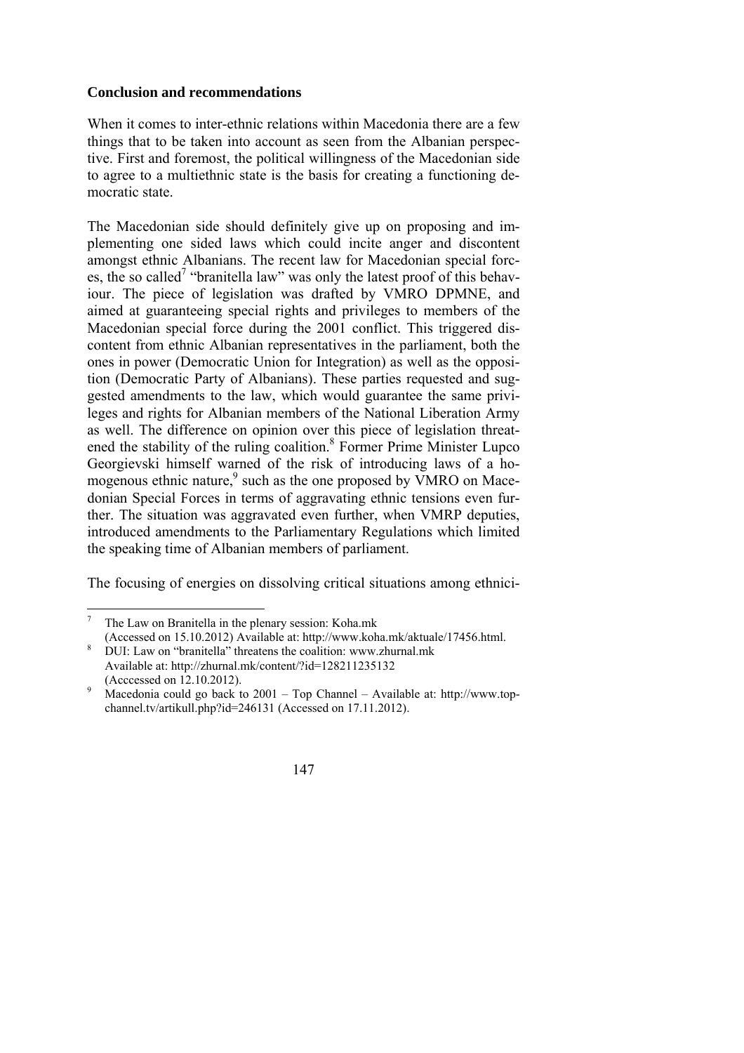**Conclusion and recommendations**

When it comes to inter-ethnic relations within Macedonia there are a few things that to be taken into account as seen from the Albanian perspective. First and foremost, the political willingness of the Macedonian side to agree to a multiethnic state is the basis for creating a functioning democratic state.

The Macedonian side should definitely give up on proposing and implementing one sided laws which could incite anger and discontent amongst ethnic Albanians. The recent law for Macedonian special forces, the so called[7] "branitella law" was only the latest proof of this behaviour. The piece of legislation was drafted by VMRO DPMNE, and aimed at guaranteeing special rights and privileges to members of the Macedonian special force during the 2001 conflict. This triggered discontent from ethnic Albanian representatives in the parliament, both the ones in power (Democratic Union for Integration) as well as the opposition (Democratic Party of Albanians). These parties requested and suggested amendments to the law, which would guarantee the same privileges and rights for Albanian members of the National Liberation Army as well. The difference on opinion over this piece of legislation threatened the stability of the ruling coalition.[8] Former Prime Minister Lupco Georgievski himself warned of the risk of introducing laws of a homogenous ethnic nature,[9] such as the one proposed by VMRO on Macedonian Special Forces in terms of aggravating ethnic tensions even further. The situation was aggravated even further, when VMRP deputies, introduced amendments to the Parliamentary Regulations which limited the speaking time of Albanian members of parliament.

The focusing of energies on dissolving critical situations among ethnici-

---

[7] The Law on Branitella in the plenary session: Koha.mk (Accessed on 15.10.2012) Available at: http://www.koha.mk/aktuale/17456.html.

[8] DUI: Law on "branitella" threatens the coalition: www.zhurnal.mk Available at: http://zhurnal.mk/content/?id=128211235132 (Acccessed on 12.10.2012).

[9] Macedonia could go back to 2001 – Top Channel – Available at: http://www.top-channel.tv/artikull.php?id=246131 (Accessed on 17.11.2012).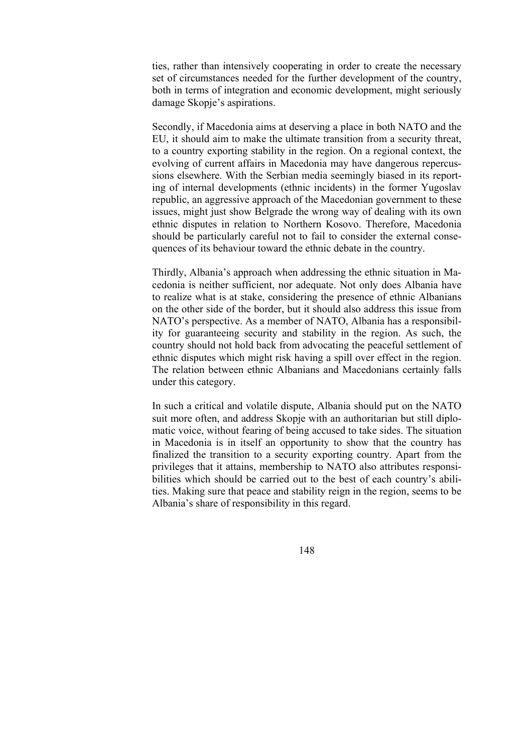ties, rather than intensively cooperating in order to create the necessary set of circumstances needed for the further development of the country, both in terms of integration and economic development, might seriously damage Skopje's aspirations.

Secondly, if Macedonia aims at deserving a place in both NATO and the EU, it should aim to make the ultimate transition from a security threat, to a country exporting stability in the region. On a regional context, the evolving of current affairs in Macedonia may have dangerous repercussions elsewhere. With the Serbian media seemingly biased in its reporting of internal developments (ethnic incidents) in the former Yugoslav republic, an aggressive approach of the Macedonian government to these issues, might just show Belgrade the wrong way of dealing with its own ethnic disputes in relation to Northern Kosovo. Therefore, Macedonia should be particularly careful not to fail to consider the external consequences of its behaviour toward the ethnic debate in the country.

Thirdly, Albania's approach when addressing the ethnic situation in Macedonia is neither sufficient, nor adequate. Not only does Albania have to realize what is at stake, considering the presence of ethnic Albanians on the other side of the border, but it should also address this issue from NATO's perspective. As a member of NATO, Albania has a responsibility for guaranteeing security and stability in the region. As such, the country should not hold back from advocating the peaceful settlement of ethnic disputes which might risk having a spill over effect in the region. The relation between ethnic Albanians and Macedonians certainly falls under this category.

In such a critical and volatile dispute, Albania should put on the NATO suit more often, and address Skopje with an authoritarian but still diplomatic voice, without fearing of being accused to take sides. The situation in Macedonia is in itself an opportunity to show that the country has finalized the transition to a security exporting country. Apart from the privileges that it attains, membership to NATO also attributes responsibilities which should be carried out to the best of each country's abilities. Making sure that peace and stability reign in the region, seems to be Albania's share of responsibility in this regard.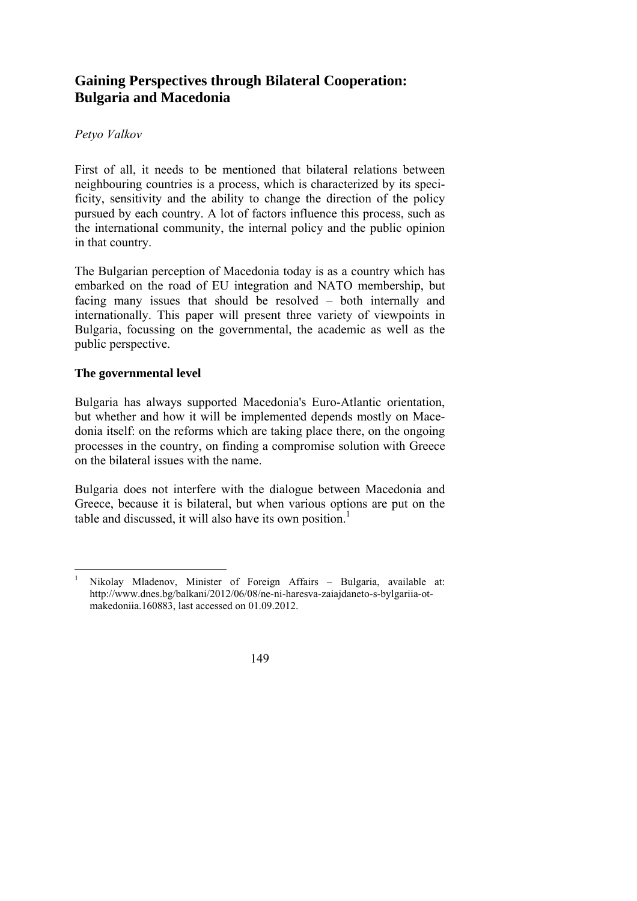# Gaining Perspectives through Bilateral Cooperation: Bulgaria and Macedonia

*Petyo Valkov*

First of all, it needs to be mentioned that bilateral relations between neighbouring countries is a process, which is characterized by its specificity, sensitivity and the ability to change the direction of the policy pursued by each country. A lot of factors influence this process, such as the international community, the internal policy and the public opinion in that country.

The Bulgarian perception of Macedonia today is as a country which has embarked on the road of EU integration and NATO membership, but facing many issues that should be resolved – both internally and internationally. This paper will present three variety of viewpoints in Bulgaria, focussing on the governmental, the academic as well as the public perspective.

## The governmental level

Bulgaria has always supported Macedonia's Euro-Atlantic orientation, but whether and how it will be implemented depends mostly on Macedonia itself: on the reforms which are taking place there, on the ongoing processes in the country, on finding a compromise solution with Greece on the bilateral issues with the name.

Bulgaria does not interfere with the dialogue between Macedonia and Greece, because it is bilateral, but when various options are put on the table and discussed, it will also have its own position.[1]

---

[1] Nikolay Mladenov, Minister of Foreign Affairs – Bulgaria, available at: http://www.dnes.bg/balkani/2012/06/08/ne-ni-haresva-zaiajdaneto-s-bylgariia-ot-makedoniia.160883, last accessed on 01.09.2012.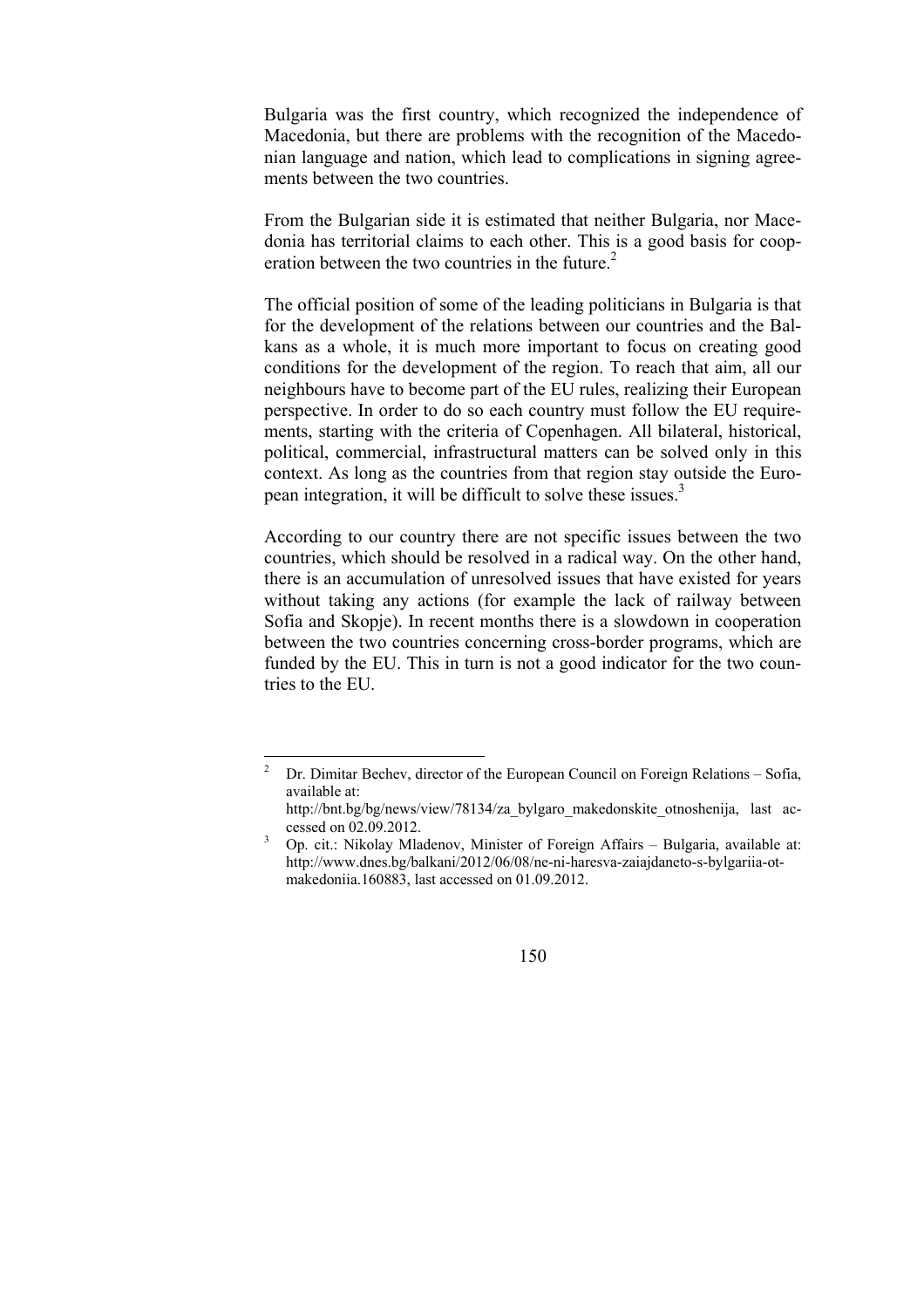Bulgaria was the first country, which recognized the independence of Macedonia, but there are problems with the recognition of the Macedonian language and nation, which lead to complications in signing agreements between the two countries.

From the Bulgarian side it is estimated that neither Bulgaria, nor Macedonia has territorial claims to each other. This is a good basis for cooperation between the two countries in the future.[2]

The official position of some of the leading politicians in Bulgaria is that for the development of the relations between our countries and the Balkans as a whole, it is much more important to focus on creating good conditions for the development of the region. To reach that aim, all our neighbours have to become part of the EU rules, realizing their European perspective. In order to do so each country must follow the EU requirements, starting with the criteria of Copenhagen. All bilateral, historical, political, commercial, infrastructural matters can be solved only in this context. As long as the countries from that region stay outside the European integration, it will be difficult to solve these issues.[3]

According to our country there are not specific issues between the two countries, which should be resolved in a radical way. On the other hand, there is an accumulation of unresolved issues that have existed for years without taking any actions (for example the lack of railway between Sofia and Skopje). In recent months there is a slowdown in cooperation between the two countries concerning cross-border programs, which are funded by the EU. This in turn is not a good indicator for the two countries to the EU.

---

[2] Dr. Dimitar Bechev, director of the European Council on Foreign Relations – Sofia, available at: http://bnt.bg/bg/news/view/78134/za_bylgaro_makedonskite_otnoshenija, last accessed on 02.09.2012.

[3] Op. cit.: Nikolay Mladenov, Minister of Foreign Affairs – Bulgaria, available at: http://www.dnes.bg/balkani/2012/06/08/ne-ni-haresva-zaiajdaneto-s-bylgariia-ot-makedoniia.160883, last accessed on 01.09.2012.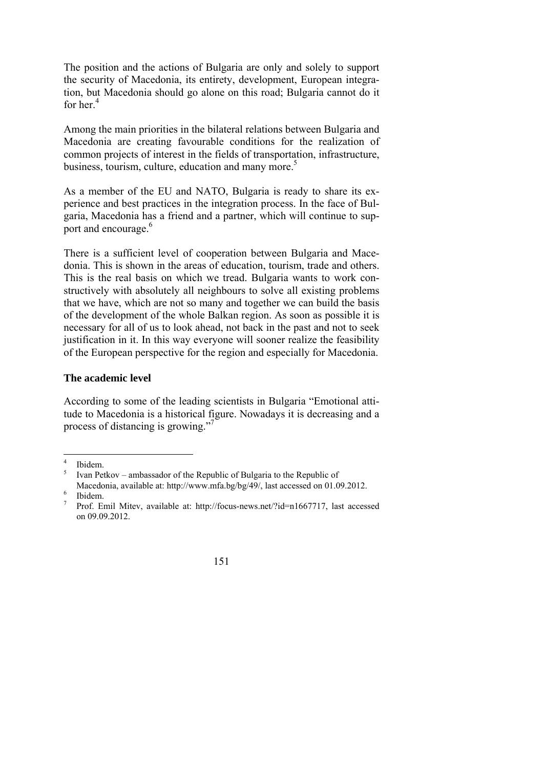The position and the actions of Bulgaria are only and solely to support the security of Macedonia, its entirety, development, European integration, but Macedonia should go alone on this road; Bulgaria cannot do it for her.[4]

Among the main priorities in the bilateral relations between Bulgaria and Macedonia are creating favourable conditions for the realization of common projects of interest in the fields of transportation, infrastructure, business, tourism, culture, education and many more.[5]

As a member of the EU and NATO, Bulgaria is ready to share its experience and best practices in the integration process. In the face of Bulgaria, Macedonia has a friend and a partner, which will continue to support and encourage.[6]

There is a sufficient level of cooperation between Bulgaria and Macedonia. This is shown in the areas of education, tourism, trade and others. This is the real basis on which we tread. Bulgaria wants to work constructively with absolutely all neighbours to solve all existing problems that we have, which are not so many and together we can build the basis of the development of the whole Balkan region. As soon as possible it is necessary for all of us to look ahead, not back in the past and not to seek justification in it. In this way everyone will sooner realize the feasibility of the European perspective for the region and especially for Macedonia.

### The academic level

According to some of the leading scientists in Bulgaria "Emotional attitude to Macedonia is a historical figure. Nowadays it is decreasing and a process of distancing is growing."[7]

---

[4] Ibidem.

[5] Ivan Petkov – ambassador of the Republic of Bulgaria to the Republic of Macedonia, available at: http://www.mfa.bg/bg/49/, last accessed on 01.09.2012.

[6] Ibidem.

[7] Prof. Emil Mitev, available at: http://focus-news.net/?id=n1667717, last accessed on 09.09.2012.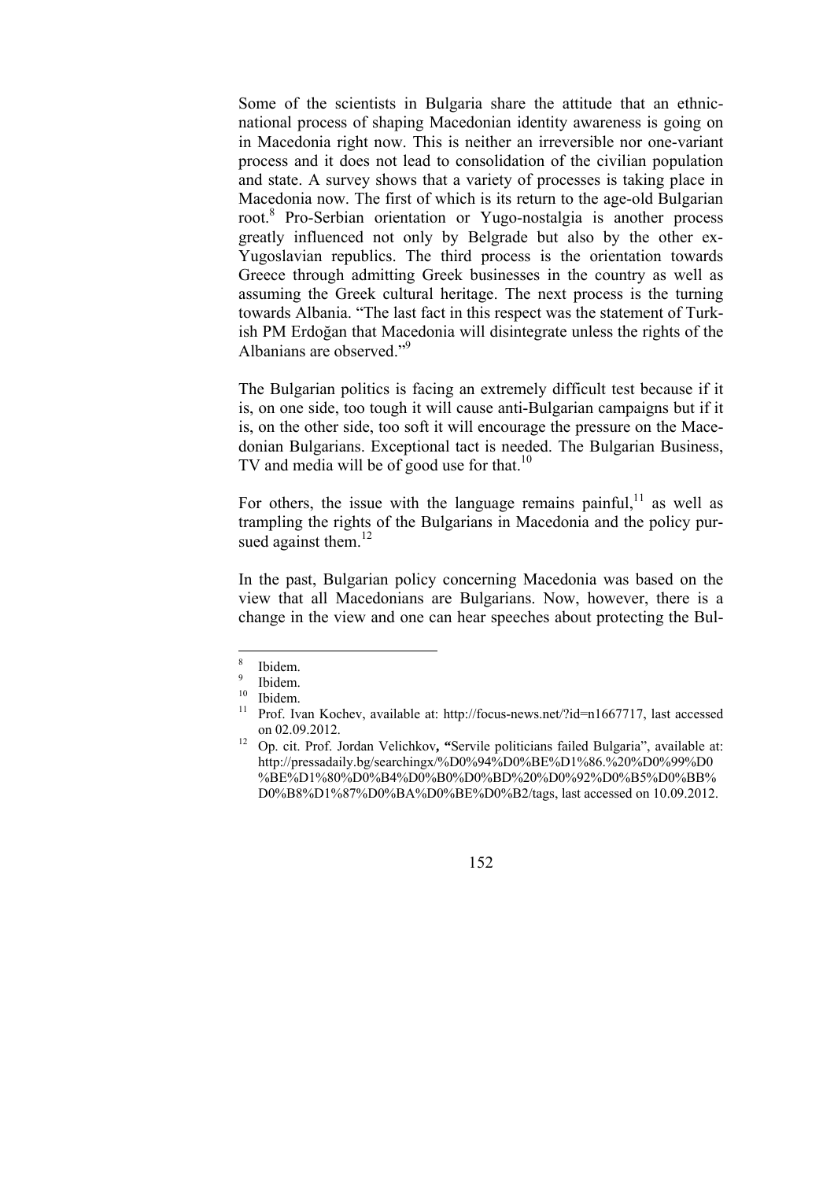Some of the scientists in Bulgaria share the attitude that an ethnic-national process of shaping Macedonian identity awareness is going on in Macedonia right now. This is neither an irreversible nor one-variant process and it does not lead to consolidation of the civilian population and state. A survey shows that a variety of processes is taking place in Macedonia now. The first of which is its return to the age-old Bulgarian root.[8] Pro-Serbian orientation or Yugo-nostalgia is another process greatly influenced not only by Belgrade but also by the other ex-Yugoslavian republics. The third process is the orientation towards Greece through admitting Greek businesses in the country as well as assuming the Greek cultural heritage. The next process is the turning towards Albania. "The last fact in this respect was the statement of Turkish PM Erdoğan that Macedonia will disintegrate unless the rights of the Albanians are observed."[9]

The Bulgarian politics is facing an extremely difficult test because if it is, on one side, too tough it will cause anti-Bulgarian campaigns but if it is, on the other side, too soft it will encourage the pressure on the Macedonian Bulgarians. Exceptional tact is needed. The Bulgarian Business, TV and media will be of good use for that.[10]

For others, the issue with the language remains painful,[11] as well as trampling the rights of the Bulgarians in Macedonia and the policy pursued against them.[12]

In the past, Bulgarian policy concerning Macedonia was based on the view that all Macedonians are Bulgarians. Now, however, there is a change in the view and one can hear speeches about protecting the Bul-

---

[8] Ibidem.

[9] Ibidem.

[10] Ibidem.

[11] Prof. Ivan Kochev, available at: http://focus-news.net/?id=n1667717, last accessed on 02.09.2012.

[12] Op. cit. Prof. Jordan Velichkov, **"**Servile politicians failed Bulgaria", available at: http://pressadaily.bg/searchingx/%D0%94%D0%BE%D1%86.%20%D0%99%D0%BE%D1%80%D0%B4%D0%B0%D0%BD%20%D0%92%D0%B5%D0%BB%D0%B8%D1%87%D0%BA%D0%BE%D0%B2/tags, last accessed on 10.09.2012.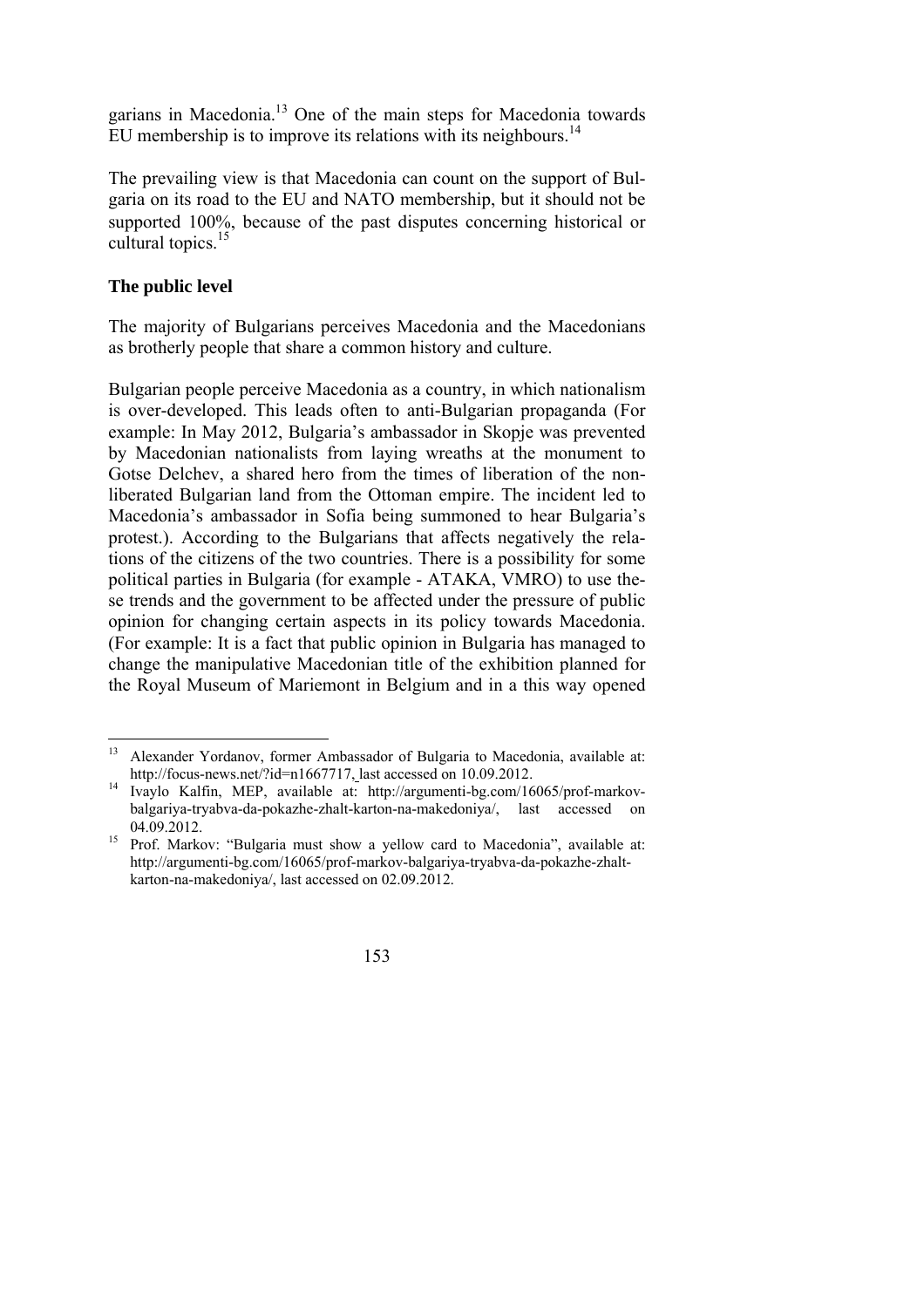garians in Macedonia.[13] One of the main steps for Macedonia towards EU membership is to improve its relations with its neighbours.[14]

The prevailing view is that Macedonia can count on the support of Bulgaria on its road to the EU and NATO membership, but it should not be supported 100%, because of the past disputes concerning historical or cultural topics.[15]

**The public level**

The majority of Bulgarians perceives Macedonia and the Macedonians as brotherly people that share a common history and culture.

Bulgarian people perceive Macedonia as a country, in which nationalism is over-developed. This leads often to anti-Bulgarian propaganda (For example: In May 2012, Bulgaria's ambassador in Skopje was prevented by Macedonian nationalists from laying wreaths at the monument to Gotse Delchev, a shared hero from the times of liberation of the non-liberated Bulgarian land from the Ottoman empire. The incident led to Macedonia's ambassador in Sofia being summoned to hear Bulgaria's protest.). According to the Bulgarians that affects negatively the relations of the citizens of the two countries. There is a possibility for some political parties in Bulgaria (for example - ATAKA, VMRO) to use these trends and the government to be affected under the pressure of public opinion for changing certain aspects in its policy towards Macedonia. (For example: It is a fact that public opinion in Bulgaria has managed to change the manipulative Macedonian title of the exhibition planned for the Royal Museum of Mariemont in Belgium and in a this way opened

---

[13] Alexander Yordanov, former Ambassador of Bulgaria to Macedonia, available at: http://focus-news.net/?id=n1667717, last accessed on 10.09.2012.

[14] Ivaylo Kalfin, MEP, available at: http://argumenti-bg.com/16065/prof-markov-balgariya-tryabva-da-pokazhe-zhalt-karton-na-makedoniya/, last accessed on 04.09.2012.

[15] Prof. Markov: "Bulgaria must show a yellow card to Macedonia", available at: http://argumenti-bg.com/16065/prof-markov-balgariya-tryabva-da-pokazhe-zhalt-karton-na-makedoniya/, last accessed on 02.09.2012.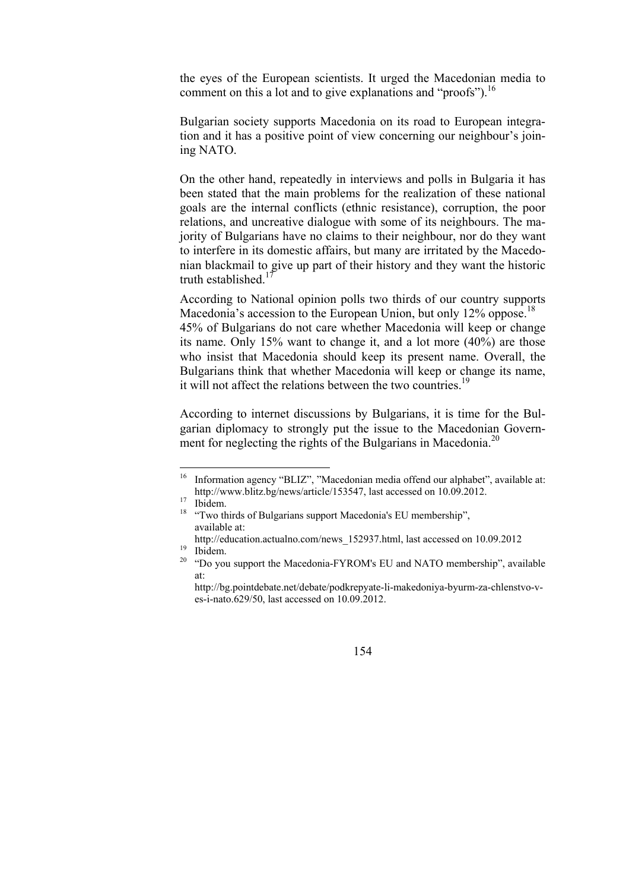the eyes of the European scientists. It urged the Macedonian media to comment on this a lot and to give explanations and "proofs").[16]

Bulgarian society supports Macedonia on its road to European integration and it has a positive point of view concerning our neighbour's joining NATO.

On the other hand, repeatedly in interviews and polls in Bulgaria it has been stated that the main problems for the realization of these national goals are the internal conflicts (ethnic resistance), corruption, the poor relations, and uncreative dialogue with some of its neighbours. The majority of Bulgarians have no claims to their neighbour, nor do they want to interfere in its domestic affairs, but many are irritated by the Macedonian blackmail to give up part of their history and they want the historic truth established.[17]

According to National opinion polls two thirds of our country supports Macedonia's accession to the European Union, but only 12% oppose.[18] 45% of Bulgarians do not care whether Macedonia will keep or change its name. Only 15% want to change it, and a lot more (40%) are those who insist that Macedonia should keep its present name. Overall, the Bulgarians think that whether Macedonia will keep or change its name, it will not affect the relations between the two countries.[19]

According to internet discussions by Bulgarians, it is time for the Bulgarian diplomacy to strongly put the issue to the Macedonian Government for neglecting the rights of the Bulgarians in Macedonia.[20]

---

[16] Information agency "BLIZ", "Macedonian media offend our alphabet", available at: http://www.blitz.bg/news/article/153547, last accessed on 10.09.2012.

[17] Ibidem.

[18] "Two thirds of Bulgarians support Macedonia's EU membership", available at: http://education.actualno.com/news_152937.html, last accessed on 10.09.2012

[19] Ibidem.

[20] "Do you support the Macedonia-FYROM's EU and NATO membership", available at: http://bg.pointdebate.net/debate/podkrepyate-li-makedoniya-byurm-za-chlenstvo-v-es-i-nato.629/50, last accessed on 10.09.2012.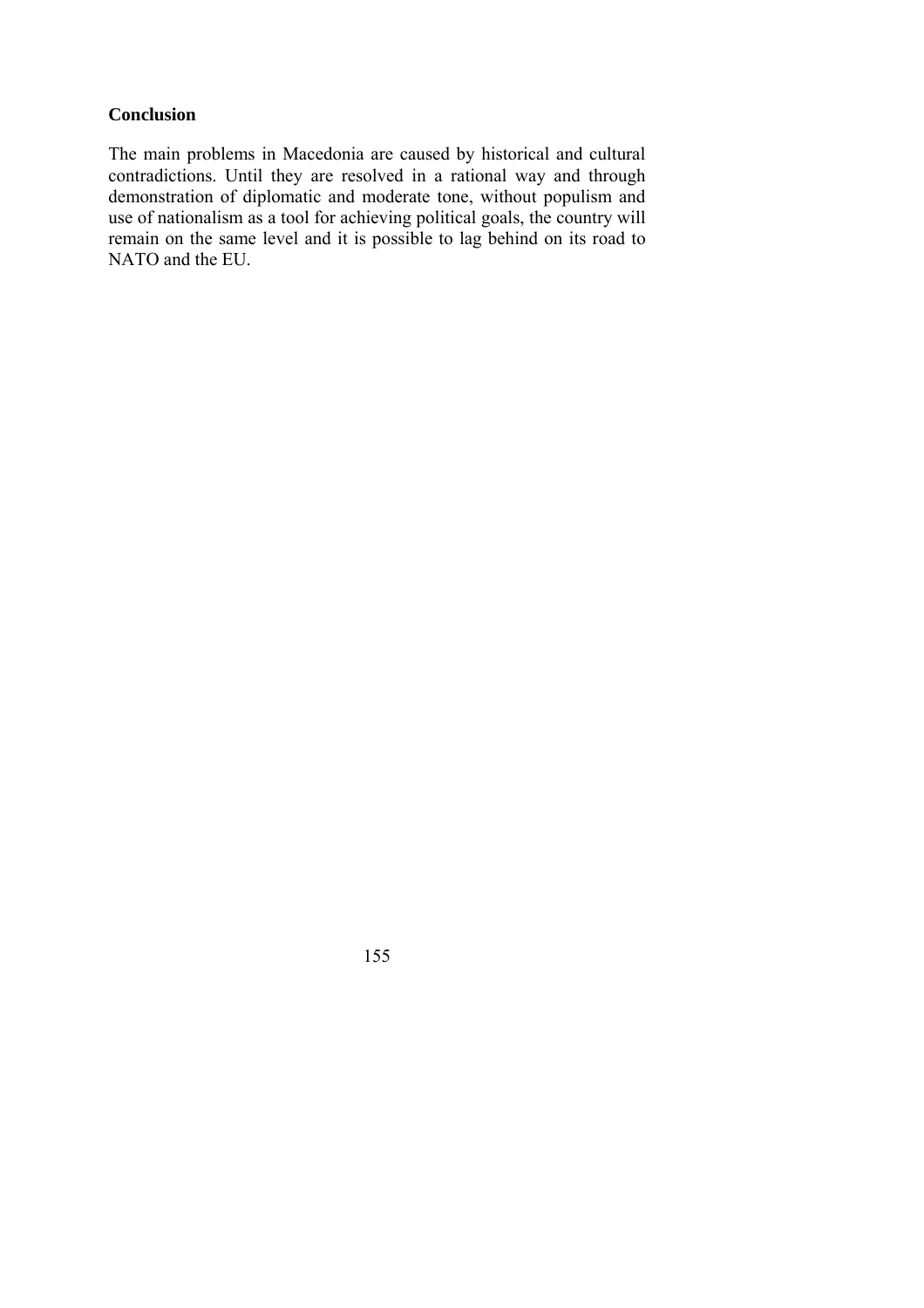## Conclusion

The main problems in Macedonia are caused by historical and cultural contradictions. Until they are resolved in a rational way and through demonstration of diplomatic and moderate tone, without populism and use of nationalism as a tool for achieving political goals, the country will remain on the same level and it is possible to lag behind on its road to NATO and the EU.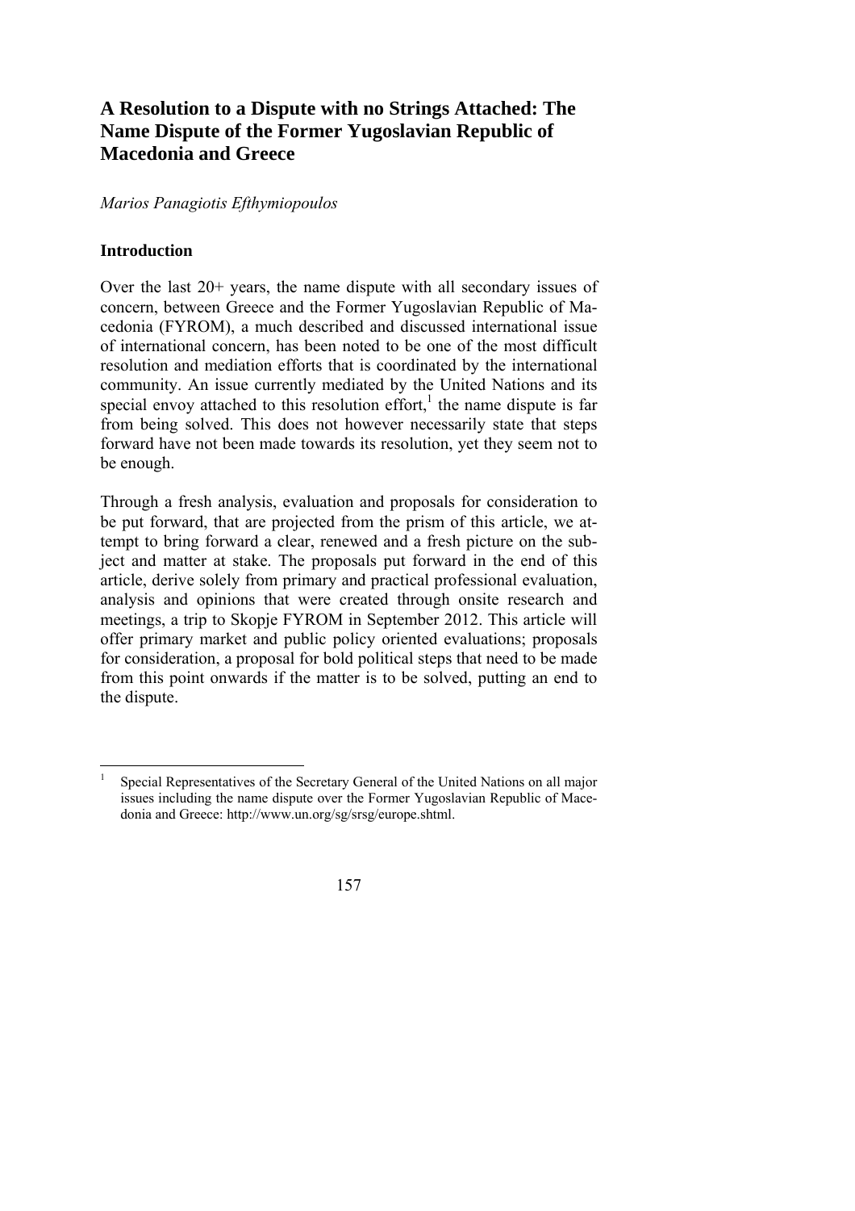# A Resolution to a Dispute with no Strings Attached: The Name Dispute of the Former Yugoslavian Republic of Macedonia and Greece

*Marios Panagiotis Efthymiopoulos*

## Introduction

Over the last 20+ years, the name dispute with all secondary issues of concern, between Greece and the Former Yugoslavian Republic of Macedonia (FYROM), a much described and discussed international issue of international concern, has been noted to be one of the most difficult resolution and mediation efforts that is coordinated by the international community. An issue currently mediated by the United Nations and its special envoy attached to this resolution effort,[1] the name dispute is far from being solved. This does not however necessarily state that steps forward have not been made towards its resolution, yet they seem not to be enough.

Through a fresh analysis, evaluation and proposals for consideration to be put forward, that are projected from the prism of this article, we attempt to bring forward a clear, renewed and a fresh picture on the subject and matter at stake. The proposals put forward in the end of this article, derive solely from primary and practical professional evaluation, analysis and opinions that were created through onsite research and meetings, a trip to Skopje FYROM in September 2012. This article will offer primary market and public policy oriented evaluations; proposals for consideration, a proposal for bold political steps that need to be made from this point onwards if the matter is to be solved, putting an end to the dispute.

---

[1] Special Representatives of the Secretary General of the United Nations on all major issues including the name dispute over the Former Yugoslavian Republic of Macedonia and Greece: http://www.un.org/sg/srsg/europe.shtml.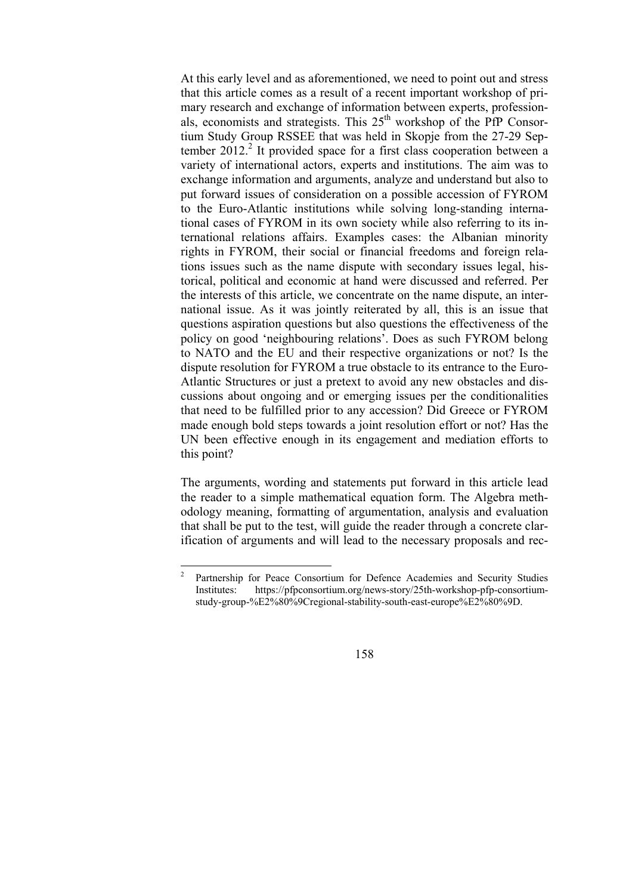At this early level and as aforementioned, we need to point out and stress that this article comes as a result of a recent important workshop of primary research and exchange of information between experts, professionals, economists and strategists. This 25th workshop of the PfP Consortium Study Group RSSEE that was held in Skopje from the 27-29 September 2012.[2] It provided space for a first class cooperation between a variety of international actors, experts and institutions. The aim was to exchange information and arguments, analyze and understand but also to put forward issues of consideration on a possible accession of FYROM to the Euro-Atlantic institutions while solving long-standing international cases of FYROM in its own society while also referring to its international relations affairs. Examples cases: the Albanian minority rights in FYROM, their social or financial freedoms and foreign relations issues such as the name dispute with secondary issues legal, historical, political and economic at hand were discussed and referred. Per the interests of this article, we concentrate on the name dispute, an international issue. As it was jointly reiterated by all, this is an issue that questions aspiration questions but also questions the effectiveness of the policy on good 'neighbouring relations'. Does as such FYROM belong to NATO and the EU and their respective organizations or not? Is the dispute resolution for FYROM a true obstacle to its entrance to the Euro-Atlantic Structures or just a pretext to avoid any new obstacles and discussions about ongoing and or emerging issues per the conditionalities that need to be fulfilled prior to any accession? Did Greece or FYROM made enough bold steps towards a joint resolution effort or not? Has the UN been effective enough in its engagement and mediation efforts to this point?

The arguments, wording and statements put forward in this article lead the reader to a simple mathematical equation form. The Algebra methodology meaning, formatting of argumentation, analysis and evaluation that shall be put to the test, will guide the reader through a concrete clarification of arguments and will lead to the necessary proposals and rec-

---

[2] Partnership for Peace Consortium for Defence Academies and Security Studies Institutes: https://pfpconsortium.org/news-story/25th-workshop-pfp-consortium-study-group-%E2%80%9Cregional-stability-south-east-europe%E2%80%9D.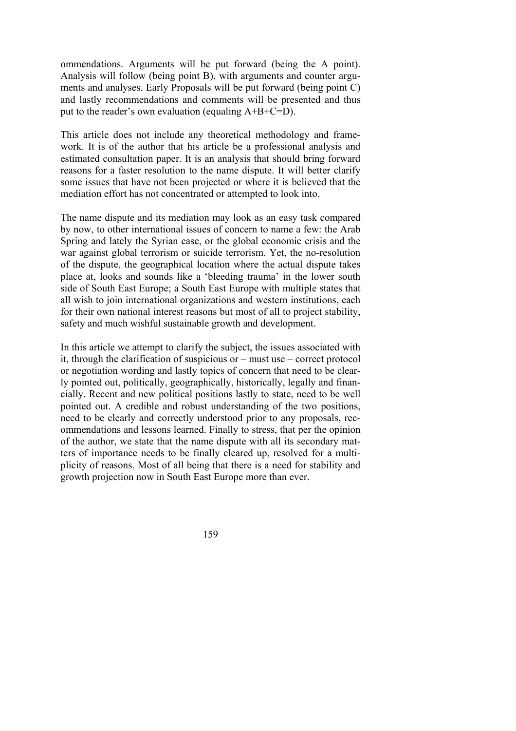ommendations. Arguments will be put forward (being the A point). Analysis will follow (being point B), with arguments and counter arguments and analyses. Early Proposals will be put forward (being point C) and lastly recommendations and comments will be presented and thus put to the reader's own evaluation (equaling A+B+C=D).

This article does not include any theoretical methodology and framework. It is of the author that his article be a professional analysis and estimated consultation paper. It is an analysis that should bring forward reasons for a faster resolution to the name dispute. It will better clarify some issues that have not been projected or where it is believed that the mediation effort has not concentrated or attempted to look into.

The name dispute and its mediation may look as an easy task compared by now, to other international issues of concern to name a few: the Arab Spring and lately the Syrian case, or the global economic crisis and the war against global terrorism or suicide terrorism. Yet, the no-resolution of the dispute, the geographical location where the actual dispute takes place at, looks and sounds like a 'bleeding trauma' in the lower south side of South East Europe; a South East Europe with multiple states that all wish to join international organizations and western institutions, each for their own national interest reasons but most of all to project stability, safety and much wishful sustainable growth and development.

In this article we attempt to clarify the subject, the issues associated with it, through the clarification of suspicious or – must use – correct protocol or negotiation wording and lastly topics of concern that need to be clearly pointed out, politically, geographically, historically, legally and financially. Recent and new political positions lastly to state, need to be well pointed out. A credible and robust understanding of the two positions, need to be clearly and correctly understood prior to any proposals, recommendations and lessons learned. Finally to stress, that per the opinion of the author, we state that the name dispute with all its secondary matters of importance needs to be finally cleared up, resolved for a multiplicity of reasons. Most of all being that there is a need for stability and growth projection now in South East Europe more than ever.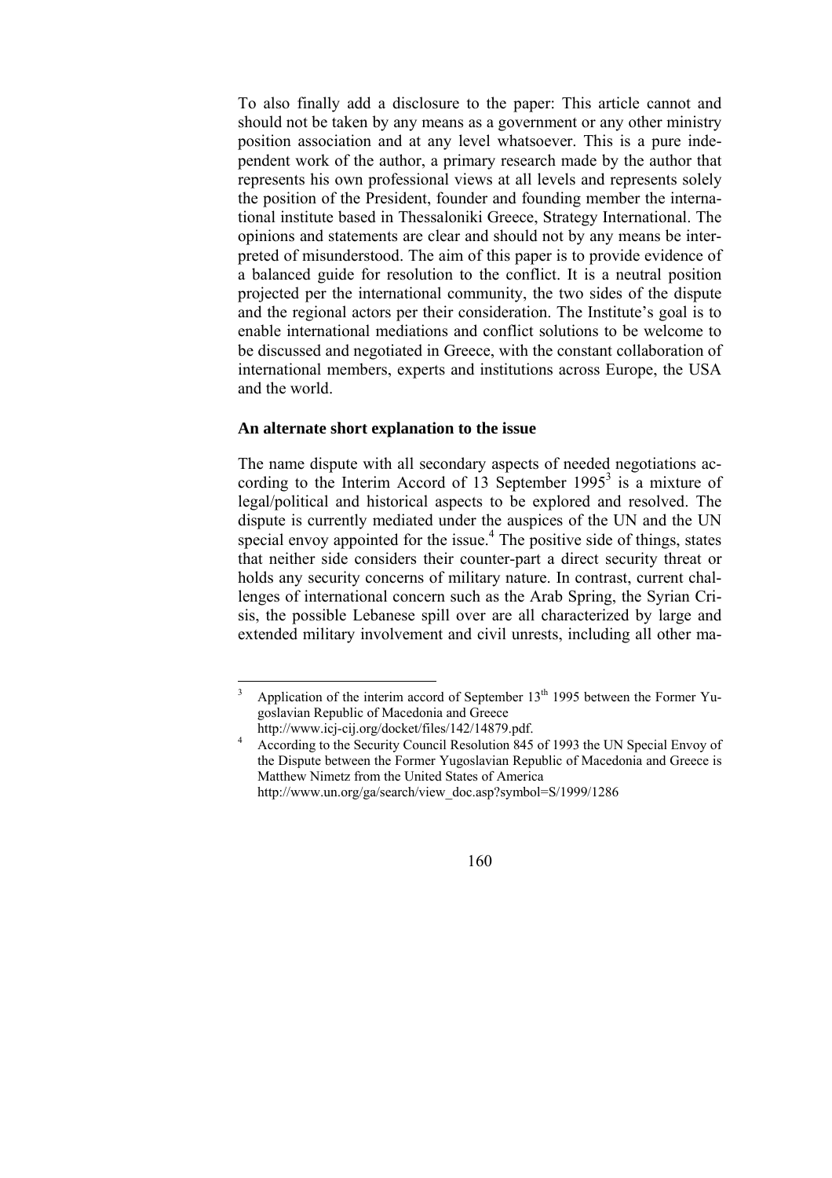To also finally add a disclosure to the paper: This article cannot and should not be taken by any means as a government or any other ministry position association and at any level whatsoever. This is a pure independent work of the author, a primary research made by the author that represents his own professional views at all levels and represents solely the position of the President, founder and founding member the international institute based in Thessaloniki Greece, Strategy International. The opinions and statements are clear and should not by any means be interpreted of misunderstood. The aim of this paper is to provide evidence of a balanced guide for resolution to the conflict. It is a neutral position projected per the international community, the two sides of the dispute and the regional actors per their consideration. The Institute's goal is to enable international mediations and conflict solutions to be welcome to be discussed and negotiated in Greece, with the constant collaboration of international members, experts and institutions across Europe, the USA and the world.

### An alternate short explanation to the issue

The name dispute with all secondary aspects of needed negotiations according to the Interim Accord of 13 September 1995[3] is a mixture of legal/political and historical aspects to be explored and resolved. The dispute is currently mediated under the auspices of the UN and the UN special envoy appointed for the issue.[4] The positive side of things, states that neither side considers their counter-part a direct security threat or holds any security concerns of military nature. In contrast, current challenges of international concern such as the Arab Spring, the Syrian Crisis, the possible Lebanese spill over are all characterized by large and extended military involvement and civil unrests, including all other ma-

---

[3] Application of the interim accord of September 13th 1995 between the Former Yugoslavian Republic of Macedonia and Greece http://www.icj-cij.org/docket/files/142/14879.pdf.

[4] According to the Security Council Resolution 845 of 1993 the UN Special Envoy of the Dispute between the Former Yugoslavian Republic of Macedonia and Greece is Matthew Nimetz from the United States of America http://www.un.org/ga/search/view_doc.asp?symbol=S/1999/1286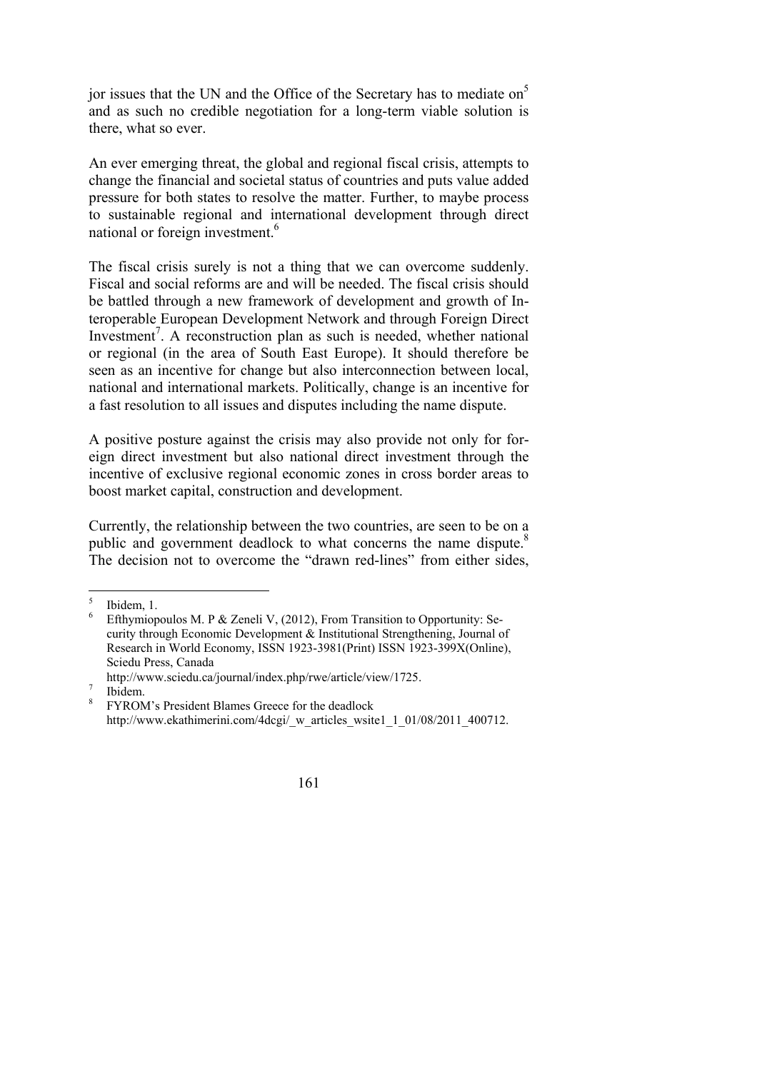jor issues that the UN and the Office of the Secretary has to mediate on[5] and as such no credible negotiation for a long-term viable solution is there, what so ever.

An ever emerging threat, the global and regional fiscal crisis, attempts to change the financial and societal status of countries and puts value added pressure for both states to resolve the matter. Further, to maybe process to sustainable regional and international development through direct national or foreign investment.[6]

The fiscal crisis surely is not a thing that we can overcome suddenly. Fiscal and social reforms are and will be needed. The fiscal crisis should be battled through a new framework of development and growth of Interoperable European Development Network and through Foreign Direct Investment[7]. A reconstruction plan as such is needed, whether national or regional (in the area of South East Europe). It should therefore be seen as an incentive for change but also interconnection between local, national and international markets. Politically, change is an incentive for a fast resolution to all issues and disputes including the name dispute.

A positive posture against the crisis may also provide not only for foreign direct investment but also national direct investment through the incentive of exclusive regional economic zones in cross border areas to boost market capital, construction and development.

Currently, the relationship between the two countries, are seen to be on a public and government deadlock to what concerns the name dispute.[8] The decision not to overcome the "drawn red-lines" from either sides,

---

[5] Ibidem, 1.

[6] Efthymiopoulos M. P & Zeneli V, (2012), From Transition to Opportunity: Security through Economic Development & Institutional Strengthening, Journal of Research in World Economy, ISSN 1923-3981(Print) ISSN 1923-399X(Online), Sciedu Press, Canada http://www.sciedu.ca/journal/index.php/rwe/article/view/1725.

[7] Ibidem.

[8] FYROM's President Blames Greece for the deadlock http://www.ekathimerini.com/4dcgi/_w_articles_wsite1_1_01/08/2011_400712.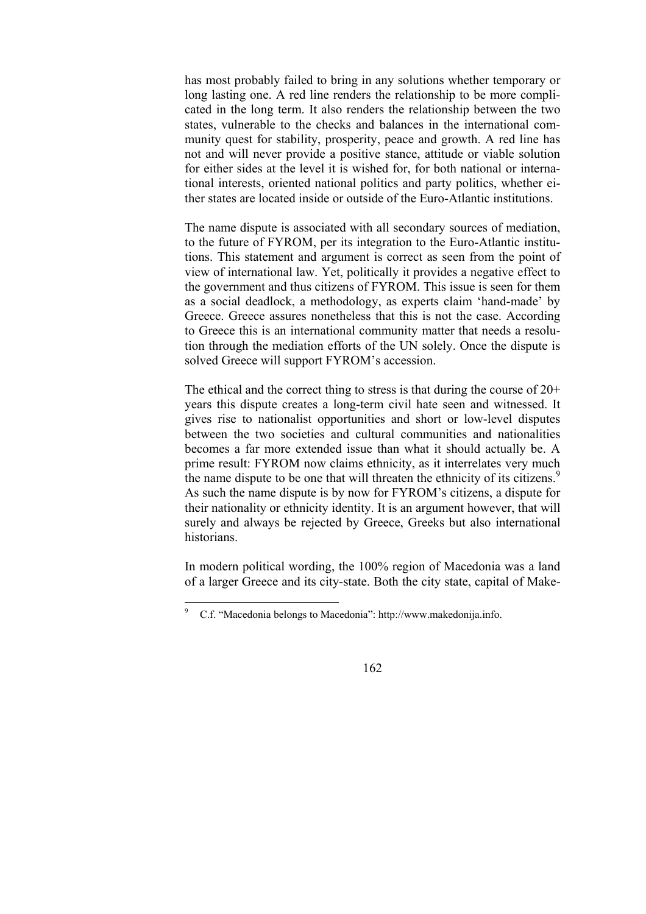has most probably failed to bring in any solutions whether temporary or long lasting one. A red line renders the relationship to be more complicated in the long term. It also renders the relationship between the two states, vulnerable to the checks and balances in the international community quest for stability, prosperity, peace and growth. A red line has not and will never provide a positive stance, attitude or viable solution for either sides at the level it is wished for, for both national or international interests, oriented national politics and party politics, whether either states are located inside or outside of the Euro-Atlantic institutions.

The name dispute is associated with all secondary sources of mediation, to the future of FYROM, per its integration to the Euro-Atlantic institutions. This statement and argument is correct as seen from the point of view of international law. Yet, politically it provides a negative effect to the government and thus citizens of FYROM. This issue is seen for them as a social deadlock, a methodology, as experts claim 'hand-made' by Greece. Greece assures nonetheless that this is not the case. According to Greece this is an international community matter that needs a resolution through the mediation efforts of the UN solely. Once the dispute is solved Greece will support FYROM's accession.

The ethical and the correct thing to stress is that during the course of 20+ years this dispute creates a long-term civil hate seen and witnessed. It gives rise to nationalist opportunities and short or low-level disputes between the two societies and cultural communities and nationalities becomes a far more extended issue than what it should actually be. A prime result: FYROM now claims ethnicity, as it interrelates very much the name dispute to be one that will threaten the ethnicity of its citizens.[9] As such the name dispute is by now for FYROM's citizens, a dispute for their nationality or ethnicity identity. It is an argument however, that will surely and always be rejected by Greece, Greeks but also international historians.

In modern political wording, the 100% region of Macedonia was a land of a larger Greece and its city-state. Both the city state, capital of Make-

---

[9] C.f. "Macedonia belongs to Macedonia": http://www.makedonija.info.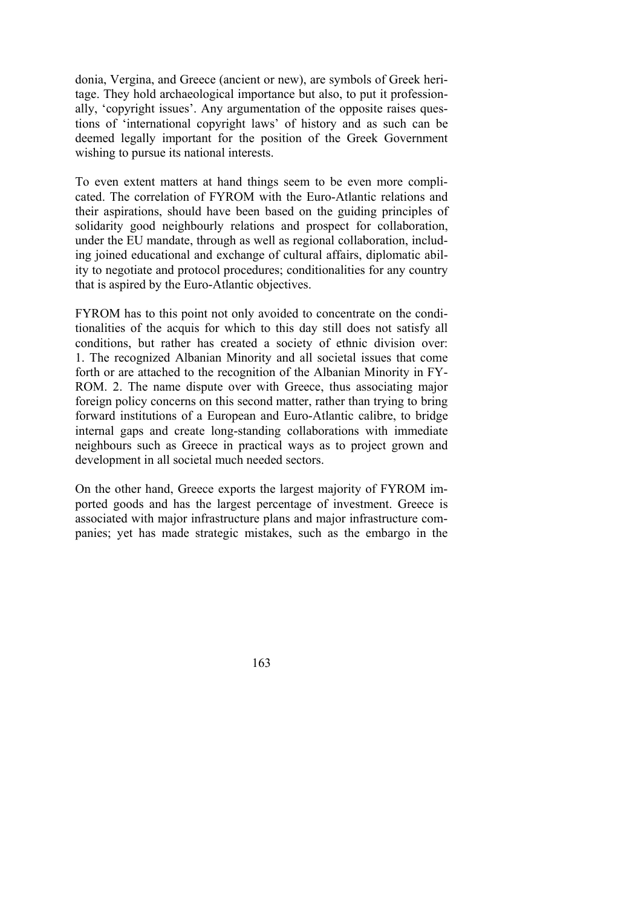donia, Vergina, and Greece (ancient or new), are symbols of Greek heritage. They hold archaeological importance but also, to put it professionally, 'copyright issues'. Any argumentation of the opposite raises questions of 'international copyright laws' of history and as such can be deemed legally important for the position of the Greek Government wishing to pursue its national interests.

To even extent matters at hand things seem to be even more complicated. The correlation of FYROM with the Euro-Atlantic relations and their aspirations, should have been based on the guiding principles of solidarity good neighbourly relations and prospect for collaboration, under the EU mandate, through as well as regional collaboration, including joined educational and exchange of cultural affairs, diplomatic ability to negotiate and protocol procedures; conditionalities for any country that is aspired by the Euro-Atlantic objectives.

FYROM has to this point not only avoided to concentrate on the conditionalities of the acquis for which to this day still does not satisfy all conditions, but rather has created a society of ethnic division over: 1. The recognized Albanian Minority and all societal issues that come forth or are attached to the recognition of the Albanian Minority in FYROM. 2. The name dispute over with Greece, thus associating major foreign policy concerns on this second matter, rather than trying to bring forward institutions of a European and Euro-Atlantic calibre, to bridge internal gaps and create long-standing collaborations with immediate neighbours such as Greece in practical ways as to project grown and development in all societal much needed sectors.

On the other hand, Greece exports the largest majority of FYROM imported goods and has the largest percentage of investment. Greece is associated with major infrastructure plans and major infrastructure companies; yet has made strategic mistakes, such as the embargo in the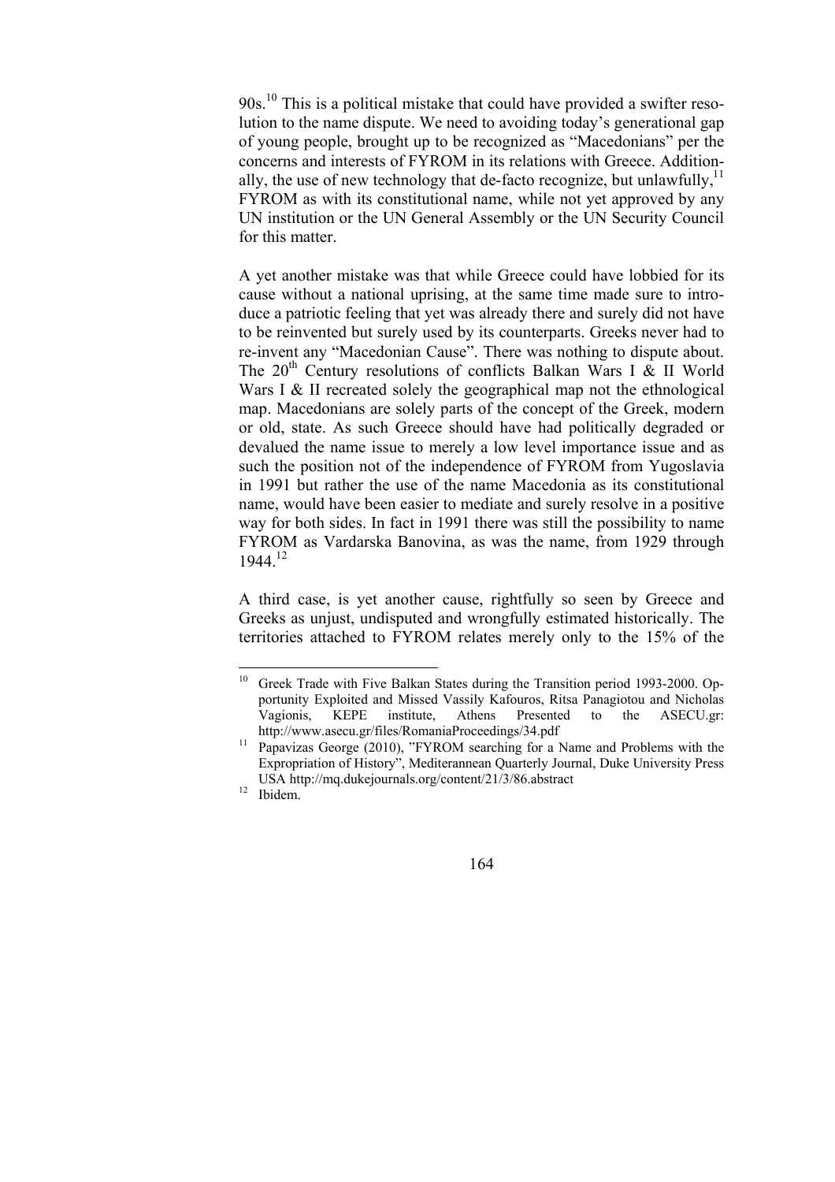90s.[10] This is a political mistake that could have provided a swifter resolution to the name dispute. We need to avoiding today's generational gap of young people, brought up to be recognized as "Macedonians" per the concerns and interests of FYROM in its relations with Greece. Additionally, the use of new technology that de-facto recognize, but unlawfully,[11] FYROM as with its constitutional name, while not yet approved by any UN institution or the UN General Assembly or the UN Security Council for this matter.

A yet another mistake was that while Greece could have lobbied for its cause without a national uprising, at the same time made sure to introduce a patriotic feeling that yet was already there and surely did not have to be reinvented but surely used by its counterparts. Greeks never had to re-invent any "Macedonian Cause". There was nothing to dispute about. The 20th Century resolutions of conflicts Balkan Wars I & II World Wars I & II recreated solely the geographical map not the ethnological map. Macedonians are solely parts of the concept of the Greek, modern or old, state. As such Greece should have had politically degraded or devalued the name issue to merely a low level importance issue and as such the position not of the independence of FYROM from Yugoslavia in 1991 but rather the use of the name Macedonia as its constitutional name, would have been easier to mediate and surely resolve in a positive way for both sides. In fact in 1991 there was still the possibility to name FYROM as Vardarska Banovina, as was the name, from 1929 through 1944.[12]

A third case, is yet another cause, rightfully so seen by Greece and Greeks as unjust, undisputed and wrongfully estimated historically. The territories attached to FYROM relates merely only to the 15% of the

---

[10] Greek Trade with Five Balkan States during the Transition period 1993-2000. Opportunity Exploited and Missed Vassily Kafouros, Ritsa Panagiotou and Nicholas Vagionis, KEPE institute, Athens Presented to the ASECU.gr: http://www.asecu.gr/files/RomaniaProceedings/34.pdf

[11] Papavizas George (2010), "FYROM searching for a Name and Problems with the Expropriation of History", Mediterannean Quarterly Journal, Duke University Press USA http://mq.dukejournals.org/content/21/3/86.abstract

[12] Ibidem.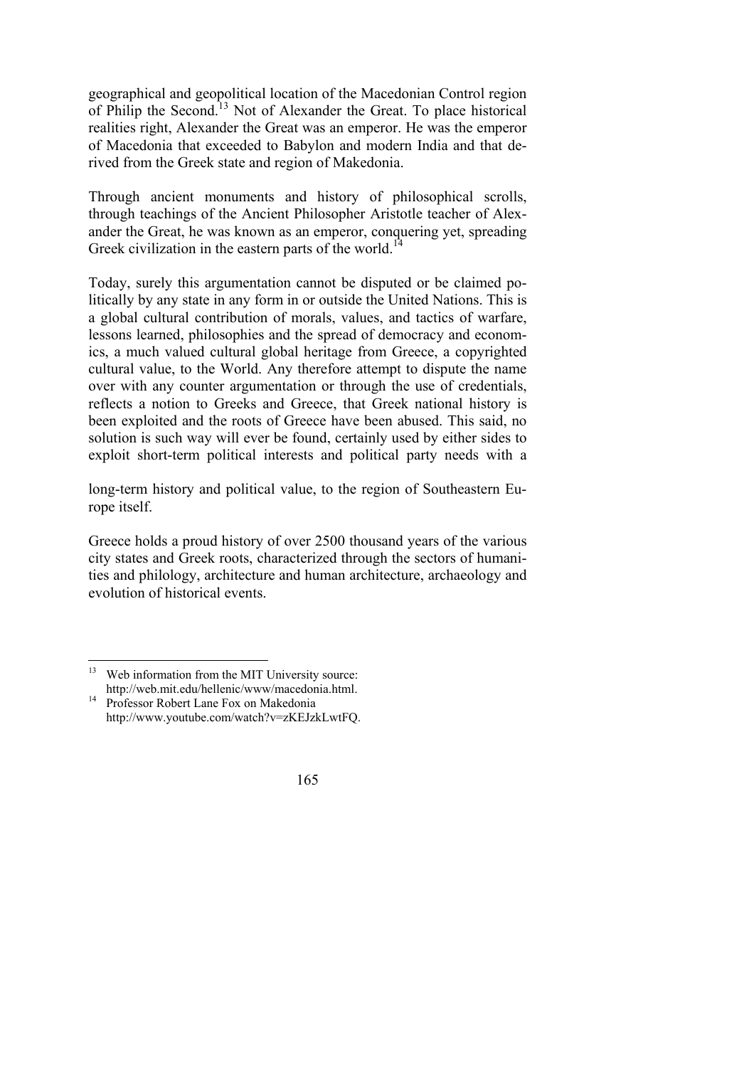geographical and geopolitical location of the Macedonian Control region of Philip the Second.[13] Not of Alexander the Great. To place historical realities right, Alexander the Great was an emperor. He was the emperor of Macedonia that exceeded to Babylon and modern India and that derived from the Greek state and region of Makedonia.

Through ancient monuments and history of philosophical scrolls, through teachings of the Ancient Philosopher Aristotle teacher of Alexander the Great, he was known as an emperor, conquering yet, spreading Greek civilization in the eastern parts of the world.[14]

Today, surely this argumentation cannot be disputed or be claimed politically by any state in any form in or outside the United Nations. This is a global cultural contribution of morals, values, and tactics of warfare, lessons learned, philosophies and the spread of democracy and economics, a much valued cultural global heritage from Greece, a copyrighted cultural value, to the World. Any therefore attempt to dispute the name over with any counter argumentation or through the use of credentials, reflects a notion to Greeks and Greece, that Greek national history is been exploited and the roots of Greece have been abused. This said, no solution is such way will ever be found, certainly used by either sides to exploit short-term political interests and political party needs with a long-term history and political value, to the region of Southeastern Europe itself.

Greece holds a proud history of over 2500 thousand years of the various city states and Greek roots, characterized through the sectors of humanities and philology, architecture and human architecture, archaeology and evolution of historical events.

---

[13] Web information from the MIT University source: http://web.mit.edu/hellenic/www/macedonia.html.

[14] Professor Robert Lane Fox on Makedonia http://www.youtube.com/watch?v=zKEJzkLwtFQ.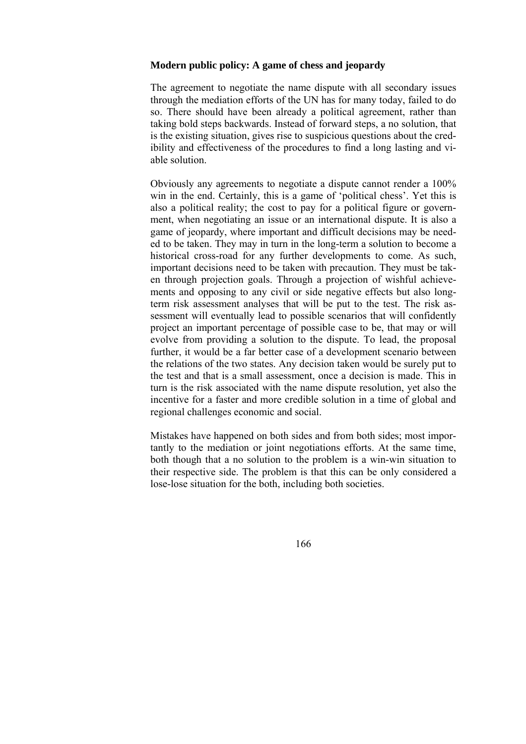**Modern public policy: A game of chess and jeopardy**

The agreement to negotiate the name dispute with all secondary issues through the mediation efforts of the UN has for many today, failed to do so. There should have been already a political agreement, rather than taking bold steps backwards. Instead of forward steps, a no solution, that is the existing situation, gives rise to suspicious questions about the credibility and effectiveness of the procedures to find a long lasting and viable solution.

Obviously any agreements to negotiate a dispute cannot render a 100% win in the end. Certainly, this is a game of 'political chess'. Yet this is also a political reality; the cost to pay for a political figure or government, when negotiating an issue or an international dispute. It is also a game of jeopardy, where important and difficult decisions may be needed to be taken. They may in turn in the long-term a solution to become a historical cross-road for any further developments to come. As such, important decisions need to be taken with precaution. They must be taken through projection goals. Through a projection of wishful achievements and opposing to any civil or side negative effects but also long-term risk assessment analyses that will be put to the test. The risk assessment will eventually lead to possible scenarios that will confidently project an important percentage of possible case to be, that may or will evolve from providing a solution to the dispute. To lead, the proposal further, it would be a far better case of a development scenario between the relations of the two states. Any decision taken would be surely put to the test and that is a small assessment, once a decision is made. This in turn is the risk associated with the name dispute resolution, yet also the incentive for a faster and more credible solution in a time of global and regional challenges economic and social.

Mistakes have happened on both sides and from both sides; most importantly to the mediation or joint negotiations efforts. At the same time, both though that a no solution to the problem is a win-win situation to their respective side. The problem is that this can be only considered a lose-lose situation for the both, including both societies.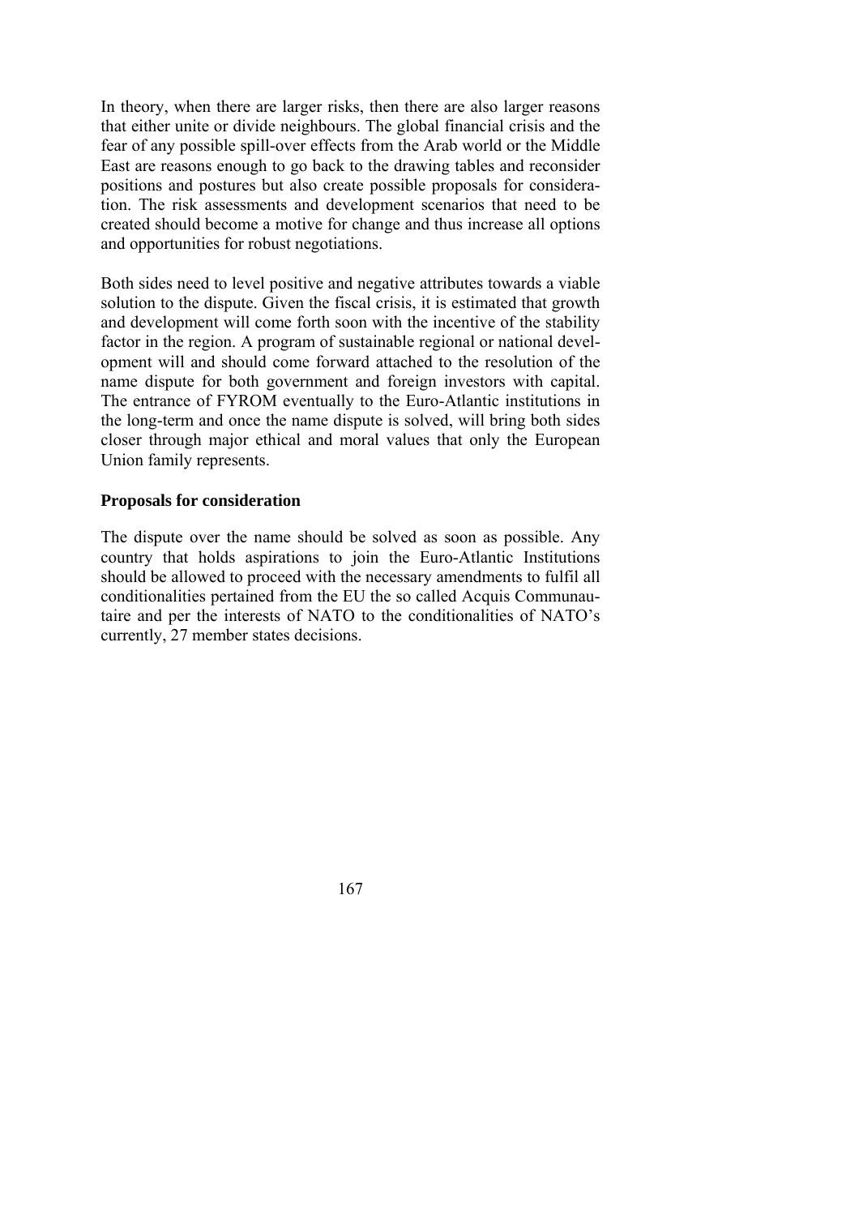In theory, when there are larger risks, then there are also larger reasons that either unite or divide neighbours. The global financial crisis and the fear of any possible spill-over effects from the Arab world or the Middle East are reasons enough to go back to the drawing tables and reconsider positions and postures but also create possible proposals for consideration. The risk assessments and development scenarios that need to be created should become a motive for change and thus increase all options and opportunities for robust negotiations.

Both sides need to level positive and negative attributes towards a viable solution to the dispute. Given the fiscal crisis, it is estimated that growth and development will come forth soon with the incentive of the stability factor in the region. A program of sustainable regional or national development will and should come forward attached to the resolution of the name dispute for both government and foreign investors with capital. The entrance of FYROM eventually to the Euro-Atlantic institutions in the long-term and once the name dispute is solved, will bring both sides closer through major ethical and moral values that only the European Union family represents.

**Proposals for consideration**

The dispute over the name should be solved as soon as possible. Any country that holds aspirations to join the Euro-Atlantic Institutions should be allowed to proceed with the necessary amendments to fulfil all conditionalities pertained from the EU the so called Acquis Communautaire and per the interests of NATO to the conditionalities of NATO's currently, 27 member states decisions.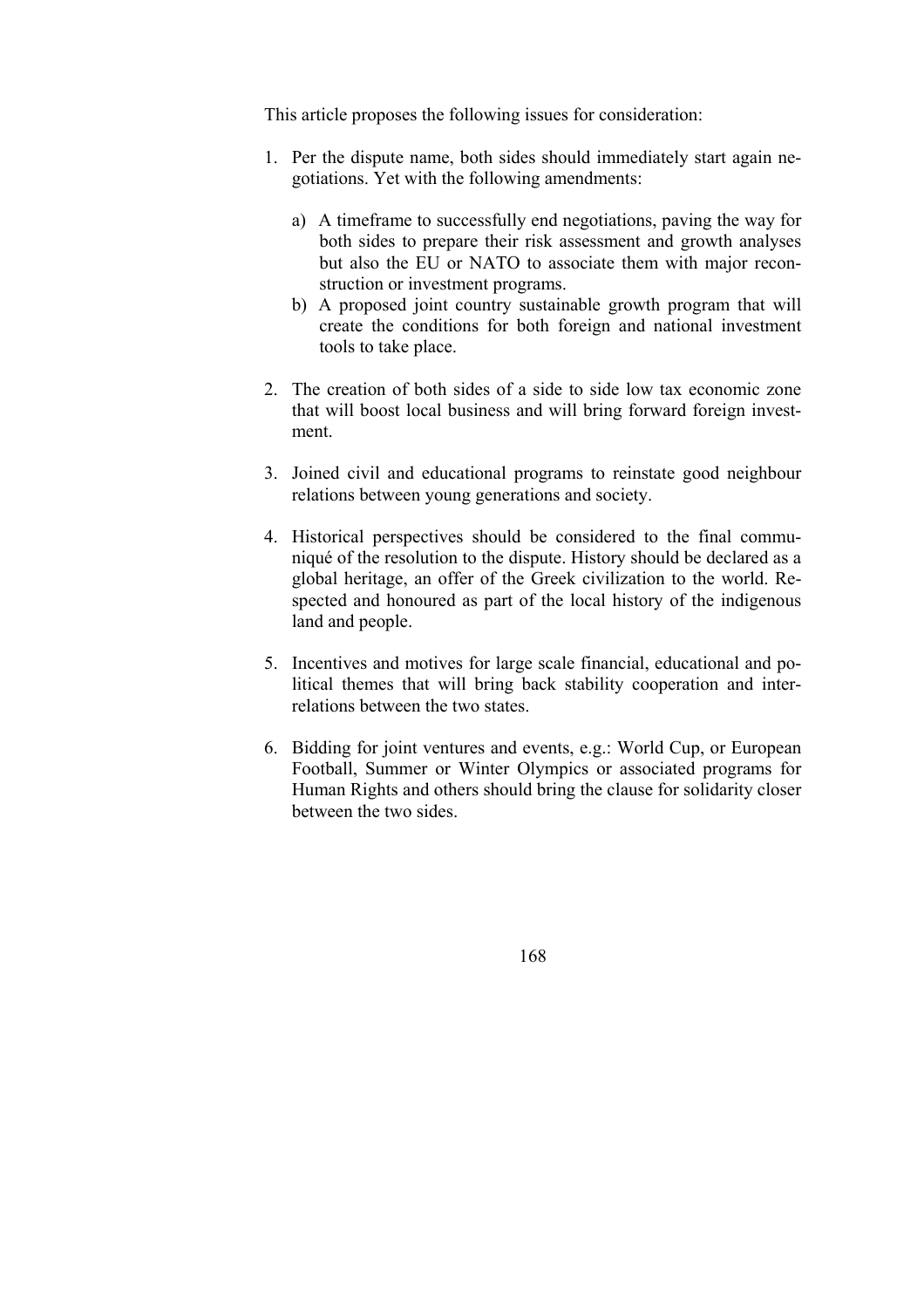This article proposes the following issues for consideration:

1. Per the dispute name, both sides should immediately start again negotiations. Yet with the following amendments:

    a) A timeframe to successfully end negotiations, paving the way for both sides to prepare their risk assessment and growth analyses but also the EU or NATO to associate them with major reconstruction or investment programs.
    b) A proposed joint country sustainable growth program that will create the conditions for both foreign and national investment tools to take place.

2. The creation of both sides of a side to side low tax economic zone that will boost local business and will bring forward foreign investment.

3. Joined civil and educational programs to reinstate good neighbour relations between young generations and society.

4. Historical perspectives should be considered to the final communiqué of the resolution to the dispute. History should be declared as a global heritage, an offer of the Greek civilization to the world. Respected and honoured as part of the local history of the indigenous land and people.

5. Incentives and motives for large scale financial, educational and political themes that will bring back stability cooperation and interrelations between the two states.

6. Bidding for joint ventures and events, e.g.: World Cup, or European Football, Summer or Winter Olympics or associated programs for Human Rights and others should bring the clause for solidarity closer between the two sides.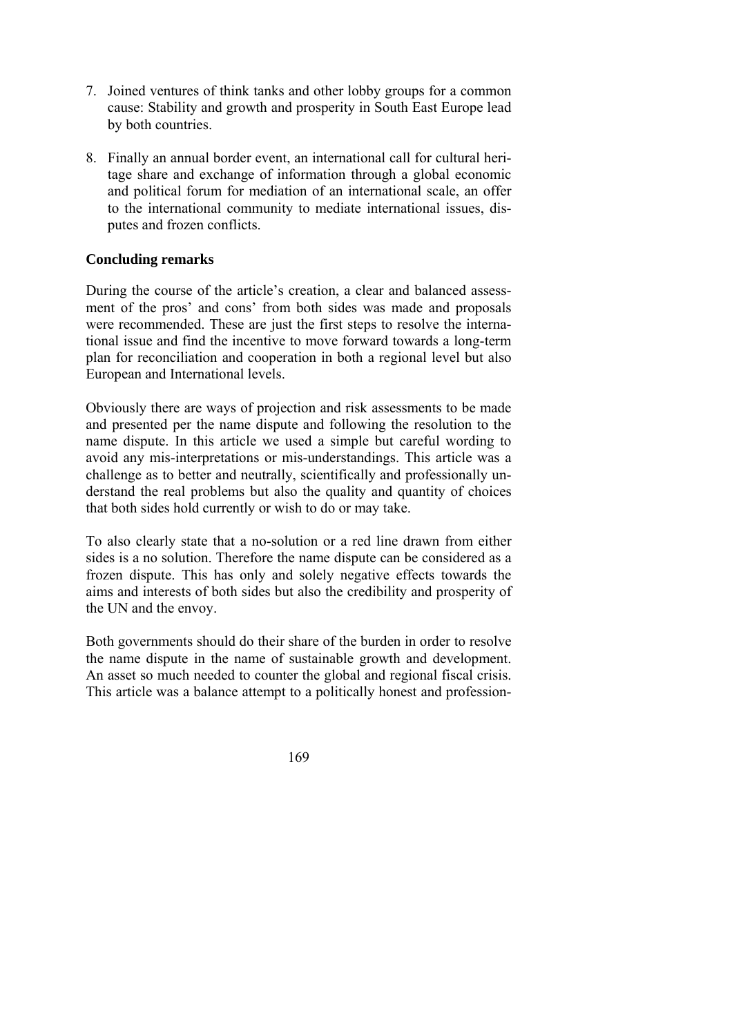7. Joined ventures of think tanks and other lobby groups for a common cause: Stability and growth and prosperity in South East Europe lead by both countries.

8. Finally an annual border event, an international call for cultural heritage share and exchange of information through a global economic and political forum for mediation of an international scale, an offer to the international community to mediate international issues, disputes and frozen conflicts.

**Concluding remarks**

During the course of the article's creation, a clear and balanced assessment of the pros' and cons' from both sides was made and proposals were recommended. These are just the first steps to resolve the international issue and find the incentive to move forward towards a long-term plan for reconciliation and cooperation in both a regional level but also European and International levels.

Obviously there are ways of projection and risk assessments to be made and presented per the name dispute and following the resolution to the name dispute. In this article we used a simple but careful wording to avoid any mis-interpretations or mis-understandings. This article was a challenge as to better and neutrally, scientifically and professionally understand the real problems but also the quality and quantity of choices that both sides hold currently or wish to do or may take.

To also clearly state that a no-solution or a red line drawn from either sides is a no solution. Therefore the name dispute can be considered as a frozen dispute. This has only and solely negative effects towards the aims and interests of both sides but also the credibility and prosperity of the UN and the envoy.

Both governments should do their share of the burden in order to resolve the name dispute in the name of sustainable growth and development. An asset so much needed to counter the global and regional fiscal crisis. This article was a balance attempt to a politically honest and profession-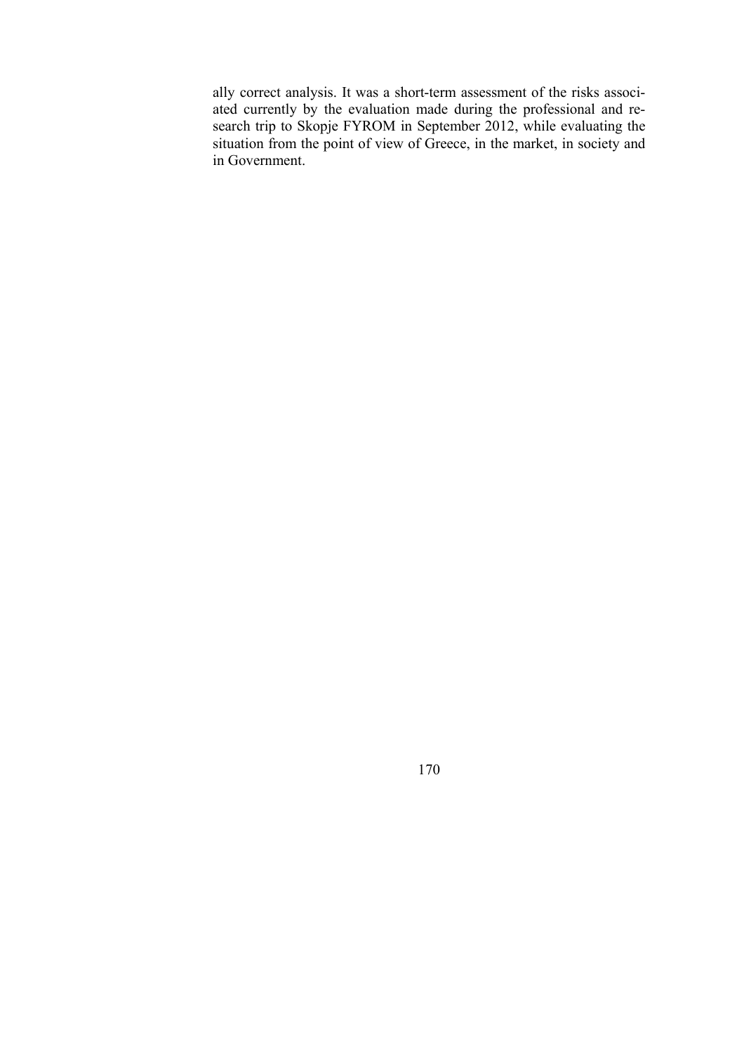ally correct analysis. It was a short-term assessment of the risks associated currently by the evaluation made during the professional and research trip to Skopje FYROM in September 2012, while evaluating the situation from the point of view of Greece, in the market, in society and in Government.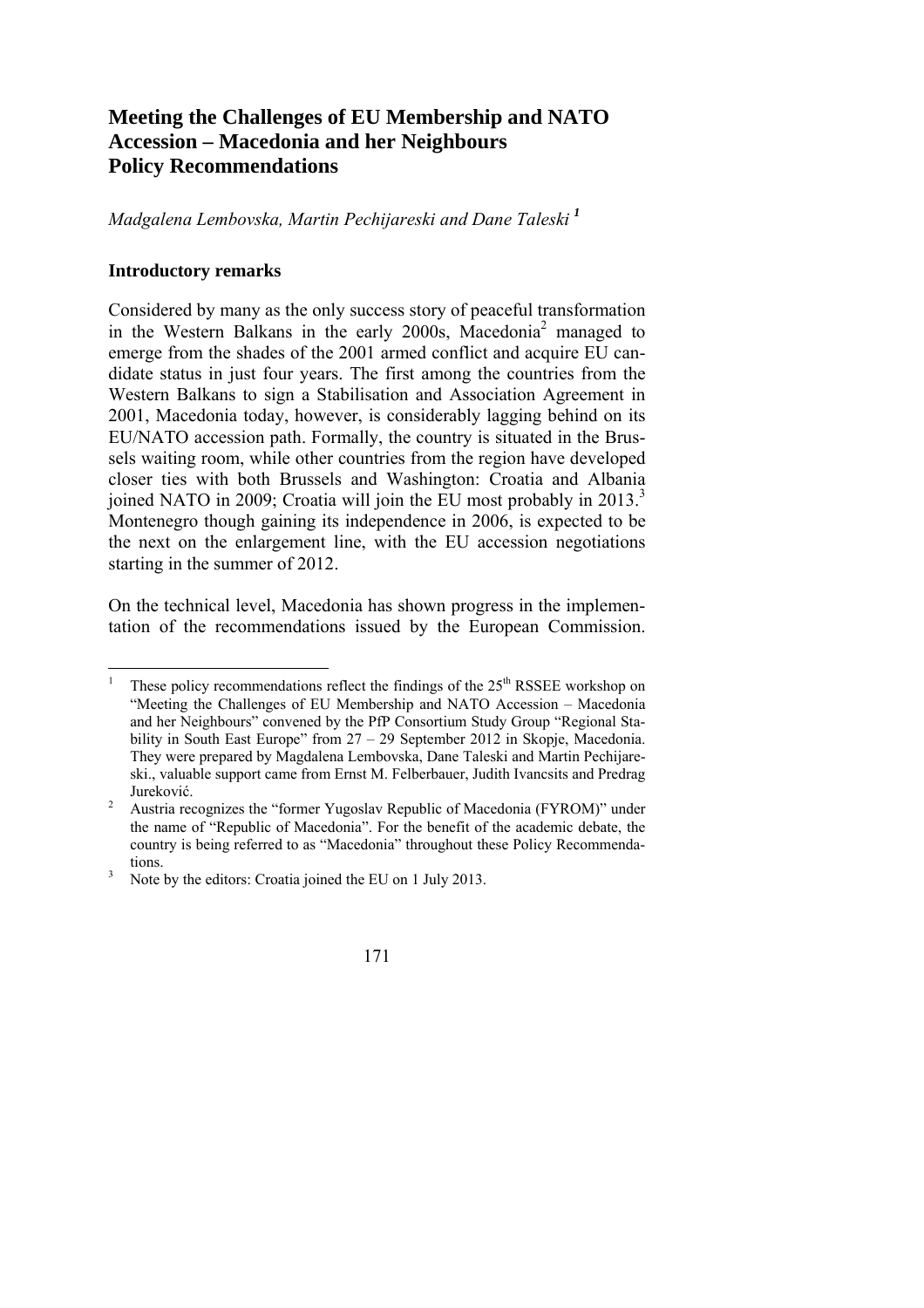# Meeting the Challenges of EU Membership and NATO Accession – Macedonia and her Neighbours Policy Recommendations

*Madgalena Lembovska, Martin Pechijareski and Dane Taleski* [1]

### Introductory remarks

Considered by many as the only success story of peaceful transformation in the Western Balkans in the early 2000s, Macedonia[2] managed to emerge from the shades of the 2001 armed conflict and acquire EU candidate status in just four years. The first among the countries from the Western Balkans to sign a Stabilisation and Association Agreement in 2001, Macedonia today, however, is considerably lagging behind on its EU/NATO accession path. Formally, the country is situated in the Brussels waiting room, while other countries from the region have developed closer ties with both Brussels and Washington: Croatia and Albania joined NATO in 2009; Croatia will join the EU most probably in 2013.[3] Montenegro though gaining its independence in 2006, is expected to be the next on the enlargement line, with the EU accession negotiations starting in the summer of 2012.

On the technical level, Macedonia has shown progress in the implementation of the recommendations issued by the European Commission.

---

[1] These policy recommendations reflect the findings of the 25th RSSEE workshop on "Meeting the Challenges of EU Membership and NATO Accession – Macedonia and her Neighbours" convened by the PfP Consortium Study Group "Regional Stability in South East Europe" from 27 – 29 September 2012 in Skopje, Macedonia. They were prepared by Magdalena Lembovska, Dane Taleski and Martin Pechijareski., valuable support came from Ernst M. Felberbauer, Judith Ivancsits and Predrag Jureković.

[2] Austria recognizes the "former Yugoslav Republic of Macedonia (FYROM)" under the name of "Republic of Macedonia". For the benefit of the academic debate, the country is being referred to as "Macedonia" throughout these Policy Recommendations.

[3] Note by the editors: Croatia joined the EU on 1 July 2013.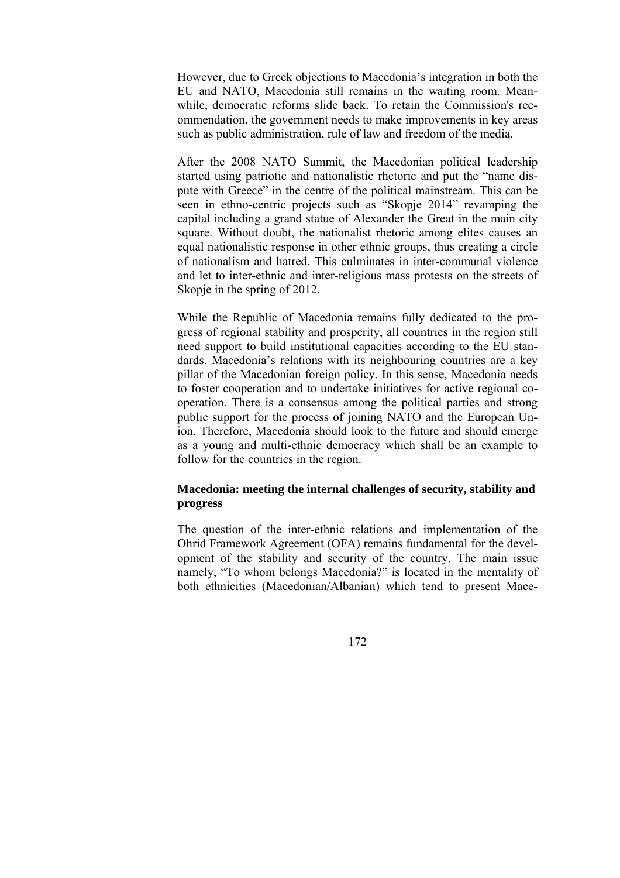However, due to Greek objections to Macedonia's integration in both the EU and NATO, Macedonia still remains in the waiting room. Meanwhile, democratic reforms slide back. To retain the Commission's recommendation, the government needs to make improvements in key areas such as public administration, rule of law and freedom of the media.

After the 2008 NATO Summit, the Macedonian political leadership started using patriotic and nationalistic rhetoric and put the "name dispute with Greece" in the centre of the political mainstream. This can be seen in ethno-centric projects such as "Skopje 2014" revamping the capital including a grand statue of Alexander the Great in the main city square. Without doubt, the nationalist rhetoric among elites causes an equal nationalistic response in other ethnic groups, thus creating a circle of nationalism and hatred. This culminates in inter-communal violence and let to inter-ethnic and inter-religious mass protests on the streets of Skopje in the spring of 2012.

While the Republic of Macedonia remains fully dedicated to the progress of regional stability and prosperity, all countries in the region still need support to build institutional capacities according to the EU standards. Macedonia's relations with its neighbouring countries are a key pillar of the Macedonian foreign policy. In this sense, Macedonia needs to foster cooperation and to undertake initiatives for active regional cooperation. There is a consensus among the political parties and strong public support for the process of joining NATO and the European Union. Therefore, Macedonia should look to the future and should emerge as a young and multi-ethnic democracy which shall be an example to follow for the countries in the region.

### Macedonia: meeting the internal challenges of security, stability and progress

The question of the inter-ethnic relations and implementation of the Ohrid Framework Agreement (OFA) remains fundamental for the development of the stability and security of the country. The main issue namely, "To whom belongs Macedonia?" is located in the mentality of both ethnicities (Macedonian/Albanian) which tend to present Mace-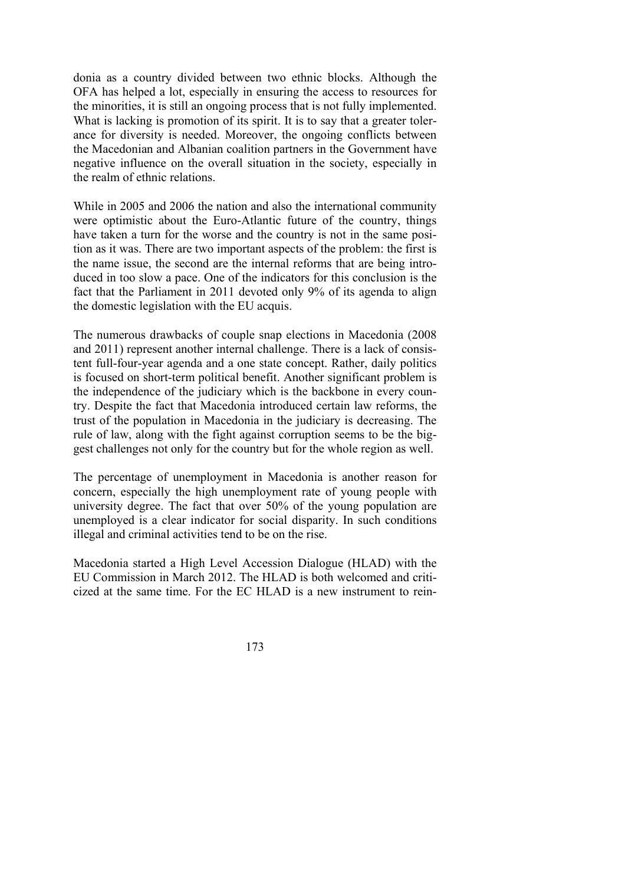donia as a country divided between two ethnic blocks. Although the OFA has helped a lot, especially in ensuring the access to resources for the minorities, it is still an ongoing process that is not fully implemented. What is lacking is promotion of its spirit. It is to say that a greater tolerance for diversity is needed. Moreover, the ongoing conflicts between the Macedonian and Albanian coalition partners in the Government have negative influence on the overall situation in the society, especially in the realm of ethnic relations.

While in 2005 and 2006 the nation and also the international community were optimistic about the Euro-Atlantic future of the country, things have taken a turn for the worse and the country is not in the same position as it was. There are two important aspects of the problem: the first is the name issue, the second are the internal reforms that are being introduced in too slow a pace. One of the indicators for this conclusion is the fact that the Parliament in 2011 devoted only 9% of its agenda to align the domestic legislation with the EU acquis.

The numerous drawbacks of couple snap elections in Macedonia (2008 and 2011) represent another internal challenge. There is a lack of consistent full-four-year agenda and a one state concept. Rather, daily politics is focused on short-term political benefit. Another significant problem is the independence of the judiciary which is the backbone in every country. Despite the fact that Macedonia introduced certain law reforms, the trust of the population in Macedonia in the judiciary is decreasing. The rule of law, along with the fight against corruption seems to be the biggest challenges not only for the country but for the whole region as well.

The percentage of unemployment in Macedonia is another reason for concern, especially the high unemployment rate of young people with university degree. The fact that over 50% of the young population are unemployed is a clear indicator for social disparity. In such conditions illegal and criminal activities tend to be on the rise.

Macedonia started a High Level Accession Dialogue (HLAD) with the EU Commission in March 2012. The HLAD is both welcomed and criticized at the same time. For the EC HLAD is a new instrument to rein-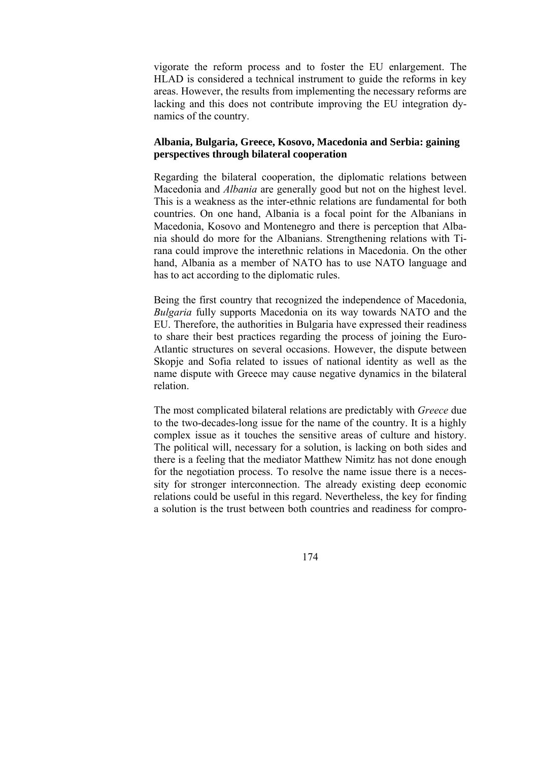vigorate the reform process and to foster the EU enlargement. The HLAD is considered a technical instrument to guide the reforms in key areas. However, the results from implementing the necessary reforms are lacking and this does not contribute improving the EU integration dynamics of the country.

### Albania, Bulgaria, Greece, Kosovo, Macedonia and Serbia: gaining perspectives through bilateral cooperation

Regarding the bilateral cooperation, the diplomatic relations between Macedonia and *Albania* are generally good but not on the highest level. This is a weakness as the inter-ethnic relations are fundamental for both countries. On one hand, Albania is a focal point for the Albanians in Macedonia, Kosovo and Montenegro and there is perception that Albania should do more for the Albanians. Strengthening relations with Tirana could improve the interethnic relations in Macedonia. On the other hand, Albania as a member of NATO has to use NATO language and has to act according to the diplomatic rules.

Being the first country that recognized the independence of Macedonia, *Bulgaria* fully supports Macedonia on its way towards NATO and the EU. Therefore, the authorities in Bulgaria have expressed their readiness to share their best practices regarding the process of joining the Euro-Atlantic structures on several occasions. However, the dispute between Skopje and Sofia related to issues of national identity as well as the name dispute with Greece may cause negative dynamics in the bilateral relation.

The most complicated bilateral relations are predictably with *Greece* due to the two-decades-long issue for the name of the country. It is a highly complex issue as it touches the sensitive areas of culture and history. The political will, necessary for a solution, is lacking on both sides and there is a feeling that the mediator Matthew Nimitz has not done enough for the negotiation process. To resolve the name issue there is a necessity for stronger interconnection. The already existing deep economic relations could be useful in this regard. Nevertheless, the key for finding a solution is the trust between both countries and readiness for compro-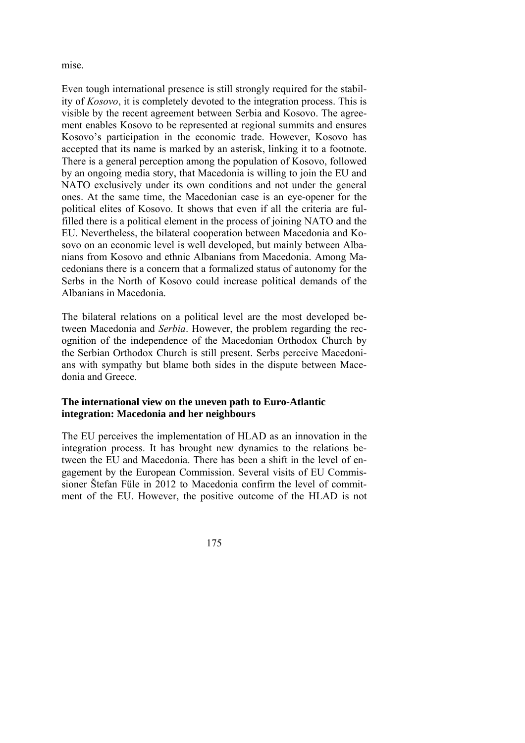mise.

Even tough international presence is still strongly required for the stability of *Kosovo*, it is completely devoted to the integration process. This is visible by the recent agreement between Serbia and Kosovo. The agreement enables Kosovo to be represented at regional summits and ensures Kosovo's participation in the economic trade. However, Kosovo has accepted that its name is marked by an asterisk, linking it to a footnote. There is a general perception among the population of Kosovo, followed by an ongoing media story, that Macedonia is willing to join the EU and NATO exclusively under its own conditions and not under the general ones. At the same time, the Macedonian case is an eye-opener for the political elites of Kosovo. It shows that even if all the criteria are fulfilled there is a political element in the process of joining NATO and the EU. Nevertheless, the bilateral cooperation between Macedonia and Kosovo on an economic level is well developed, but mainly between Albanians from Kosovo and ethnic Albanians from Macedonia. Among Macedonians there is a concern that a formalized status of autonomy for the Serbs in the North of Kosovo could increase political demands of the Albanians in Macedonia.

The bilateral relations on a political level are the most developed between Macedonia and *Serbia*. However, the problem regarding the recognition of the independence of the Macedonian Orthodox Church by the Serbian Orthodox Church is still present. Serbs perceive Macedonians with sympathy but blame both sides in the dispute between Macedonia and Greece.

### The international view on the uneven path to Euro-Atlantic integration: Macedonia and her neighbours

The EU perceives the implementation of HLAD as an innovation in the integration process. It has brought new dynamics to the relations between the EU and Macedonia. There has been a shift in the level of engagement by the European Commission. Several visits of EU Commissioner Štefan Füle in 2012 to Macedonia confirm the level of commitment of the EU. However, the positive outcome of the HLAD is not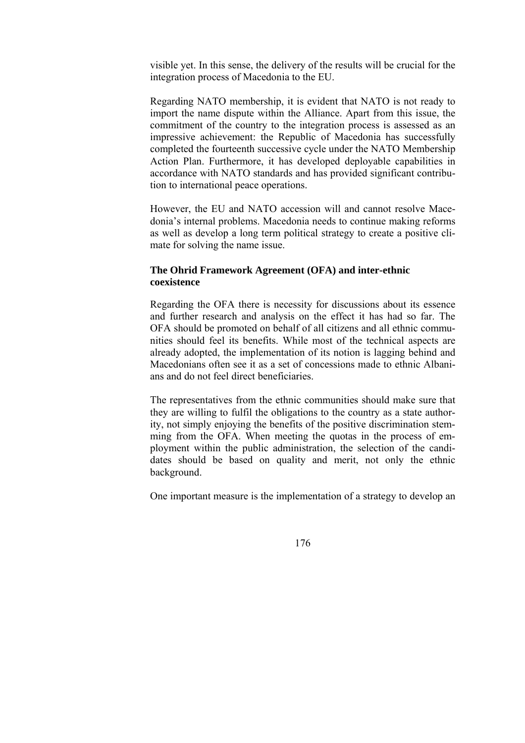visible yet. In this sense, the delivery of the results will be crucial for the integration process of Macedonia to the EU.

Regarding NATO membership, it is evident that NATO is not ready to import the name dispute within the Alliance. Apart from this issue, the commitment of the country to the integration process is assessed as an impressive achievement: the Republic of Macedonia has successfully completed the fourteenth successive cycle under the NATO Membership Action Plan. Furthermore, it has developed deployable capabilities in accordance with NATO standards and has provided significant contribution to international peace operations.

However, the EU and NATO accession will and cannot resolve Macedonia's internal problems. Macedonia needs to continue making reforms as well as develop a long term political strategy to create a positive climate for solving the name issue.

### The Ohrid Framework Agreement (OFA) and inter-ethnic coexistence

Regarding the OFA there is necessity for discussions about its essence and further research and analysis on the effect it has had so far. The OFA should be promoted on behalf of all citizens and all ethnic communities should feel its benefits. While most of the technical aspects are already adopted, the implementation of its notion is lagging behind and Macedonians often see it as a set of concessions made to ethnic Albanians and do not feel direct beneficiaries.

The representatives from the ethnic communities should make sure that they are willing to fulfil the obligations to the country as a state authority, not simply enjoying the benefits of the positive discrimination stemming from the OFA. When meeting the quotas in the process of employment within the public administration, the selection of the candidates should be based on quality and merit, not only the ethnic background.

One important measure is the implementation of a strategy to develop an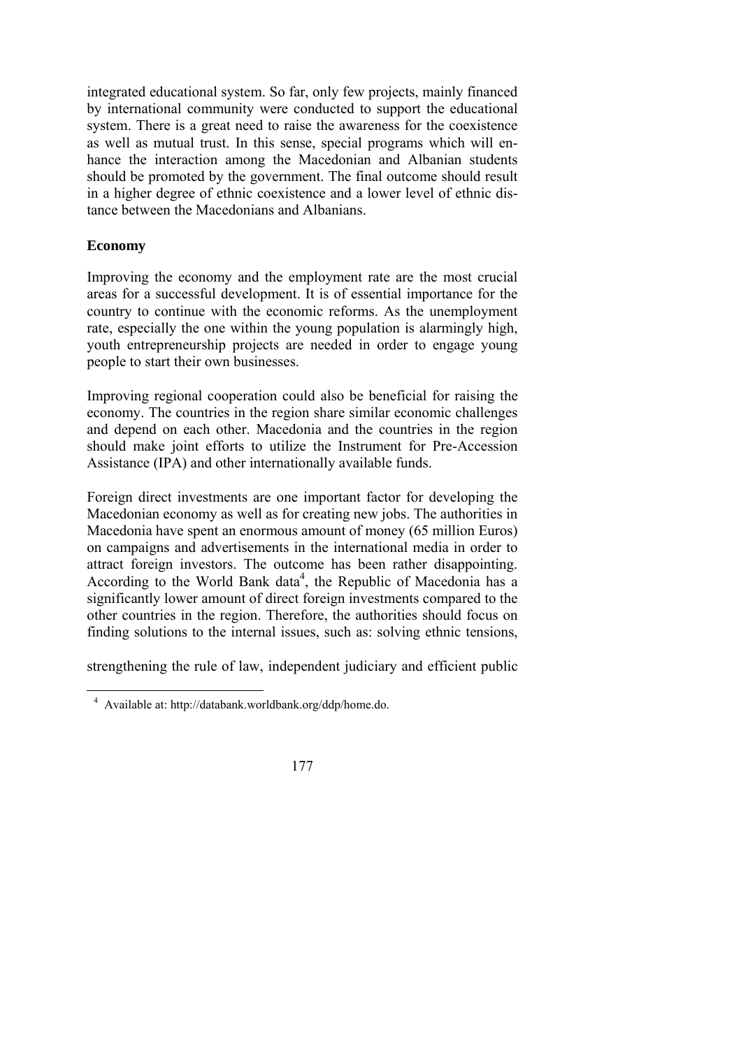integrated educational system. So far, only few projects, mainly financed by international community were conducted to support the educational system. There is a great need to raise the awareness for the coexistence as well as mutual trust. In this sense, special programs which will enhance the interaction among the Macedonian and Albanian students should be promoted by the government. The final outcome should result in a higher degree of ethnic coexistence and a lower level of ethnic distance between the Macedonians and Albanians.

**Economy**

Improving the economy and the employment rate are the most crucial areas for a successful development. It is of essential importance for the country to continue with the economic reforms. As the unemployment rate, especially the one within the young population is alarmingly high, youth entrepreneurship projects are needed in order to engage young people to start their own businesses.

Improving regional cooperation could also be beneficial for raising the economy. The countries in the region share similar economic challenges and depend on each other. Macedonia and the countries in the region should make joint efforts to utilize the Instrument for Pre-Accession Assistance (IPA) and other internationally available funds.

Foreign direct investments are one important factor for developing the Macedonian economy as well as for creating new jobs. The authorities in Macedonia have spent an enormous amount of money (65 million Euros) on campaigns and advertisements in the international media in order to attract foreign investors. The outcome has been rather disappointing. According to the World Bank data[4], the Republic of Macedonia has a significantly lower amount of direct foreign investments compared to the other countries in the region. Therefore, the authorities should focus on finding solutions to the internal issues, such as: solving ethnic tensions,

strengthening the rule of law, independent judiciary and efficient public

[4] Available at: http://databank.worldbank.org/ddp/home.do.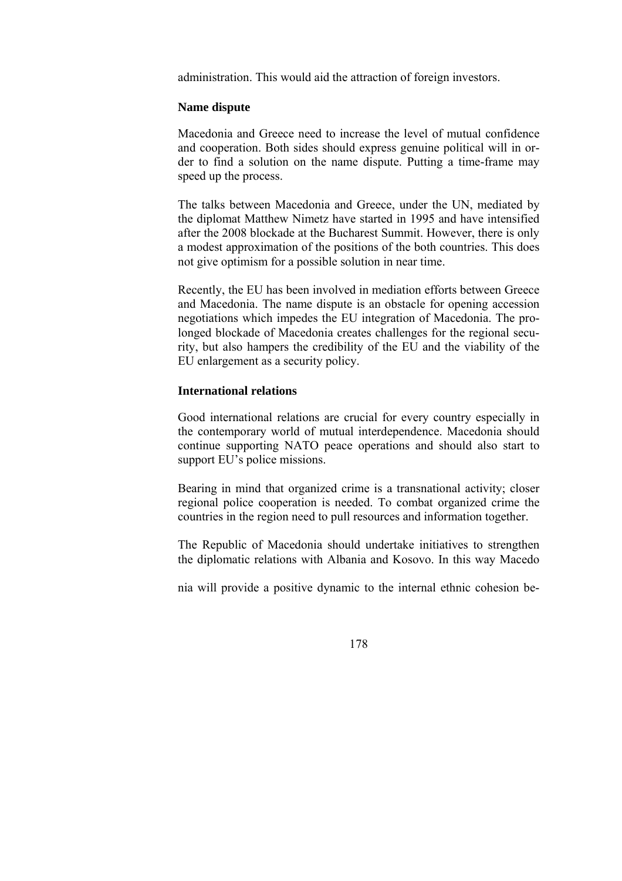administration. This would aid the attraction of foreign investors.

### Name dispute

Macedonia and Greece need to increase the level of mutual confidence and cooperation. Both sides should express genuine political will in order to find a solution on the name dispute. Putting a time-frame may speed up the process.

The talks between Macedonia and Greece, under the UN, mediated by the diplomat Matthew Nimetz have started in 1995 and have intensified after the 2008 blockade at the Bucharest Summit. However, there is only a modest approximation of the positions of the both countries. This does not give optimism for a possible solution in near time.

Recently, the EU has been involved in mediation efforts between Greece and Macedonia. The name dispute is an obstacle for opening accession negotiations which impedes the EU integration of Macedonia. The prolonged blockade of Macedonia creates challenges for the regional security, but also hampers the credibility of the EU and the viability of the EU enlargement as a security policy.

### International relations

Good international relations are crucial for every country especially in the contemporary world of mutual interdependence. Macedonia should continue supporting NATO peace operations and should also start to support EU's police missions.

Bearing in mind that organized crime is a transnational activity; closer regional police cooperation is needed. To combat organized crime the countries in the region need to pull resources and information together.

The Republic of Macedonia should undertake initiatives to strengthen the diplomatic relations with Albania and Kosovo. In this way Macedonia will provide a positive dynamic to the internal ethnic cohesion be-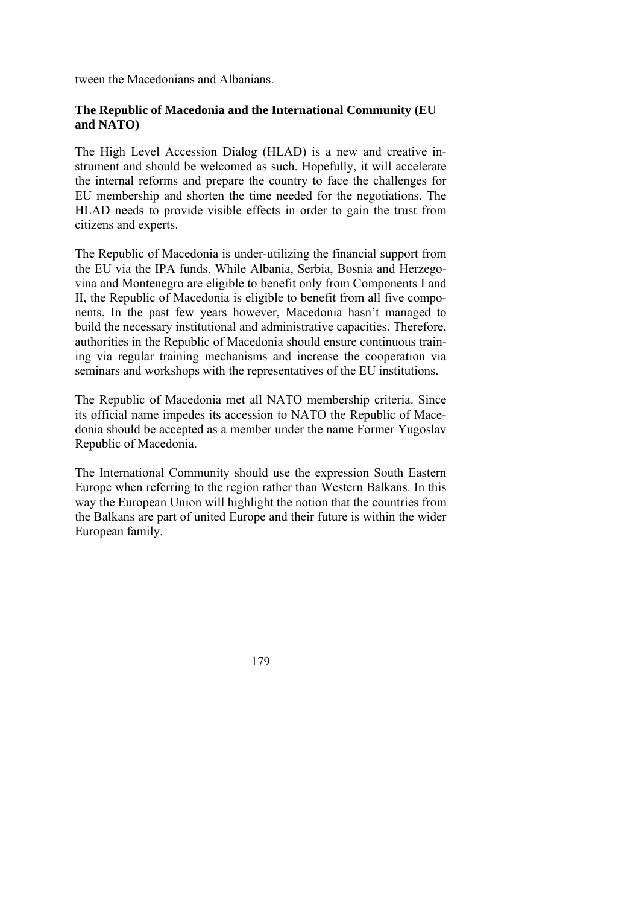tween the Macedonians and Albanians.

### The Republic of Macedonia and the International Community (EU and NATO)

The High Level Accession Dialog (HLAD) is a new and creative instrument and should be welcomed as such. Hopefully, it will accelerate the internal reforms and prepare the country to face the challenges for EU membership and shorten the time needed for the negotiations. The HLAD needs to provide visible effects in order to gain the trust from citizens and experts.

The Republic of Macedonia is under-utilizing the financial support from the EU via the IPA funds. While Albania, Serbia, Bosnia and Herzegovina and Montenegro are eligible to benefit only from Components I and II, the Republic of Macedonia is eligible to benefit from all five components. In the past few years however, Macedonia hasn't managed to build the necessary institutional and administrative capacities. Therefore, authorities in the Republic of Macedonia should ensure continuous training via regular training mechanisms and increase the cooperation via seminars and workshops with the representatives of the EU institutions.

The Republic of Macedonia met all NATO membership criteria. Since its official name impedes its accession to NATO the Republic of Macedonia should be accepted as a member under the name Former Yugoslav Republic of Macedonia.

The International Community should use the expression South Eastern Europe when referring to the region rather than Western Balkans. In this way the European Union will highlight the notion that the countries from the Balkans are part of united Europe and their future is within the wider European family.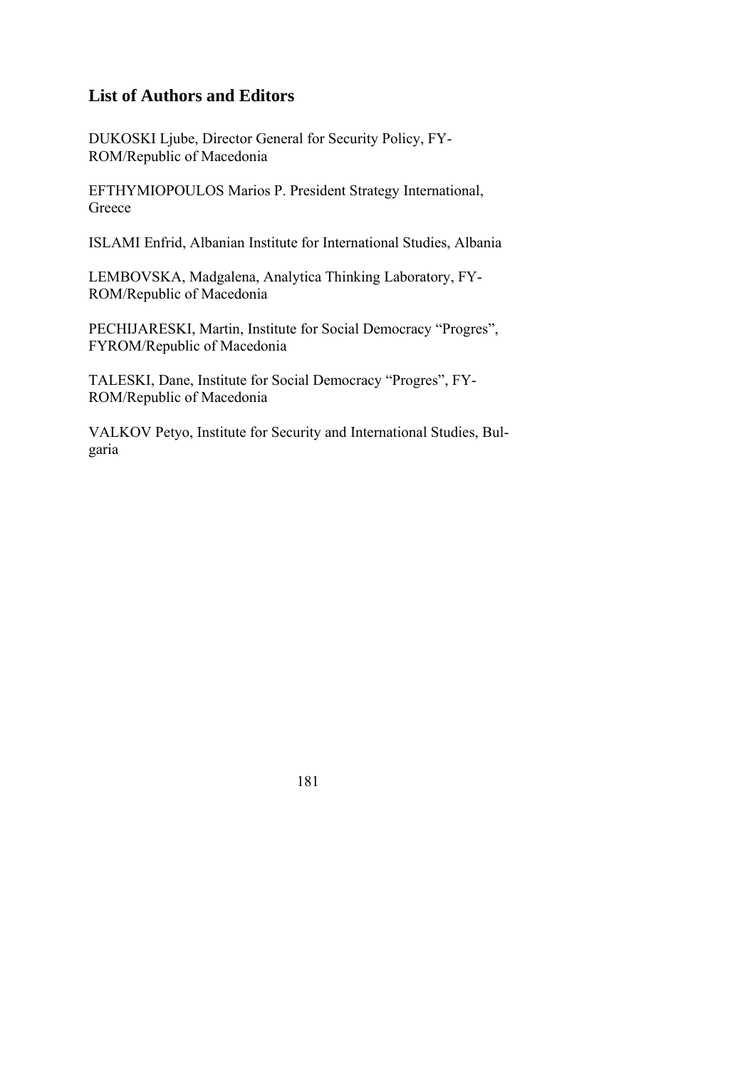## List of Authors and Editors

DUKOSKI Ljube, Director General for Security Policy, FYROM/Republic of Macedonia

EFTHYMIOPOULOS Marios P. President Strategy International, Greece

ISLAMI Enfrid, Albanian Institute for International Studies, Albania

LEMBOVSKA, Madgalena, Analytica Thinking Laboratory, FYROM/Republic of Macedonia

PECHIJARESKI, Martin, Institute for Social Democracy "Progres", FYROM/Republic of Macedonia

TALESKI, Dane, Institute for Social Democracy "Progres", FYROM/Republic of Macedonia

VALKOV Petyo, Institute for Security and International Studies, Bulgaria